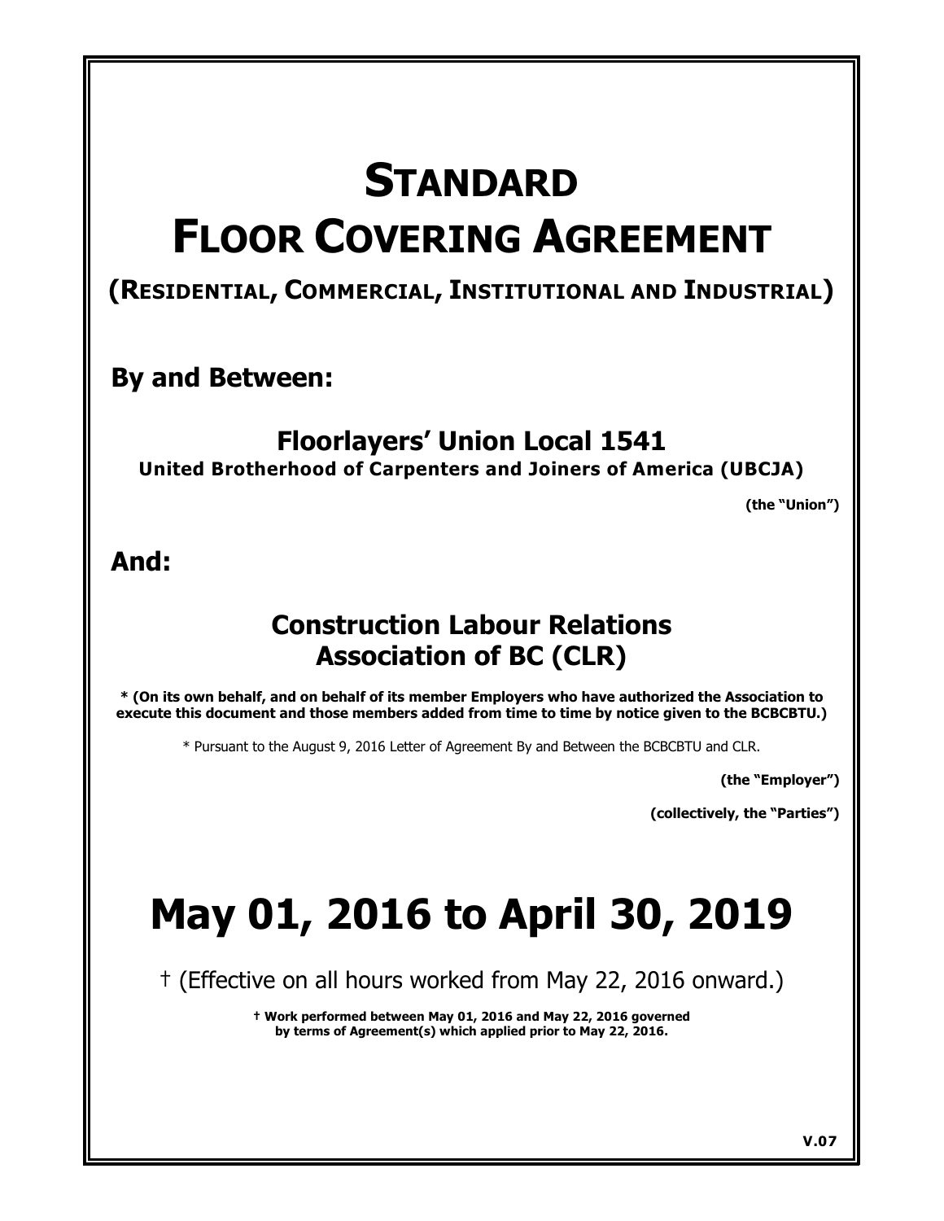# STANDARD FLOOR COVERING AGREEMENT

## (RESIDENTIAL, COMMERCIAL, INSTITUTIONAL AND INDUSTRIAL)

**By and Between:**

**Floorlayers' Union Local 1541**
**United Brotherhood of Carpenters and Joiners of America (UBCJA)**

**(the "Union")**

**And:**

**Construction Labour Relations Association of BC (CLR)**

**\* (On its own behalf, and on behalf of its member Employers who have authorized the Association to execute this document and those members added from time to time by notice given to the BCBCBTU.)**

\* Pursuant to the August 9, 2016 Letter of Agreement By and Between the BCBCBTU and CLR.

**(the "Employer")**

**(collectively, the "Parties")**

# May 01, 2016 to April 30, 2019

† (Effective on all hours worked from May 22, 2016 onward.)

**† Work performed between May 01, 2016 and May 22, 2016 governed by terms of Agreement(s) which applied prior to May 22, 2016.**

**V.07**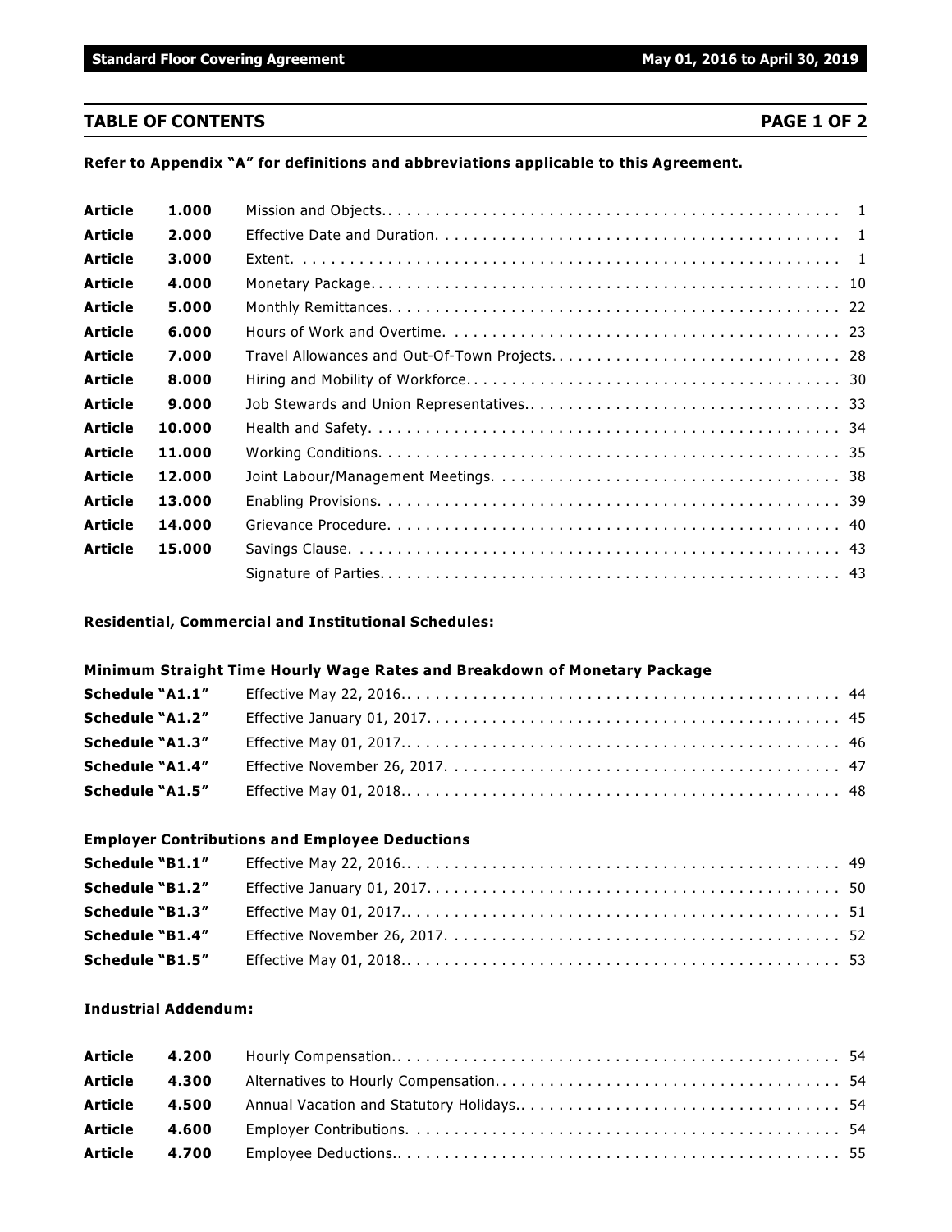## TABLE OF CONTENTS PAGE 1 OF 2

**Refer to Appendix "A" for definitions and abbreviations applicable to this Agreement.**

| | | | |
|---|---|---|---|
| **Article** | **1.000** | Mission and Objects | 1 |
| **Article** | **2.000** | Effective Date and Duration | 1 |
| **Article** | **3.000** | Extent | 1 |
| **Article** | **4.000** | Monetary Package | 10 |
| **Article** | **5.000** | Monthly Remittances | 22 |
| **Article** | **6.000** | Hours of Work and Overtime | 23 |
| **Article** | **7.000** | Travel Allowances and Out-Of-Town Projects | 28 |
| **Article** | **8.000** | Hiring and Mobility of Workforce | 30 |
| **Article** | **9.000** | Job Stewards and Union Representatives | 33 |
| **Article** | **10.000** | Health and Safety | 34 |
| **Article** | **11.000** | Working Conditions | 35 |
| **Article** | **12.000** | Joint Labour/Management Meetings | 38 |
| **Article** | **13.000** | Enabling Provisions | 39 |
| **Article** | **14.000** | Grievance Procedure | 40 |
| **Article** | **15.000** | Savings Clause | 43 |
| | | Signature of Parties | 43 |

**Residential, Commercial and Institutional Schedules:**

**Minimum Straight Time Hourly Wage Rates and Breakdown of Monetary Package**

| | | |
|---|---|---|
| **Schedule "A1.1"** | Effective May 22, 2016 | 44 |
| **Schedule "A1.2"** | Effective January 01, 2017 | 45 |
| **Schedule "A1.3"** | Effective May 01, 2017 | 46 |
| **Schedule "A1.4"** | Effective November 26, 2017 | 47 |
| **Schedule "A1.5"** | Effective May 01, 2018 | 48 |

**Employer Contributions and Employee Deductions**

| | | |
|---|---|---|
| **Schedule "B1.1"** | Effective May 22, 2016 | 49 |
| **Schedule "B1.2"** | Effective January 01, 2017 | 50 |
| **Schedule "B1.3"** | Effective May 01, 2017 | 51 |
| **Schedule "B1.4"** | Effective November 26, 2017 | 52 |
| **Schedule "B1.5"** | Effective May 01, 2018 | 53 |

**Industrial Addendum:**

| | | | |
|---|---|---|---|
| **Article** | **4.200** | Hourly Compensation | 54 |
| **Article** | **4.300** | Alternatives to Hourly Compensation | 54 |
| **Article** | **4.500** | Annual Vacation and Statutory Holidays | 54 |
| **Article** | **4.600** | Employer Contributions | 54 |
| **Article** | **4.700** | Employee Deductions | 55 |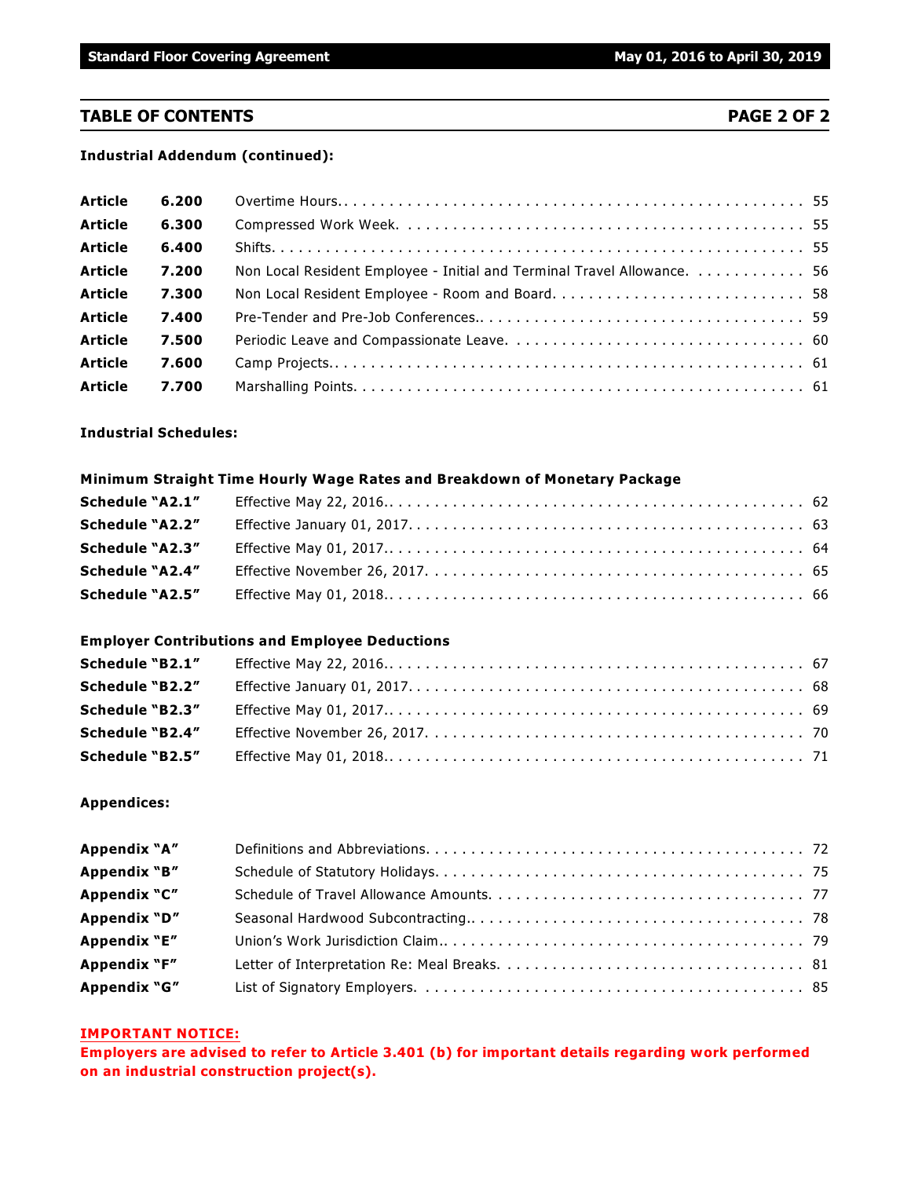## TABLE OF CONTENTS

**Industrial Addendum (continued):**

| | | | |
|---|---|---|---|
| **Article** | **6.200** | Overtime Hours | 55 |
| **Article** | **6.300** | Compressed Work Week | 55 |
| **Article** | **6.400** | Shifts | 55 |
| **Article** | **7.200** | Non Local Resident Employee - Initial and Terminal Travel Allowance | 56 |
| **Article** | **7.300** | Non Local Resident Employee - Room and Board | 58 |
| **Article** | **7.400** | Pre-Tender and Pre-Job Conferences | 59 |
| **Article** | **7.500** | Periodic Leave and Compassionate Leave | 60 |
| **Article** | **7.600** | Camp Projects | 61 |
| **Article** | **7.700** | Marshalling Points | 61 |

**Industrial Schedules:**

**Minimum Straight Time Hourly Wage Rates and Breakdown of Monetary Package**

| | | |
|---|---|---|
| **Schedule "A2.1"** | Effective May 22, 2016 | 62 |
| **Schedule "A2.2"** | Effective January 01, 2017 | 63 |
| **Schedule "A2.3"** | Effective May 01, 2017 | 64 |
| **Schedule "A2.4"** | Effective November 26, 2017 | 65 |
| **Schedule "A2.5"** | Effective May 01, 2018 | 66 |

**Employer Contributions and Employee Deductions**

| | | |
|---|---|---|
| **Schedule "B2.1"** | Effective May 22, 2016 | 67 |
| **Schedule "B2.2"** | Effective January 01, 2017 | 68 |
| **Schedule "B2.3"** | Effective May 01, 2017 | 69 |
| **Schedule "B2.4"** | Effective November 26, 2017 | 70 |
| **Schedule "B2.5"** | Effective May 01, 2018 | 71 |

**Appendices:**

| | | |
|---|---|---|
| **Appendix "A"** | Definitions and Abbreviations | 72 |
| **Appendix "B"** | Schedule of Statutory Holidays | 75 |
| **Appendix "C"** | Schedule of Travel Allowance Amounts | 77 |
| **Appendix "D"** | Seasonal Hardwood Subcontracting | 78 |
| **Appendix "E"** | Union's Work Jurisdiction Claim | 79 |
| **Appendix "F"** | Letter of Interpretation Re: Meal Breaks | 81 |
| **Appendix "G"** | List of Signatory Employers | 85 |

**IMPORTANT NOTICE:**
**Employers are advised to refer to Article 3.401 (b) for important details regarding work performed on an industrial construction project(s).**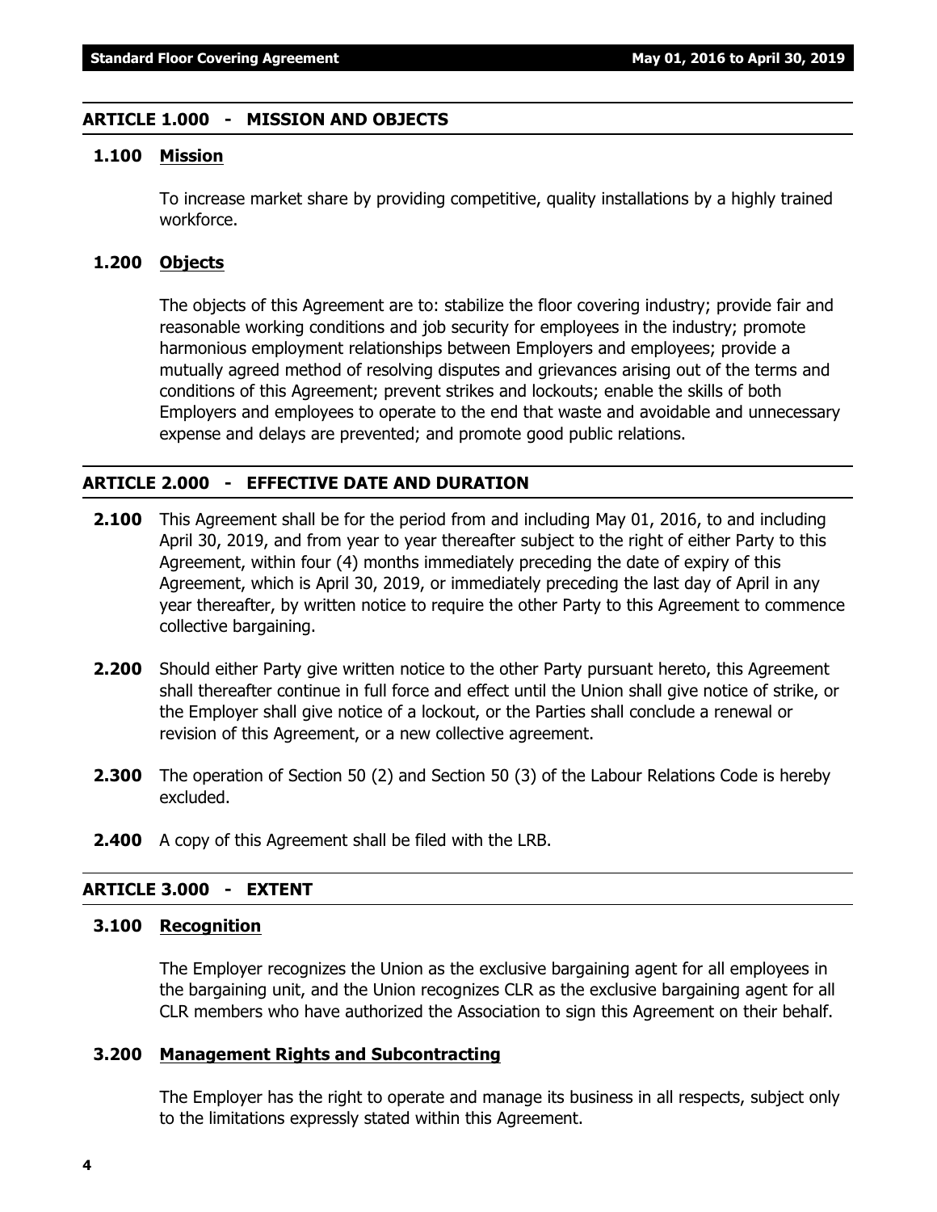## ARTICLE 1.000 - MISSION AND OBJECTS

### 1.100 Mission

To increase market share by providing competitive, quality installations by a highly trained workforce.

### 1.200 Objects

The objects of this Agreement are to: stabilize the floor covering industry; provide fair and reasonable working conditions and job security for employees in the industry; promote harmonious employment relationships between Employers and employees; provide a mutually agreed method of resolving disputes and grievances arising out of the terms and conditions of this Agreement; prevent strikes and lockouts; enable the skills of both Employers and employees to operate to the end that waste and avoidable and unnecessary expense and delays are prevented; and promote good public relations.

## ARTICLE 2.000 - EFFECTIVE DATE AND DURATION

**2.100** This Agreement shall be for the period from and including May 01, 2016, to and including April 30, 2019, and from year to year thereafter subject to the right of either Party to this Agreement, within four (4) months immediately preceding the date of expiry of this Agreement, which is April 30, 2019, or immediately preceding the last day of April in any year thereafter, by written notice to require the other Party to this Agreement to commence collective bargaining.

**2.200** Should either Party give written notice to the other Party pursuant hereto, this Agreement shall thereafter continue in full force and effect until the Union shall give notice of strike, or the Employer shall give notice of a lockout, or the Parties shall conclude a renewal or revision of this Agreement, or a new collective agreement.

**2.300** The operation of Section 50 (2) and Section 50 (3) of the Labour Relations Code is hereby excluded.

**2.400** A copy of this Agreement shall be filed with the LRB.

## ARTICLE 3.000 - EXTENT

### 3.100 Recognition

The Employer recognizes the Union as the exclusive bargaining agent for all employees in the bargaining unit, and the Union recognizes CLR as the exclusive bargaining agent for all CLR members who have authorized the Association to sign this Agreement on their behalf.

### 3.200 Management Rights and Subcontracting

The Employer has the right to operate and manage its business in all respects, subject only to the limitations expressly stated within this Agreement.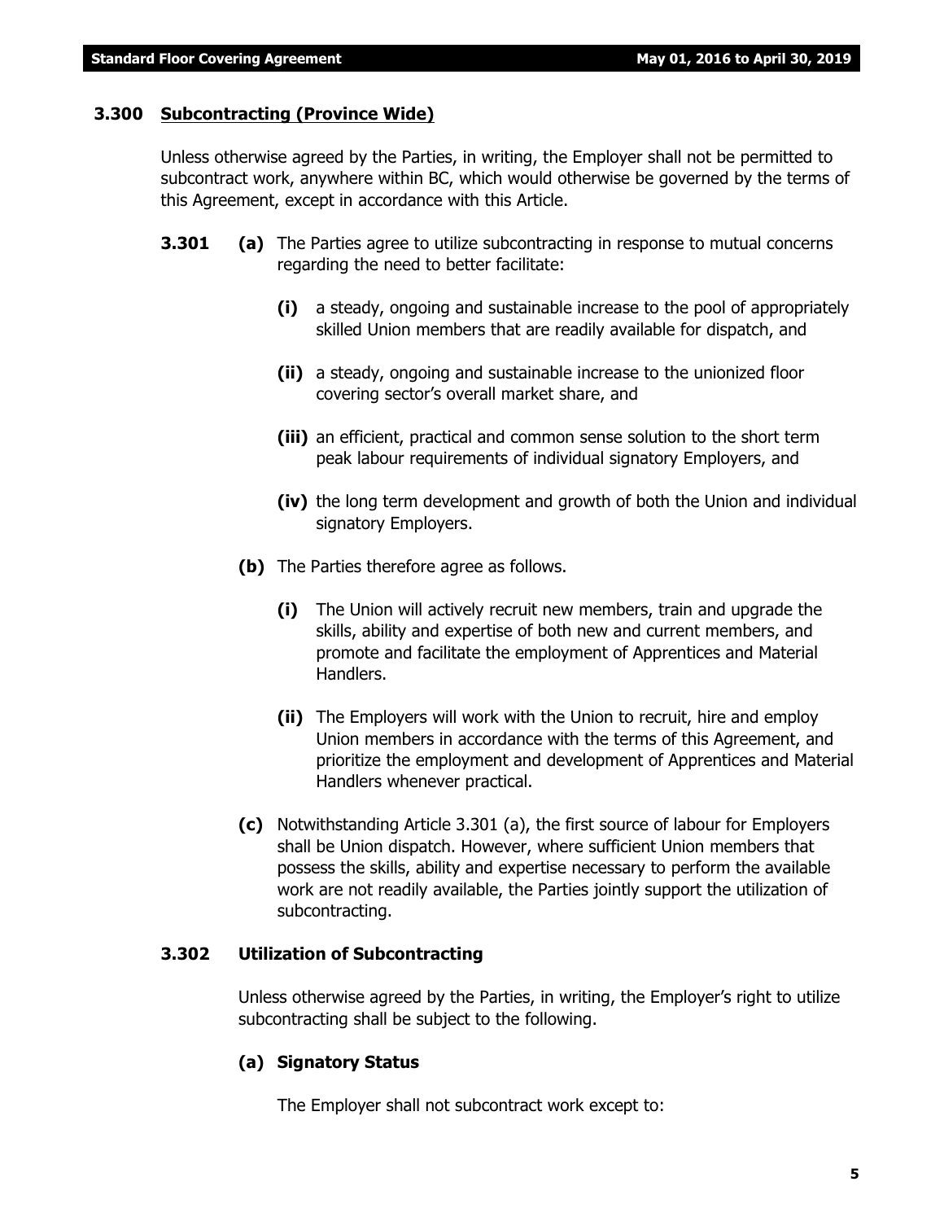### 3.300 Subcontracting (Province Wide)

Unless otherwise agreed by the Parties, in writing, the Employer shall not be permitted to subcontract work, anywhere within BC, which would otherwise be governed by the terms of this Agreement, except in accordance with this Article.

**3.301** **(a)** The Parties agree to utilize subcontracting in response to mutual concerns regarding the need to better facilitate:

**(i)** a steady, ongoing and sustainable increase to the pool of appropriately skilled Union members that are readily available for dispatch, and

**(ii)** a steady, ongoing and sustainable increase to the unionized floor covering sector's overall market share, and

**(iii)** an efficient, practical and common sense solution to the short term peak labour requirements of individual signatory Employers, and

**(iv)** the long term development and growth of both the Union and individual signatory Employers.

**(b)** The Parties therefore agree as follows.

**(i)** The Union will actively recruit new members, train and upgrade the skills, ability and expertise of both new and current members, and promote and facilitate the employment of Apprentices and Material Handlers.

**(ii)** The Employers will work with the Union to recruit, hire and employ Union members in accordance with the terms of this Agreement, and prioritize the employment and development of Apprentices and Material Handlers whenever practical.

**(c)** Notwithstanding Article 3.301 (a), the first source of labour for Employers shall be Union dispatch. However, where sufficient Union members that possess the skills, ability and expertise necessary to perform the available work are not readily available, the Parties jointly support the utilization of subcontracting.

### 3.302 Utilization of Subcontracting

Unless otherwise agreed by the Parties, in writing, the Employer's right to utilize subcontracting shall be subject to the following.

**(a) Signatory Status**

The Employer shall not subcontract work except to: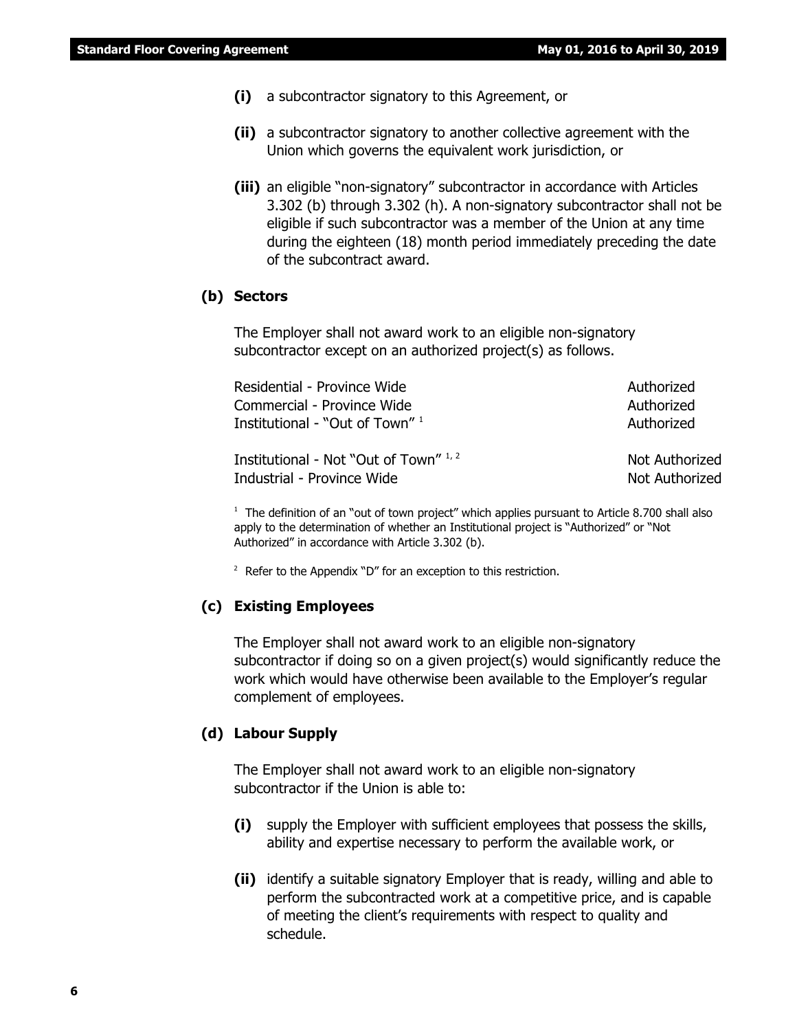**(i)** a subcontractor signatory to this Agreement, or

**(ii)** a subcontractor signatory to another collective agreement with the Union which governs the equivalent work jurisdiction, or

**(iii)** an eligible "non-signatory" subcontractor in accordance with Articles 3.302 (b) through 3.302 (h). A non-signatory subcontractor shall not be eligible if such subcontractor was a member of the Union at any time during the eighteen (18) month period immediately preceding the date of the subcontract award.

**(b) Sectors**

The Employer shall not award work to an eligible non-signatory subcontractor except on an authorized project(s) as follows.

| | |
|---|---|
| Residential - Province Wide | Authorized |
| Commercial - Province Wide | Authorized |
| Institutional - "Out of Town" [1] | Authorized |
| Institutional - Not "Out of Town" [1, 2] | Not Authorized |
| Industrial - Province Wide | Not Authorized |

[1] The definition of an "out of town project" which applies pursuant to Article 8.700 shall also apply to the determination of whether an Institutional project is "Authorized" or "Not Authorized" in accordance with Article 3.302 (b).

[2] Refer to the Appendix "D" for an exception to this restriction.

**(c) Existing Employees**

The Employer shall not award work to an eligible non-signatory subcontractor if doing so on a given project(s) would significantly reduce the work which would have otherwise been available to the Employer's regular complement of employees.

**(d) Labour Supply**

The Employer shall not award work to an eligible non-signatory subcontractor if the Union is able to:

**(i)** supply the Employer with sufficient employees that possess the skills, ability and expertise necessary to perform the available work, or

**(ii)** identify a suitable signatory Employer that is ready, willing and able to perform the subcontracted work at a competitive price, and is capable of meeting the client's requirements with respect to quality and schedule.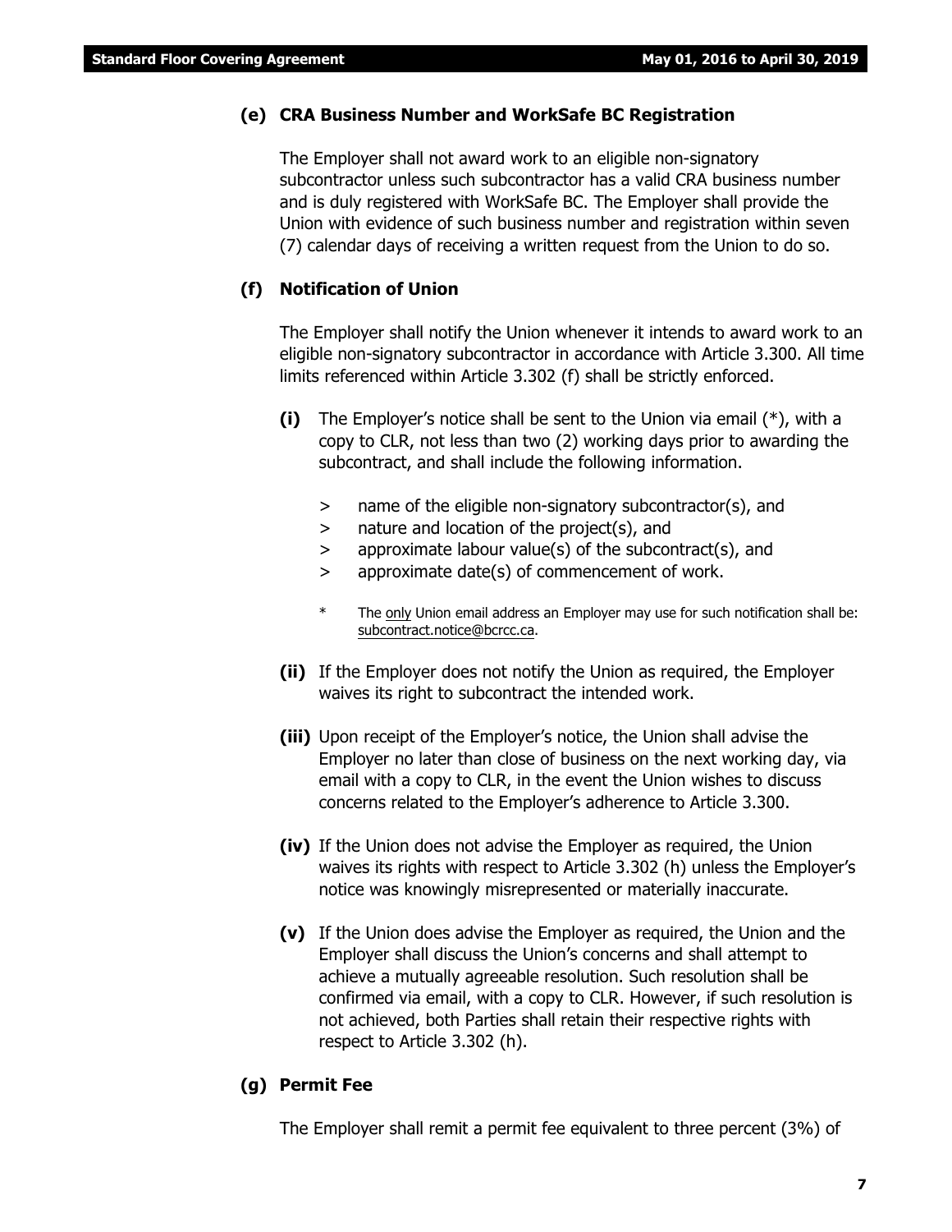### (e) CRA Business Number and WorkSafe BC Registration

The Employer shall not award work to an eligible non-signatory subcontractor unless such subcontractor has a valid CRA business number and is duly registered with WorkSafe BC. The Employer shall provide the Union with evidence of such business number and registration within seven (7) calendar days of receiving a written request from the Union to do so.

### (f) Notification of Union

The Employer shall notify the Union whenever it intends to award work to an eligible non-signatory subcontractor in accordance with Article 3.300. All time limits referenced within Article 3.302 (f) shall be strictly enforced.

**(i)** The Employer's notice shall be sent to the Union via email (*), with a copy to CLR, not less than two (2) working days prior to awarding the subcontract, and shall include the following information.

> name of the eligible non-signatory subcontractor(s), and
> nature and location of the project(s), and
> approximate labour value(s) of the subcontract(s), and
> approximate date(s) of commencement of work.

\* The only Union email address an Employer may use for such notification shall be: subcontract.notice@bcrcc.ca.

**(ii)** If the Employer does not notify the Union as required, the Employer waives its right to subcontract the intended work.

**(iii)** Upon receipt of the Employer's notice, the Union shall advise the Employer no later than close of business on the next working day, via email with a copy to CLR, in the event the Union wishes to discuss concerns related to the Employer's adherence to Article 3.300.

**(iv)** If the Union does not advise the Employer as required, the Union waives its rights with respect to Article 3.302 (h) unless the Employer's notice was knowingly misrepresented or materially inaccurate.

**(v)** If the Union does advise the Employer as required, the Union and the Employer shall discuss the Union's concerns and shall attempt to achieve a mutually agreeable resolution. Such resolution shall be confirmed via email, with a copy to CLR. However, if such resolution is not achieved, both Parties shall retain their respective rights with respect to Article 3.302 (h).

### (g) Permit Fee

The Employer shall remit a permit fee equivalent to three percent (3%) of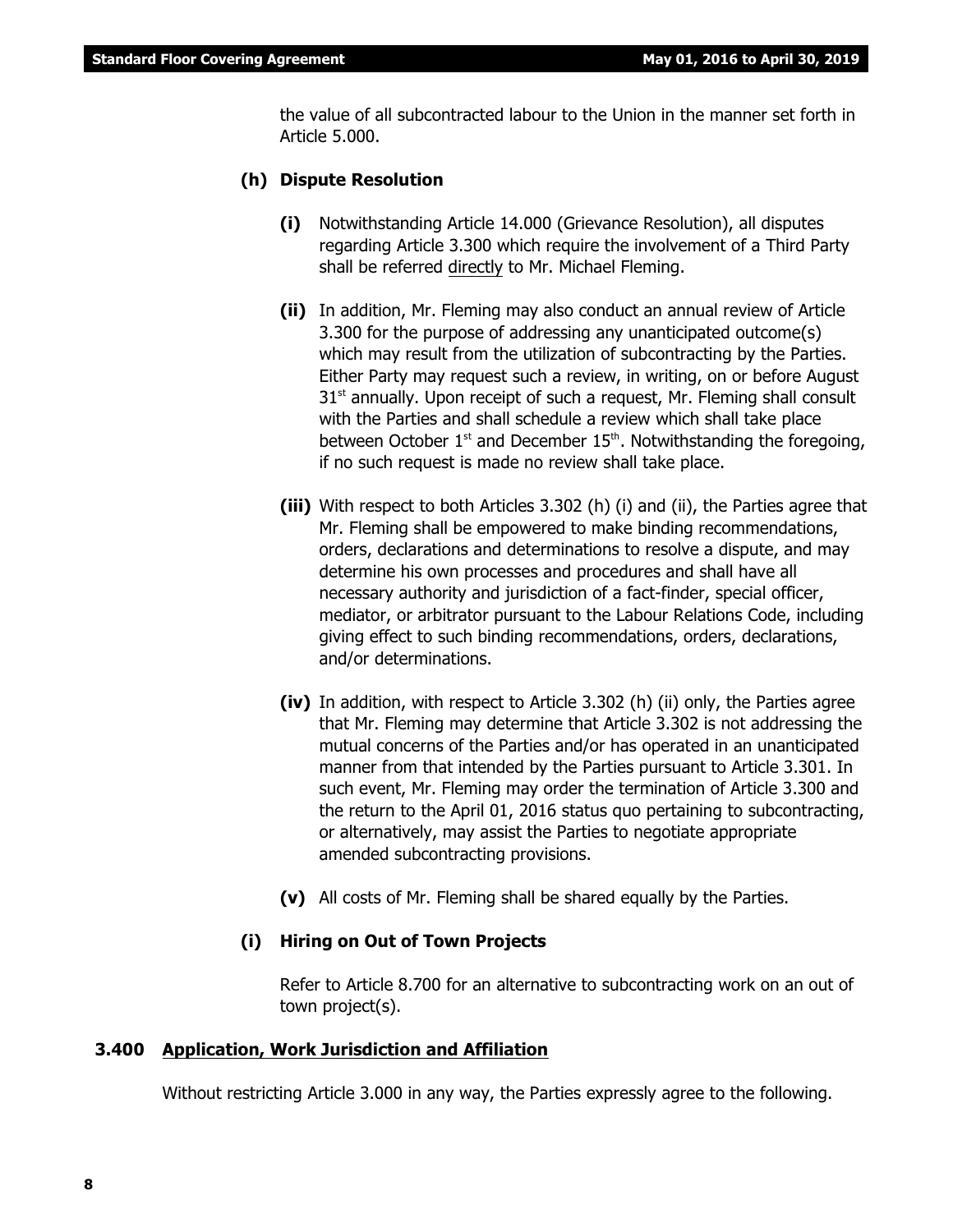the value of all subcontracted labour to the Union in the manner set forth in Article 5.000.

**(h) Dispute Resolution**

**(i)** Notwithstanding Article 14.000 (Grievance Resolution), all disputes regarding Article 3.300 which require the involvement of a Third Party shall be referred directly to Mr. Michael Fleming.

**(ii)** In addition, Mr. Fleming may also conduct an annual review of Article 3.300 for the purpose of addressing any unanticipated outcome(s) which may result from the utilization of subcontracting by the Parties. Either Party may request such a review, in writing, on or before August 31st annually. Upon receipt of such a request, Mr. Fleming shall consult with the Parties and shall schedule a review which shall take place between October 1st and December 15th. Notwithstanding the foregoing, if no such request is made no review shall take place.

**(iii)** With respect to both Articles 3.302 (h) (i) and (ii), the Parties agree that Mr. Fleming shall be empowered to make binding recommendations, orders, declarations and determinations to resolve a dispute, and may determine his own processes and procedures and shall have all necessary authority and jurisdiction of a fact-finder, special officer, mediator, or arbitrator pursuant to the Labour Relations Code, including giving effect to such binding recommendations, orders, declarations, and/or determinations.

**(iv)** In addition, with respect to Article 3.302 (h) (ii) only, the Parties agree that Mr. Fleming may determine that Article 3.302 is not addressing the mutual concerns of the Parties and/or has operated in an unanticipated manner from that intended by the Parties pursuant to Article 3.301. In such event, Mr. Fleming may order the termination of Article 3.300 and the return to the April 01, 2016 status quo pertaining to subcontracting, or alternatively, may assist the Parties to negotiate appropriate amended subcontracting provisions.

**(v)** All costs of Mr. Fleming shall be shared equally by the Parties.

**(i) Hiring on Out of Town Projects**

Refer to Article 8.700 for an alternative to subcontracting work on an out of town project(s).

## 3.400 Application, Work Jurisdiction and Affiliation

Without restricting Article 3.000 in any way, the Parties expressly agree to the following.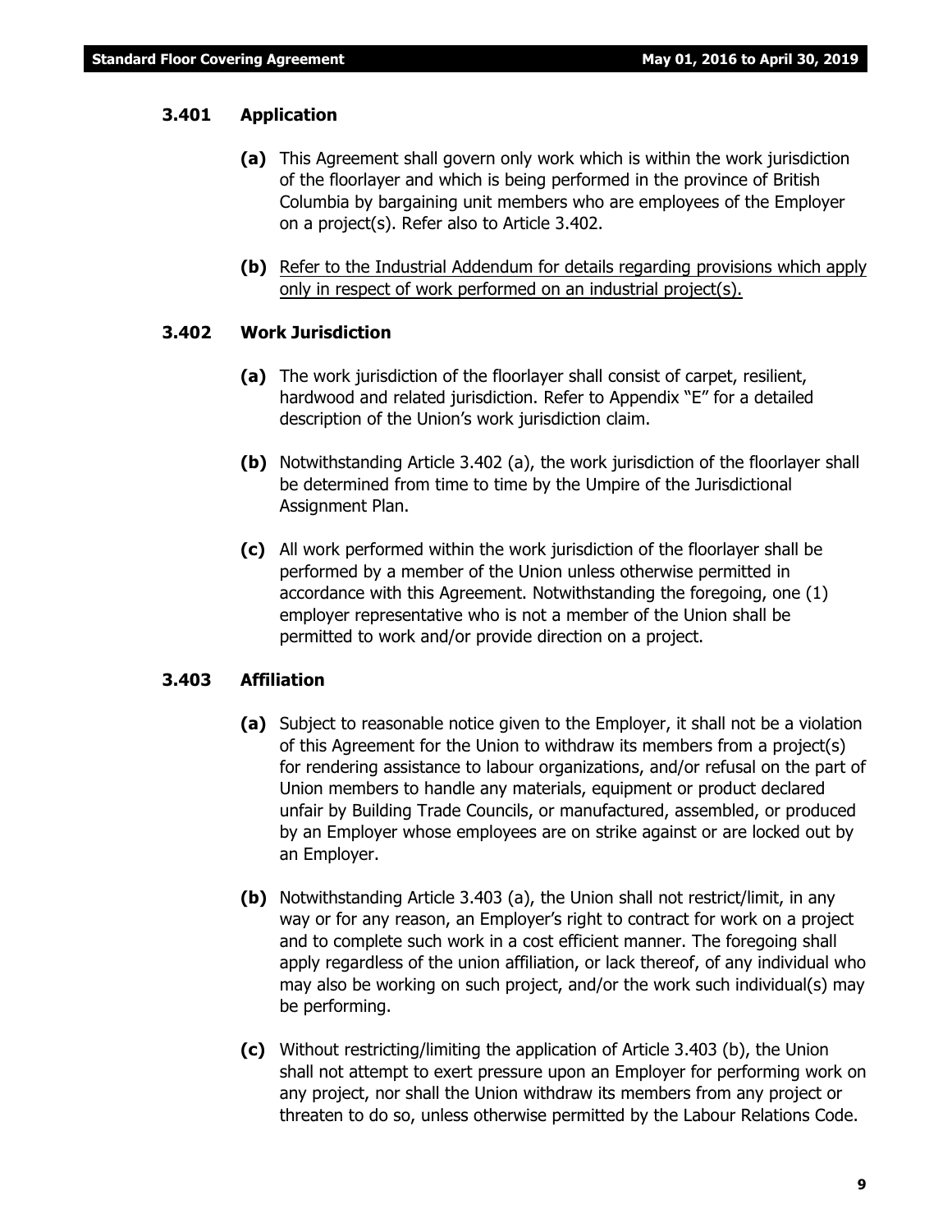### 3.401 Application

**(a)** This Agreement shall govern only work which is within the work jurisdiction of the floorlayer and which is being performed in the province of British Columbia by bargaining unit members who are employees of the Employer on a project(s). Refer also to Article 3.402.

**(b)** <u>Refer to the Industrial Addendum for details regarding provisions which apply only in respect of work performed on an industrial project(s).</u>

### 3.402 Work Jurisdiction

**(a)** The work jurisdiction of the floorlayer shall consist of carpet, resilient, hardwood and related jurisdiction. Refer to Appendix "E" for a detailed description of the Union's work jurisdiction claim.

**(b)** Notwithstanding Article 3.402 (a), the work jurisdiction of the floorlayer shall be determined from time to time by the Umpire of the Jurisdictional Assignment Plan.

**(c)** All work performed within the work jurisdiction of the floorlayer shall be performed by a member of the Union unless otherwise permitted in accordance with this Agreement. Notwithstanding the foregoing, one (1) employer representative who is not a member of the Union shall be permitted to work and/or provide direction on a project.

### 3.403 Affiliation

**(a)** Subject to reasonable notice given to the Employer, it shall not be a violation of this Agreement for the Union to withdraw its members from a project(s) for rendering assistance to labour organizations, and/or refusal on the part of Union members to handle any materials, equipment or product declared unfair by Building Trade Councils, or manufactured, assembled, or produced by an Employer whose employees are on strike against or are locked out by an Employer.

**(b)** Notwithstanding Article 3.403 (a), the Union shall not restrict/limit, in any way or for any reason, an Employer's right to contract for work on a project and to complete such work in a cost efficient manner. The foregoing shall apply regardless of the union affiliation, or lack thereof, of any individual who may also be working on such project, and/or the work such individual(s) may be performing.

**(c)** Without restricting/limiting the application of Article 3.403 (b), the Union shall not attempt to exert pressure upon an Employer for performing work on any project, nor shall the Union withdraw its members from any project or threaten to do so, unless otherwise permitted by the Labour Relations Code.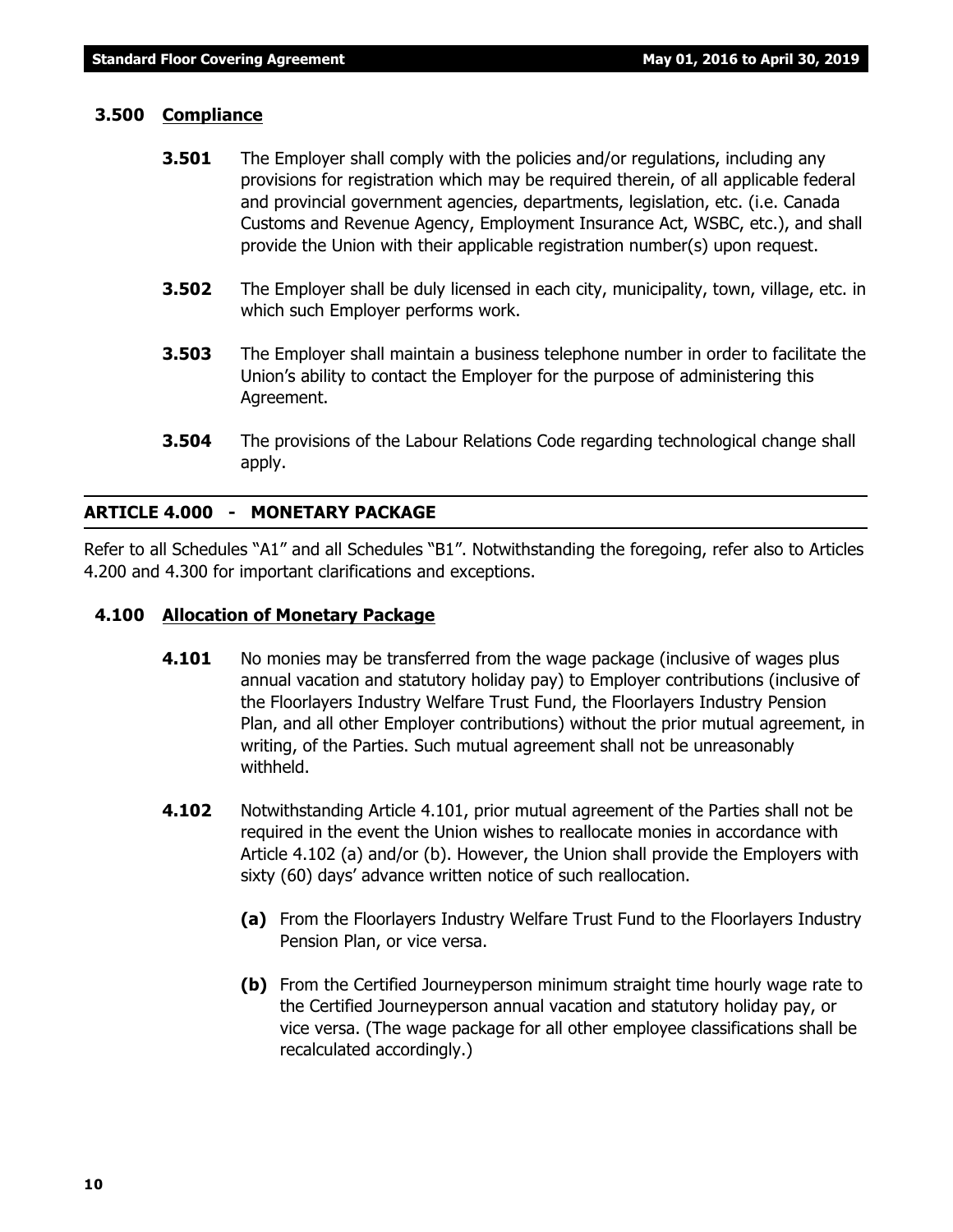### 3.500 Compliance

**3.501** The Employer shall comply with the policies and/or regulations, including any provisions for registration which may be required therein, of all applicable federal and provincial government agencies, departments, legislation, etc. (i.e. Canada Customs and Revenue Agency, Employment Insurance Act, WSBC, etc.), and shall provide the Union with their applicable registration number(s) upon request.

**3.502** The Employer shall be duly licensed in each city, municipality, town, village, etc. in which such Employer performs work.

**3.503** The Employer shall maintain a business telephone number in order to facilitate the Union's ability to contact the Employer for the purpose of administering this Agreement.

**3.504** The provisions of the Labour Relations Code regarding technological change shall apply.

## ARTICLE 4.000 - MONETARY PACKAGE

Refer to all Schedules "A1" and all Schedules "B1". Notwithstanding the foregoing, refer also to Articles 4.200 and 4.300 for important clarifications and exceptions.

### 4.100 Allocation of Monetary Package

**4.101** No monies may be transferred from the wage package (inclusive of wages plus annual vacation and statutory holiday pay) to Employer contributions (inclusive of the Floorlayers Industry Welfare Trust Fund, the Floorlayers Industry Pension Plan, and all other Employer contributions) without the prior mutual agreement, in writing, of the Parties. Such mutual agreement shall not be unreasonably withheld.

**4.102** Notwithstanding Article 4.101, prior mutual agreement of the Parties shall not be required in the event the Union wishes to reallocate monies in accordance with Article 4.102 (a) and/or (b). However, the Union shall provide the Employers with sixty (60) days' advance written notice of such reallocation.

**(a)** From the Floorlayers Industry Welfare Trust Fund to the Floorlayers Industry Pension Plan, or vice versa.

**(b)** From the Certified Journeyperson minimum straight time hourly wage rate to the Certified Journeyperson annual vacation and statutory holiday pay, or vice versa. (The wage package for all other employee classifications shall be recalculated accordingly.)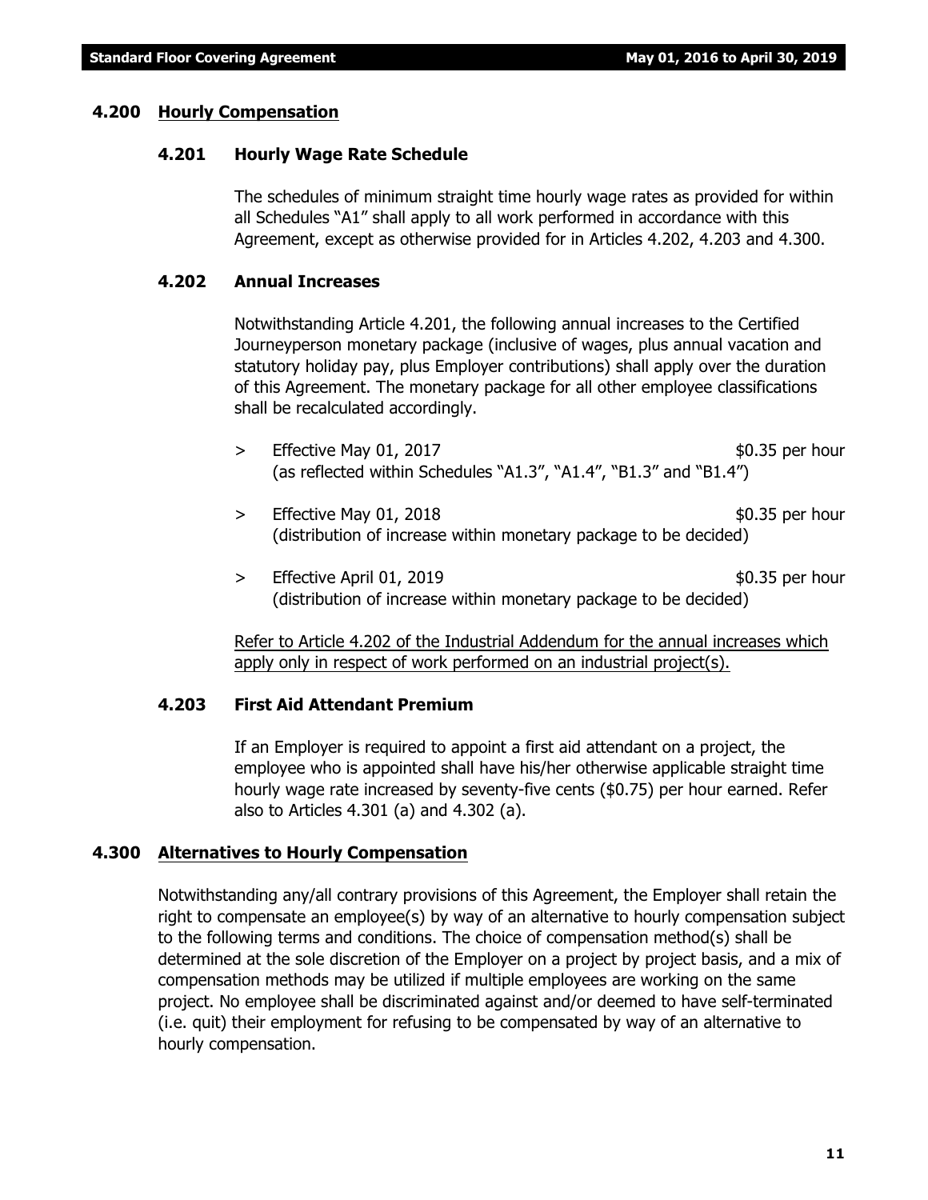## 4.200 Hourly Compensation

### 4.201 Hourly Wage Rate Schedule

The schedules of minimum straight time hourly wage rates as provided for within all Schedules "A1" shall apply to all work performed in accordance with this Agreement, except as otherwise provided for in Articles 4.202, 4.203 and 4.300.

### 4.202 Annual Increases

Notwithstanding Article 4.201, the following annual increases to the Certified Journeyperson monetary package (inclusive of wages, plus annual vacation and statutory holiday pay, plus Employer contributions) shall apply over the duration of this Agreement. The monetary package for all other employee classifications shall be recalculated accordingly.

> Effective May 01, 2017 — $0.35 per hour
(as reflected within Schedules "A1.3", "A1.4", "B1.3" and "B1.4")

> Effective May 01, 2018 — $0.35 per hour
(distribution of increase within monetary package to be decided)

> Effective April 01, 2019 — $0.35 per hour
(distribution of increase within monetary package to be decided)

Refer to Article 4.202 of the Industrial Addendum for the annual increases which apply only in respect of work performed on an industrial project(s).

### 4.203 First Aid Attendant Premium

If an Employer is required to appoint a first aid attendant on a project, the employee who is appointed shall have his/her otherwise applicable straight time hourly wage rate increased by seventy-five cents ($0.75) per hour earned. Refer also to Articles 4.301 (a) and 4.302 (a).

## 4.300 Alternatives to Hourly Compensation

Notwithstanding any/all contrary provisions of this Agreement, the Employer shall retain the right to compensate an employee(s) by way of an alternative to hourly compensation subject to the following terms and conditions. The choice of compensation method(s) shall be determined at the sole discretion of the Employer on a project by project basis, and a mix of compensation methods may be utilized if multiple employees are working on the same project. No employee shall be discriminated against and/or deemed to have self-terminated (i.e. quit) their employment for refusing to be compensated by way of an alternative to hourly compensation.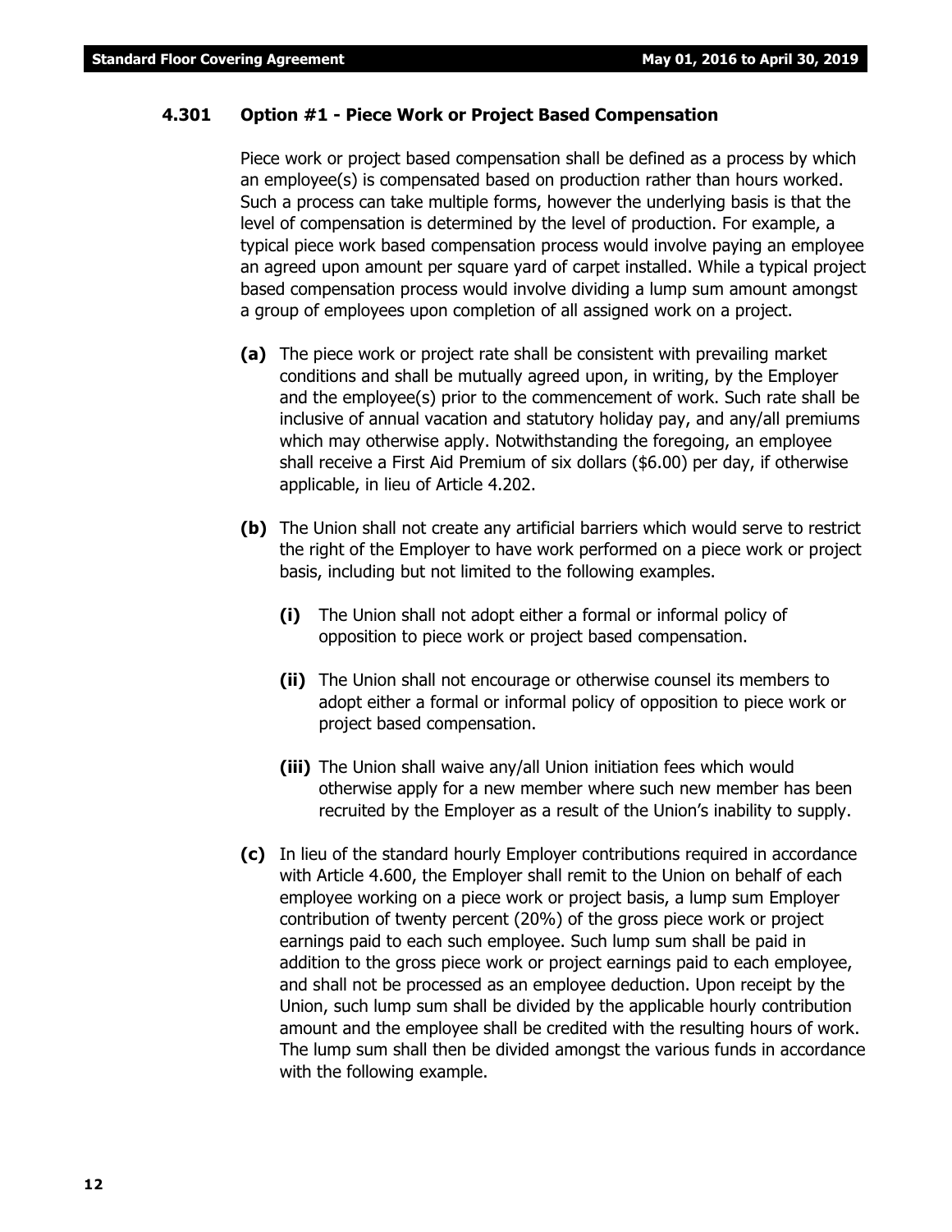### 4.301 Option #1 - Piece Work or Project Based Compensation

Piece work or project based compensation shall be defined as a process by which an employee(s) is compensated based on production rather than hours worked. Such a process can take multiple forms, however the underlying basis is that the level of compensation is determined by the level of production. For example, a typical piece work based compensation process would involve paying an employee an agreed upon amount per square yard of carpet installed. While a typical project based compensation process would involve dividing a lump sum amount amongst a group of employees upon completion of all assigned work on a project.

**(a)** The piece work or project rate shall be consistent with prevailing market conditions and shall be mutually agreed upon, in writing, by the Employer and the employee(s) prior to the commencement of work. Such rate shall be inclusive of annual vacation and statutory holiday pay, and any/all premiums which may otherwise apply. Notwithstanding the foregoing, an employee shall receive a First Aid Premium of six dollars ($6.00) per day, if otherwise applicable, in lieu of Article 4.202.

**(b)** The Union shall not create any artificial barriers which would serve to restrict the right of the Employer to have work performed on a piece work or project basis, including but not limited to the following examples.

**(i)** The Union shall not adopt either a formal or informal policy of opposition to piece work or project based compensation.

**(ii)** The Union shall not encourage or otherwise counsel its members to adopt either a formal or informal policy of opposition to piece work or project based compensation.

**(iii)** The Union shall waive any/all Union initiation fees which would otherwise apply for a new member where such new member has been recruited by the Employer as a result of the Union's inability to supply.

**(c)** In lieu of the standard hourly Employer contributions required in accordance with Article 4.600, the Employer shall remit to the Union on behalf of each employee working on a piece work or project basis, a lump sum Employer contribution of twenty percent (20%) of the gross piece work or project earnings paid to each such employee. Such lump sum shall be paid in addition to the gross piece work or project earnings paid to each employee, and shall not be processed as an employee deduction. Upon receipt by the Union, such lump sum shall be divided by the applicable hourly contribution amount and the employee shall be credited with the resulting hours of work. The lump sum shall then be divided amongst the various funds in accordance with the following example.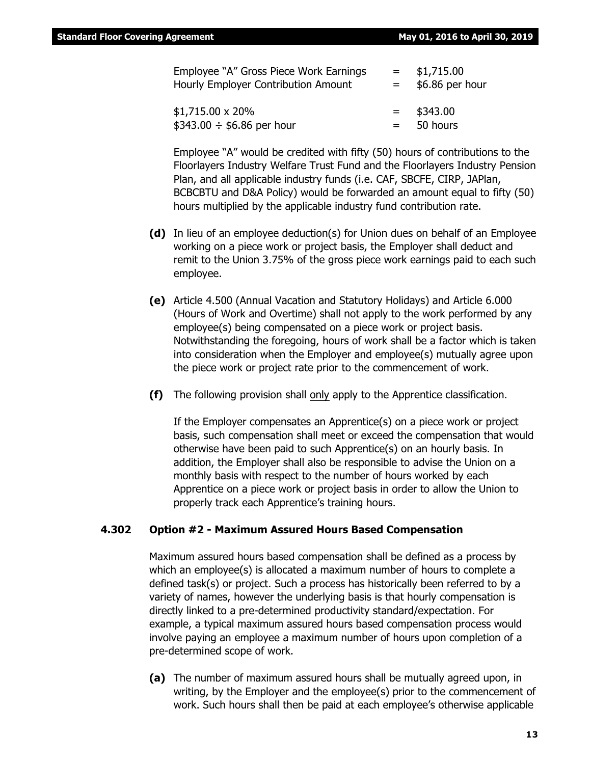| | | |
|---|---|---|
| Employee "A" Gross Piece Work Earnings | = | $1,715.00 |
| Hourly Employer Contribution Amount | = | $6.86 per hour |
| $1,715.00 x 20% | = | $343.00 |
| $343.00 ÷ $6.86 per hour | = | 50 hours |

Employee "A" would be credited with fifty (50) hours of contributions to the Floorlayers Industry Welfare Trust Fund and the Floorlayers Industry Pension Plan, and all applicable industry funds (i.e. CAF, SBCFE, CIRP, JAPlan, BCBCBTU and D&A Policy) would be forwarded an amount equal to fifty (50) hours multiplied by the applicable industry fund contribution rate.

**(d)** In lieu of an employee deduction(s) for Union dues on behalf of an Employee working on a piece work or project basis, the Employer shall deduct and remit to the Union 3.75% of the gross piece work earnings paid to each such employee.

**(e)** Article 4.500 (Annual Vacation and Statutory Holidays) and Article 6.000 (Hours of Work and Overtime) shall not apply to the work performed by any employee(s) being compensated on a piece work or project basis. Notwithstanding the foregoing, hours of work shall be a factor which is taken into consideration when the Employer and employee(s) mutually agree upon the piece work or project rate prior to the commencement of work.

**(f)** The following provision shall only apply to the Apprentice classification.

If the Employer compensates an Apprentice(s) on a piece work or project basis, such compensation shall meet or exceed the compensation that would otherwise have been paid to such Apprentice(s) on an hourly basis. In addition, the Employer shall also be responsible to advise the Union on a monthly basis with respect to the number of hours worked by each Apprentice on a piece work or project basis in order to allow the Union to properly track each Apprentice's training hours.

### 4.302 Option #2 - Maximum Assured Hours Based Compensation

Maximum assured hours based compensation shall be defined as a process by which an employee(s) is allocated a maximum number of hours to complete a defined task(s) or project. Such a process has historically been referred to by a variety of names, however the underlying basis is that hourly compensation is directly linked to a pre-determined productivity standard/expectation. For example, a typical maximum assured hours based compensation process would involve paying an employee a maximum number of hours upon completion of a pre-determined scope of work.

**(a)** The number of maximum assured hours shall be mutually agreed upon, in writing, by the Employer and the employee(s) prior to the commencement of work. Such hours shall then be paid at each employee's otherwise applicable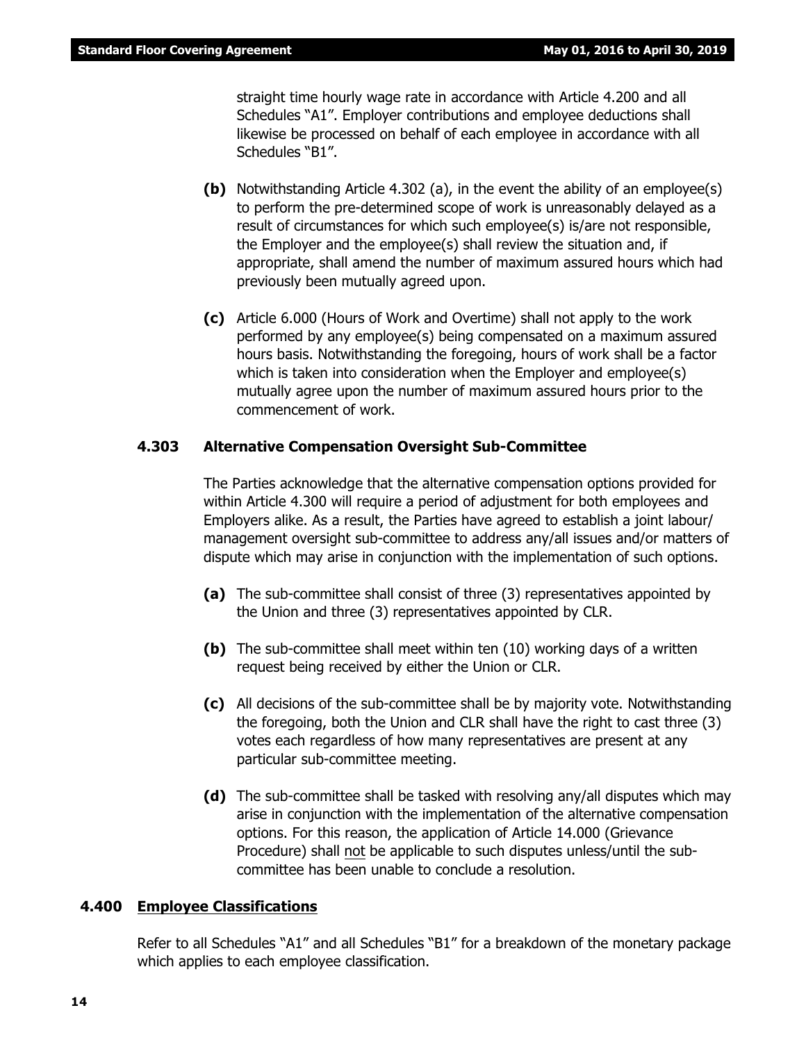straight time hourly wage rate in accordance with Article 4.200 and all Schedules "A1". Employer contributions and employee deductions shall likewise be processed on behalf of each employee in accordance with all Schedules "B1".

**(b)** Notwithstanding Article 4.302 (a), in the event the ability of an employee(s) to perform the pre-determined scope of work is unreasonably delayed as a result of circumstances for which such employee(s) is/are not responsible, the Employer and the employee(s) shall review the situation and, if appropriate, shall amend the number of maximum assured hours which had previously been mutually agreed upon.

**(c)** Article 6.000 (Hours of Work and Overtime) shall not apply to the work performed by any employee(s) being compensated on a maximum assured hours basis. Notwithstanding the foregoing, hours of work shall be a factor which is taken into consideration when the Employer and employee(s) mutually agree upon the number of maximum assured hours prior to the commencement of work.

### 4.303 Alternative Compensation Oversight Sub-Committee

The Parties acknowledge that the alternative compensation options provided for within Article 4.300 will require a period of adjustment for both employees and Employers alike. As a result, the Parties have agreed to establish a joint labour/ management oversight sub-committee to address any/all issues and/or matters of dispute which may arise in conjunction with the implementation of such options.

**(a)** The sub-committee shall consist of three (3) representatives appointed by the Union and three (3) representatives appointed by CLR.

**(b)** The sub-committee shall meet within ten (10) working days of a written request being received by either the Union or CLR.

**(c)** All decisions of the sub-committee shall be by majority vote. Notwithstanding the foregoing, both the Union and CLR shall have the right to cast three (3) votes each regardless of how many representatives are present at any particular sub-committee meeting.

**(d)** The sub-committee shall be tasked with resolving any/all disputes which may arise in conjunction with the implementation of the alternative compensation options. For this reason, the application of Article 14.000 (Grievance Procedure) shall not be applicable to such disputes unless/until the sub-committee has been unable to conclude a resolution.

## 4.400 Employee Classifications

Refer to all Schedules "A1" and all Schedules "B1" for a breakdown of the monetary package which applies to each employee classification.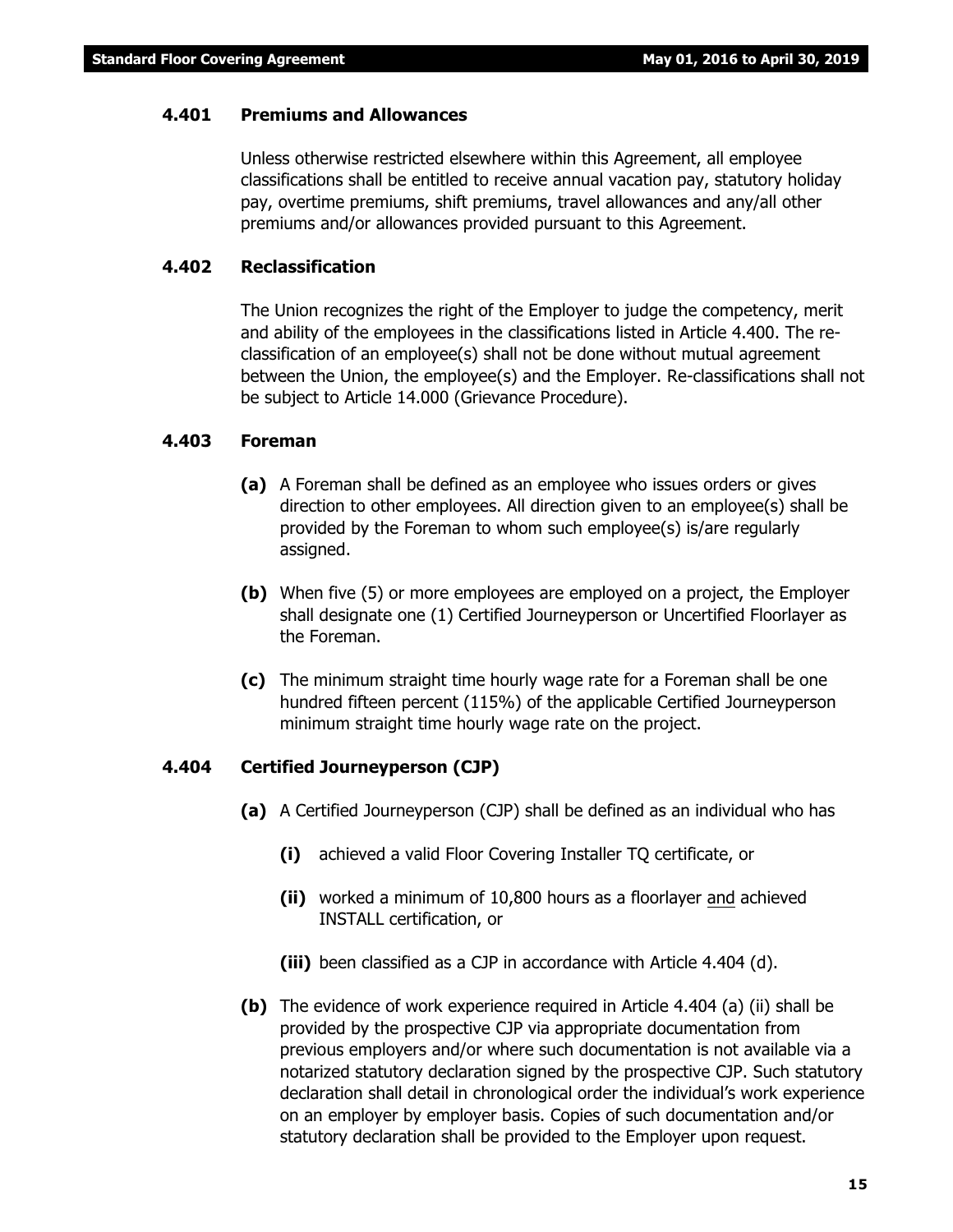### 4.401 Premiums and Allowances

Unless otherwise restricted elsewhere within this Agreement, all employee classifications shall be entitled to receive annual vacation pay, statutory holiday pay, overtime premiums, shift premiums, travel allowances and any/all other premiums and/or allowances provided pursuant to this Agreement.

### 4.402 Reclassification

The Union recognizes the right of the Employer to judge the competency, merit and ability of the employees in the classifications listed in Article 4.400. The re-classification of an employee(s) shall not be done without mutual agreement between the Union, the employee(s) and the Employer. Re-classifications shall not be subject to Article 14.000 (Grievance Procedure).

### 4.403 Foreman

**(a)** A Foreman shall be defined as an employee who issues orders or gives direction to other employees. All direction given to an employee(s) shall be provided by the Foreman to whom such employee(s) is/are regularly assigned.

**(b)** When five (5) or more employees are employed on a project, the Employer shall designate one (1) Certified Journeyperson or Uncertified Floorlayer as the Foreman.

**(c)** The minimum straight time hourly wage rate for a Foreman shall be one hundred fifteen percent (115%) of the applicable Certified Journeyperson minimum straight time hourly wage rate on the project.

### 4.404 Certified Journeyperson (CJP)

**(a)** A Certified Journeyperson (CJP) shall be defined as an individual who has

- **(i)** achieved a valid Floor Covering Installer TQ certificate, or
- **(ii)** worked a minimum of 10,800 hours as a floorlayer <u>and</u> achieved INSTALL certification, or
- **(iii)** been classified as a CJP in accordance with Article 4.404 (d).

**(b)** The evidence of work experience required in Article 4.404 (a) (ii) shall be provided by the prospective CJP via appropriate documentation from previous employers and/or where such documentation is not available via a notarized statutory declaration signed by the prospective CJP. Such statutory declaration shall detail in chronological order the individual's work experience on an employer by employer basis. Copies of such documentation and/or statutory declaration shall be provided to the Employer upon request.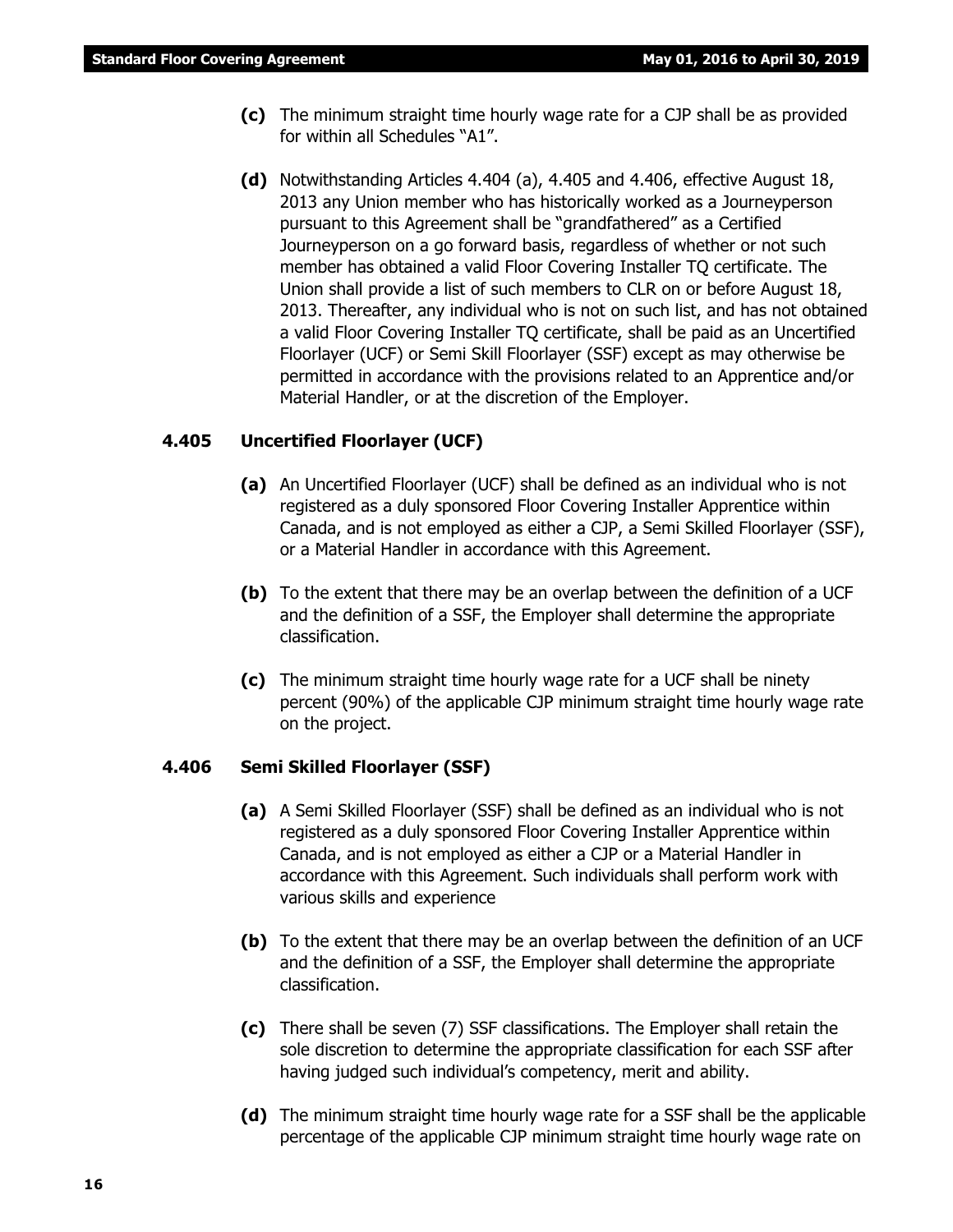**(c)** The minimum straight time hourly wage rate for a CJP shall be as provided for within all Schedules "A1".

**(d)** Notwithstanding Articles 4.404 (a), 4.405 and 4.406, effective August 18, 2013 any Union member who has historically worked as a Journeyperson pursuant to this Agreement shall be "grandfathered" as a Certified Journeyperson on a go forward basis, regardless of whether or not such member has obtained a valid Floor Covering Installer TQ certificate. The Union shall provide a list of such members to CLR on or before August 18, 2013. Thereafter, any individual who is not on such list, and has not obtained a valid Floor Covering Installer TQ certificate, shall be paid as an Uncertified Floorlayer (UCF) or Semi Skill Floorlayer (SSF) except as may otherwise be permitted in accordance with the provisions related to an Apprentice and/or Material Handler, or at the discretion of the Employer.

### 4.405 Uncertified Floorlayer (UCF)

**(a)** An Uncertified Floorlayer (UCF) shall be defined as an individual who is not registered as a duly sponsored Floor Covering Installer Apprentice within Canada, and is not employed as either a CJP, a Semi Skilled Floorlayer (SSF), or a Material Handler in accordance with this Agreement.

**(b)** To the extent that there may be an overlap between the definition of a UCF and the definition of a SSF, the Employer shall determine the appropriate classification.

**(c)** The minimum straight time hourly wage rate for a UCF shall be ninety percent (90%) of the applicable CJP minimum straight time hourly wage rate on the project.

### 4.406 Semi Skilled Floorlayer (SSF)

**(a)** A Semi Skilled Floorlayer (SSF) shall be defined as an individual who is not registered as a duly sponsored Floor Covering Installer Apprentice within Canada, and is not employed as either a CJP or a Material Handler in accordance with this Agreement. Such individuals shall perform work with various skills and experience

**(b)** To the extent that there may be an overlap between the definition of an UCF and the definition of a SSF, the Employer shall determine the appropriate classification.

**(c)** There shall be seven (7) SSF classifications. The Employer shall retain the sole discretion to determine the appropriate classification for each SSF after having judged such individual's competency, merit and ability.

**(d)** The minimum straight time hourly wage rate for a SSF shall be the applicable percentage of the applicable CJP minimum straight time hourly wage rate on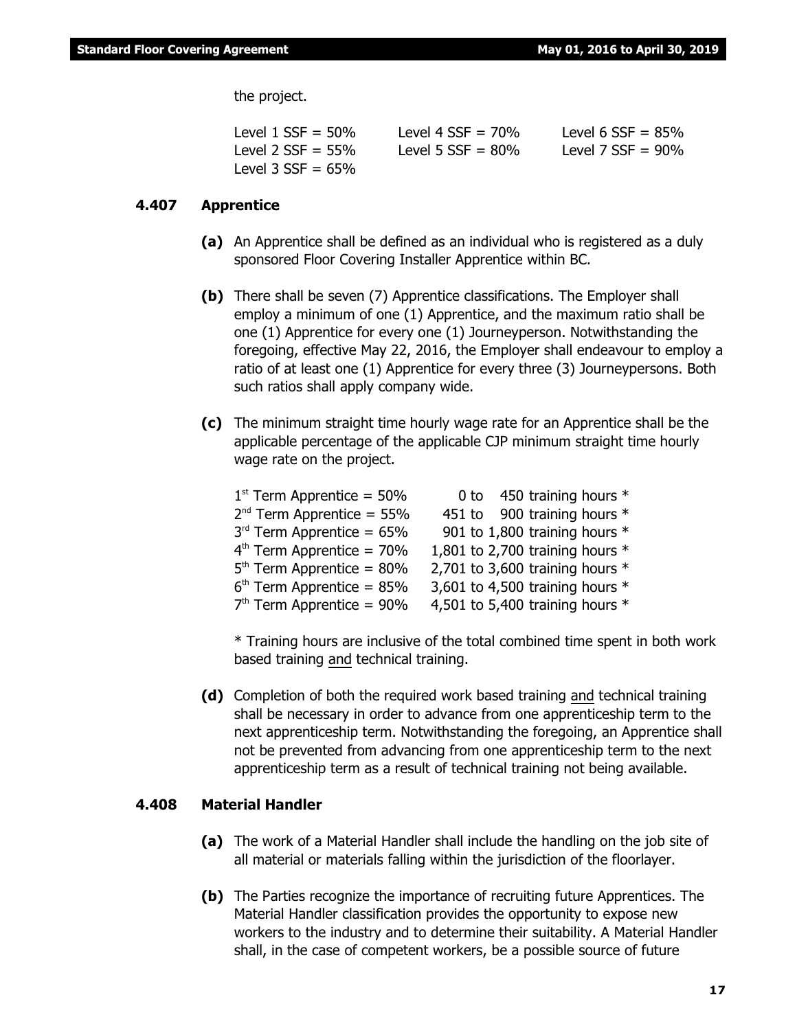the project.

| | | |
|---|---|---|
| Level 1 SSF = 50% | Level 4 SSF = 70% | Level 6 SSF = 85% |
| Level 2 SSF = 55% | Level 5 SSF = 80% | Level 7 SSF = 90% |
| Level 3 SSF = 65% | | |

### 4.407 Apprentice

**(a)** An Apprentice shall be defined as an individual who is registered as a duly sponsored Floor Covering Installer Apprentice within BC.

**(b)** There shall be seven (7) Apprentice classifications. The Employer shall employ a minimum of one (1) Apprentice, and the maximum ratio shall be one (1) Apprentice for every one (1) Journeyperson. Notwithstanding the foregoing, effective May 22, 2016, the Employer shall endeavour to employ a ratio of at least one (1) Apprentice for every three (3) Journeypersons. Both such ratios shall apply company wide.

**(c)** The minimum straight time hourly wage rate for an Apprentice shall be the applicable percentage of the applicable CJP minimum straight time hourly wage rate on the project.

| | |
|---|---|
| 1st Term Apprentice = 50% | 0 to 450 training hours * |
| 2nd Term Apprentice = 55% | 451 to 900 training hours * |
| 3rd Term Apprentice = 65% | 901 to 1,800 training hours * |
| 4th Term Apprentice = 70% | 1,801 to 2,700 training hours * |
| 5th Term Apprentice = 80% | 2,701 to 3,600 training hours * |
| 6th Term Apprentice = 85% | 3,601 to 4,500 training hours * |
| 7th Term Apprentice = 90% | 4,501 to 5,400 training hours * |

* Training hours are inclusive of the total combined time spent in both work based training and technical training.

**(d)** Completion of both the required work based training and technical training shall be necessary in order to advance from one apprenticeship term to the next apprenticeship term. Notwithstanding the foregoing, an Apprentice shall not be prevented from advancing from one apprenticeship term to the next apprenticeship term as a result of technical training not being available.

### 4.408 Material Handler

**(a)** The work of a Material Handler shall include the handling on the job site of all material or materials falling within the jurisdiction of the floorlayer.

**(b)** The Parties recognize the importance of recruiting future Apprentices. The Material Handler classification provides the opportunity to expose new workers to the industry and to determine their suitability. A Material Handler shall, in the case of competent workers, be a possible source of future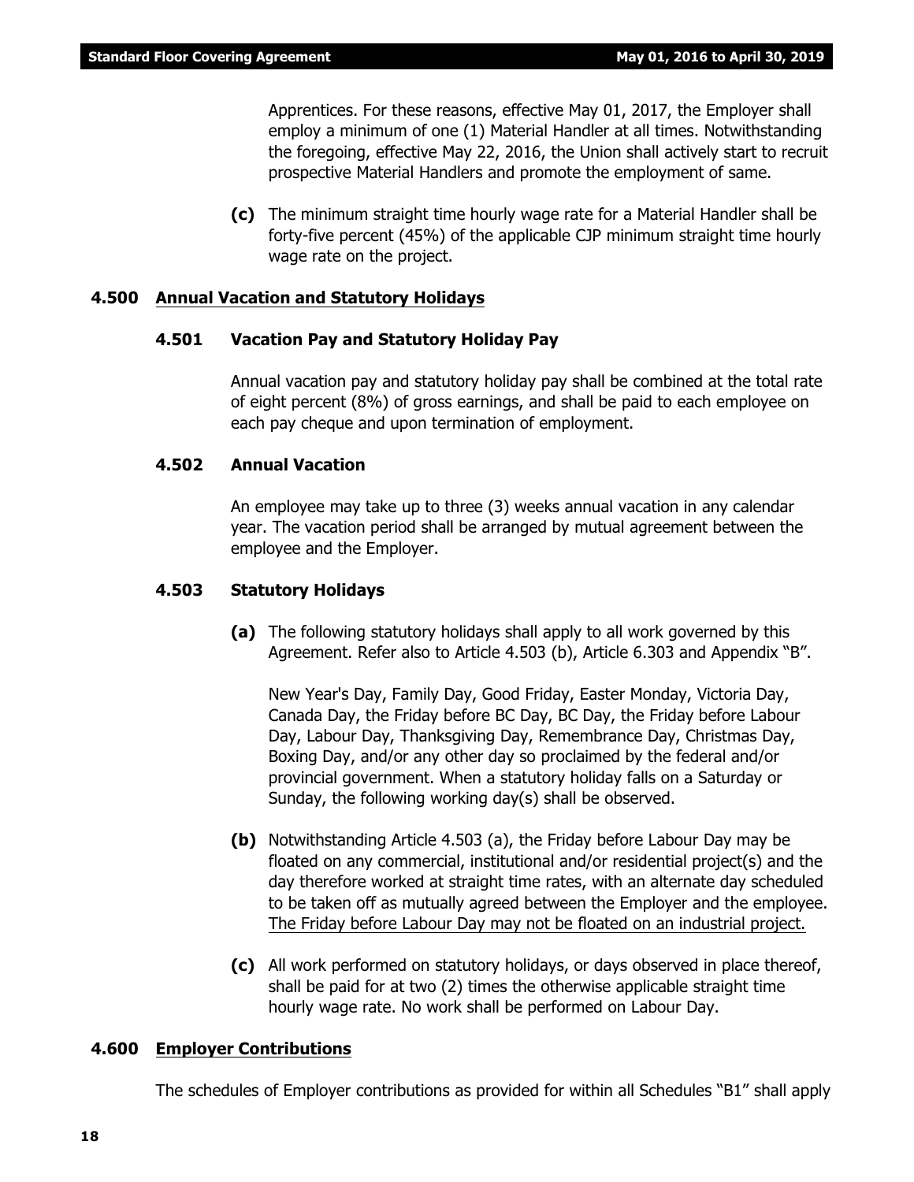Apprentices. For these reasons, effective May 01, 2017, the Employer shall employ a minimum of one (1) Material Handler at all times. Notwithstanding the foregoing, effective May 22, 2016, the Union shall actively start to recruit prospective Material Handlers and promote the employment of same.

**(c)** The minimum straight time hourly wage rate for a Material Handler shall be forty-five percent (45%) of the applicable CJP minimum straight time hourly wage rate on the project.

## 4.500 Annual Vacation and Statutory Holidays

### 4.501 Vacation Pay and Statutory Holiday Pay

Annual vacation pay and statutory holiday pay shall be combined at the total rate of eight percent (8%) of gross earnings, and shall be paid to each employee on each pay cheque and upon termination of employment.

### 4.502 Annual Vacation

An employee may take up to three (3) weeks annual vacation in any calendar year. The vacation period shall be arranged by mutual agreement between the employee and the Employer.

### 4.503 Statutory Holidays

**(a)** The following statutory holidays shall apply to all work governed by this Agreement. Refer also to Article 4.503 (b), Article 6.303 and Appendix "B".

New Year's Day, Family Day, Good Friday, Easter Monday, Victoria Day, Canada Day, the Friday before BC Day, BC Day, the Friday before Labour Day, Labour Day, Thanksgiving Day, Remembrance Day, Christmas Day, Boxing Day, and/or any other day so proclaimed by the federal and/or provincial government. When a statutory holiday falls on a Saturday or Sunday, the following working day(s) shall be observed.

**(b)** Notwithstanding Article 4.503 (a), the Friday before Labour Day may be floated on any commercial, institutional and/or residential project(s) and the day therefore worked at straight time rates, with an alternate day scheduled to be taken off as mutually agreed between the Employer and the employee. <u>The Friday before Labour Day may not be floated on an industrial project.</u>

**(c)** All work performed on statutory holidays, or days observed in place thereof, shall be paid for at two (2) times the otherwise applicable straight time hourly wage rate. No work shall be performed on Labour Day.

## 4.600 Employer Contributions

The schedules of Employer contributions as provided for within all Schedules "B1" shall apply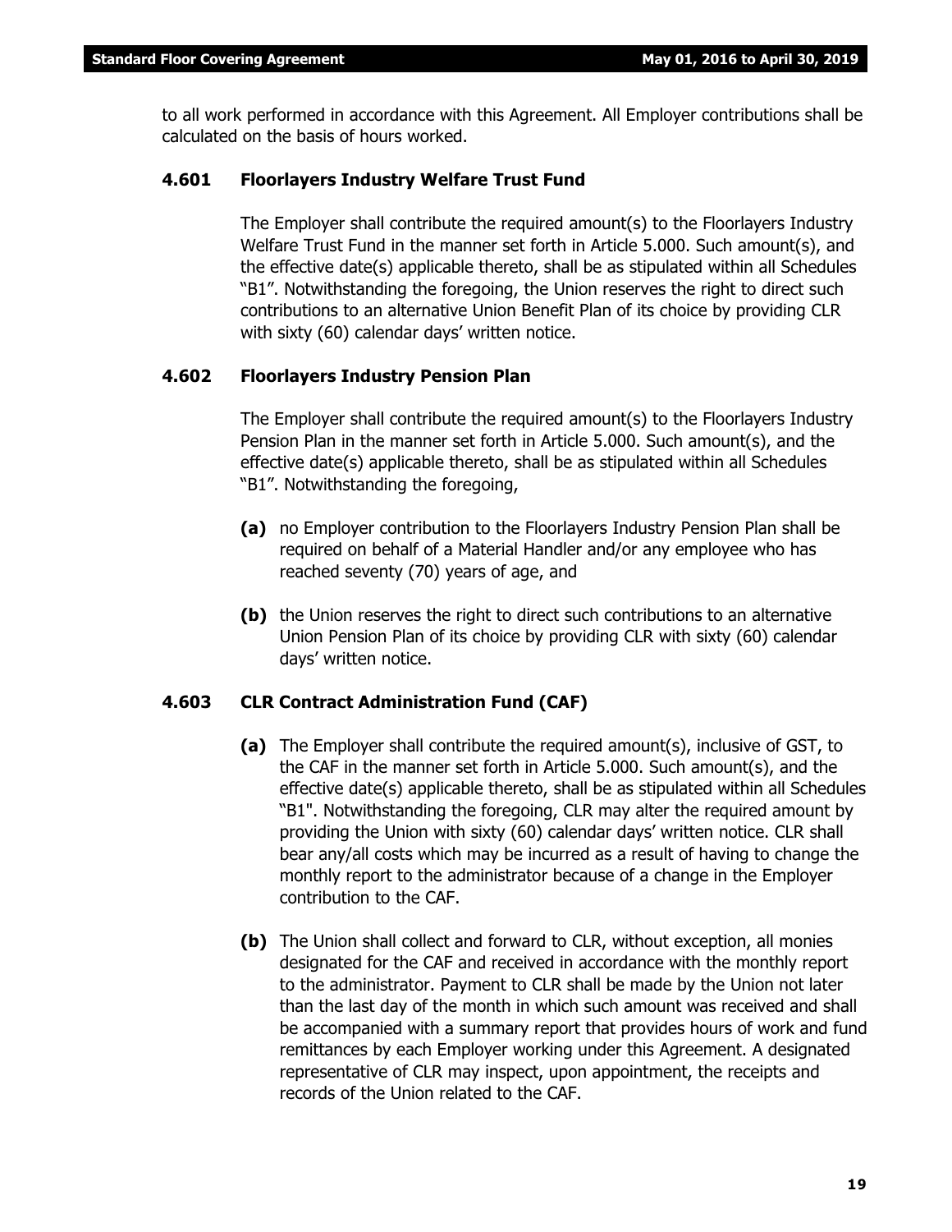to all work performed in accordance with this Agreement. All Employer contributions shall be calculated on the basis of hours worked.

### 4.601 Floorlayers Industry Welfare Trust Fund

The Employer shall contribute the required amount(s) to the Floorlayers Industry Welfare Trust Fund in the manner set forth in Article 5.000. Such amount(s), and the effective date(s) applicable thereto, shall be as stipulated within all Schedules "B1". Notwithstanding the foregoing, the Union reserves the right to direct such contributions to an alternative Union Benefit Plan of its choice by providing CLR with sixty (60) calendar days' written notice.

### 4.602 Floorlayers Industry Pension Plan

The Employer shall contribute the required amount(s) to the Floorlayers Industry Pension Plan in the manner set forth in Article 5.000. Such amount(s), and the effective date(s) applicable thereto, shall be as stipulated within all Schedules "B1". Notwithstanding the foregoing,

**(a)** no Employer contribution to the Floorlayers Industry Pension Plan shall be required on behalf of a Material Handler and/or any employee who has reached seventy (70) years of age, and

**(b)** the Union reserves the right to direct such contributions to an alternative Union Pension Plan of its choice by providing CLR with sixty (60) calendar days' written notice.

### 4.603 CLR Contract Administration Fund (CAF)

**(a)** The Employer shall contribute the required amount(s), inclusive of GST, to the CAF in the manner set forth in Article 5.000. Such amount(s), and the effective date(s) applicable thereto, shall be as stipulated within all Schedules "B1". Notwithstanding the foregoing, CLR may alter the required amount by providing the Union with sixty (60) calendar days' written notice. CLR shall bear any/all costs which may be incurred as a result of having to change the monthly report to the administrator because of a change in the Employer contribution to the CAF.

**(b)** The Union shall collect and forward to CLR, without exception, all monies designated for the CAF and received in accordance with the monthly report to the administrator. Payment to CLR shall be made by the Union not later than the last day of the month in which such amount was received and shall be accompanied with a summary report that provides hours of work and fund remittances by each Employer working under this Agreement. A designated representative of CLR may inspect, upon appointment, the receipts and records of the Union related to the CAF.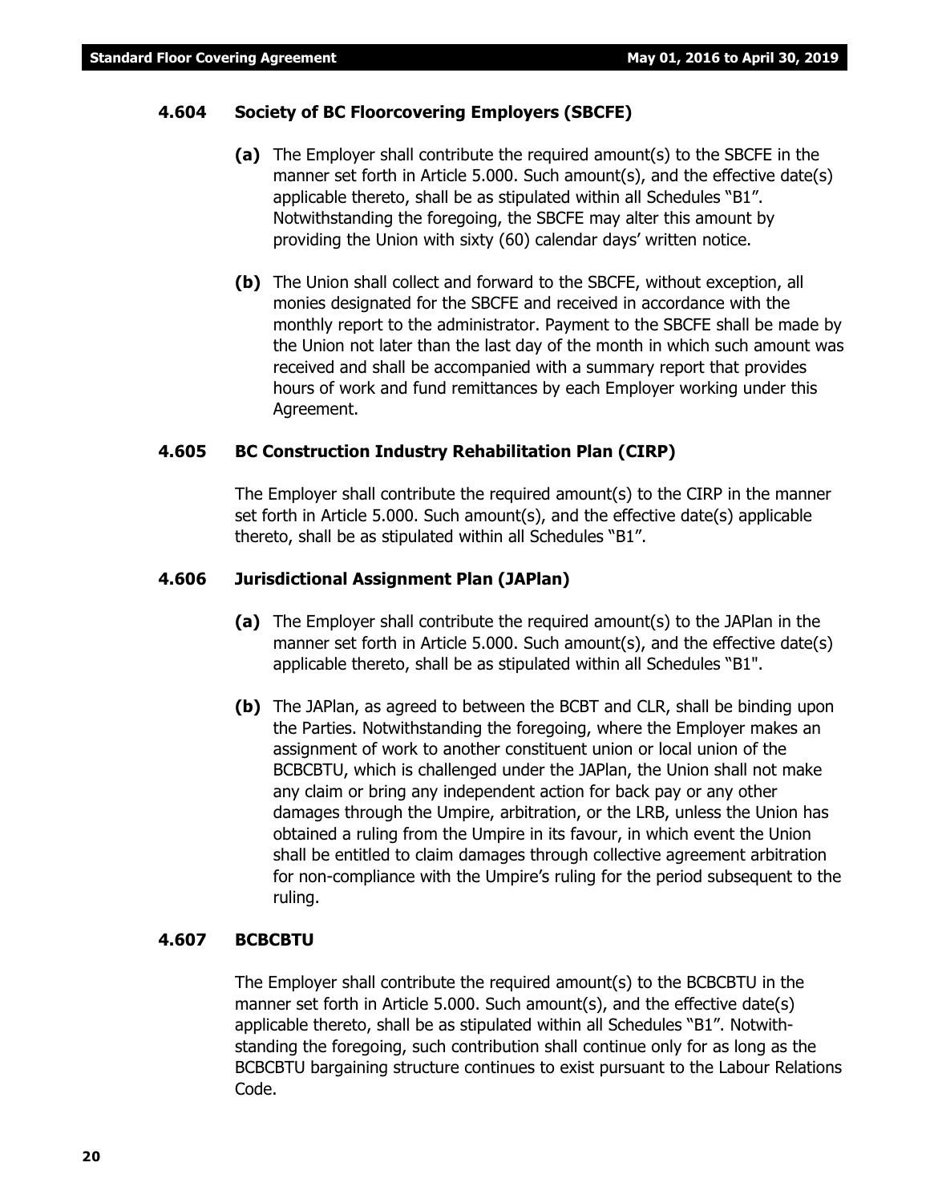### 4.604 Society of BC Floorcovering Employers (SBCFE)

**(a)** The Employer shall contribute the required amount(s) to the SBCFE in the manner set forth in Article 5.000. Such amount(s), and the effective date(s) applicable thereto, shall be as stipulated within all Schedules "B1". Notwithstanding the foregoing, the SBCFE may alter this amount by providing the Union with sixty (60) calendar days' written notice.

**(b)** The Union shall collect and forward to the SBCFE, without exception, all monies designated for the SBCFE and received in accordance with the monthly report to the administrator. Payment to the SBCFE shall be made by the Union not later than the last day of the month in which such amount was received and shall be accompanied with a summary report that provides hours of work and fund remittances by each Employer working under this Agreement.

### 4.605 BC Construction Industry Rehabilitation Plan (CIRP)

The Employer shall contribute the required amount(s) to the CIRP in the manner set forth in Article 5.000. Such amount(s), and the effective date(s) applicable thereto, shall be as stipulated within all Schedules "B1".

### 4.606 Jurisdictional Assignment Plan (JAPlan)

**(a)** The Employer shall contribute the required amount(s) to the JAPlan in the manner set forth in Article 5.000. Such amount(s), and the effective date(s) applicable thereto, shall be as stipulated within all Schedules "B1".

**(b)** The JAPlan, as agreed to between the BCBT and CLR, shall be binding upon the Parties. Notwithstanding the foregoing, where the Employer makes an assignment of work to another constituent union or local union of the BCBCBTU, which is challenged under the JAPlan, the Union shall not make any claim or bring any independent action for back pay or any other damages through the Umpire, arbitration, or the LRB, unless the Union has obtained a ruling from the Umpire in its favour, in which event the Union shall be entitled to claim damages through collective agreement arbitration for non-compliance with the Umpire's ruling for the period subsequent to the ruling.

### 4.607 BCBCBTU

The Employer shall contribute the required amount(s) to the BCBCBTU in the manner set forth in Article 5.000. Such amount(s), and the effective date(s) applicable thereto, shall be as stipulated within all Schedules "B1". Notwithstanding the foregoing, such contribution shall continue only for as long as the BCBCBTU bargaining structure continues to exist pursuant to the Labour Relations Code.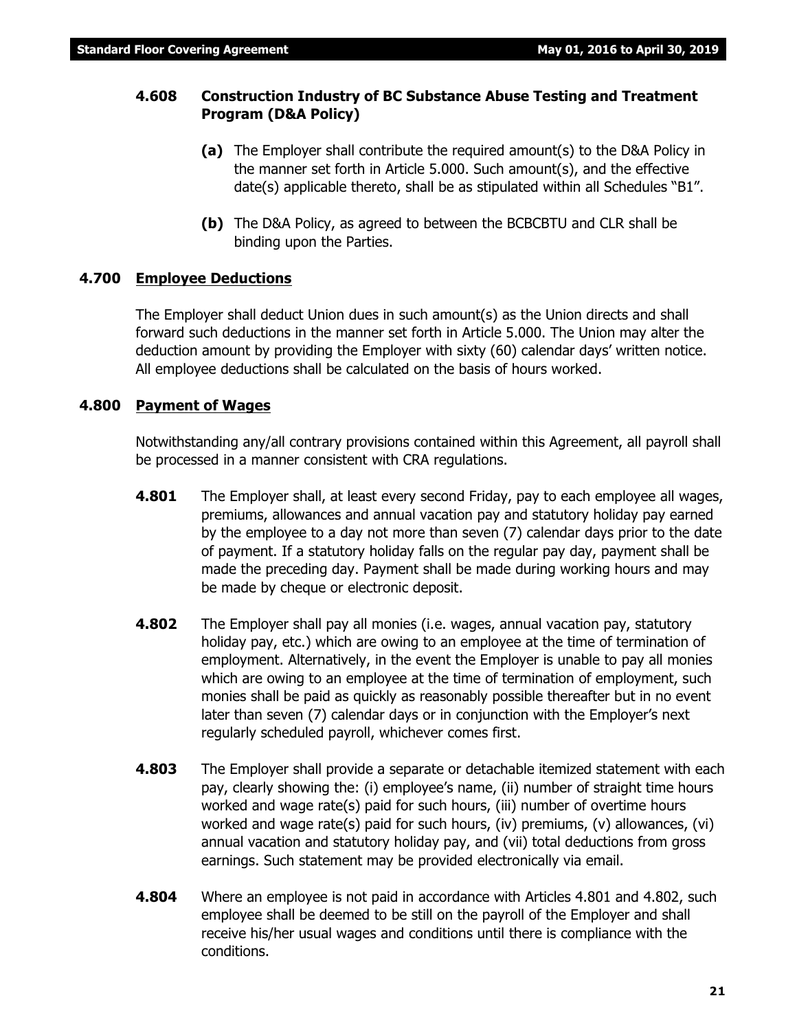### 4.608 Construction Industry of BC Substance Abuse Testing and Treatment Program (D&A Policy)

**(a)** The Employer shall contribute the required amount(s) to the D&A Policy in the manner set forth in Article 5.000. Such amount(s), and the effective date(s) applicable thereto, shall be as stipulated within all Schedules "B1".

**(b)** The D&A Policy, as agreed to between the BCBCBTU and CLR shall be binding upon the Parties.

## 4.700 Employee Deductions

The Employer shall deduct Union dues in such amount(s) as the Union directs and shall forward such deductions in the manner set forth in Article 5.000. The Union may alter the deduction amount by providing the Employer with sixty (60) calendar days' written notice. All employee deductions shall be calculated on the basis of hours worked.

## 4.800 Payment of Wages

Notwithstanding any/all contrary provisions contained within this Agreement, all payroll shall be processed in a manner consistent with CRA regulations.

**4.801** The Employer shall, at least every second Friday, pay to each employee all wages, premiums, allowances and annual vacation pay and statutory holiday pay earned by the employee to a day not more than seven (7) calendar days prior to the date of payment. If a statutory holiday falls on the regular pay day, payment shall be made the preceding day. Payment shall be made during working hours and may be made by cheque or electronic deposit.

**4.802** The Employer shall pay all monies (i.e. wages, annual vacation pay, statutory holiday pay, etc.) which are owing to an employee at the time of termination of employment. Alternatively, in the event the Employer is unable to pay all monies which are owing to an employee at the time of termination of employment, such monies shall be paid as quickly as reasonably possible thereafter but in no event later than seven (7) calendar days or in conjunction with the Employer's next regularly scheduled payroll, whichever comes first.

**4.803** The Employer shall provide a separate or detachable itemized statement with each pay, clearly showing the: (i) employee's name, (ii) number of straight time hours worked and wage rate(s) paid for such hours, (iii) number of overtime hours worked and wage rate(s) paid for such hours, (iv) premiums, (v) allowances, (vi) annual vacation and statutory holiday pay, and (vii) total deductions from gross earnings. Such statement may be provided electronically via email.

**4.804** Where an employee is not paid in accordance with Articles 4.801 and 4.802, such employee shall be deemed to be still on the payroll of the Employer and shall receive his/her usual wages and conditions until there is compliance with the conditions.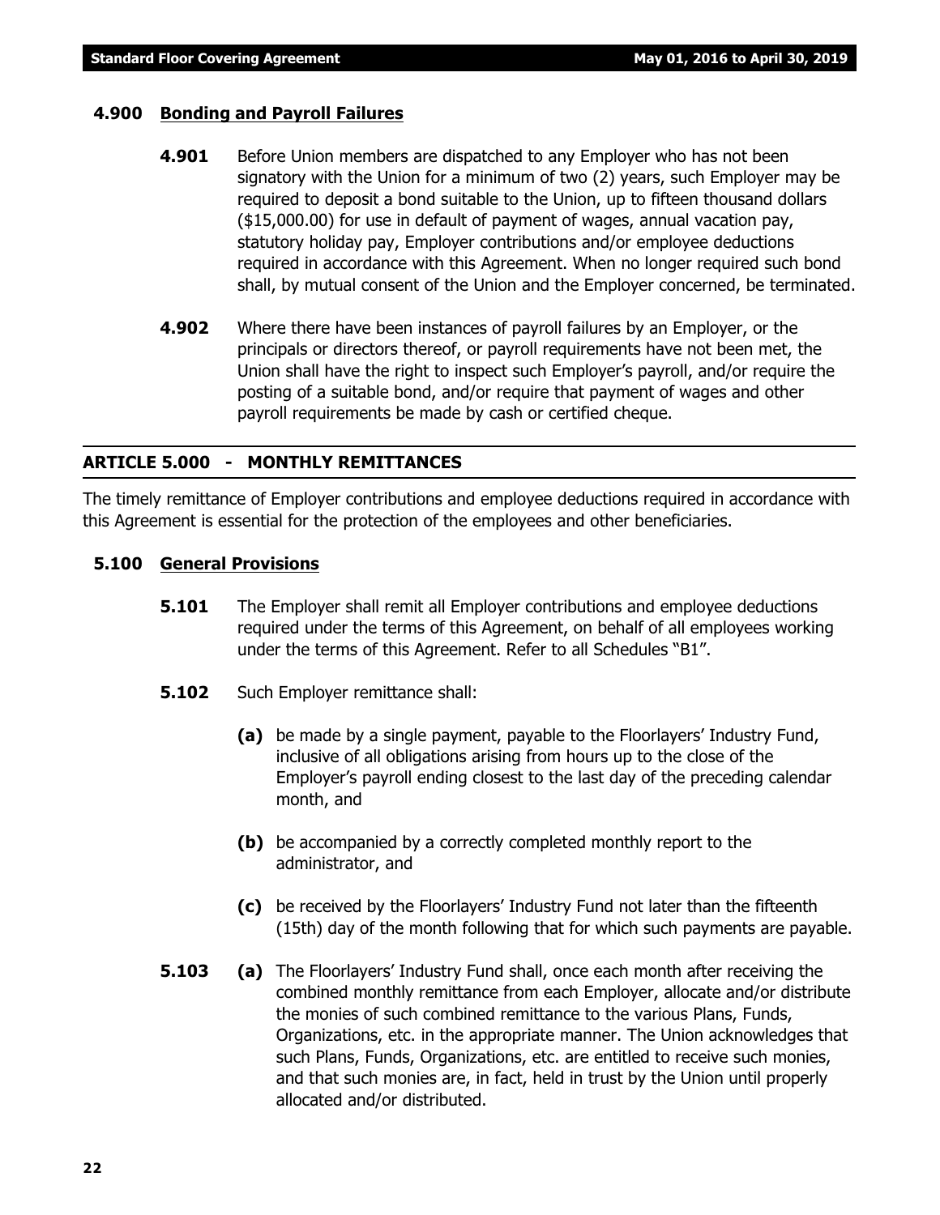### 4.900 Bonding and Payroll Failures

**4.901** Before Union members are dispatched to any Employer who has not been signatory with the Union for a minimum of two (2) years, such Employer may be required to deposit a bond suitable to the Union, up to fifteen thousand dollars ($15,000.00) for use in default of payment of wages, annual vacation pay, statutory holiday pay, Employer contributions and/or employee deductions required in accordance with this Agreement. When no longer required such bond shall, by mutual consent of the Union and the Employer concerned, be terminated.

**4.902** Where there have been instances of payroll failures by an Employer, or the principals or directors thereof, or payroll requirements have not been met, the Union shall have the right to inspect such Employer's payroll, and/or require the posting of a suitable bond, and/or require that payment of wages and other payroll requirements be made by cash or certified cheque.

## ARTICLE 5.000 - MONTHLY REMITTANCES

The timely remittance of Employer contributions and employee deductions required in accordance with this Agreement is essential for the protection of the employees and other beneficiaries.

### 5.100 General Provisions

**5.101** The Employer shall remit all Employer contributions and employee deductions required under the terms of this Agreement, on behalf of all employees working under the terms of this Agreement. Refer to all Schedules "B1".

**5.102** Such Employer remittance shall:

**(a)** be made by a single payment, payable to the Floorlayers' Industry Fund, inclusive of all obligations arising from hours up to the close of the Employer's payroll ending closest to the last day of the preceding calendar month, and

**(b)** be accompanied by a correctly completed monthly report to the administrator, and

**(c)** be received by the Floorlayers' Industry Fund not later than the fifteenth (15th) day of the month following that for which such payments are payable.

**5.103** **(a)** The Floorlayers' Industry Fund shall, once each month after receiving the combined monthly remittance from each Employer, allocate and/or distribute the monies of such combined remittance to the various Plans, Funds, Organizations, etc. in the appropriate manner. The Union acknowledges that such Plans, Funds, Organizations, etc. are entitled to receive such monies, and that such monies are, in fact, held in trust by the Union until properly allocated and/or distributed.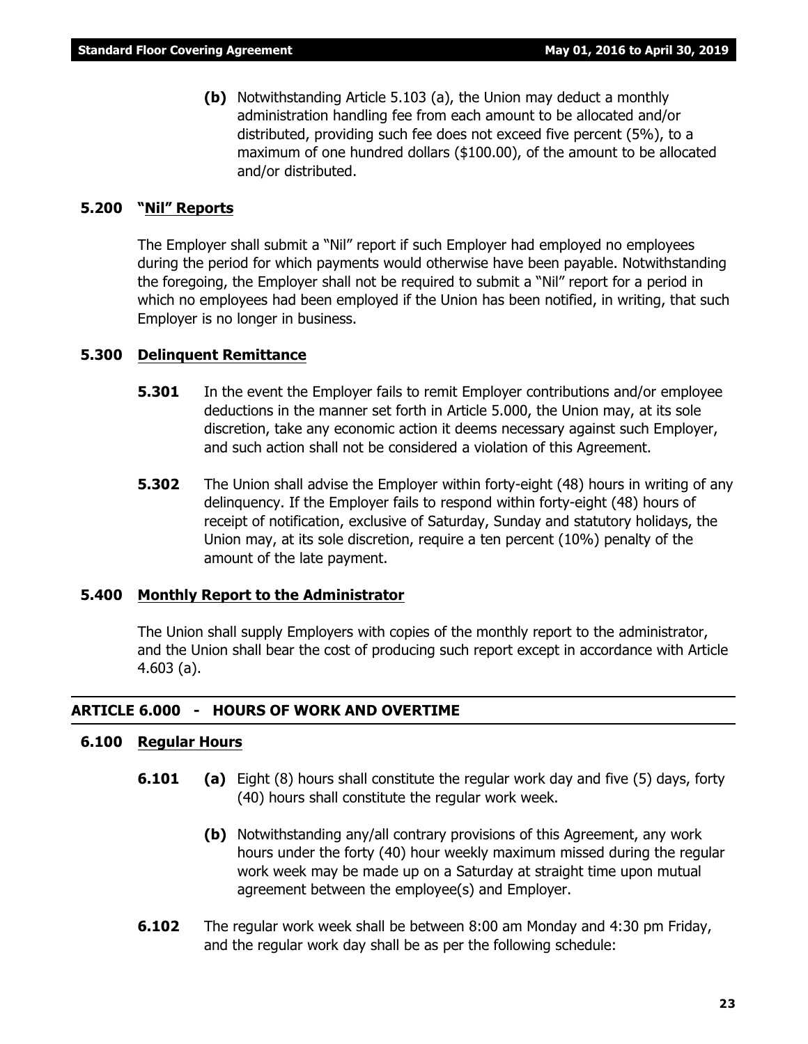**(b)** Notwithstanding Article 5.103 (a), the Union may deduct a monthly administration handling fee from each amount to be allocated and/or distributed, providing such fee does not exceed five percent (5%), to a maximum of one hundred dollars ($100.00), of the amount to be allocated and/or distributed.

### 5.200 "Nil" Reports

The Employer shall submit a "Nil" report if such Employer had employed no employees during the period for which payments would otherwise have been payable. Notwithstanding the foregoing, the Employer shall not be required to submit a "Nil" report for a period in which no employees had been employed if the Union has been notified, in writing, that such Employer is no longer in business.

### 5.300 Delinquent Remittance

**5.301** In the event the Employer fails to remit Employer contributions and/or employee deductions in the manner set forth in Article 5.000, the Union may, at its sole discretion, take any economic action it deems necessary against such Employer, and such action shall not be considered a violation of this Agreement.

**5.302** The Union shall advise the Employer within forty-eight (48) hours in writing of any delinquency. If the Employer fails to respond within forty-eight (48) hours of receipt of notification, exclusive of Saturday, Sunday and statutory holidays, the Union may, at its sole discretion, require a ten percent (10%) penalty of the amount of the late payment.

### 5.400 Monthly Report to the Administrator

The Union shall supply Employers with copies of the monthly report to the administrator, and the Union shall bear the cost of producing such report except in accordance with Article 4.603 (a).

## ARTICLE 6.000 - HOURS OF WORK AND OVERTIME

### 6.100 Regular Hours

**6.101** **(a)** Eight (8) hours shall constitute the regular work day and five (5) days, forty (40) hours shall constitute the regular work week.

**(b)** Notwithstanding any/all contrary provisions of this Agreement, any work hours under the forty (40) hour weekly maximum missed during the regular work week may be made up on a Saturday at straight time upon mutual agreement between the employee(s) and Employer.

**6.102** The regular work week shall be between 8:00 am Monday and 4:30 pm Friday, and the regular work day shall be as per the following schedule: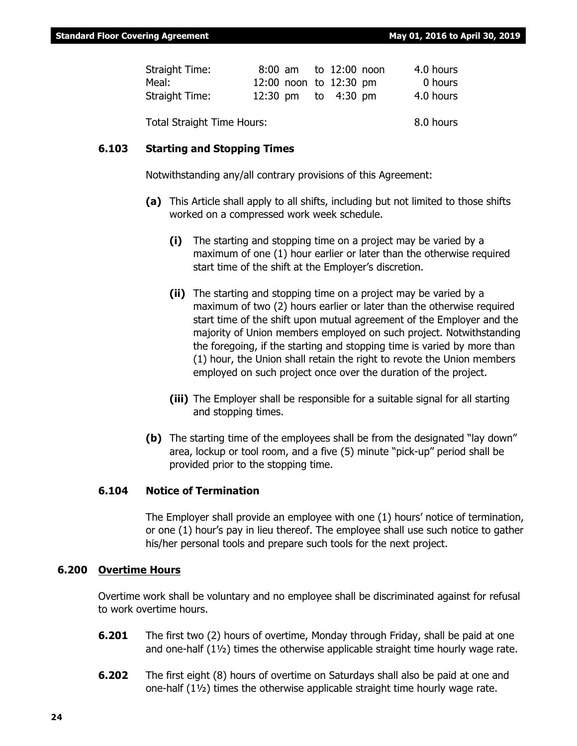| | | |
|---|---|---|
| Straight Time: | 8:00 am to 12:00 noon | 4.0 hours |
| Meal: | 12:00 noon to 12:30 pm | 0 hours |
| Straight Time: | 12:30 pm to 4:30 pm | 4.0 hours |
| | | |
| Total Straight Time Hours: | | 8.0 hours |

### 6.103 Starting and Stopping Times

Notwithstanding any/all contrary provisions of this Agreement:

**(a)** This Article shall apply to all shifts, including but not limited to those shifts worked on a compressed work week schedule.

**(i)** The starting and stopping time on a project may be varied by a maximum of one (1) hour earlier or later than the otherwise required start time of the shift at the Employer's discretion.

**(ii)** The starting and stopping time on a project may be varied by a maximum of two (2) hours earlier or later than the otherwise required start time of the shift upon mutual agreement of the Employer and the majority of Union members employed on such project. Notwithstanding the foregoing, if the starting and stopping time is varied by more than (1) hour, the Union shall retain the right to revote the Union members employed on such project once over the duration of the project.

**(iii)** The Employer shall be responsible for a suitable signal for all starting and stopping times.

**(b)** The starting time of the employees shall be from the designated "lay down" area, lockup or tool room, and a five (5) minute "pick-up" period shall be provided prior to the stopping time.

### 6.104 Notice of Termination

The Employer shall provide an employee with one (1) hours' notice of termination, or one (1) hour's pay in lieu thereof. The employee shall use such notice to gather his/her personal tools and prepare such tools for the next project.

## 6.200 Overtime Hours

Overtime work shall be voluntary and no employee shall be discriminated against for refusal to work overtime hours.

**6.201** The first two (2) hours of overtime, Monday through Friday, shall be paid at one and one-half (1½) times the otherwise applicable straight time hourly wage rate.

**6.202** The first eight (8) hours of overtime on Saturdays shall also be paid at one and one-half (1½) times the otherwise applicable straight time hourly wage rate.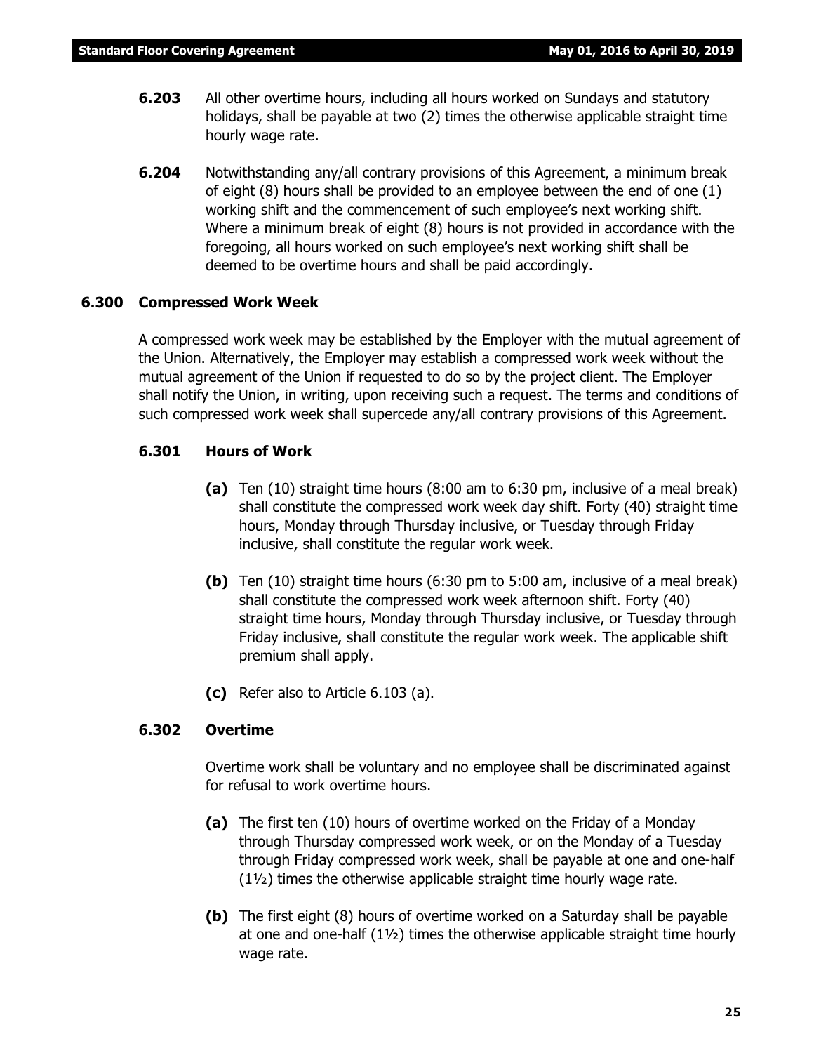**6.203** All other overtime hours, including all hours worked on Sundays and statutory holidays, shall be payable at two (2) times the otherwise applicable straight time hourly wage rate.

**6.204** Notwithstanding any/all contrary provisions of this Agreement, a minimum break of eight (8) hours shall be provided to an employee between the end of one (1) working shift and the commencement of such employee's next working shift. Where a minimum break of eight (8) hours is not provided in accordance with the foregoing, all hours worked on such employee's next working shift shall be deemed to be overtime hours and shall be paid accordingly.

### 6.300 Compressed Work Week

A compressed work week may be established by the Employer with the mutual agreement of the Union. Alternatively, the Employer may establish a compressed work week without the mutual agreement of the Union if requested to do so by the project client. The Employer shall notify the Union, in writing, upon receiving such a request. The terms and conditions of such compressed work week shall supercede any/all contrary provisions of this Agreement.

#### 6.301 Hours of Work

**(a)** Ten (10) straight time hours (8:00 am to 6:30 pm, inclusive of a meal break) shall constitute the compressed work week day shift. Forty (40) straight time hours, Monday through Thursday inclusive, or Tuesday through Friday inclusive, shall constitute the regular work week.

**(b)** Ten (10) straight time hours (6:30 pm to 5:00 am, inclusive of a meal break) shall constitute the compressed work week afternoon shift. Forty (40) straight time hours, Monday through Thursday inclusive, or Tuesday through Friday inclusive, shall constitute the regular work week. The applicable shift premium shall apply.

**(c)** Refer also to Article 6.103 (a).

#### 6.302 Overtime

Overtime work shall be voluntary and no employee shall be discriminated against for refusal to work overtime hours.

**(a)** The first ten (10) hours of overtime worked on the Friday of a Monday through Thursday compressed work week, or on the Monday of a Tuesday through Friday compressed work week, shall be payable at one and one-half (1½) times the otherwise applicable straight time hourly wage rate.

**(b)** The first eight (8) hours of overtime worked on a Saturday shall be payable at one and one-half (1½) times the otherwise applicable straight time hourly wage rate.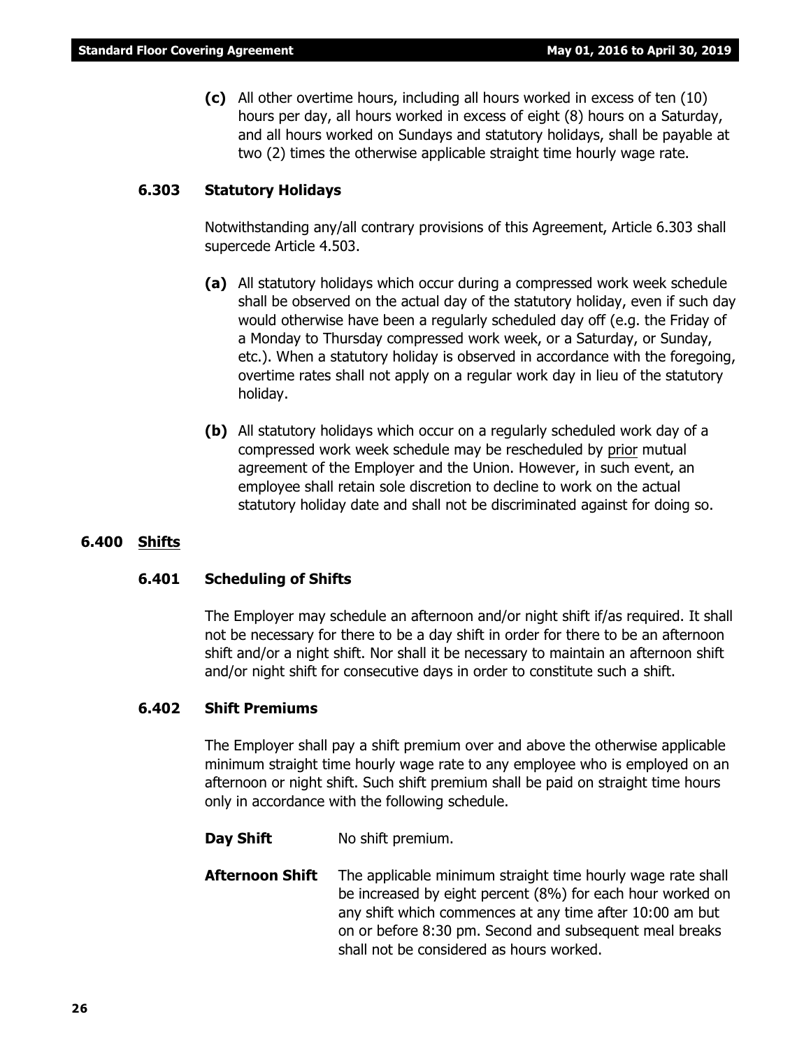**(c)** All other overtime hours, including all hours worked in excess of ten (10) hours per day, all hours worked in excess of eight (8) hours on a Saturday, and all hours worked on Sundays and statutory holidays, shall be payable at two (2) times the otherwise applicable straight time hourly wage rate.

### 6.303 Statutory Holidays

Notwithstanding any/all contrary provisions of this Agreement, Article 6.303 shall supercede Article 4.503.

**(a)** All statutory holidays which occur during a compressed work week schedule shall be observed on the actual day of the statutory holiday, even if such day would otherwise have been a regularly scheduled day off (e.g. the Friday of a Monday to Thursday compressed work week, or a Saturday, or Sunday, etc.). When a statutory holiday is observed in accordance with the foregoing, overtime rates shall not apply on a regular work day in lieu of the statutory holiday.

**(b)** All statutory holidays which occur on a regularly scheduled work day of a compressed work week schedule may be rescheduled by prior mutual agreement of the Employer and the Union. However, in such event, an employee shall retain sole discretion to decline to work on the actual statutory holiday date and shall not be discriminated against for doing so.

## 6.400 Shifts

### 6.401 Scheduling of Shifts

The Employer may schedule an afternoon and/or night shift if/as required. It shall not be necessary for there to be a day shift in order for there to be an afternoon shift and/or a night shift. Nor shall it be necessary to maintain an afternoon shift and/or night shift for consecutive days in order to constitute such a shift.

### 6.402 Shift Premiums

The Employer shall pay a shift premium over and above the otherwise applicable minimum straight time hourly wage rate to any employee who is employed on an afternoon or night shift. Such shift premium shall be paid on straight time hours only in accordance with the following schedule.

**Day Shift** No shift premium.

**Afternoon Shift** The applicable minimum straight time hourly wage rate shall be increased by eight percent (8%) for each hour worked on any shift which commences at any time after 10:00 am but on or before 8:30 pm. Second and subsequent meal breaks shall not be considered as hours worked.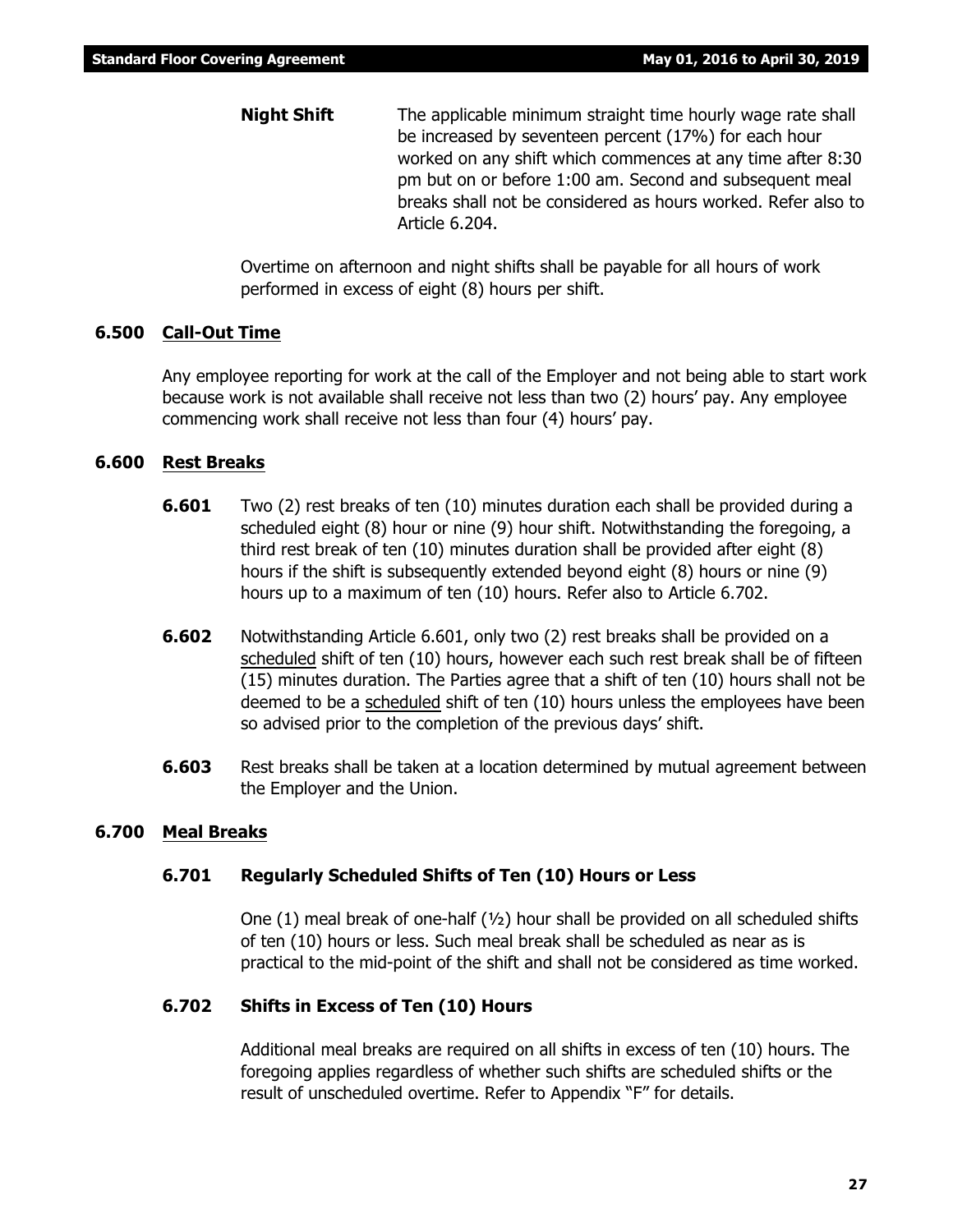**Night Shift** The applicable minimum straight time hourly wage rate shall be increased by seventeen percent (17%) for each hour worked on any shift which commences at any time after 8:30 pm but on or before 1:00 am. Second and subsequent meal breaks shall not be considered as hours worked. Refer also to Article 6.204.

Overtime on afternoon and night shifts shall be payable for all hours of work performed in excess of eight (8) hours per shift.

## 6.500 Call-Out Time

Any employee reporting for work at the call of the Employer and not being able to start work because work is not available shall receive not less than two (2) hours' pay. Any employee commencing work shall receive not less than four (4) hours' pay.

## 6.600 Rest Breaks

**6.601** Two (2) rest breaks of ten (10) minutes duration each shall be provided during a scheduled eight (8) hour or nine (9) hour shift. Notwithstanding the foregoing, a third rest break of ten (10) minutes duration shall be provided after eight (8) hours if the shift is subsequently extended beyond eight (8) hours or nine (9) hours up to a maximum of ten (10) hours. Refer also to Article 6.702.

**6.602** Notwithstanding Article 6.601, only two (2) rest breaks shall be provided on a scheduled shift of ten (10) hours, however each such rest break shall be of fifteen (15) minutes duration. The Parties agree that a shift of ten (10) hours shall not be deemed to be a scheduled shift of ten (10) hours unless the employees have been so advised prior to the completion of the previous days' shift.

**6.603** Rest breaks shall be taken at a location determined by mutual agreement between the Employer and the Union.

## 6.700 Meal Breaks

### 6.701 Regularly Scheduled Shifts of Ten (10) Hours or Less

One (1) meal break of one-half (½) hour shall be provided on all scheduled shifts of ten (10) hours or less. Such meal break shall be scheduled as near as is practical to the mid-point of the shift and shall not be considered as time worked.

### 6.702 Shifts in Excess of Ten (10) Hours

Additional meal breaks are required on all shifts in excess of ten (10) hours. The foregoing applies regardless of whether such shifts are scheduled shifts or the result of unscheduled overtime. Refer to Appendix "F" for details.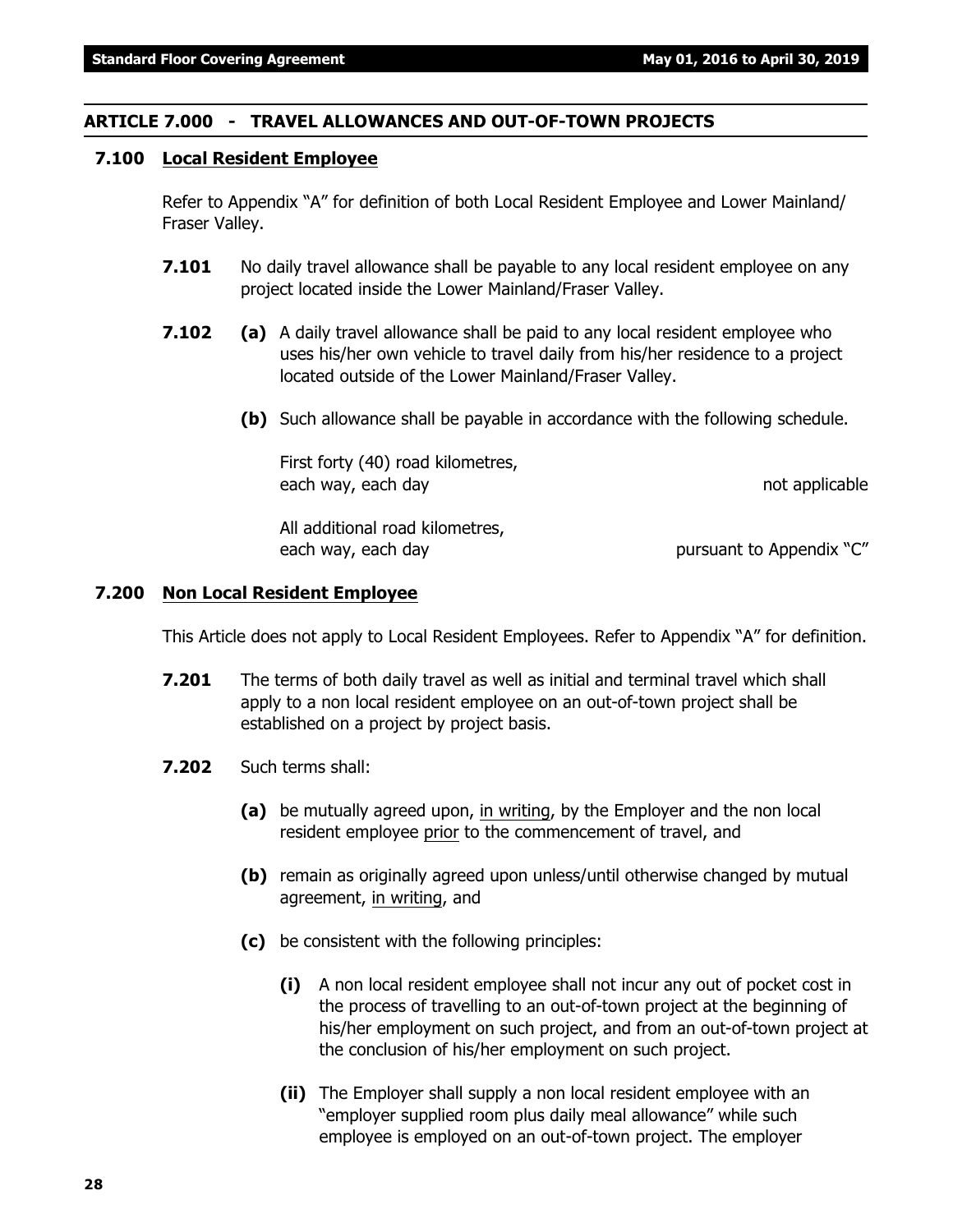## ARTICLE 7.000 - TRAVEL ALLOWANCES AND OUT-OF-TOWN PROJECTS

### 7.100 Local Resident Employee

Refer to Appendix "A" for definition of both Local Resident Employee and Lower Mainland/ Fraser Valley.

**7.101** No daily travel allowance shall be payable to any local resident employee on any project located inside the Lower Mainland/Fraser Valley.

**7.102** **(a)** A daily travel allowance shall be paid to any local resident employee who uses his/her own vehicle to travel daily from his/her residence to a project located outside of the Lower Mainland/Fraser Valley.

**(b)** Such allowance shall be payable in accordance with the following schedule.

| | |
|---|---|
| First forty (40) road kilometres, each way, each day | not applicable |
| All additional road kilometres, each way, each day | pursuant to Appendix "C" |

### 7.200 Non Local Resident Employee

This Article does not apply to Local Resident Employees. Refer to Appendix "A" for definition.

**7.201** The terms of both daily travel as well as initial and terminal travel which shall apply to a non local resident employee on an out-of-town project shall be established on a project by project basis.

**7.202** Such terms shall:

**(a)** be mutually agreed upon, in writing, by the Employer and the non local resident employee prior to the commencement of travel, and

**(b)** remain as originally agreed upon unless/until otherwise changed by mutual agreement, in writing, and

**(c)** be consistent with the following principles:

**(i)** A non local resident employee shall not incur any out of pocket cost in the process of travelling to an out-of-town project at the beginning of his/her employment on such project, and from an out-of-town project at the conclusion of his/her employment on such project.

**(ii)** The Employer shall supply a non local resident employee with an "employer supplied room plus daily meal allowance" while such employee is employed on an out-of-town project. The employer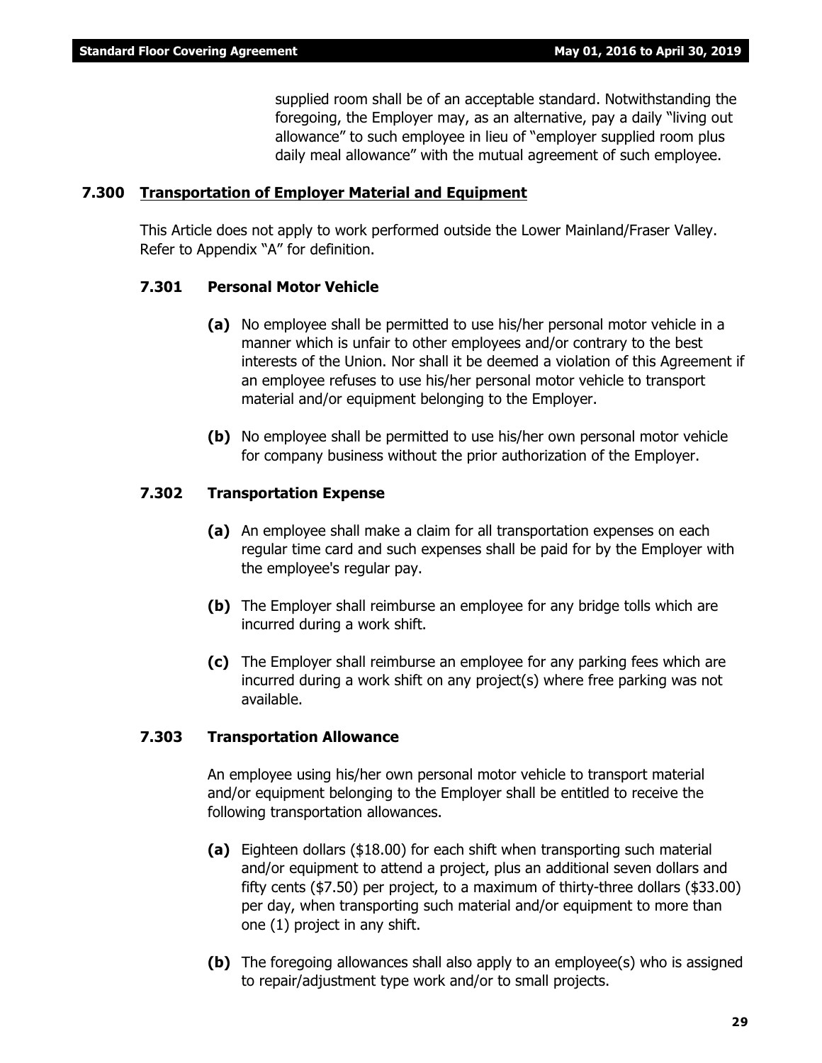supplied room shall be of an acceptable standard. Notwithstanding the foregoing, the Employer may, as an alternative, pay a daily "living out allowance" to such employee in lieu of "employer supplied room plus daily meal allowance" with the mutual agreement of such employee.

## 7.300 Transportation of Employer Material and Equipment

This Article does not apply to work performed outside the Lower Mainland/Fraser Valley. Refer to Appendix "A" for definition.

### 7.301 Personal Motor Vehicle

**(a)** No employee shall be permitted to use his/her personal motor vehicle in a manner which is unfair to other employees and/or contrary to the best interests of the Union. Nor shall it be deemed a violation of this Agreement if an employee refuses to use his/her personal motor vehicle to transport material and/or equipment belonging to the Employer.

**(b)** No employee shall be permitted to use his/her own personal motor vehicle for company business without the prior authorization of the Employer.

### 7.302 Transportation Expense

**(a)** An employee shall make a claim for all transportation expenses on each regular time card and such expenses shall be paid for by the Employer with the employee's regular pay.

**(b)** The Employer shall reimburse an employee for any bridge tolls which are incurred during a work shift.

**(c)** The Employer shall reimburse an employee for any parking fees which are incurred during a work shift on any project(s) where free parking was not available.

### 7.303 Transportation Allowance

An employee using his/her own personal motor vehicle to transport material and/or equipment belonging to the Employer shall be entitled to receive the following transportation allowances.

**(a)** Eighteen dollars ($18.00) for each shift when transporting such material and/or equipment to attend a project, plus an additional seven dollars and fifty cents ($7.50) per project, to a maximum of thirty-three dollars ($33.00) per day, when transporting such material and/or equipment to more than one (1) project in any shift.

**(b)** The foregoing allowances shall also apply to an employee(s) who is assigned to repair/adjustment type work and/or to small projects.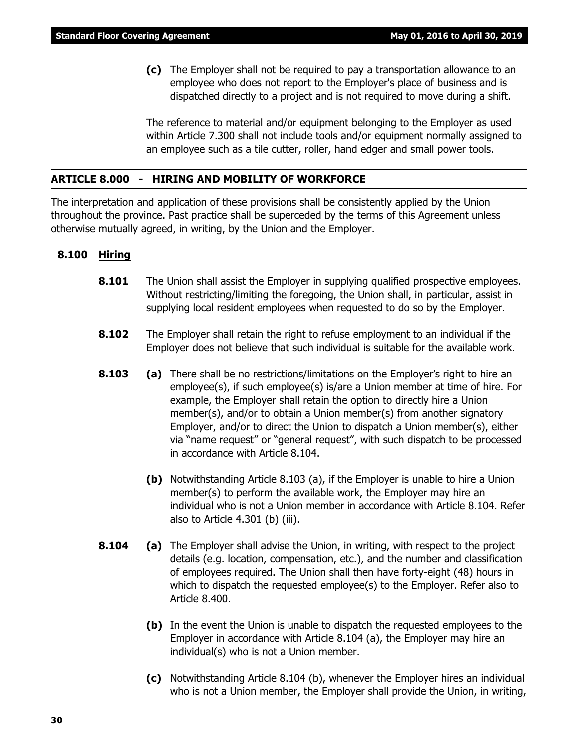**(c)** The Employer shall not be required to pay a transportation allowance to an employee who does not report to the Employer's place of business and is dispatched directly to a project and is not required to move during a shift.

The reference to material and/or equipment belonging to the Employer as used within Article 7.300 shall not include tools and/or equipment normally assigned to an employee such as a tile cutter, roller, hand edger and small power tools.

## ARTICLE 8.000 - HIRING AND MOBILITY OF WORKFORCE

The interpretation and application of these provisions shall be consistently applied by the Union throughout the province. Past practice shall be superceded by the terms of this Agreement unless otherwise mutually agreed, in writing, by the Union and the Employer.

### 8.100 Hiring

**8.101** The Union shall assist the Employer in supplying qualified prospective employees. Without restricting/limiting the foregoing, the Union shall, in particular, assist in supplying local resident employees when requested to do so by the Employer.

**8.102** The Employer shall retain the right to refuse employment to an individual if the Employer does not believe that such individual is suitable for the available work.

**8.103** **(a)** There shall be no restrictions/limitations on the Employer's right to hire an employee(s), if such employee(s) is/are a Union member at time of hire. For example, the Employer shall retain the option to directly hire a Union member(s), and/or to obtain a Union member(s) from another signatory Employer, and/or to direct the Union to dispatch a Union member(s), either via "name request" or "general request", with such dispatch to be processed in accordance with Article 8.104.

**(b)** Notwithstanding Article 8.103 (a), if the Employer is unable to hire a Union member(s) to perform the available work, the Employer may hire an individual who is not a Union member in accordance with Article 8.104. Refer also to Article 4.301 (b) (iii).

**8.104** **(a)** The Employer shall advise the Union, in writing, with respect to the project details (e.g. location, compensation, etc.), and the number and classification of employees required. The Union shall then have forty-eight (48) hours in which to dispatch the requested employee(s) to the Employer. Refer also to Article 8.400.

**(b)** In the event the Union is unable to dispatch the requested employees to the Employer in accordance with Article 8.104 (a), the Employer may hire an individual(s) who is not a Union member.

**(c)** Notwithstanding Article 8.104 (b), whenever the Employer hires an individual who is not a Union member, the Employer shall provide the Union, in writing,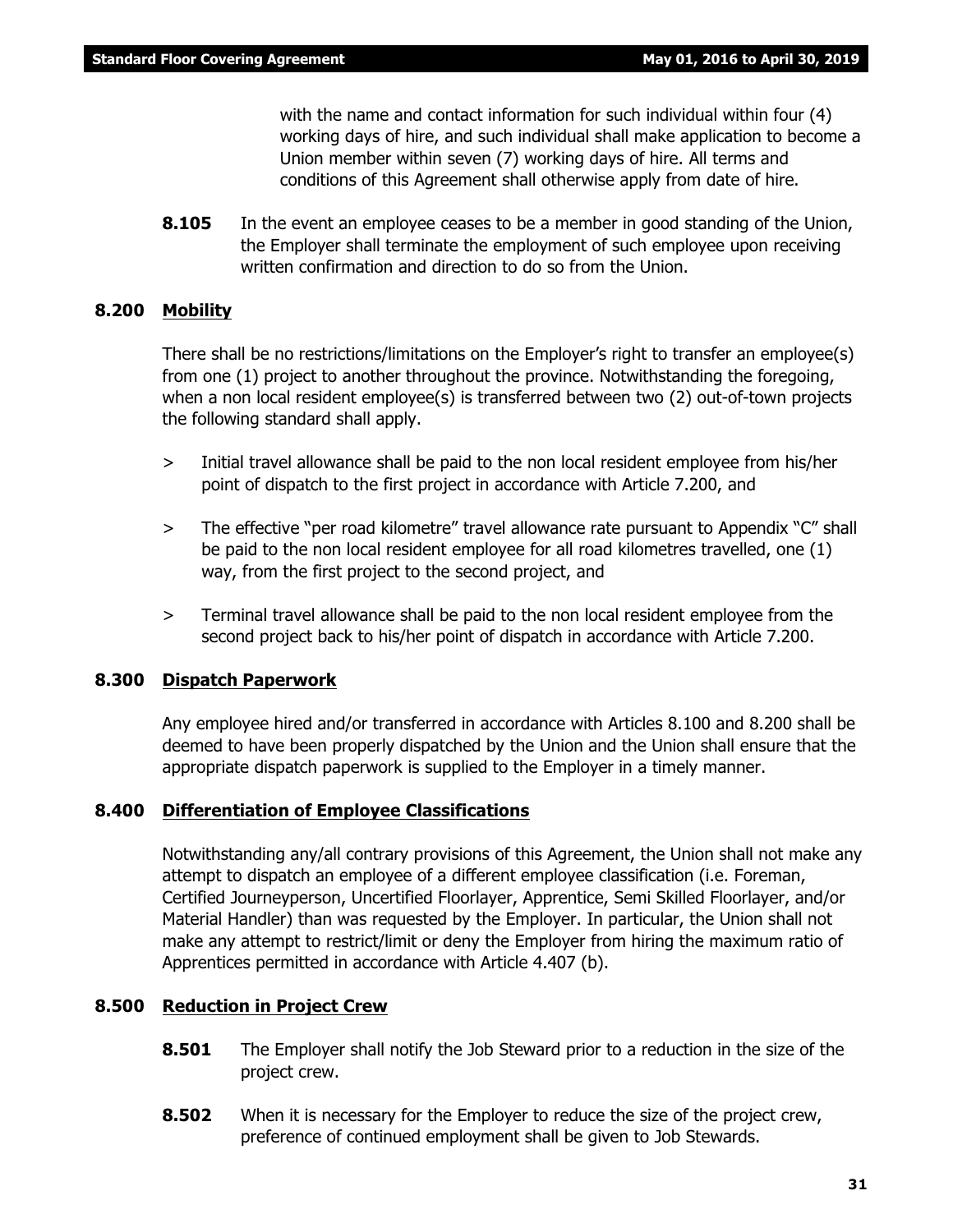with the name and contact information for such individual within four (4) working days of hire, and such individual shall make application to become a Union member within seven (7) working days of hire. All terms and conditions of this Agreement shall otherwise apply from date of hire.

**8.105** In the event an employee ceases to be a member in good standing of the Union, the Employer shall terminate the employment of such employee upon receiving written confirmation and direction to do so from the Union.

## 8.200 Mobility

There shall be no restrictions/limitations on the Employer's right to transfer an employee(s) from one (1) project to another throughout the province. Notwithstanding the foregoing, when a non local resident employee(s) is transferred between two (2) out-of-town projects the following standard shall apply.

> Initial travel allowance shall be paid to the non local resident employee from his/her point of dispatch to the first project in accordance with Article 7.200, and

> The effective "per road kilometre" travel allowance rate pursuant to Appendix "C" shall be paid to the non local resident employee for all road kilometres travelled, one (1) way, from the first project to the second project, and

> Terminal travel allowance shall be paid to the non local resident employee from the second project back to his/her point of dispatch in accordance with Article 7.200.

## 8.300 Dispatch Paperwork

Any employee hired and/or transferred in accordance with Articles 8.100 and 8.200 shall be deemed to have been properly dispatched by the Union and the Union shall ensure that the appropriate dispatch paperwork is supplied to the Employer in a timely manner.

## 8.400 Differentiation of Employee Classifications

Notwithstanding any/all contrary provisions of this Agreement, the Union shall not make any attempt to dispatch an employee of a different employee classification (i.e. Foreman, Certified Journeyperson, Uncertified Floorlayer, Apprentice, Semi Skilled Floorlayer, and/or Material Handler) than was requested by the Employer. In particular, the Union shall not make any attempt to restrict/limit or deny the Employer from hiring the maximum ratio of Apprentices permitted in accordance with Article 4.407 (b).

## 8.500 Reduction in Project Crew

**8.501** The Employer shall notify the Job Steward prior to a reduction in the size of the project crew.

**8.502** When it is necessary for the Employer to reduce the size of the project crew, preference of continued employment shall be given to Job Stewards.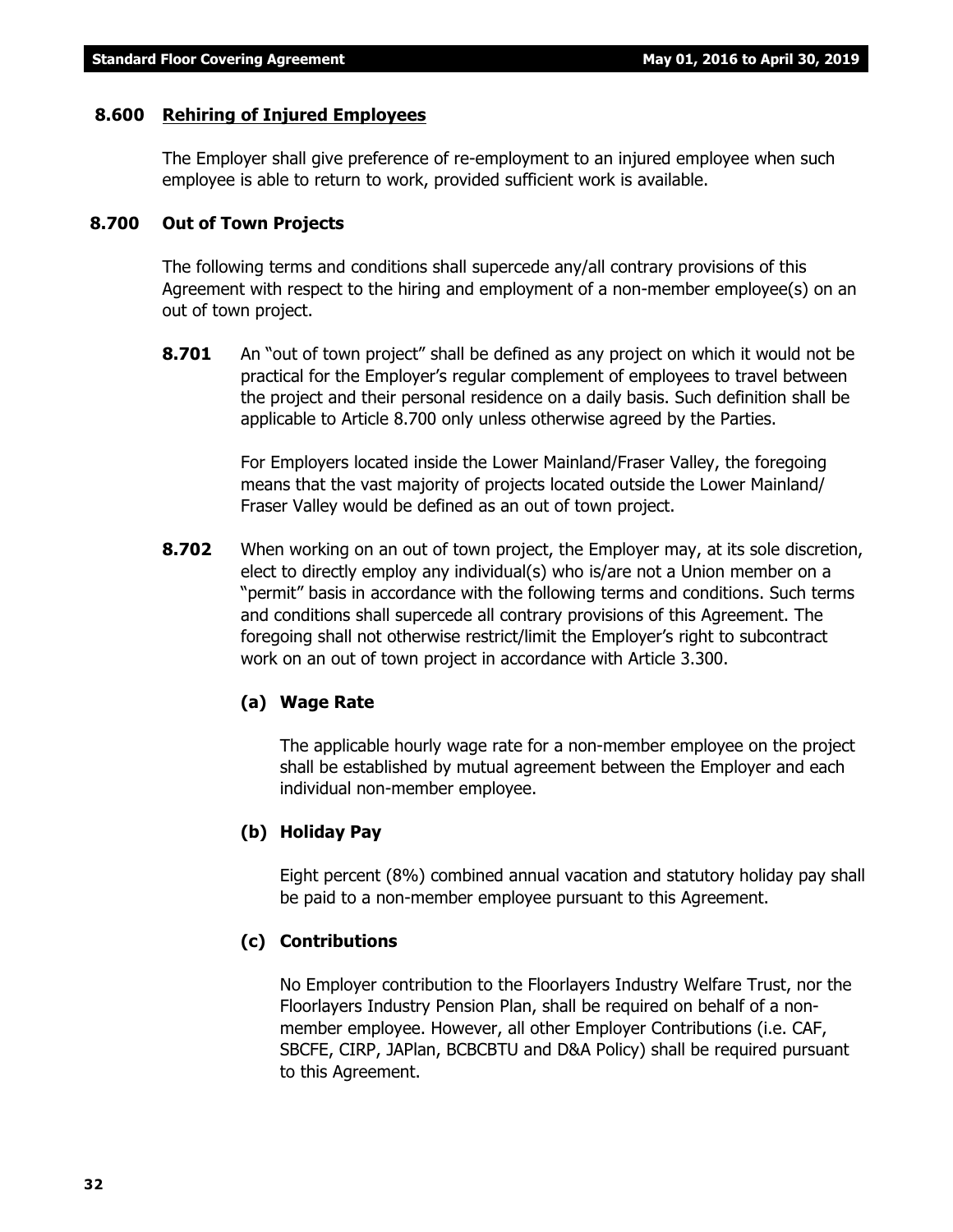### 8.600 Rehiring of Injured Employees

The Employer shall give preference of re-employment to an injured employee when such employee is able to return to work, provided sufficient work is available.

### 8.700 Out of Town Projects

The following terms and conditions shall supercede any/all contrary provisions of this Agreement with respect to the hiring and employment of a non-member employee(s) on an out of town project.

**8.701** An "out of town project" shall be defined as any project on which it would not be practical for the Employer's regular complement of employees to travel between the project and their personal residence on a daily basis. Such definition shall be applicable to Article 8.700 only unless otherwise agreed by the Parties.

For Employers located inside the Lower Mainland/Fraser Valley, the foregoing means that the vast majority of projects located outside the Lower Mainland/ Fraser Valley would be defined as an out of town project.

**8.702** When working on an out of town project, the Employer may, at its sole discretion, elect to directly employ any individual(s) who is/are not a Union member on a "permit" basis in accordance with the following terms and conditions. Such terms and conditions shall supercede all contrary provisions of this Agreement. The foregoing shall not otherwise restrict/limit the Employer's right to subcontract work on an out of town project in accordance with Article 3.300.

**(a) Wage Rate**

The applicable hourly wage rate for a non-member employee on the project shall be established by mutual agreement between the Employer and each individual non-member employee.

**(b) Holiday Pay**

Eight percent (8%) combined annual vacation and statutory holiday pay shall be paid to a non-member employee pursuant to this Agreement.

**(c) Contributions**

No Employer contribution to the Floorlayers Industry Welfare Trust, nor the Floorlayers Industry Pension Plan, shall be required on behalf of a non-member employee. However, all other Employer Contributions (i.e. CAF, SBCFE, CIRP, JAPlan, BCBCBTU and D&A Policy) shall be required pursuant to this Agreement.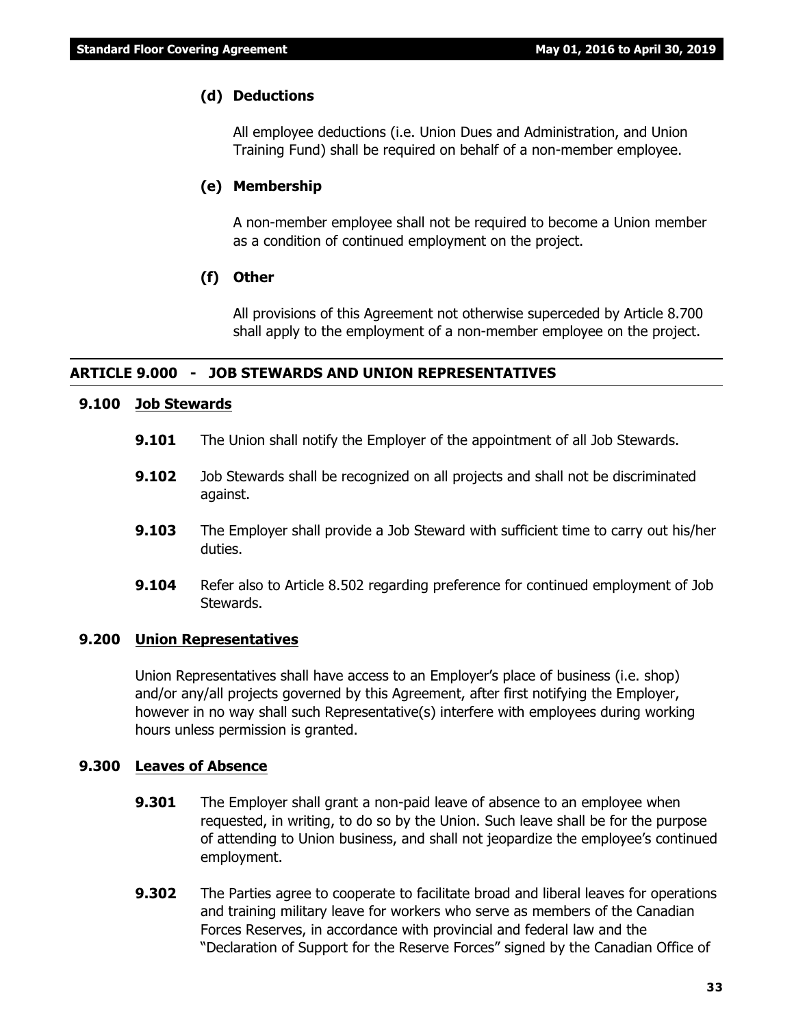**(d) Deductions**

All employee deductions (i.e. Union Dues and Administration, and Union Training Fund) shall be required on behalf of a non-member employee.

**(e) Membership**

A non-member employee shall not be required to become a Union member as a condition of continued employment on the project.

**(f) Other**

All provisions of this Agreement not otherwise superceded by Article 8.700 shall apply to the employment of a non-member employee on the project.

## ARTICLE 9.000 - JOB STEWARDS AND UNION REPRESENTATIVES

### 9.100 Job Stewards

**9.101** The Union shall notify the Employer of the appointment of all Job Stewards.

**9.102** Job Stewards shall be recognized on all projects and shall not be discriminated against.

**9.103** The Employer shall provide a Job Steward with sufficient time to carry out his/her duties.

**9.104** Refer also to Article 8.502 regarding preference for continued employment of Job Stewards.

### 9.200 Union Representatives

Union Representatives shall have access to an Employer's place of business (i.e. shop) and/or any/all projects governed by this Agreement, after first notifying the Employer, however in no way shall such Representative(s) interfere with employees during working hours unless permission is granted.

### 9.300 Leaves of Absence

**9.301** The Employer shall grant a non-paid leave of absence to an employee when requested, in writing, to do so by the Union. Such leave shall be for the purpose of attending to Union business, and shall not jeopardize the employee's continued employment.

**9.302** The Parties agree to cooperate to facilitate broad and liberal leaves for operations and training military leave for workers who serve as members of the Canadian Forces Reserves, in accordance with provincial and federal law and the "Declaration of Support for the Reserve Forces" signed by the Canadian Office of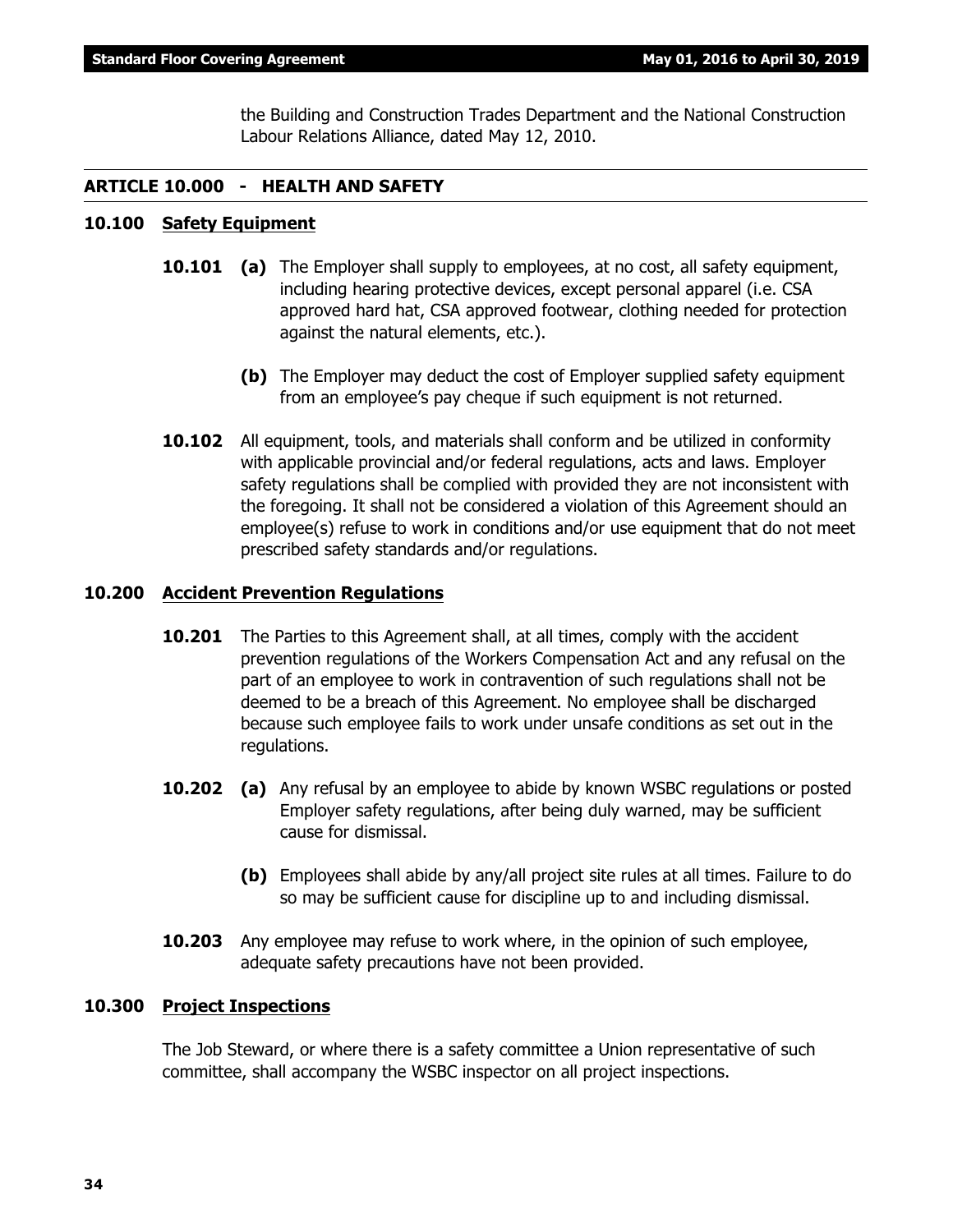the Building and Construction Trades Department and the National Construction Labour Relations Alliance, dated May 12, 2010.

## ARTICLE 10.000 - HEALTH AND SAFETY

### 10.100 Safety Equipment

**10.101** **(a)** The Employer shall supply to employees, at no cost, all safety equipment, including hearing protective devices, except personal apparel (i.e. CSA approved hard hat, CSA approved footwear, clothing needed for protection against the natural elements, etc.).

**(b)** The Employer may deduct the cost of Employer supplied safety equipment from an employee's pay cheque if such equipment is not returned.

**10.102** All equipment, tools, and materials shall conform and be utilized in conformity with applicable provincial and/or federal regulations, acts and laws. Employer safety regulations shall be complied with provided they are not inconsistent with the foregoing. It shall not be considered a violation of this Agreement should an employee(s) refuse to work in conditions and/or use equipment that do not meet prescribed safety standards and/or regulations.

### 10.200 Accident Prevention Regulations

**10.201** The Parties to this Agreement shall, at all times, comply with the accident prevention regulations of the Workers Compensation Act and any refusal on the part of an employee to work in contravention of such regulations shall not be deemed to be a breach of this Agreement. No employee shall be discharged because such employee fails to work under unsafe conditions as set out in the regulations.

**10.202** **(a)** Any refusal by an employee to abide by known WSBC regulations or posted Employer safety regulations, after being duly warned, may be sufficient cause for dismissal.

**(b)** Employees shall abide by any/all project site rules at all times. Failure to do so may be sufficient cause for discipline up to and including dismissal.

**10.203** Any employee may refuse to work where, in the opinion of such employee, adequate safety precautions have not been provided.

### 10.300 Project Inspections

The Job Steward, or where there is a safety committee a Union representative of such committee, shall accompany the WSBC inspector on all project inspections.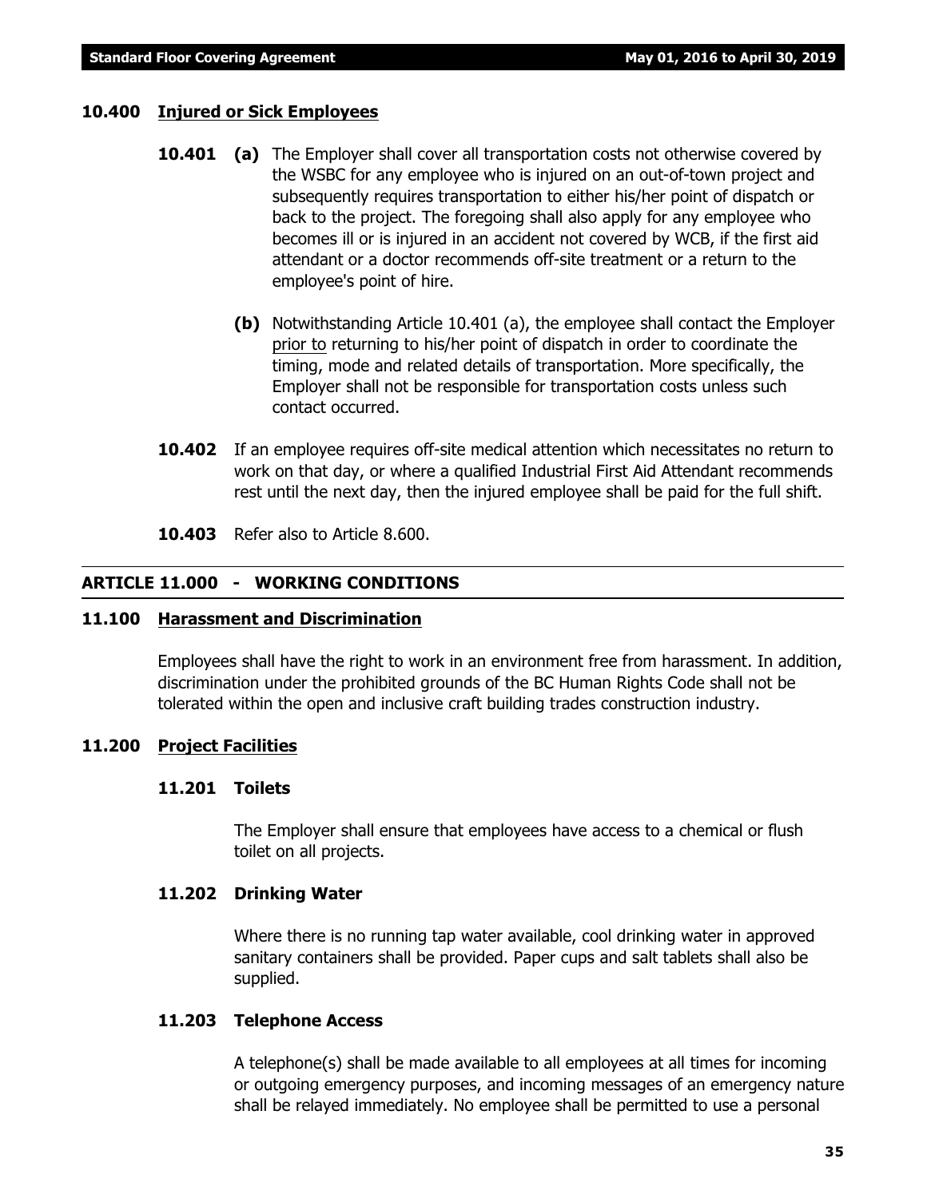### 10.400 Injured or Sick Employees

**10.401** **(a)** The Employer shall cover all transportation costs not otherwise covered by the WSBC for any employee who is injured on an out-of-town project and subsequently requires transportation to either his/her point of dispatch or back to the project. The foregoing shall also apply for any employee who becomes ill or is injured in an accident not covered by WCB, if the first aid attendant or a doctor recommends off-site treatment or a return to the employee's point of hire.

**(b)** Notwithstanding Article 10.401 (a), the employee shall contact the Employer <u>prior to</u> returning to his/her point of dispatch in order to coordinate the timing, mode and related details of transportation. More specifically, the Employer shall not be responsible for transportation costs unless such contact occurred.

**10.402** If an employee requires off-site medical attention which necessitates no return to work on that day, or where a qualified Industrial First Aid Attendant recommends rest until the next day, then the injured employee shall be paid for the full shift.

**10.403** Refer also to Article 8.600.

## ARTICLE 11.000 - WORKING CONDITIONS

### 11.100 Harassment and Discrimination

Employees shall have the right to work in an environment free from harassment. In addition, discrimination under the prohibited grounds of the BC Human Rights Code shall not be tolerated within the open and inclusive craft building trades construction industry.

### 11.200 Project Facilities

#### 11.201 Toilets

The Employer shall ensure that employees have access to a chemical or flush toilet on all projects.

#### 11.202 Drinking Water

Where there is no running tap water available, cool drinking water in approved sanitary containers shall be provided. Paper cups and salt tablets shall also be supplied.

#### 11.203 Telephone Access

A telephone(s) shall be made available to all employees at all times for incoming or outgoing emergency purposes, and incoming messages of an emergency nature shall be relayed immediately. No employee shall be permitted to use a personal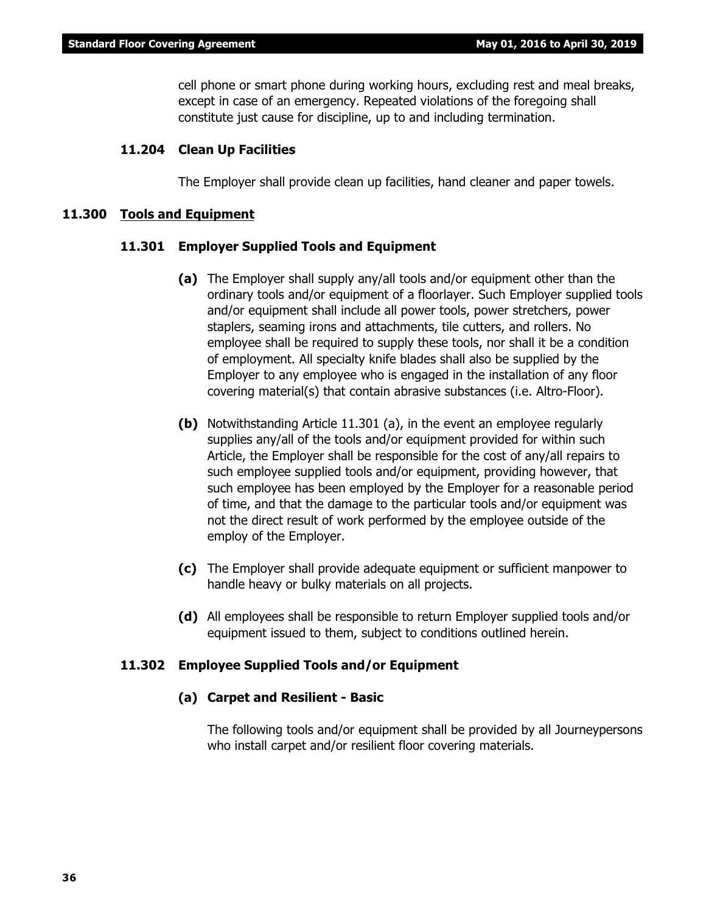cell phone or smart phone during working hours, excluding rest and meal breaks, except in case of an emergency. Repeated violations of the foregoing shall constitute just cause for discipline, up to and including termination.

### 11.204 Clean Up Facilities

The Employer shall provide clean up facilities, hand cleaner and paper towels.

## 11.300 Tools and Equipment

### 11.301 Employer Supplied Tools and Equipment

**(a)** The Employer shall supply any/all tools and/or equipment other than the ordinary tools and/or equipment of a floorlayer. Such Employer supplied tools and/or equipment shall include all power tools, power stretchers, power staplers, seaming irons and attachments, tile cutters, and rollers. No employee shall be required to supply these tools, nor shall it be a condition of employment. All specialty knife blades shall also be supplied by the Employer to any employee who is engaged in the installation of any floor covering material(s) that contain abrasive substances (i.e. Altro-Floor).

**(b)** Notwithstanding Article 11.301 (a), in the event an employee regularly supplies any/all of the tools and/or equipment provided for within such Article, the Employer shall be responsible for the cost of any/all repairs to such employee supplied tools and/or equipment, providing however, that such employee has been employed by the Employer for a reasonable period of time, and that the damage to the particular tools and/or equipment was not the direct result of work performed by the employee outside of the employ of the Employer.

**(c)** The Employer shall provide adequate equipment or sufficient manpower to handle heavy or bulky materials on all projects.

**(d)** All employees shall be responsible to return Employer supplied tools and/or equipment issued to them, subject to conditions outlined herein.

### 11.302 Employee Supplied Tools and/or Equipment

**(a) Carpet and Resilient - Basic**

The following tools and/or equipment shall be provided by all Journeypersons who install carpet and/or resilient floor covering materials.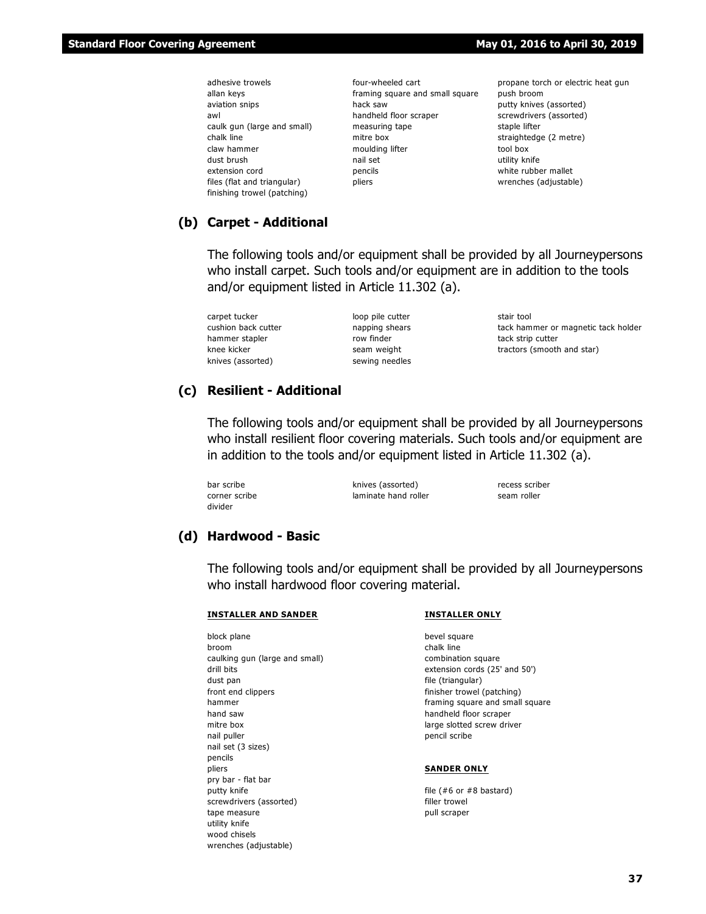- adhesive trowels
- allan keys
- aviation snips
- awl
- caulk gun (large and small)
- chalk line
- claw hammer
- dust brush
- extension cord
- files (flat and triangular)
- finishing trowel (patching)
- four-wheeled cart
- framing square and small square
- hack saw
- handheld floor scraper
- measuring tape
- mitre box
- moulding lifter
- nail set
- pencils
- pliers
- propane torch or electric heat gun
- push broom
- putty knives (assorted)
- screwdrivers (assorted)
- staple lifter
- straightedge (2 metre)
- tool box
- utility knife
- white rubber mallet
- wrenches (adjustable)

## (b) Carpet - Additional

The following tools and/or equipment shall be provided by all Journeypersons who install carpet. Such tools and/or equipment are in addition to the tools and/or equipment listed in Article 11.302 (a).

- carpet tucker
- cushion back cutter
- hammer stapler
- knee kicker
- knives (assorted)
- loop pile cutter
- napping shears
- row finder
- seam weight
- sewing needles
- stair tool
- tack hammer or magnetic tack holder
- tack strip cutter
- tractors (smooth and star)

## (c) Resilient - Additional

The following tools and/or equipment shall be provided by all Journeypersons who install resilient floor covering materials. Such tools and/or equipment are in addition to the tools and/or equipment listed in Article 11.302 (a).

- bar scribe
- corner scribe
- divider
- knives (assorted)
- laminate hand roller
- recess scriber
- seam roller

## (d) Hardwood - Basic

The following tools and/or equipment shall be provided by all Journeypersons who install hardwood floor covering material.

**INSTALLER AND SANDER**

- block plane
- broom
- caulking gun (large and small)
- drill bits
- dust pan
- front end clippers
- hammer
- hand saw
- mitre box
- nail puller
- nail set (3 sizes)
- pencils
- pliers
- pry bar - flat bar
- putty knife
- screwdrivers (assorted)
- tape measure
- utility knife
- wood chisels
- wrenches (adjustable)

**INSTALLER ONLY**

- bevel square
- chalk line
- combination square
- extension cords (25' and 50')
- file (triangular)
- finisher trowel (patching)
- framing square and small square
- handheld floor scraper
- large slotted screw driver
- pencil scribe

**SANDER ONLY**

- file (#6 or #8 bastard)
- filler trowel
- pull scraper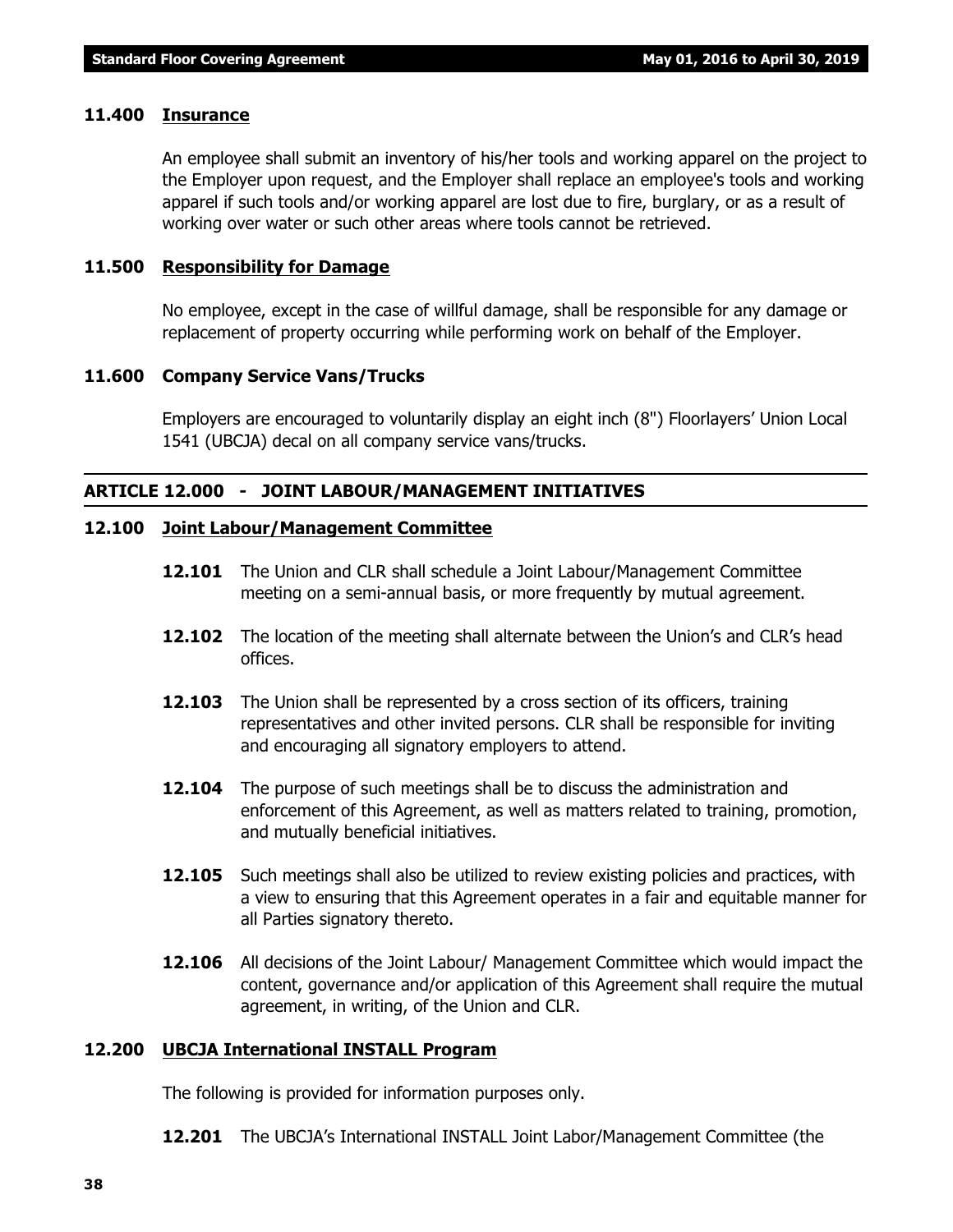### 11.400 Insurance

An employee shall submit an inventory of his/her tools and working apparel on the project to the Employer upon request, and the Employer shall replace an employee's tools and working apparel if such tools and/or working apparel are lost due to fire, burglary, or as a result of working over water or such other areas where tools cannot be retrieved.

### 11.500 Responsibility for Damage

No employee, except in the case of willful damage, shall be responsible for any damage or replacement of property occurring while performing work on behalf of the Employer.

### 11.600 Company Service Vans/Trucks

Employers are encouraged to voluntarily display an eight inch (8") Floorlayers' Union Local 1541 (UBCJA) decal on all company service vans/trucks.

## ARTICLE 12.000 - JOINT LABOUR/MANAGEMENT INITIATIVES

### 12.100 Joint Labour/Management Committee

**12.101** The Union and CLR shall schedule a Joint Labour/Management Committee meeting on a semi-annual basis, or more frequently by mutual agreement.

**12.102** The location of the meeting shall alternate between the Union's and CLR's head offices.

**12.103** The Union shall be represented by a cross section of its officers, training representatives and other invited persons. CLR shall be responsible for inviting and encouraging all signatory employers to attend.

**12.104** The purpose of such meetings shall be to discuss the administration and enforcement of this Agreement, as well as matters related to training, promotion, and mutually beneficial initiatives.

**12.105** Such meetings shall also be utilized to review existing policies and practices, with a view to ensuring that this Agreement operates in a fair and equitable manner for all Parties signatory thereto.

**12.106** All decisions of the Joint Labour/ Management Committee which would impact the content, governance and/or application of this Agreement shall require the mutual agreement, in writing, of the Union and CLR.

### 12.200 UBCJA International INSTALL Program

The following is provided for information purposes only.

**12.201** The UBCJA's International INSTALL Joint Labor/Management Committee (the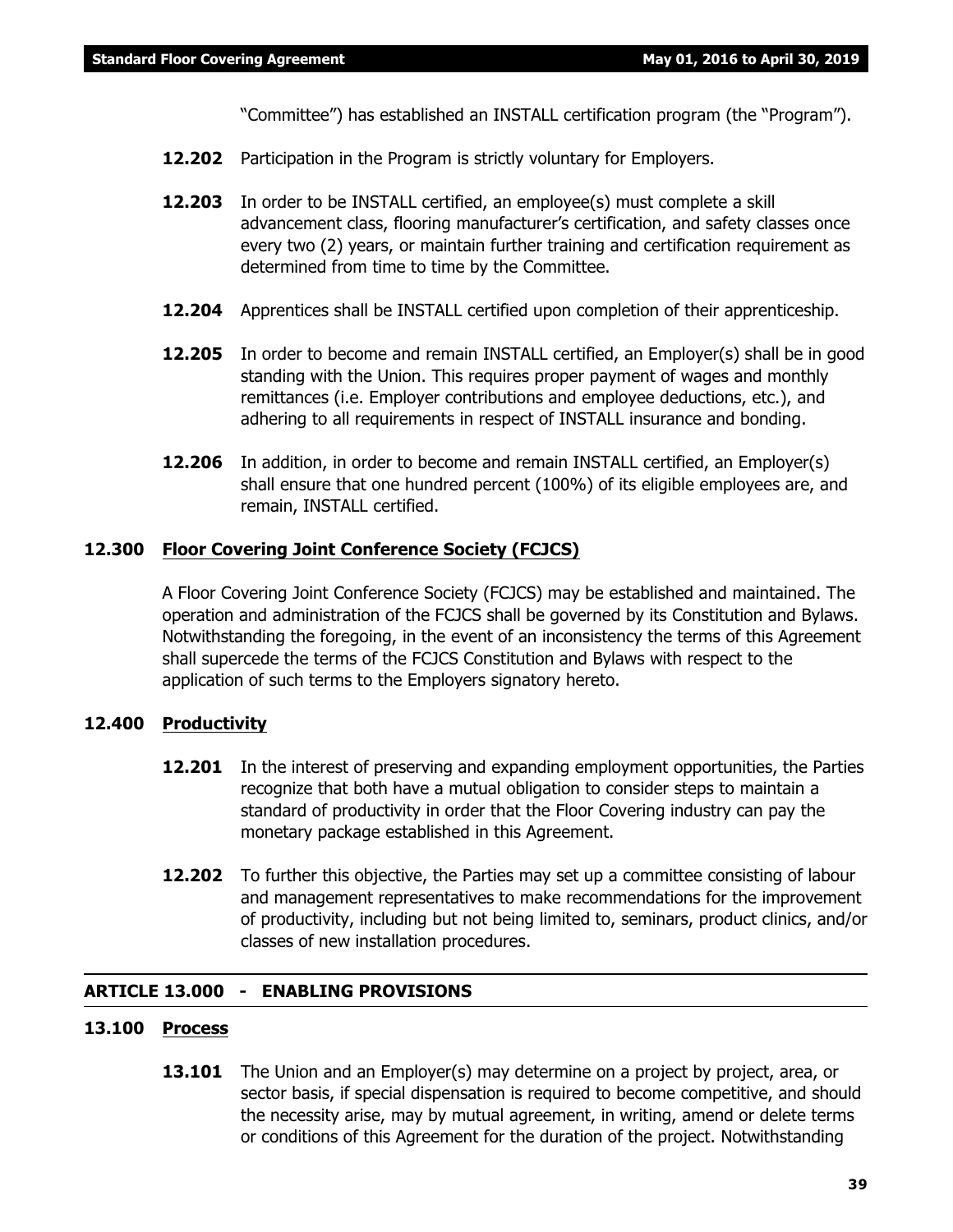"Committee") has established an INSTALL certification program (the "Program").

**12.202** Participation in the Program is strictly voluntary for Employers.

**12.203** In order to be INSTALL certified, an employee(s) must complete a skill advancement class, flooring manufacturer's certification, and safety classes once every two (2) years, or maintain further training and certification requirement as determined from time to time by the Committee.

**12.204** Apprentices shall be INSTALL certified upon completion of their apprenticeship.

**12.205** In order to become and remain INSTALL certified, an Employer(s) shall be in good standing with the Union. This requires proper payment of wages and monthly remittances (i.e. Employer contributions and employee deductions, etc.), and adhering to all requirements in respect of INSTALL insurance and bonding.

**12.206** In addition, in order to become and remain INSTALL certified, an Employer(s) shall ensure that one hundred percent (100%) of its eligible employees are, and remain, INSTALL certified.

### 12.300 Floor Covering Joint Conference Society (FCJCS)

A Floor Covering Joint Conference Society (FCJCS) may be established and maintained. The operation and administration of the FCJCS shall be governed by its Constitution and Bylaws. Notwithstanding the foregoing, in the event of an inconsistency the terms of this Agreement shall supercede the terms of the FCJCS Constitution and Bylaws with respect to the application of such terms to the Employers signatory hereto.

### 12.400 Productivity

**12.201** In the interest of preserving and expanding employment opportunities, the Parties recognize that both have a mutual obligation to consider steps to maintain a standard of productivity in order that the Floor Covering industry can pay the monetary package established in this Agreement.

**12.202** To further this objective, the Parties may set up a committee consisting of labour and management representatives to make recommendations for the improvement of productivity, including but not being limited to, seminars, product clinics, and/or classes of new installation procedures.

## ARTICLE 13.000 - ENABLING PROVISIONS

### 13.100 Process

**13.101** The Union and an Employer(s) may determine on a project by project, area, or sector basis, if special dispensation is required to become competitive, and should the necessity arise, may by mutual agreement, in writing, amend or delete terms or conditions of this Agreement for the duration of the project. Notwithstanding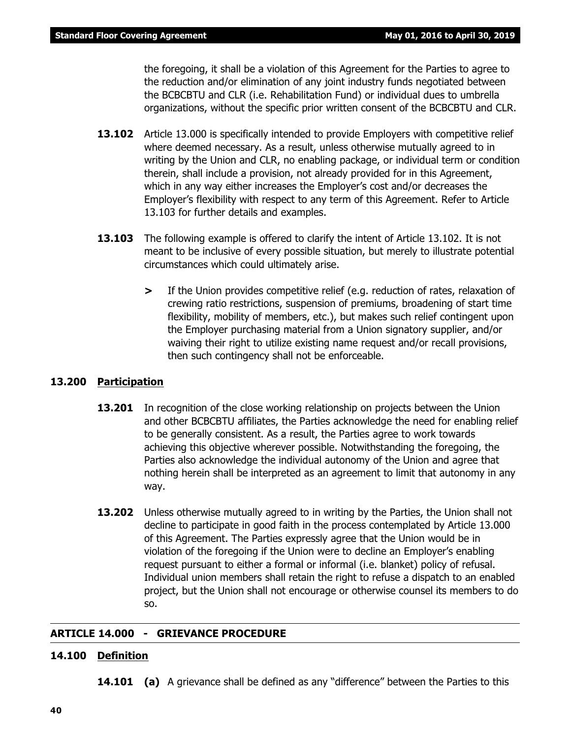the foregoing, it shall be a violation of this Agreement for the Parties to agree to the reduction and/or elimination of any joint industry funds negotiated between the BCBCBTU and CLR (i.e. Rehabilitation Fund) or individual dues to umbrella organizations, without the specific prior written consent of the BCBCBTU and CLR.

**13.102** Article 13.000 is specifically intended to provide Employers with competitive relief where deemed necessary. As a result, unless otherwise mutually agreed to in writing by the Union and CLR, no enabling package, or individual term or condition therein, shall include a provision, not already provided for in this Agreement, which in any way either increases the Employer's cost and/or decreases the Employer's flexibility with respect to any term of this Agreement. Refer to Article 13.103 for further details and examples.

**13.103** The following example is offered to clarify the intent of Article 13.102. It is not meant to be inclusive of every possible situation, but merely to illustrate potential circumstances which could ultimately arise.

> If the Union provides competitive relief (e.g. reduction of rates, relaxation of crewing ratio restrictions, suspension of premiums, broadening of start time flexibility, mobility of members, etc.), but makes such relief contingent upon the Employer purchasing material from a Union signatory supplier, and/or waiving their right to utilize existing name request and/or recall provisions, then such contingency shall not be enforceable.

### 13.200 Participation

**13.201** In recognition of the close working relationship on projects between the Union and other BCBCBTU affiliates, the Parties acknowledge the need for enabling relief to be generally consistent. As a result, the Parties agree to work towards achieving this objective wherever possible. Notwithstanding the foregoing, the Parties also acknowledge the individual autonomy of the Union and agree that nothing herein shall be interpreted as an agreement to limit that autonomy in any way.

**13.202** Unless otherwise mutually agreed to in writing by the Parties, the Union shall not decline to participate in good faith in the process contemplated by Article 13.000 of this Agreement. The Parties expressly agree that the Union would be in violation of the foregoing if the Union were to decline an Employer's enabling request pursuant to either a formal or informal (i.e. blanket) policy of refusal. Individual union members shall retain the right to refuse a dispatch to an enabled project, but the Union shall not encourage or otherwise counsel its members to do so.

## ARTICLE 14.000 - GRIEVANCE PROCEDURE

### 14.100 Definition

**14.101** **(a)** A grievance shall be defined as any "difference" between the Parties to this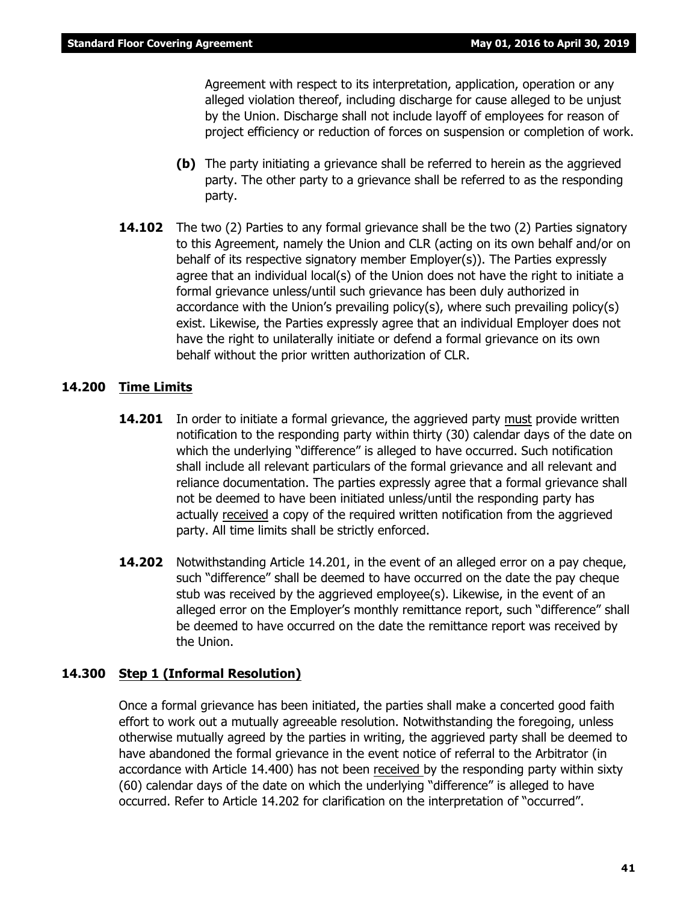Agreement with respect to its interpretation, application, operation or any alleged violation thereof, including discharge for cause alleged to be unjust by the Union. Discharge shall not include layoff of employees for reason of project efficiency or reduction of forces on suspension or completion of work.

**(b)** The party initiating a grievance shall be referred to herein as the aggrieved party. The other party to a grievance shall be referred to as the responding party.

**14.102** The two (2) Parties to any formal grievance shall be the two (2) Parties signatory to this Agreement, namely the Union and CLR (acting on its own behalf and/or on behalf of its respective signatory member Employer(s)). The Parties expressly agree that an individual local(s) of the Union does not have the right to initiate a formal grievance unless/until such grievance has been duly authorized in accordance with the Union's prevailing policy(s), where such prevailing policy(s) exist. Likewise, the Parties expressly agree that an individual Employer does not have the right to unilaterally initiate or defend a formal grievance on its own behalf without the prior written authorization of CLR.

## 14.200 Time Limits

**14.201** In order to initiate a formal grievance, the aggrieved party must provide written notification to the responding party within thirty (30) calendar days of the date on which the underlying "difference" is alleged to have occurred. Such notification shall include all relevant particulars of the formal grievance and all relevant and reliance documentation. The parties expressly agree that a formal grievance shall not be deemed to have been initiated unless/until the responding party has actually received a copy of the required written notification from the aggrieved party. All time limits shall be strictly enforced.

**14.202** Notwithstanding Article 14.201, in the event of an alleged error on a pay cheque, such "difference" shall be deemed to have occurred on the date the pay cheque stub was received by the aggrieved employee(s). Likewise, in the event of an alleged error on the Employer's monthly remittance report, such "difference" shall be deemed to have occurred on the date the remittance report was received by the Union.

## 14.300 Step 1 (Informal Resolution)

Once a formal grievance has been initiated, the parties shall make a concerted good faith effort to work out a mutually agreeable resolution. Notwithstanding the foregoing, unless otherwise mutually agreed by the parties in writing, the aggrieved party shall be deemed to have abandoned the formal grievance in the event notice of referral to the Arbitrator (in accordance with Article 14.400) has not been received by the responding party within sixty (60) calendar days of the date on which the underlying "difference" is alleged to have occurred. Refer to Article 14.202 for clarification on the interpretation of "occurred".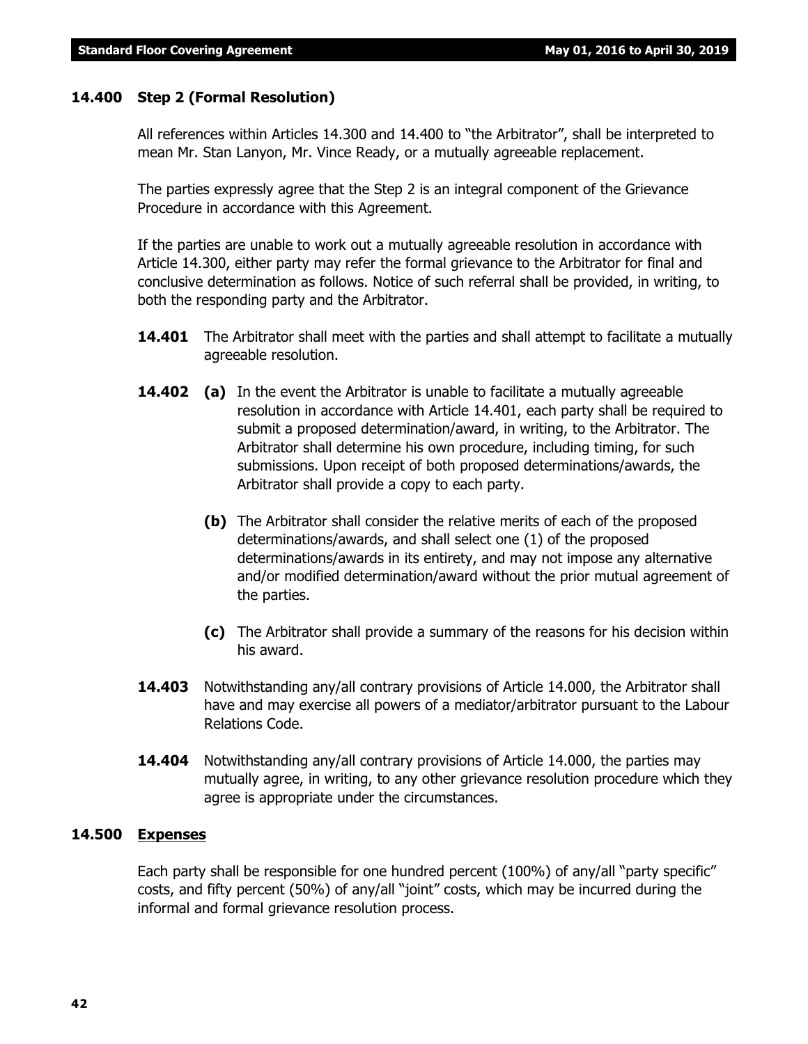### 14.400 Step 2 (Formal Resolution)

All references within Articles 14.300 and 14.400 to "the Arbitrator", shall be interpreted to mean Mr. Stan Lanyon, Mr. Vince Ready, or a mutually agreeable replacement.

The parties expressly agree that the Step 2 is an integral component of the Grievance Procedure in accordance with this Agreement.

If the parties are unable to work out a mutually agreeable resolution in accordance with Article 14.300, either party may refer the formal grievance to the Arbitrator for final and conclusive determination as follows. Notice of such referral shall be provided, in writing, to both the responding party and the Arbitrator.

**14.401** The Arbitrator shall meet with the parties and shall attempt to facilitate a mutually agreeable resolution.

**14.402** **(a)** In the event the Arbitrator is unable to facilitate a mutually agreeable resolution in accordance with Article 14.401, each party shall be required to submit a proposed determination/award, in writing, to the Arbitrator. The Arbitrator shall determine his own procedure, including timing, for such submissions. Upon receipt of both proposed determinations/awards, the Arbitrator shall provide a copy to each party.

**(b)** The Arbitrator shall consider the relative merits of each of the proposed determinations/awards, and shall select one (1) of the proposed determinations/awards in its entirety, and may not impose any alternative and/or modified determination/award without the prior mutual agreement of the parties.

**(c)** The Arbitrator shall provide a summary of the reasons for his decision within his award.

**14.403** Notwithstanding any/all contrary provisions of Article 14.000, the Arbitrator shall have and may exercise all powers of a mediator/arbitrator pursuant to the Labour Relations Code.

**14.404** Notwithstanding any/all contrary provisions of Article 14.000, the parties may mutually agree, in writing, to any other grievance resolution procedure which they agree is appropriate under the circumstances.

### 14.500 Expenses

Each party shall be responsible for one hundred percent (100%) of any/all "party specific" costs, and fifty percent (50%) of any/all "joint" costs, which may be incurred during the informal and formal grievance resolution process.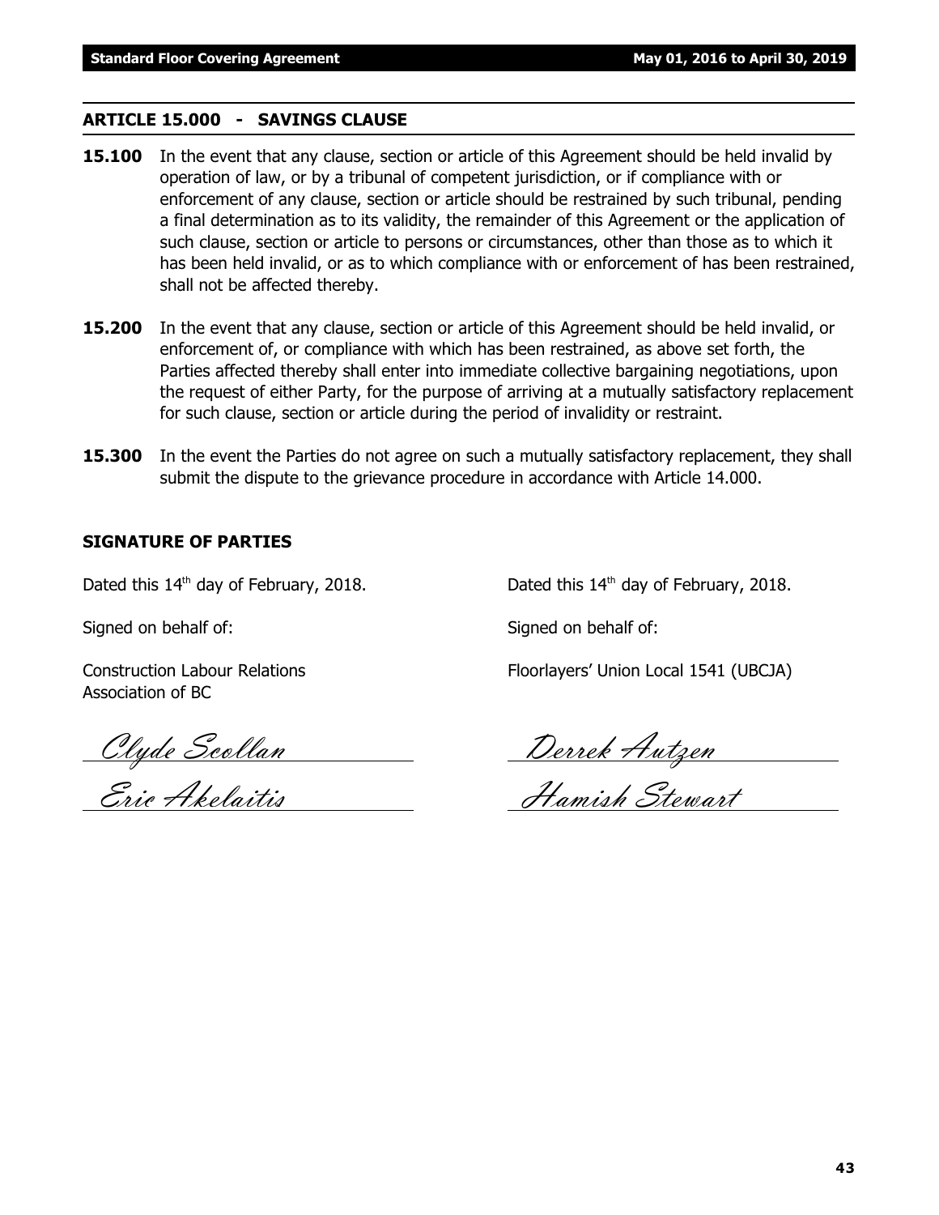## ARTICLE 15.000 - SAVINGS CLAUSE

**15.100** In the event that any clause, section or article of this Agreement should be held invalid by operation of law, or by a tribunal of competent jurisdiction, or if compliance with or enforcement of any clause, section or article should be restrained by such tribunal, pending a final determination as to its validity, the remainder of this Agreement or the application of such clause, section or article to persons or circumstances, other than those as to which it has been held invalid, or as to which compliance with or enforcement of has been restrained, shall not be affected thereby.

**15.200** In the event that any clause, section or article of this Agreement should be held invalid, or enforcement of, or compliance with which has been restrained, as above set forth, the Parties affected thereby shall enter into immediate collective bargaining negotiations, upon the request of either Party, for the purpose of arriving at a mutually satisfactory replacement for such clause, section or article during the period of invalidity or restraint.

**15.300** In the event the Parties do not agree on such a mutually satisfactory replacement, they shall submit the dispute to the grievance procedure in accordance with Article 14.000.

## SIGNATURE OF PARTIES

Dated this 14th day of February, 2018.

Signed on behalf of:

Construction Labour Relations Association of BC

*Clyde Scollan*

*Eric Akelaitis*

Dated this 14th day of February, 2018.

Signed on behalf of:

Floorlayers' Union Local 1541 (UBCJA)

*Derrek Autzen*

*Hamish Stewart*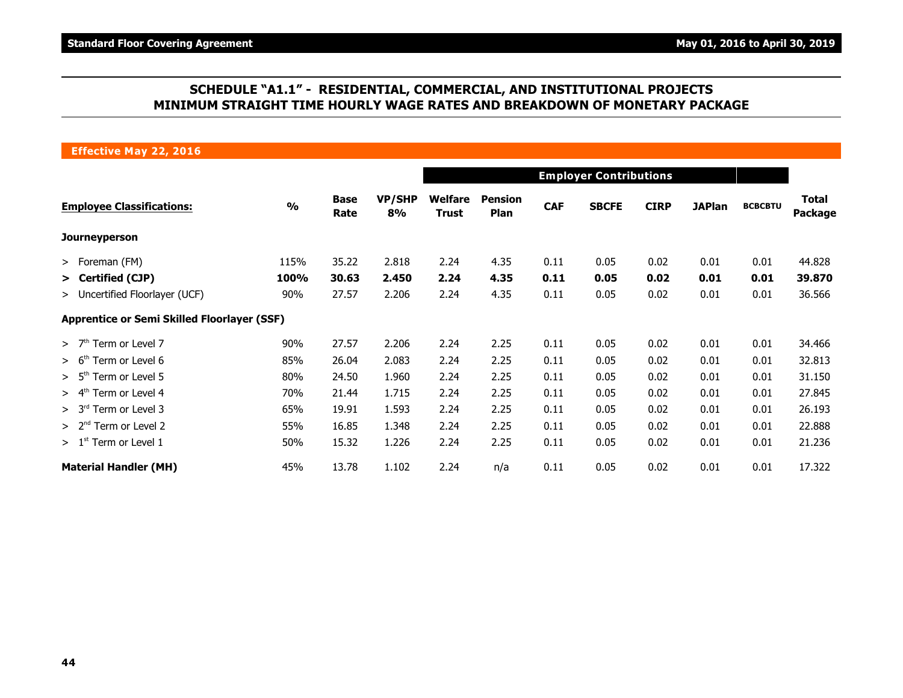## SCHEDULE "A1.1" - RESIDENTIAL, COMMERCIAL, AND INSTITUTIONAL PROJECTS MINIMUM STRAIGHT TIME HOURLY WAGE RATES AND BREAKDOWN OF MONETARY PACKAGE

**Effective May 22, 2016**

| Employee Classifications: | % | Base Rate | VP/SHP 8% | Welfare Trust | Pension Plan | CAF | SBCFE | CIRP | JAPlan | BCBCBTU | Total Package |
|---|---|---|---|---|---|---|---|---|---|---|---|
| | | | | Employer Contributions | | | | | | | |
| **Journeyperson** | | | | | | | | | | | |
| > Foreman (FM) | 115% | 35.22 | 2.818 | 2.24 | 4.35 | 0.11 | 0.05 | 0.02 | 0.01 | 0.01 | 44.828 |
| **> Certified (CJP)** | **100%** | **30.63** | **2.450** | **2.24** | **4.35** | **0.11** | **0.05** | **0.02** | **0.01** | **0.01** | **39.870** |
| > Uncertified Floorlayer (UCF) | 90% | 27.57 | 2.206 | 2.24 | 4.35 | 0.11 | 0.05 | 0.02 | 0.01 | 0.01 | 36.566 |
| **Apprentice or Semi Skilled Floorlayer (SSF)** | | | | | | | | | | | |
| > 7th Term or Level 7 | 90% | 27.57 | 2.206 | 2.24 | 2.25 | 0.11 | 0.05 | 0.02 | 0.01 | 0.01 | 34.466 |
| > 6th Term or Level 6 | 85% | 26.04 | 2.083 | 2.24 | 2.25 | 0.11 | 0.05 | 0.02 | 0.01 | 0.01 | 32.813 |
| > 5th Term or Level 5 | 80% | 24.50 | 1.960 | 2.24 | 2.25 | 0.11 | 0.05 | 0.02 | 0.01 | 0.01 | 31.150 |
| > 4th Term or Level 4 | 70% | 21.44 | 1.715 | 2.24 | 2.25 | 0.11 | 0.05 | 0.02 | 0.01 | 0.01 | 27.845 |
| > 3rd Term or Level 3 | 65% | 19.91 | 1.593 | 2.24 | 2.25 | 0.11 | 0.05 | 0.02 | 0.01 | 0.01 | 26.193 |
| > 2nd Term or Level 2 | 55% | 16.85 | 1.348 | 2.24 | 2.25 | 0.11 | 0.05 | 0.02 | 0.01 | 0.01 | 22.888 |
| > 1st Term or Level 1 | 50% | 15.32 | 1.226 | 2.24 | 2.25 | 0.11 | 0.05 | 0.02 | 0.01 | 0.01 | 21.236 |
| **Material Handler (MH)** | 45% | 13.78 | 1.102 | 2.24 | n/a | 0.11 | 0.05 | 0.02 | 0.01 | 0.01 | 17.322 |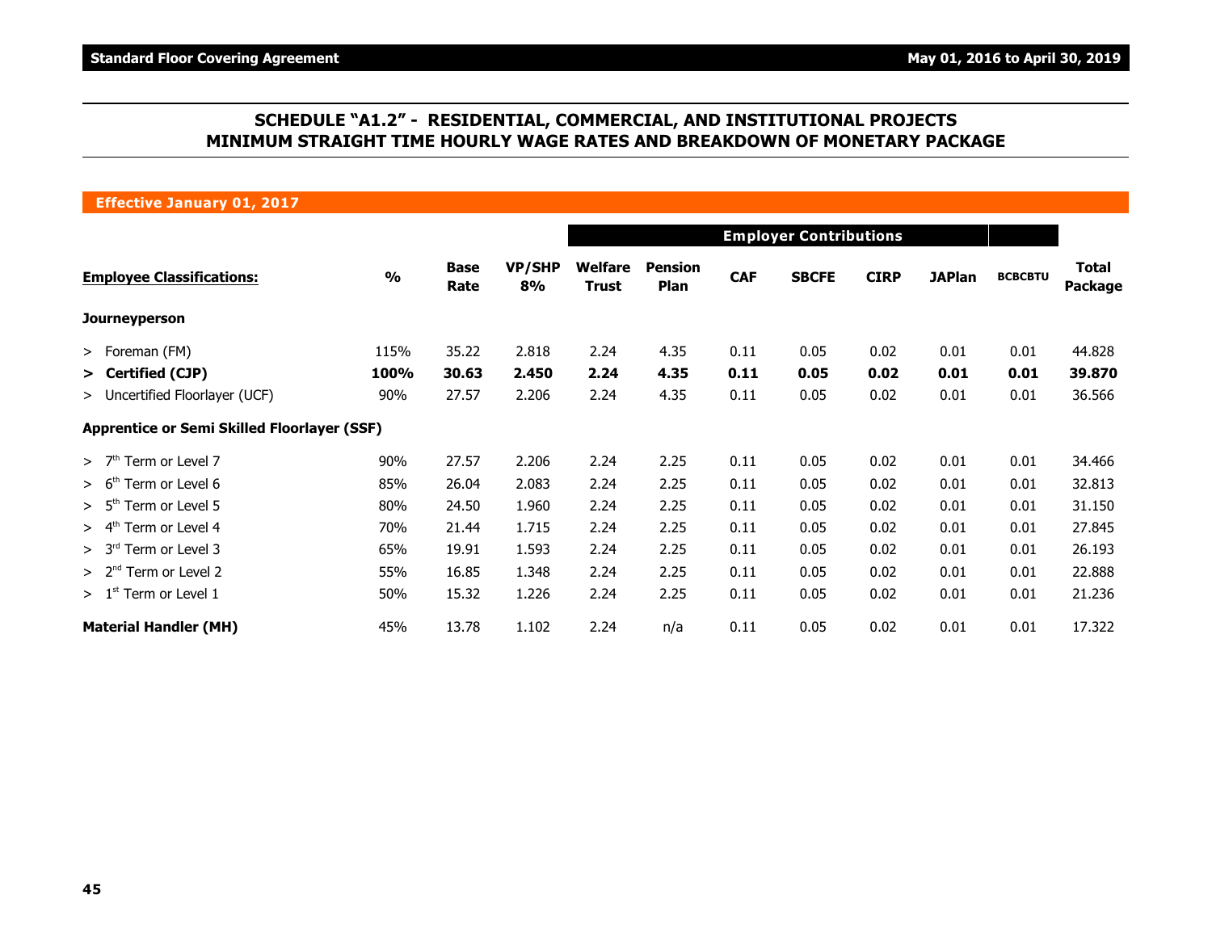## SCHEDULE "A1.2" - RESIDENTIAL, COMMERCIAL, AND INSTITUTIONAL PROJECTS
## MINIMUM STRAIGHT TIME HOURLY WAGE RATES AND BREAKDOWN OF MONETARY PACKAGE

**Effective January 01, 2017**

| Employee Classifications: | % | Base Rate | VP/SHP 8% | Employer Contributions | | | | | | | Total Package |
|---|---|---|---|---|---|---|---|---|---|---|---|
| | | | | Welfare Trust | Pension Plan | CAF | SBCFE | CIRP | JAPlan | BCBCBTU | |
| **Journeyperson** | | | | | | | | | | | |
| > Foreman (FM) | 115% | 35.22 | 2.818 | 2.24 | 4.35 | 0.11 | 0.05 | 0.02 | 0.01 | 0.01 | 44.828 |
| **> Certified (CJP)** | **100%** | **30.63** | **2.450** | **2.24** | **4.35** | **0.11** | **0.05** | **0.02** | **0.01** | **0.01** | **39.870** |
| > Uncertified Floorlayer (UCF) | 90% | 27.57 | 2.206 | 2.24 | 4.35 | 0.11 | 0.05 | 0.02 | 0.01 | 0.01 | 36.566 |
| **Apprentice or Semi Skilled Floorlayer (SSF)** | | | | | | | | | | | |
| > 7th Term or Level 7 | 90% | 27.57 | 2.206 | 2.24 | 2.25 | 0.11 | 0.05 | 0.02 | 0.01 | 0.01 | 34.466 |
| > 6th Term or Level 6 | 85% | 26.04 | 2.083 | 2.24 | 2.25 | 0.11 | 0.05 | 0.02 | 0.01 | 0.01 | 32.813 |
| > 5th Term or Level 5 | 80% | 24.50 | 1.960 | 2.24 | 2.25 | 0.11 | 0.05 | 0.02 | 0.01 | 0.01 | 31.150 |
| > 4th Term or Level 4 | 70% | 21.44 | 1.715 | 2.24 | 2.25 | 0.11 | 0.05 | 0.02 | 0.01 | 0.01 | 27.845 |
| > 3rd Term or Level 3 | 65% | 19.91 | 1.593 | 2.24 | 2.25 | 0.11 | 0.05 | 0.02 | 0.01 | 0.01 | 26.193 |
| > 2nd Term or Level 2 | 55% | 16.85 | 1.348 | 2.24 | 2.25 | 0.11 | 0.05 | 0.02 | 0.01 | 0.01 | 22.888 |
| > 1st Term or Level 1 | 50% | 15.32 | 1.226 | 2.24 | 2.25 | 0.11 | 0.05 | 0.02 | 0.01 | 0.01 | 21.236 |
| **Material Handler (MH)** | 45% | 13.78 | 1.102 | 2.24 | n/a | 0.11 | 0.05 | 0.02 | 0.01 | 0.01 | 17.322 |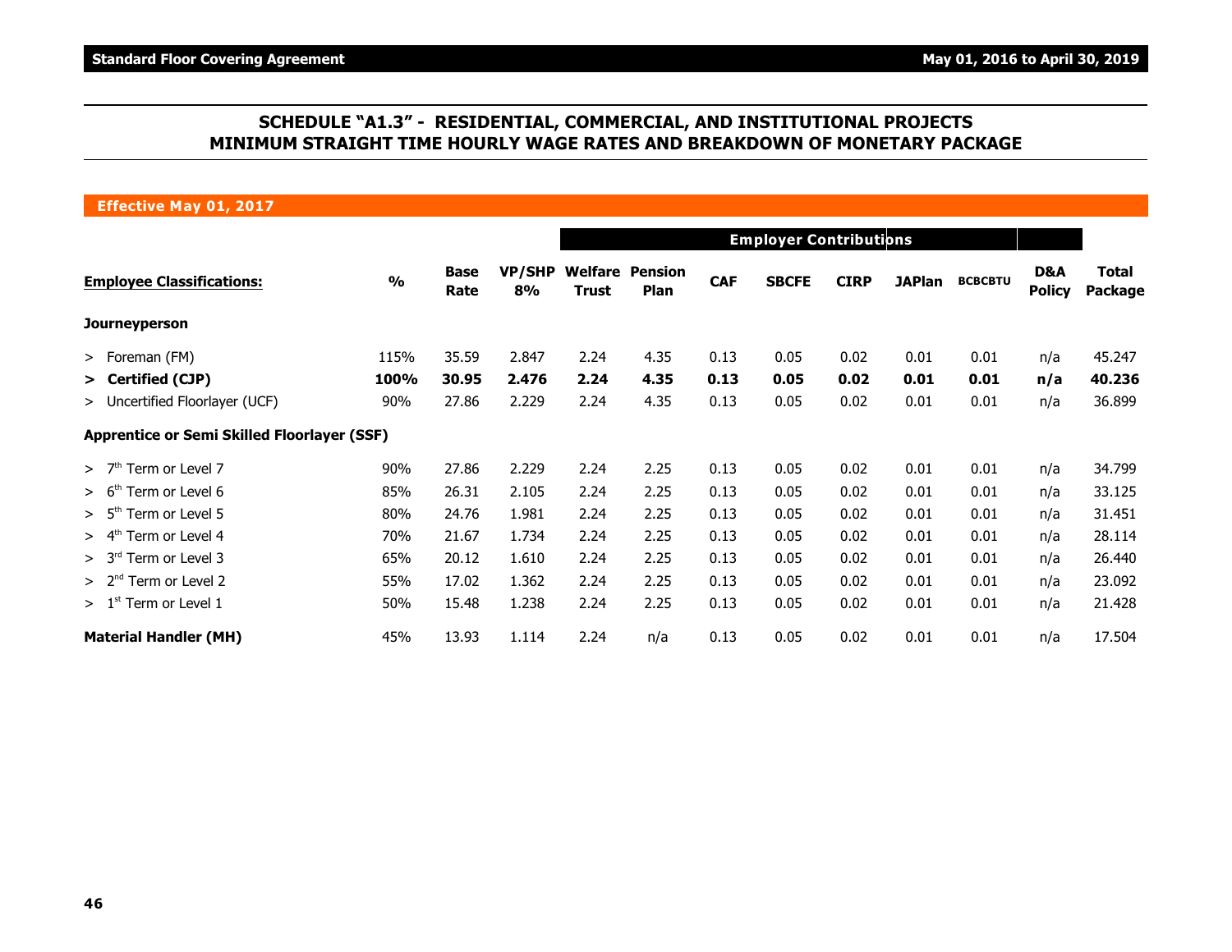## SCHEDULE "A1.3" - RESIDENTIAL, COMMERCIAL, AND INSTITUTIONAL PROJECTS
## MINIMUM STRAIGHT TIME HOURLY WAGE RATES AND BREAKDOWN OF MONETARY PACKAGE

**Effective May 01, 2017**

| | | | | Employer Contributions | | | | | | | | |
|---|---|---|---|---|---|---|---|---|---|---|---|---|
| **Employee Classifications:** | **%** | **Base Rate** | **VP/SHP 8%** | **Welfare Trust** | **Pension Plan** | **CAF** | **SBCFE** | **CIRP** | **JAPlan** | **BCBCBTU** | **D&A Policy** | **Total Package** |
| **Journeyperson** | | | | | | | | | | | | |
| > Foreman (FM) | 115% | 35.59 | 2.847 | 2.24 | 4.35 | 0.13 | 0.05 | 0.02 | 0.01 | 0.01 | n/a | 45.247 |
| **> Certified (CJP)** | **100%** | **30.95** | **2.476** | **2.24** | **4.35** | **0.13** | **0.05** | **0.02** | **0.01** | **0.01** | **n/a** | **40.236** |
| > Uncertified Floorlayer (UCF) | 90% | 27.86 | 2.229 | 2.24 | 4.35 | 0.13 | 0.05 | 0.02 | 0.01 | 0.01 | n/a | 36.899 |
| **Apprentice or Semi Skilled Floorlayer (SSF)** | | | | | | | | | | | | |
| > 7th Term or Level 7 | 90% | 27.86 | 2.229 | 2.24 | 2.25 | 0.13 | 0.05 | 0.02 | 0.01 | 0.01 | n/a | 34.799 |
| > 6th Term or Level 6 | 85% | 26.31 | 2.105 | 2.24 | 2.25 | 0.13 | 0.05 | 0.02 | 0.01 | 0.01 | n/a | 33.125 |
| > 5th Term or Level 5 | 80% | 24.76 | 1.981 | 2.24 | 2.25 | 0.13 | 0.05 | 0.02 | 0.01 | 0.01 | n/a | 31.451 |
| > 4th Term or Level 4 | 70% | 21.67 | 1.734 | 2.24 | 2.25 | 0.13 | 0.05 | 0.02 | 0.01 | 0.01 | n/a | 28.114 |
| > 3rd Term or Level 3 | 65% | 20.12 | 1.610 | 2.24 | 2.25 | 0.13 | 0.05 | 0.02 | 0.01 | 0.01 | n/a | 26.440 |
| > 2nd Term or Level 2 | 55% | 17.02 | 1.362 | 2.24 | 2.25 | 0.13 | 0.05 | 0.02 | 0.01 | 0.01 | n/a | 23.092 |
| > 1st Term or Level 1 | 50% | 15.48 | 1.238 | 2.24 | 2.25 | 0.13 | 0.05 | 0.02 | 0.01 | 0.01 | n/a | 21.428 |
| **Material Handler (MH)** | 45% | 13.93 | 1.114 | 2.24 | n/a | 0.13 | 0.05 | 0.02 | 0.01 | 0.01 | n/a | 17.504 |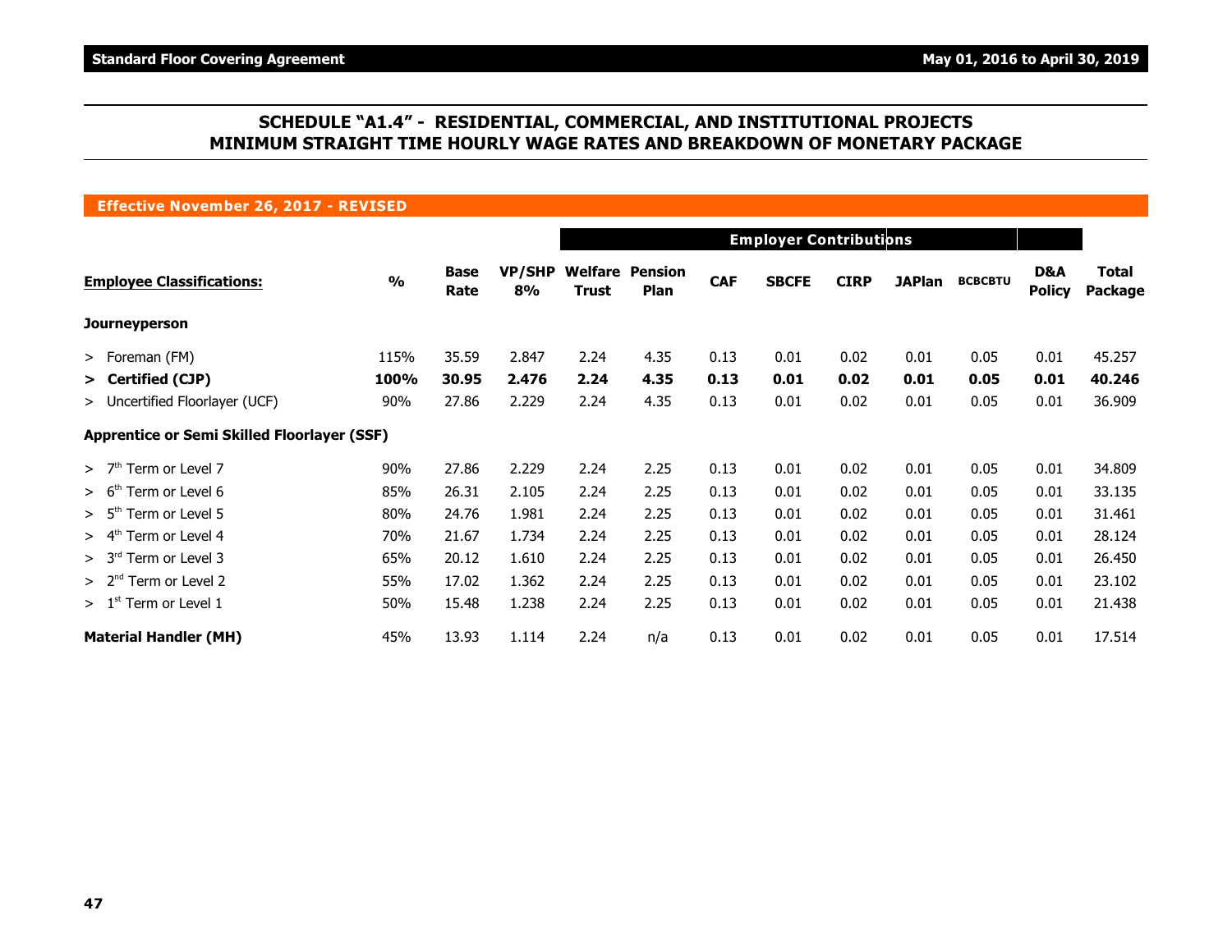## SCHEDULE "A1.4" - RESIDENTIAL, COMMERCIAL, AND INSTITUTIONAL PROJECTS MINIMUM STRAIGHT TIME HOURLY WAGE RATES AND BREAKDOWN OF MONETARY PACKAGE

**Effective November 26, 2017 - REVISED**

| | | | | Employer Contributions | | | | | | | | | |
|---|---|---|---|---|---|---|---|---|---|---|---|---|---|
| **Employee Classifications:** | **%** | **Base Rate** | **VP/SHP 8%** | **Welfare Trust** | **Pension Plan** | **CAF** | **SBCFE** | **CIRP** | **JAPlan** | **BCBCBTU** | **D&A Policy** | **Total Package** |
| **Journeyperson** | | | | | | | | | | | | |
| > Foreman (FM) | 115% | 35.59 | 2.847 | 2.24 | 4.35 | 0.13 | 0.01 | 0.02 | 0.01 | 0.05 | 0.01 | 45.257 |
| **> Certified (CJP)** | **100%** | **30.95** | **2.476** | **2.24** | **4.35** | **0.13** | **0.01** | **0.02** | **0.01** | **0.05** | **0.01** | **40.246** |
| > Uncertified Floorlayer (UCF) | 90% | 27.86 | 2.229 | 2.24 | 4.35 | 0.13 | 0.01 | 0.02 | 0.01 | 0.05 | 0.01 | 36.909 |
| **Apprentice or Semi Skilled Floorlayer (SSF)** | | | | | | | | | | | | |
| > 7th Term or Level 7 | 90% | 27.86 | 2.229 | 2.24 | 2.25 | 0.13 | 0.01 | 0.02 | 0.01 | 0.05 | 0.01 | 34.809 |
| > 6th Term or Level 6 | 85% | 26.31 | 2.105 | 2.24 | 2.25 | 0.13 | 0.01 | 0.02 | 0.01 | 0.05 | 0.01 | 33.135 |
| > 5th Term or Level 5 | 80% | 24.76 | 1.981 | 2.24 | 2.25 | 0.13 | 0.01 | 0.02 | 0.01 | 0.05 | 0.01 | 31.461 |
| > 4th Term or Level 4 | 70% | 21.67 | 1.734 | 2.24 | 2.25 | 0.13 | 0.01 | 0.02 | 0.01 | 0.05 | 0.01 | 28.124 |
| > 3rd Term or Level 3 | 65% | 20.12 | 1.610 | 2.24 | 2.25 | 0.13 | 0.01 | 0.02 | 0.01 | 0.05 | 0.01 | 26.450 |
| > 2nd Term or Level 2 | 55% | 17.02 | 1.362 | 2.24 | 2.25 | 0.13 | 0.01 | 0.02 | 0.01 | 0.05 | 0.01 | 23.102 |
| > 1st Term or Level 1 | 50% | 15.48 | 1.238 | 2.24 | 2.25 | 0.13 | 0.01 | 0.02 | 0.01 | 0.05 | 0.01 | 21.438 |
| **Material Handler (MH)** | 45% | 13.93 | 1.114 | 2.24 | n/a | 0.13 | 0.01 | 0.02 | 0.01 | 0.05 | 0.01 | 17.514 |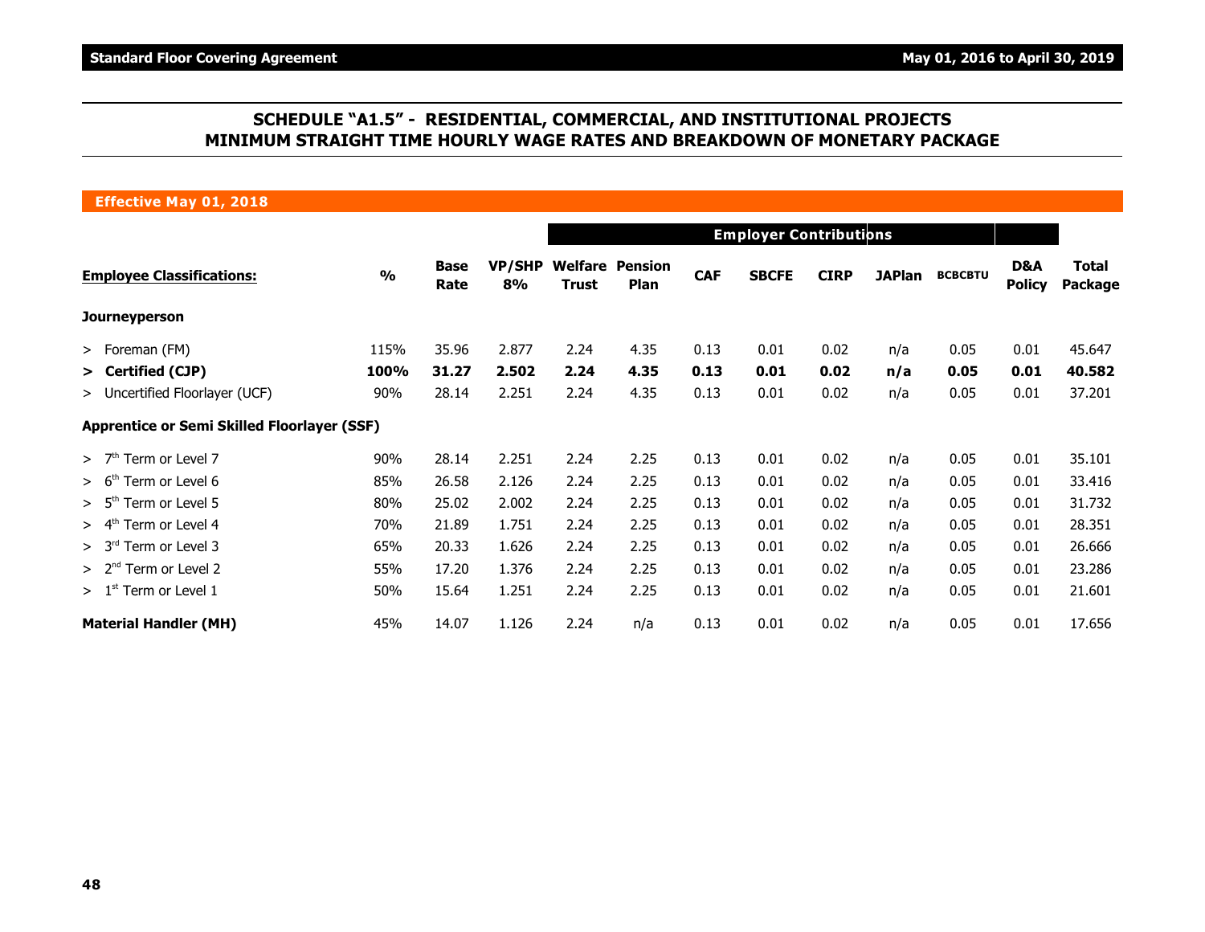## SCHEDULE "A1.5" - RESIDENTIAL, COMMERCIAL, AND INSTITUTIONAL PROJECTS MINIMUM STRAIGHT TIME HOURLY WAGE RATES AND BREAKDOWN OF MONETARY PACKAGE

### Effective May 01, 2018

| | | | | Employer Contributions | | | | | | | | | |
|---|---|---|---|---|---|---|---|---|---|---|---|---|---|
| **Employee Classifications:** | **%** | **Base Rate** | **VP/SHP 8%** | **Welfare Trust** | **Pension Plan** | **CAF** | **SBCFE** | **CIRP** | **JAPlan** | **BCBCBTU** | **D&A Policy** | **Total Package** |
| **Journeyperson** | | | | | | | | | | | | |
| > Foreman (FM) | 115% | 35.96 | 2.877 | 2.24 | 4.35 | 0.13 | 0.01 | 0.02 | n/a | 0.05 | 0.01 | 45.647 |
| **> Certified (CJP)** | **100%** | **31.27** | **2.502** | **2.24** | **4.35** | **0.13** | **0.01** | **0.02** | **n/a** | **0.05** | **0.01** | **40.582** |
| > Uncertified Floorlayer (UCF) | 90% | 28.14 | 2.251 | 2.24 | 4.35 | 0.13 | 0.01 | 0.02 | n/a | 0.05 | 0.01 | 37.201 |
| **Apprentice or Semi Skilled Floorlayer (SSF)** | | | | | | | | | | | | |
| > 7th Term or Level 7 | 90% | 28.14 | 2.251 | 2.24 | 2.25 | 0.13 | 0.01 | 0.02 | n/a | 0.05 | 0.01 | 35.101 |
| > 6th Term or Level 6 | 85% | 26.58 | 2.126 | 2.24 | 2.25 | 0.13 | 0.01 | 0.02 | n/a | 0.05 | 0.01 | 33.416 |
| > 5th Term or Level 5 | 80% | 25.02 | 2.002 | 2.24 | 2.25 | 0.13 | 0.01 | 0.02 | n/a | 0.05 | 0.01 | 31.732 |
| > 4th Term or Level 4 | 70% | 21.89 | 1.751 | 2.24 | 2.25 | 0.13 | 0.01 | 0.02 | n/a | 0.05 | 0.01 | 28.351 |
| > 3rd Term or Level 3 | 65% | 20.33 | 1.626 | 2.24 | 2.25 | 0.13 | 0.01 | 0.02 | n/a | 0.05 | 0.01 | 26.666 |
| > 2nd Term or Level 2 | 55% | 17.20 | 1.376 | 2.24 | 2.25 | 0.13 | 0.01 | 0.02 | n/a | 0.05 | 0.01 | 23.286 |
| > 1st Term or Level 1 | 50% | 15.64 | 1.251 | 2.24 | 2.25 | 0.13 | 0.01 | 0.02 | n/a | 0.05 | 0.01 | 21.601 |
| **Material Handler (MH)** | 45% | 14.07 | 1.126 | 2.24 | n/a | 0.13 | 0.01 | 0.02 | n/a | 0.05 | 0.01 | 17.656 |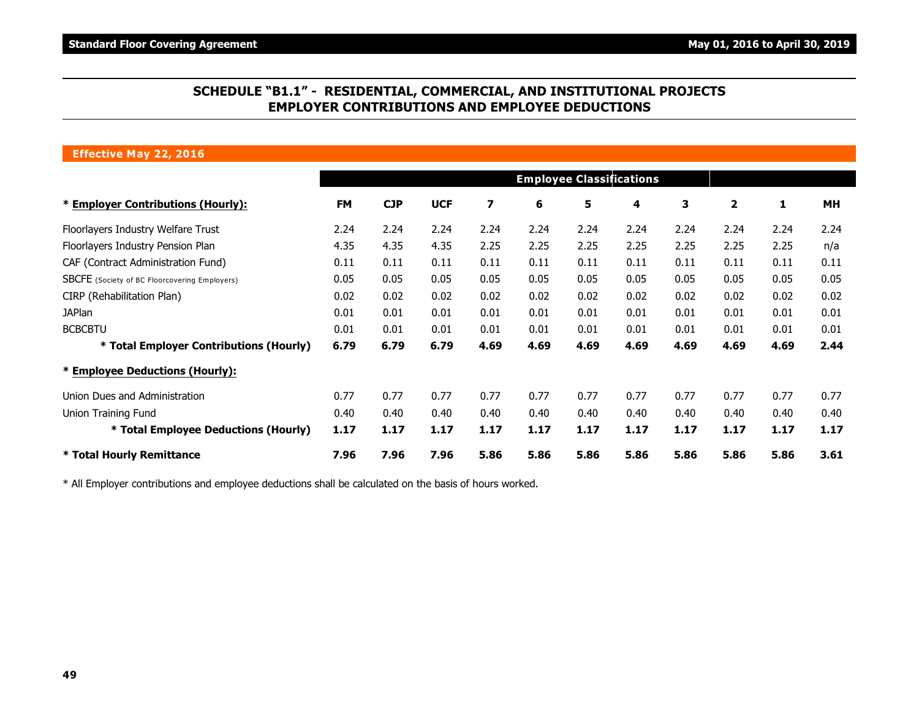## SCHEDULE "B1.1" - RESIDENTIAL, COMMERCIAL, AND INSTITUTIONAL PROJECTS EMPLOYER CONTRIBUTIONS AND EMPLOYEE DEDUCTIONS

**Effective May 22, 2016**

| | Employee Classifications | | | | | | | | | | |
|---|---|---|---|---|---|---|---|---|---|---|---|
| * **Employer Contributions (Hourly):** | **FM** | **CJP** | **UCF** | **7** | **6** | **5** | **4** | **3** | **2** | **1** | **MH** |
| Floorlayers Industry Welfare Trust | 2.24 | 2.24 | 2.24 | 2.24 | 2.24 | 2.24 | 2.24 | 2.24 | 2.24 | 2.24 | 2.24 |
| Floorlayers Industry Pension Plan | 4.35 | 4.35 | 4.35 | 2.25 | 2.25 | 2.25 | 2.25 | 2.25 | 2.25 | 2.25 | n/a |
| CAF (Contract Administration Fund) | 0.11 | 0.11 | 0.11 | 0.11 | 0.11 | 0.11 | 0.11 | 0.11 | 0.11 | 0.11 | 0.11 |
| SBCFE (Society of BC Floorcovering Employers) | 0.05 | 0.05 | 0.05 | 0.05 | 0.05 | 0.05 | 0.05 | 0.05 | 0.05 | 0.05 | 0.05 |
| CIRP (Rehabilitation Plan) | 0.02 | 0.02 | 0.02 | 0.02 | 0.02 | 0.02 | 0.02 | 0.02 | 0.02 | 0.02 | 0.02 |
| JAPlan | 0.01 | 0.01 | 0.01 | 0.01 | 0.01 | 0.01 | 0.01 | 0.01 | 0.01 | 0.01 | 0.01 |
| BCBCBTU | 0.01 | 0.01 | 0.01 | 0.01 | 0.01 | 0.01 | 0.01 | 0.01 | 0.01 | 0.01 | 0.01 |
| **\* Total Employer Contributions (Hourly)** | **6.79** | **6.79** | **6.79** | **4.69** | **4.69** | **4.69** | **4.69** | **4.69** | **4.69** | **4.69** | **2.44** |
| * **Employee Deductions (Hourly):** | | | | | | | | | | | |
| Union Dues and Administration | 0.77 | 0.77 | 0.77 | 0.77 | 0.77 | 0.77 | 0.77 | 0.77 | 0.77 | 0.77 | 0.77 |
| Union Training Fund | 0.40 | 0.40 | 0.40 | 0.40 | 0.40 | 0.40 | 0.40 | 0.40 | 0.40 | 0.40 | 0.40 |
| **\* Total Employee Deductions (Hourly)** | **1.17** | **1.17** | **1.17** | **1.17** | **1.17** | **1.17** | **1.17** | **1.17** | **1.17** | **1.17** | **1.17** |
| **\* Total Hourly Remittance** | **7.96** | **7.96** | **7.96** | **5.86** | **5.86** | **5.86** | **5.86** | **5.86** | **5.86** | **5.86** | **3.61** |

* All Employer contributions and employee deductions shall be calculated on the basis of hours worked.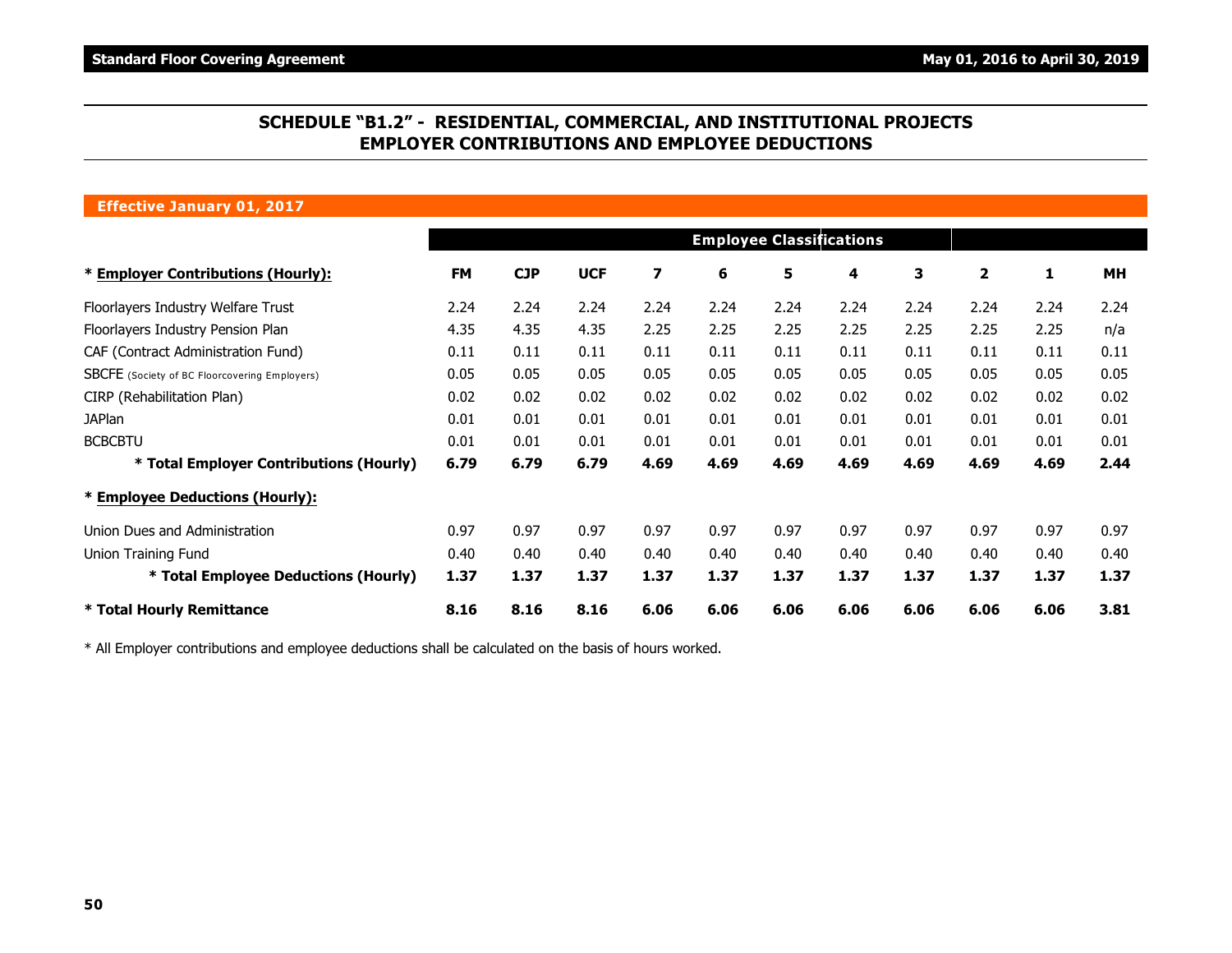# SCHEDULE "B1.2" - RESIDENTIAL, COMMERCIAL, AND INSTITUTIONAL PROJECTS EMPLOYER CONTRIBUTIONS AND EMPLOYEE DEDUCTIONS

**Effective January 01, 2017**

| | Employee Classifications | | | | | | | | | | |
|---|---|---|---|---|---|---|---|---|---|---|---|
| * **Employer Contributions (Hourly):** | **FM** | **CJP** | **UCF** | **7** | **6** | **5** | **4** | **3** | **2** | **1** | **MH** |
| Floorlayers Industry Welfare Trust | 2.24 | 2.24 | 2.24 | 2.24 | 2.24 | 2.24 | 2.24 | 2.24 | 2.24 | 2.24 | 2.24 |
| Floorlayers Industry Pension Plan | 4.35 | 4.35 | 4.35 | 2.25 | 2.25 | 2.25 | 2.25 | 2.25 | 2.25 | 2.25 | n/a |
| CAF (Contract Administration Fund) | 0.11 | 0.11 | 0.11 | 0.11 | 0.11 | 0.11 | 0.11 | 0.11 | 0.11 | 0.11 | 0.11 |
| SBCFE (Society of BC Floorcovering Employers) | 0.05 | 0.05 | 0.05 | 0.05 | 0.05 | 0.05 | 0.05 | 0.05 | 0.05 | 0.05 | 0.05 |
| CIRP (Rehabilitation Plan) | 0.02 | 0.02 | 0.02 | 0.02 | 0.02 | 0.02 | 0.02 | 0.02 | 0.02 | 0.02 | 0.02 |
| JAPlan | 0.01 | 0.01 | 0.01 | 0.01 | 0.01 | 0.01 | 0.01 | 0.01 | 0.01 | 0.01 | 0.01 |
| BCBCBTU | 0.01 | 0.01 | 0.01 | 0.01 | 0.01 | 0.01 | 0.01 | 0.01 | 0.01 | 0.01 | 0.01 |
| **\* Total Employer Contributions (Hourly)** | **6.79** | **6.79** | **6.79** | **4.69** | **4.69** | **4.69** | **4.69** | **4.69** | **4.69** | **4.69** | **2.44** |
| * **Employee Deductions (Hourly):** | | | | | | | | | | | |
| Union Dues and Administration | 0.97 | 0.97 | 0.97 | 0.97 | 0.97 | 0.97 | 0.97 | 0.97 | 0.97 | 0.97 | 0.97 |
| Union Training Fund | 0.40 | 0.40 | 0.40 | 0.40 | 0.40 | 0.40 | 0.40 | 0.40 | 0.40 | 0.40 | 0.40 |
| **\* Total Employee Deductions (Hourly)** | **1.37** | **1.37** | **1.37** | **1.37** | **1.37** | **1.37** | **1.37** | **1.37** | **1.37** | **1.37** | **1.37** |
| **\* Total Hourly Remittance** | **8.16** | **8.16** | **8.16** | **6.06** | **6.06** | **6.06** | **6.06** | **6.06** | **6.06** | **6.06** | **3.81** |

* All Employer contributions and employee deductions shall be calculated on the basis of hours worked.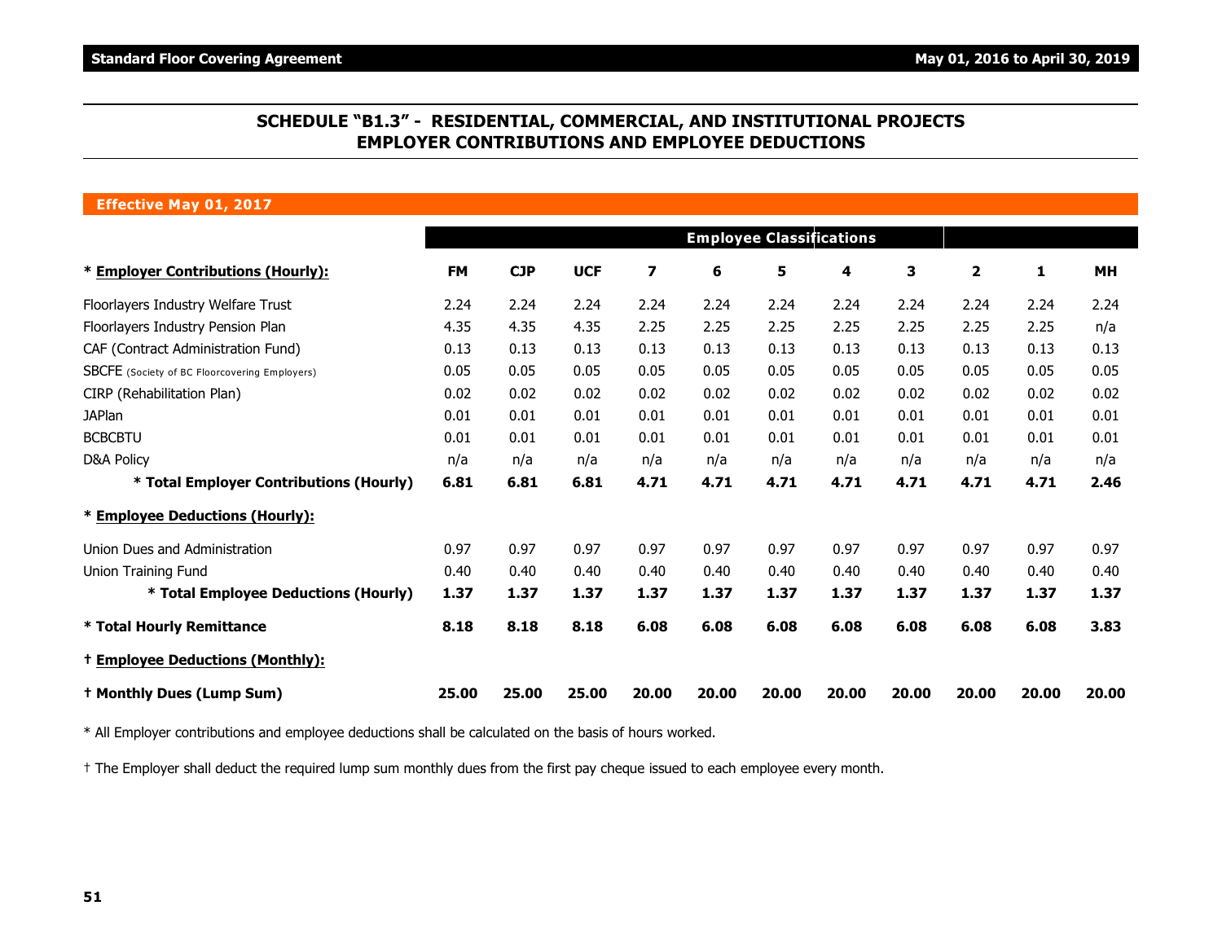## SCHEDULE "B1.3" - RESIDENTIAL, COMMERCIAL, AND INSTITUTIONAL PROJECTS EMPLOYER CONTRIBUTIONS AND EMPLOYEE DEDUCTIONS

**Effective May 01, 2017**

| | Employee Classifications | | | | | | | | | | |
|---|---|---|---|---|---|---|---|---|---|---|---|
| *** Employer Contributions (Hourly):** | **FM** | **CJP** | **UCF** | **7** | **6** | **5** | **4** | **3** | **2** | **1** | **MH** |
| Floorlayers Industry Welfare Trust | 2.24 | 2.24 | 2.24 | 2.24 | 2.24 | 2.24 | 2.24 | 2.24 | 2.24 | 2.24 | 2.24 |
| Floorlayers Industry Pension Plan | 4.35 | 4.35 | 4.35 | 2.25 | 2.25 | 2.25 | 2.25 | 2.25 | 2.25 | 2.25 | n/a |
| CAF (Contract Administration Fund) | 0.13 | 0.13 | 0.13 | 0.13 | 0.13 | 0.13 | 0.13 | 0.13 | 0.13 | 0.13 | 0.13 |
| SBCFE (Society of BC Floorcovering Employers) | 0.05 | 0.05 | 0.05 | 0.05 | 0.05 | 0.05 | 0.05 | 0.05 | 0.05 | 0.05 | 0.05 |
| CIRP (Rehabilitation Plan) | 0.02 | 0.02 | 0.02 | 0.02 | 0.02 | 0.02 | 0.02 | 0.02 | 0.02 | 0.02 | 0.02 |
| JAPlan | 0.01 | 0.01 | 0.01 | 0.01 | 0.01 | 0.01 | 0.01 | 0.01 | 0.01 | 0.01 | 0.01 |
| BCBCBTU | 0.01 | 0.01 | 0.01 | 0.01 | 0.01 | 0.01 | 0.01 | 0.01 | 0.01 | 0.01 | 0.01 |
| D&A Policy | n/a | n/a | n/a | n/a | n/a | n/a | n/a | n/a | n/a | n/a | n/a |
| *** Total Employer Contributions (Hourly)** | **6.81** | **6.81** | **6.81** | **4.71** | **4.71** | **4.71** | **4.71** | **4.71** | **4.71** | **4.71** | **2.46** |
| *** Employee Deductions (Hourly):** | | | | | | | | | | | |
| Union Dues and Administration | 0.97 | 0.97 | 0.97 | 0.97 | 0.97 | 0.97 | 0.97 | 0.97 | 0.97 | 0.97 | 0.97 |
| Union Training Fund | 0.40 | 0.40 | 0.40 | 0.40 | 0.40 | 0.40 | 0.40 | 0.40 | 0.40 | 0.40 | 0.40 |
| *** Total Employee Deductions (Hourly)** | **1.37** | **1.37** | **1.37** | **1.37** | **1.37** | **1.37** | **1.37** | **1.37** | **1.37** | **1.37** | **1.37** |
| *** Total Hourly Remittance** | **8.18** | **8.18** | **8.18** | **6.08** | **6.08** | **6.08** | **6.08** | **6.08** | **6.08** | **6.08** | **3.83** |
| **† Employee Deductions (Monthly):** | | | | | | | | | | | |
| **† Monthly Dues (Lump Sum)** | **25.00** | **25.00** | **25.00** | **20.00** | **20.00** | **20.00** | **20.00** | **20.00** | **20.00** | **20.00** | **20.00** |

* All Employer contributions and employee deductions shall be calculated on the basis of hours worked.

† The Employer shall deduct the required lump sum monthly dues from the first pay cheque issued to each employee every month.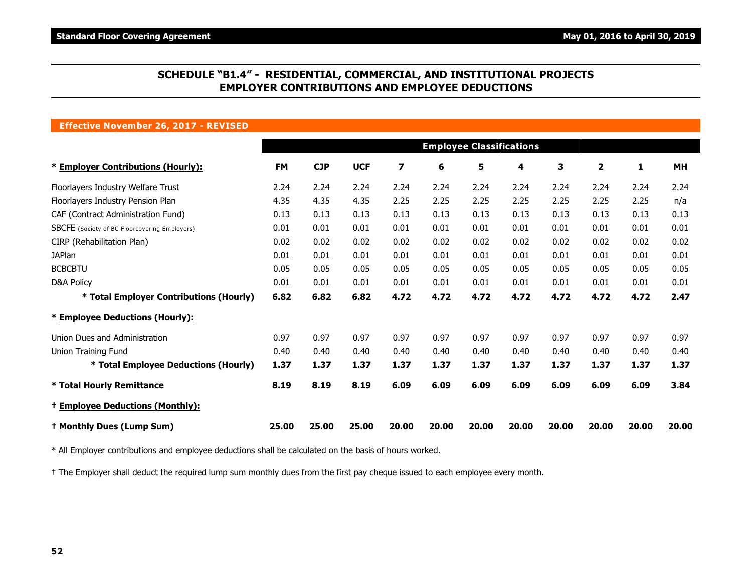## SCHEDULE "B1.4" - RESIDENTIAL, COMMERCIAL, AND INSTITUTIONAL PROJECTS EMPLOYER CONTRIBUTIONS AND EMPLOYEE DEDUCTIONS

**Effective November 26, 2017 - REVISED**

| | Employee Classifications | | | | | | | | | | |
|---|---|---|---|---|---|---|---|---|---|---|---|
| * **Employer Contributions (Hourly):** | **FM** | **CJP** | **UCF** | **7** | **6** | **5** | **4** | **3** | **2** | **1** | **MH** |
| Floorlayers Industry Welfare Trust | 2.24 | 2.24 | 2.24 | 2.24 | 2.24 | 2.24 | 2.24 | 2.24 | 2.24 | 2.24 | 2.24 |
| Floorlayers Industry Pension Plan | 4.35 | 4.35 | 4.35 | 2.25 | 2.25 | 2.25 | 2.25 | 2.25 | 2.25 | 2.25 | n/a |
| CAF (Contract Administration Fund) | 0.13 | 0.13 | 0.13 | 0.13 | 0.13 | 0.13 | 0.13 | 0.13 | 0.13 | 0.13 | 0.13 |
| SBCFE (Society of BC Floorcovering Employers) | 0.01 | 0.01 | 0.01 | 0.01 | 0.01 | 0.01 | 0.01 | 0.01 | 0.01 | 0.01 | 0.01 |
| CIRP (Rehabilitation Plan) | 0.02 | 0.02 | 0.02 | 0.02 | 0.02 | 0.02 | 0.02 | 0.02 | 0.02 | 0.02 | 0.02 |
| JAPlan | 0.01 | 0.01 | 0.01 | 0.01 | 0.01 | 0.01 | 0.01 | 0.01 | 0.01 | 0.01 | 0.01 |
| BCBCBTU | 0.05 | 0.05 | 0.05 | 0.05 | 0.05 | 0.05 | 0.05 | 0.05 | 0.05 | 0.05 | 0.05 |
| D&A Policy | 0.01 | 0.01 | 0.01 | 0.01 | 0.01 | 0.01 | 0.01 | 0.01 | 0.01 | 0.01 | 0.01 |
| **\* Total Employer Contributions (Hourly)** | **6.82** | **6.82** | **6.82** | **4.72** | **4.72** | **4.72** | **4.72** | **4.72** | **4.72** | **4.72** | **2.47** |
| * **Employee Deductions (Hourly):** | | | | | | | | | | | |
| Union Dues and Administration | 0.97 | 0.97 | 0.97 | 0.97 | 0.97 | 0.97 | 0.97 | 0.97 | 0.97 | 0.97 | 0.97 |
| Union Training Fund | 0.40 | 0.40 | 0.40 | 0.40 | 0.40 | 0.40 | 0.40 | 0.40 | 0.40 | 0.40 | 0.40 |
| **\* Total Employee Deductions (Hourly)** | **1.37** | **1.37** | **1.37** | **1.37** | **1.37** | **1.37** | **1.37** | **1.37** | **1.37** | **1.37** | **1.37** |
| **\* Total Hourly Remittance** | **8.19** | **8.19** | **8.19** | **6.09** | **6.09** | **6.09** | **6.09** | **6.09** | **6.09** | **6.09** | **3.84** |
| † **Employee Deductions (Monthly):** | | | | | | | | | | | |
| **† Monthly Dues (Lump Sum)** | **25.00** | **25.00** | **25.00** | **20.00** | **20.00** | **20.00** | **20.00** | **20.00** | **20.00** | **20.00** | **20.00** |

* All Employer contributions and employee deductions shall be calculated on the basis of hours worked.

† The Employer shall deduct the required lump sum monthly dues from the first pay cheque issued to each employee every month.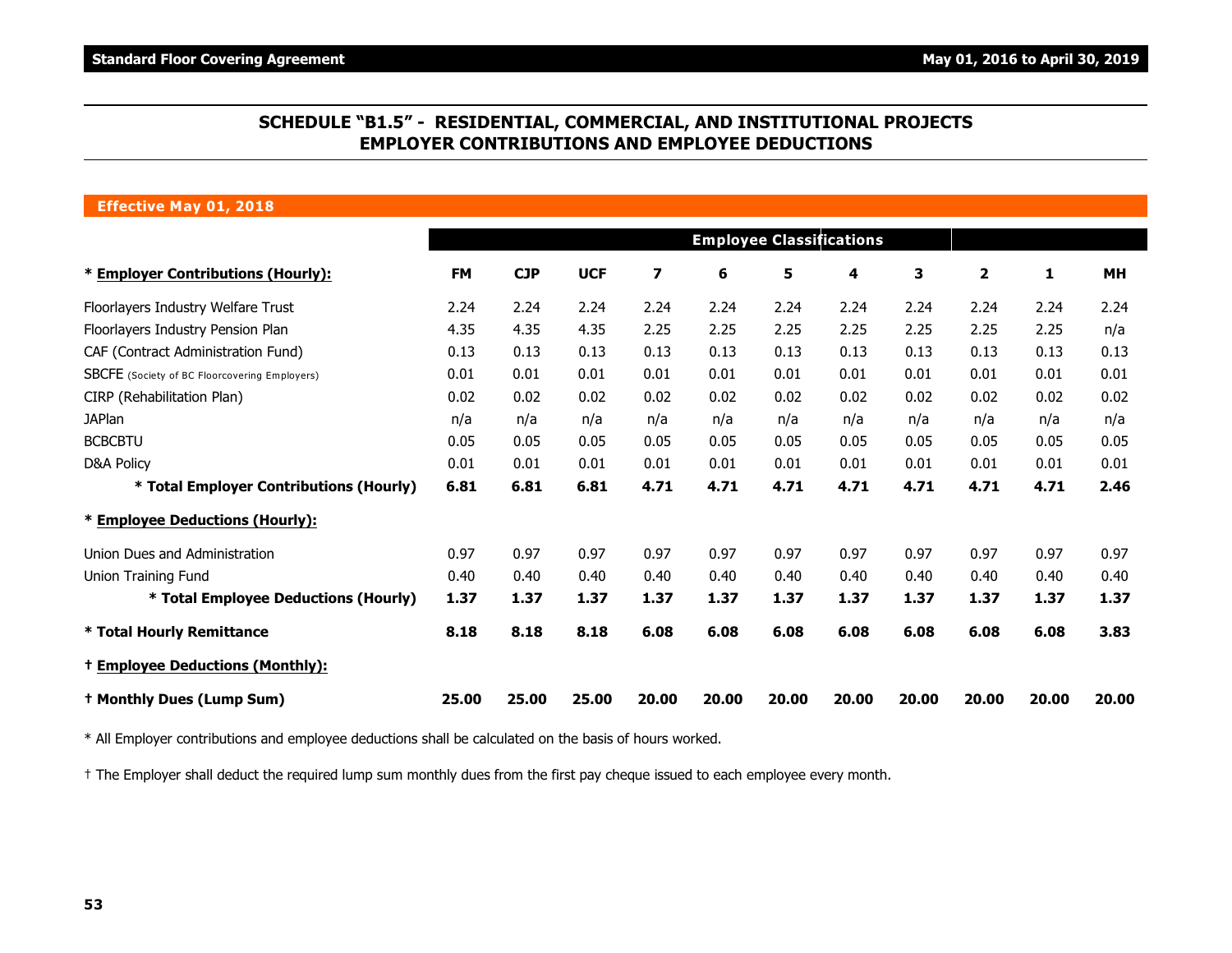## SCHEDULE "B1.5" - RESIDENTIAL, COMMERCIAL, AND INSTITUTIONAL PROJECTS EMPLOYER CONTRIBUTIONS AND EMPLOYEE DEDUCTIONS

**Effective May 01, 2018**

| | Employee Classifications | | | | | | | | | | |
|---|---|---|---|---|---|---|---|---|---|---|---|
| * **Employer Contributions (Hourly):** | **FM** | **CJP** | **UCF** | **7** | **6** | **5** | **4** | **3** | **2** | **1** | **MH** |
| Floorlayers Industry Welfare Trust | 2.24 | 2.24 | 2.24 | 2.24 | 2.24 | 2.24 | 2.24 | 2.24 | 2.24 | 2.24 | 2.24 |
| Floorlayers Industry Pension Plan | 4.35 | 4.35 | 4.35 | 2.25 | 2.25 | 2.25 | 2.25 | 2.25 | 2.25 | 2.25 | n/a |
| CAF (Contract Administration Fund) | 0.13 | 0.13 | 0.13 | 0.13 | 0.13 | 0.13 | 0.13 | 0.13 | 0.13 | 0.13 | 0.13 |
| SBCFE (Society of BC Floorcovering Employers) | 0.01 | 0.01 | 0.01 | 0.01 | 0.01 | 0.01 | 0.01 | 0.01 | 0.01 | 0.01 | 0.01 |
| CIRP (Rehabilitation Plan) | 0.02 | 0.02 | 0.02 | 0.02 | 0.02 | 0.02 | 0.02 | 0.02 | 0.02 | 0.02 | 0.02 |
| JAPlan | n/a | n/a | n/a | n/a | n/a | n/a | n/a | n/a | n/a | n/a | n/a |
| BCBCBTU | 0.05 | 0.05 | 0.05 | 0.05 | 0.05 | 0.05 | 0.05 | 0.05 | 0.05 | 0.05 | 0.05 |
| D&A Policy | 0.01 | 0.01 | 0.01 | 0.01 | 0.01 | 0.01 | 0.01 | 0.01 | 0.01 | 0.01 | 0.01 |
| **\* Total Employer Contributions (Hourly)** | **6.81** | **6.81** | **6.81** | **4.71** | **4.71** | **4.71** | **4.71** | **4.71** | **4.71** | **4.71** | **2.46** |
| * **Employee Deductions (Hourly):** | | | | | | | | | | | |
| Union Dues and Administration | 0.97 | 0.97 | 0.97 | 0.97 | 0.97 | 0.97 | 0.97 | 0.97 | 0.97 | 0.97 | 0.97 |
| Union Training Fund | 0.40 | 0.40 | 0.40 | 0.40 | 0.40 | 0.40 | 0.40 | 0.40 | 0.40 | 0.40 | 0.40 |
| **\* Total Employee Deductions (Hourly)** | **1.37** | **1.37** | **1.37** | **1.37** | **1.37** | **1.37** | **1.37** | **1.37** | **1.37** | **1.37** | **1.37** |
| **\* Total Hourly Remittance** | **8.18** | **8.18** | **8.18** | **6.08** | **6.08** | **6.08** | **6.08** | **6.08** | **6.08** | **6.08** | **3.83** |
| † **Employee Deductions (Monthly):** | | | | | | | | | | | |
| **† Monthly Dues (Lump Sum)** | **25.00** | **25.00** | **25.00** | **20.00** | **20.00** | **20.00** | **20.00** | **20.00** | **20.00** | **20.00** | **20.00** |

* All Employer contributions and employee deductions shall be calculated on the basis of hours worked.

† The Employer shall deduct the required lump sum monthly dues from the first pay cheque issued to each employee every month.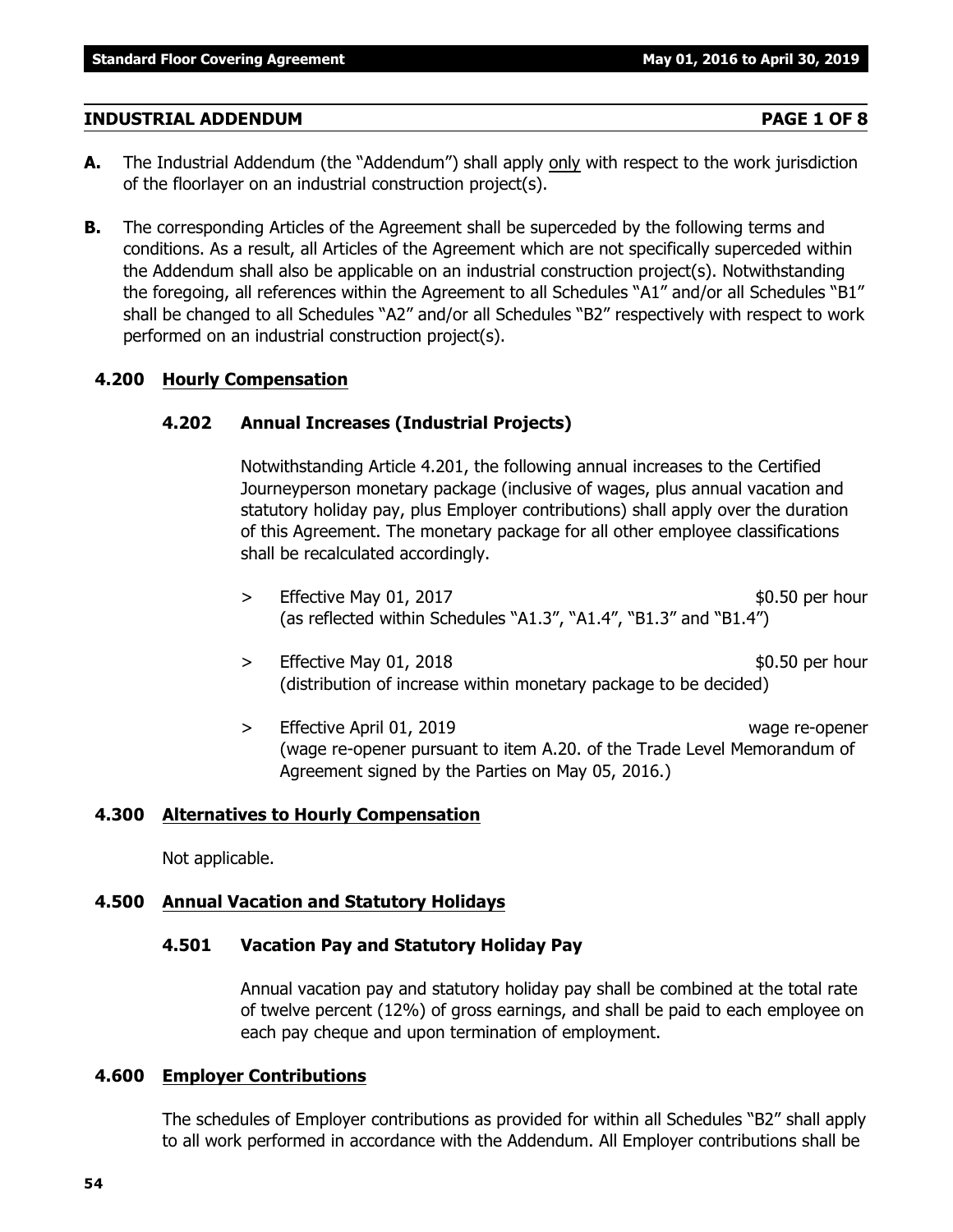## INDUSTRIAL ADDENDUM PAGE 1 OF 8

**A.** The Industrial Addendum (the "Addendum") shall apply only with respect to the work jurisdiction of the floorlayer on an industrial construction project(s).

**B.** The corresponding Articles of the Agreement shall be superceded by the following terms and conditions. As a result, all Articles of the Agreement which are not specifically superceded within the Addendum shall also be applicable on an industrial construction project(s). Notwithstanding the foregoing, all references within the Agreement to all Schedules "A1" and/or all Schedules "B1" shall be changed to all Schedules "A2" and/or all Schedules "B2" respectively with respect to work performed on an industrial construction project(s).

### 4.200 Hourly Compensation

#### 4.202 Annual Increases (Industrial Projects)

Notwithstanding Article 4.201, the following annual increases to the Certified Journeyperson monetary package (inclusive of wages, plus annual vacation and statutory holiday pay, plus Employer contributions) shall apply over the duration of this Agreement. The monetary package for all other employee classifications shall be recalculated accordingly.

> Effective May 01, 2017 — $0.50 per hour
> (as reflected within Schedules "A1.3", "A1.4", "B1.3" and "B1.4")

> Effective May 01, 2018 — $0.50 per hour
> (distribution of increase within monetary package to be decided)

> Effective April 01, 2019 — wage re-opener
> (wage re-opener pursuant to item A.20. of the Trade Level Memorandum of Agreement signed by the Parties on May 05, 2016.)

### 4.300 Alternatives to Hourly Compensation

Not applicable.

### 4.500 Annual Vacation and Statutory Holidays

#### 4.501 Vacation Pay and Statutory Holiday Pay

Annual vacation pay and statutory holiday pay shall be combined at the total rate of twelve percent (12%) of gross earnings, and shall be paid to each employee on each pay cheque and upon termination of employment.

### 4.600 Employer Contributions

The schedules of Employer contributions as provided for within all Schedules "B2" shall apply to all work performed in accordance with the Addendum. All Employer contributions shall be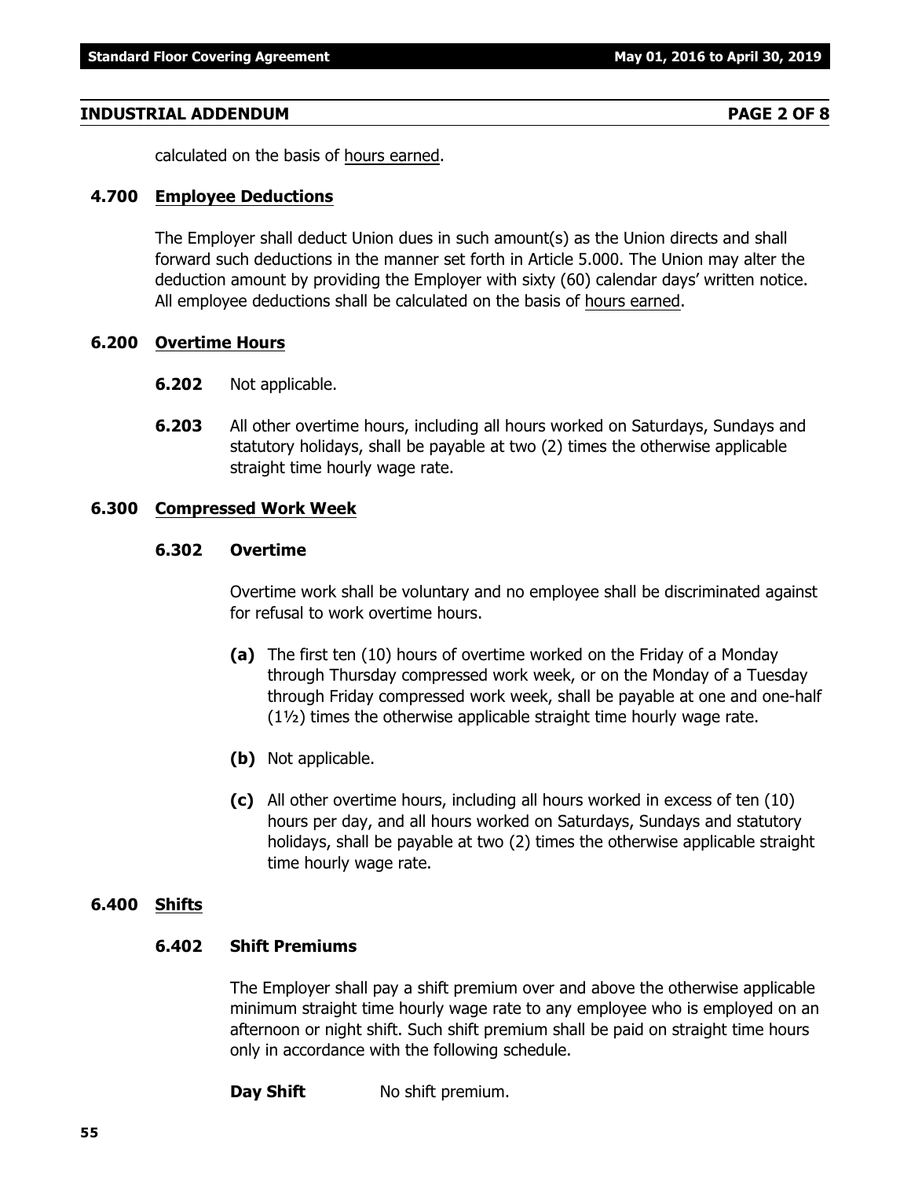## INDUSTRIAL ADDENDUM PAGE 2 OF 8

calculated on the basis of hours earned.

### 4.700 Employee Deductions

The Employer shall deduct Union dues in such amount(s) as the Union directs and shall forward such deductions in the manner set forth in Article 5.000. The Union may alter the deduction amount by providing the Employer with sixty (60) calendar days' written notice. All employee deductions shall be calculated on the basis of hours earned.

### 6.200 Overtime Hours

**6.202** Not applicable.

**6.203** All other overtime hours, including all hours worked on Saturdays, Sundays and statutory holidays, shall be payable at two (2) times the otherwise applicable straight time hourly wage rate.

### 6.300 Compressed Work Week

#### 6.302 Overtime

Overtime work shall be voluntary and no employee shall be discriminated against for refusal to work overtime hours.

**(a)** The first ten (10) hours of overtime worked on the Friday of a Monday through Thursday compressed work week, or on the Monday of a Tuesday through Friday compressed work week, shall be payable at one and one-half (1½) times the otherwise applicable straight time hourly wage rate.

**(b)** Not applicable.

**(c)** All other overtime hours, including all hours worked in excess of ten (10) hours per day, and all hours worked on Saturdays, Sundays and statutory holidays, shall be payable at two (2) times the otherwise applicable straight time hourly wage rate.

### 6.400 Shifts

#### 6.402 Shift Premiums

The Employer shall pay a shift premium over and above the otherwise applicable minimum straight time hourly wage rate to any employee who is employed on an afternoon or night shift. Such shift premium shall be paid on straight time hours only in accordance with the following schedule.

**Day Shift** No shift premium.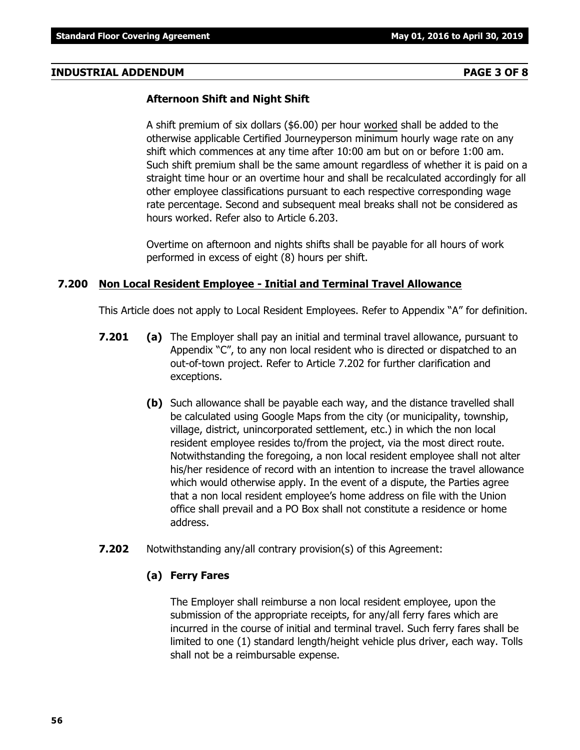## INDUSTRIAL ADDENDUM PAGE 3 OF 8

### Afternoon Shift and Night Shift

A shift premium of six dollars ($6.00) per hour worked shall be added to the otherwise applicable Certified Journeyperson minimum hourly wage rate on any shift which commences at any time after 10:00 am but on or before 1:00 am. Such shift premium shall be the same amount regardless of whether it is paid on a straight time hour or an overtime hour and shall be recalculated accordingly for all other employee classifications pursuant to each respective corresponding wage rate percentage. Second and subsequent meal breaks shall not be considered as hours worked. Refer also to Article 6.203.

Overtime on afternoon and nights shifts shall be payable for all hours of work performed in excess of eight (8) hours per shift.

### 7.200 Non Local Resident Employee - Initial and Terminal Travel Allowance

This Article does not apply to Local Resident Employees. Refer to Appendix "A" for definition.

**7.201** **(a)** The Employer shall pay an initial and terminal travel allowance, pursuant to Appendix "C", to any non local resident who is directed or dispatched to an out-of-town project. Refer to Article 7.202 for further clarification and exceptions.

**(b)** Such allowance shall be payable each way, and the distance travelled shall be calculated using Google Maps from the city (or municipality, township, village, district, unincorporated settlement, etc.) in which the non local resident employee resides to/from the project, via the most direct route. Notwithstanding the foregoing, a non local resident employee shall not alter his/her residence of record with an intention to increase the travel allowance which would otherwise apply. In the event of a dispute, the Parties agree that a non local resident employee's home address on file with the Union office shall prevail and a PO Box shall not constitute a residence or home address.

**7.202** Notwithstanding any/all contrary provision(s) of this Agreement:

**(a) Ferry Fares**

The Employer shall reimburse a non local resident employee, upon the submission of the appropriate receipts, for any/all ferry fares which are incurred in the course of initial and terminal travel. Such ferry fares shall be limited to one (1) standard length/height vehicle plus driver, each way. Tolls shall not be a reimbursable expense.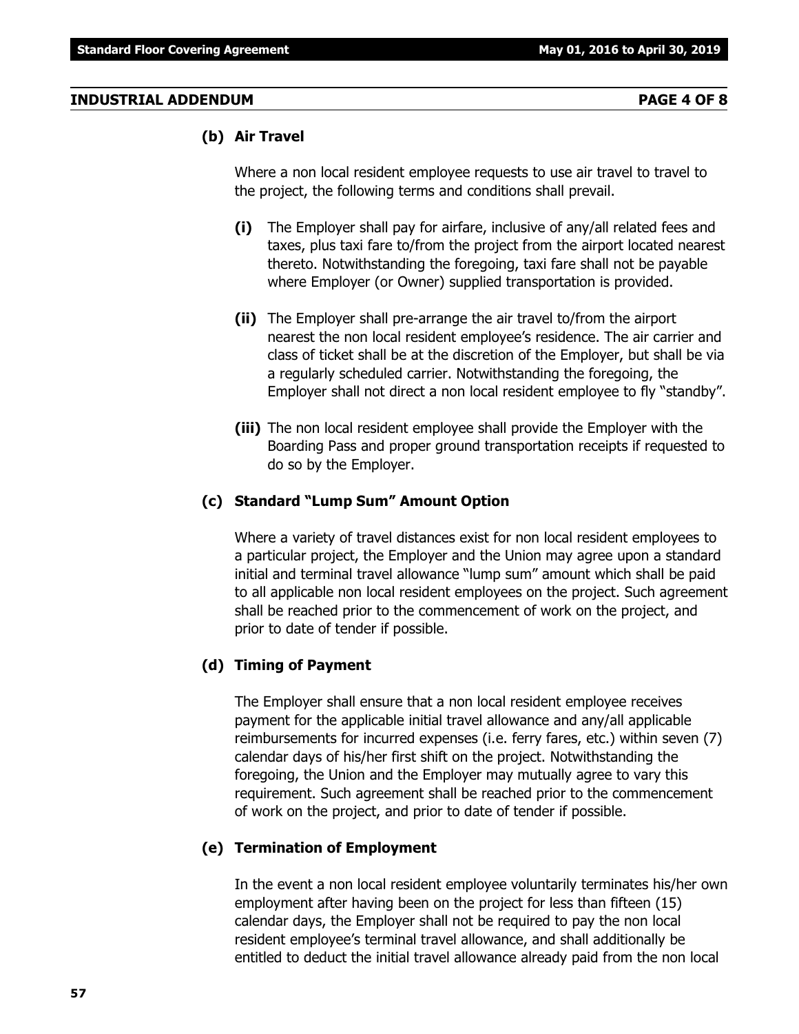### (b) Air Travel

Where a non local resident employee requests to use air travel to travel to the project, the following terms and conditions shall prevail.

**(i)** The Employer shall pay for airfare, inclusive of any/all related fees and taxes, plus taxi fare to/from the project from the airport located nearest thereto. Notwithstanding the foregoing, taxi fare shall not be payable where Employer (or Owner) supplied transportation is provided.

**(ii)** The Employer shall pre-arrange the air travel to/from the airport nearest the non local resident employee's residence. The air carrier and class of ticket shall be at the discretion of the Employer, but shall be via a regularly scheduled carrier. Notwithstanding the foregoing, the Employer shall not direct a non local resident employee to fly "standby".

**(iii)** The non local resident employee shall provide the Employer with the Boarding Pass and proper ground transportation receipts if requested to do so by the Employer.

### (c) Standard "Lump Sum" Amount Option

Where a variety of travel distances exist for non local resident employees to a particular project, the Employer and the Union may agree upon a standard initial and terminal travel allowance "lump sum" amount which shall be paid to all applicable non local resident employees on the project. Such agreement shall be reached prior to the commencement of work on the project, and prior to date of tender if possible.

### (d) Timing of Payment

The Employer shall ensure that a non local resident employee receives payment for the applicable initial travel allowance and any/all applicable reimbursements for incurred expenses (i.e. ferry fares, etc.) within seven (7) calendar days of his/her first shift on the project. Notwithstanding the foregoing, the Union and the Employer may mutually agree to vary this requirement. Such agreement shall be reached prior to the commencement of work on the project, and prior to date of tender if possible.

### (e) Termination of Employment

In the event a non local resident employee voluntarily terminates his/her own employment after having been on the project for less than fifteen (15) calendar days, the Employer shall not be required to pay the non local resident employee's terminal travel allowance, and shall additionally be entitled to deduct the initial travel allowance already paid from the non local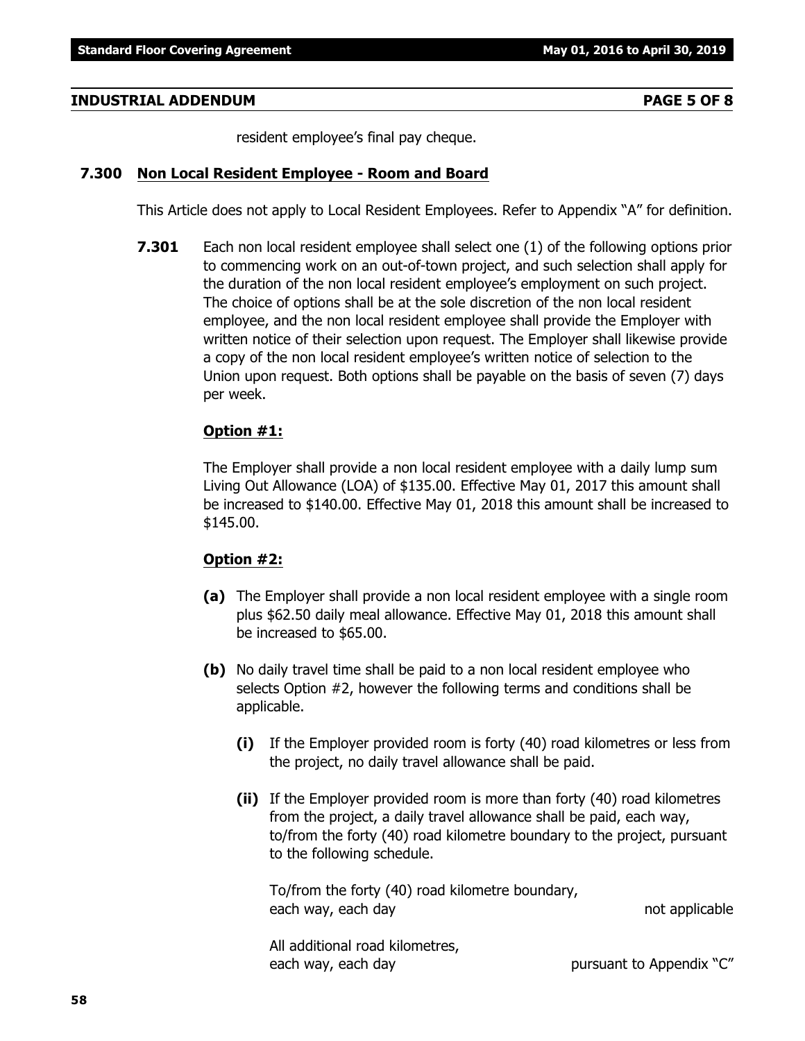## INDUSTRIAL ADDENDUM

resident employee's final pay cheque.

### 7.300 Non Local Resident Employee - Room and Board

This Article does not apply to Local Resident Employees. Refer to Appendix "A" for definition.

**7.301** Each non local resident employee shall select one (1) of the following options prior to commencing work on an out-of-town project, and such selection shall apply for the duration of the non local resident employee's employment on such project. The choice of options shall be at the sole discretion of the non local resident employee, and the non local resident employee shall provide the Employer with written notice of their selection upon request. The Employer shall likewise provide a copy of the non local resident employee's written notice of selection to the Union upon request. Both options shall be payable on the basis of seven (7) days per week.

**Option #1:**

The Employer shall provide a non local resident employee with a daily lump sum Living Out Allowance (LOA) of $135.00. Effective May 01, 2017 this amount shall be increased to $140.00. Effective May 01, 2018 this amount shall be increased to $145.00.

**Option #2:**

**(a)** The Employer shall provide a non local resident employee with a single room plus $62.50 daily meal allowance. Effective May 01, 2018 this amount shall be increased to $65.00.

**(b)** No daily travel time shall be paid to a non local resident employee who selects Option #2, however the following terms and conditions shall be applicable.

**(i)** If the Employer provided room is forty (40) road kilometres or less from the project, no daily travel allowance shall be paid.

**(ii)** If the Employer provided room is more than forty (40) road kilometres from the project, a daily travel allowance shall be paid, each way, to/from the forty (40) road kilometre boundary to the project, pursuant to the following schedule.

| | |
|---|---|
| To/from the forty (40) road kilometre boundary, each way, each day | not applicable |
| All additional road kilometres, each way, each day | pursuant to Appendix "C" |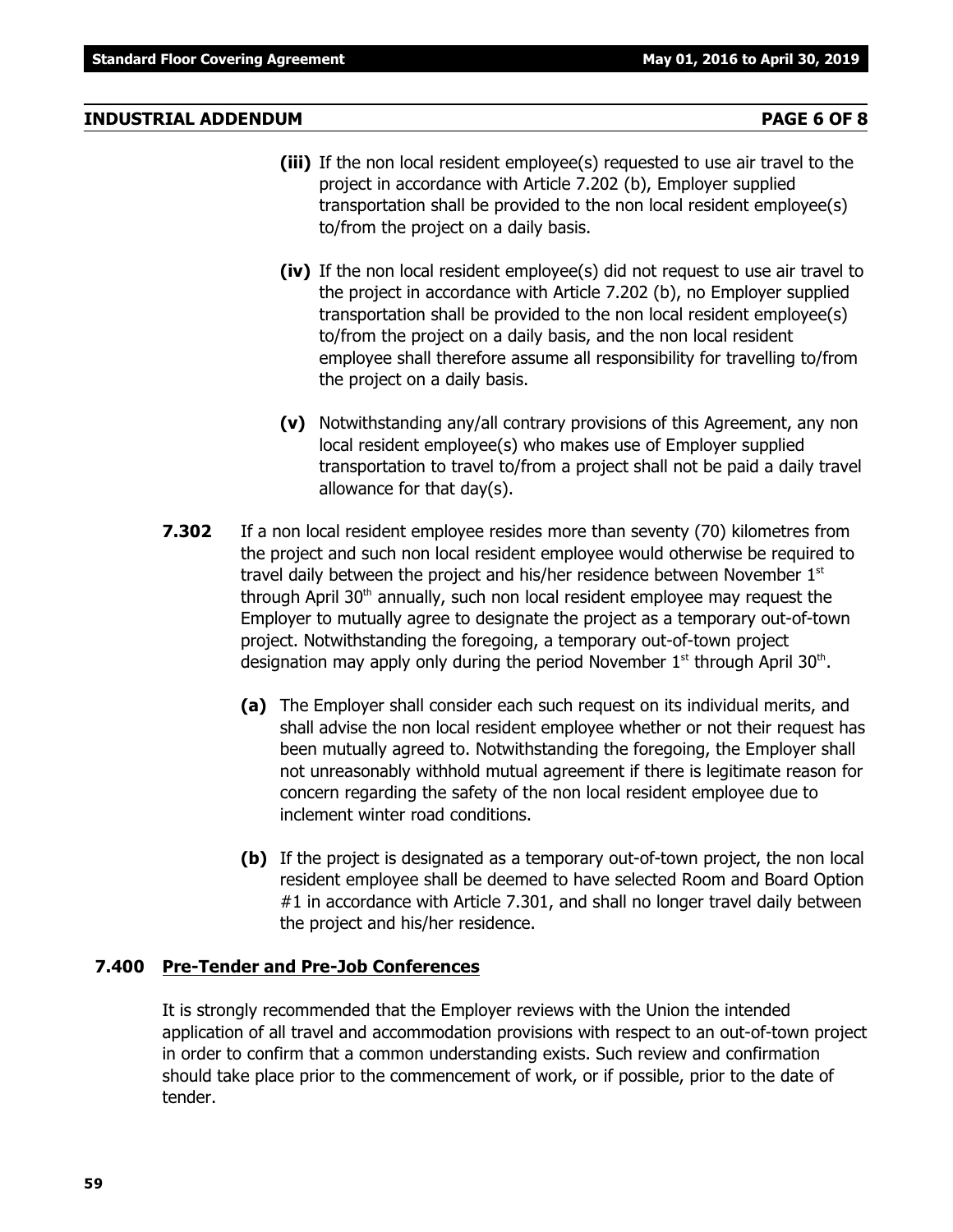**(iii)** If the non local resident employee(s) requested to use air travel to the project in accordance with Article 7.202 (b), Employer supplied transportation shall be provided to the non local resident employee(s) to/from the project on a daily basis.

**(iv)** If the non local resident employee(s) did not request to use air travel to the project in accordance with Article 7.202 (b), no Employer supplied transportation shall be provided to the non local resident employee(s) to/from the project on a daily basis, and the non local resident employee shall therefore assume all responsibility for travelling to/from the project on a daily basis.

**(v)** Notwithstanding any/all contrary provisions of this Agreement, any non local resident employee(s) who makes use of Employer supplied transportation to travel to/from a project shall not be paid a daily travel allowance for that day(s).

**7.302** If a non local resident employee resides more than seventy (70) kilometres from the project and such non local resident employee would otherwise be required to travel daily between the project and his/her residence between November 1st through April 30th annually, such non local resident employee may request the Employer to mutually agree to designate the project as a temporary out-of-town project. Notwithstanding the foregoing, a temporary out-of-town project designation may apply only during the period November 1st through April 30th.

**(a)** The Employer shall consider each such request on its individual merits, and shall advise the non local resident employee whether or not their request has been mutually agreed to. Notwithstanding the foregoing, the Employer shall not unreasonably withhold mutual agreement if there is legitimate reason for concern regarding the safety of the non local resident employee due to inclement winter road conditions.

**(b)** If the project is designated as a temporary out-of-town project, the non local resident employee shall be deemed to have selected Room and Board Option #1 in accordance with Article 7.301, and shall no longer travel daily between the project and his/her residence.

### 7.400 Pre-Tender and Pre-Job Conferences

It is strongly recommended that the Employer reviews with the Union the intended application of all travel and accommodation provisions with respect to an out-of-town project in order to confirm that a common understanding exists. Such review and confirmation should take place prior to the commencement of work, or if possible, prior to the date of tender.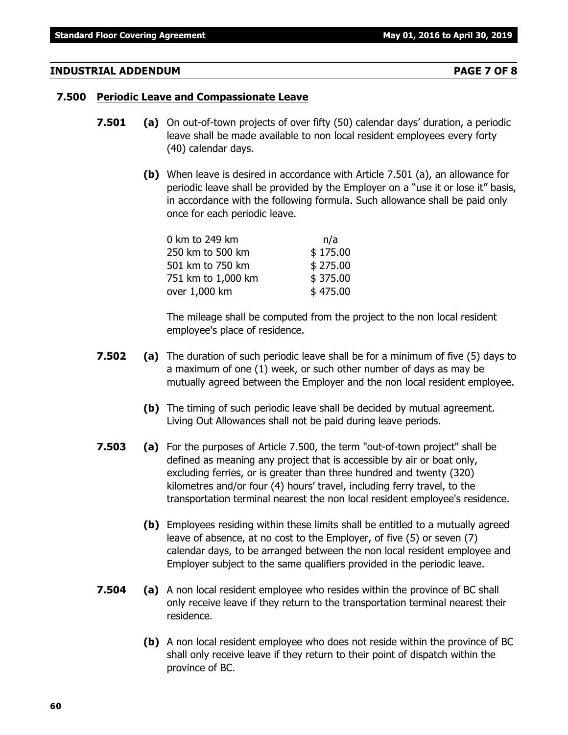## INDUSTRIAL ADDENDUM PAGE 7 OF 8

### 7.500 Periodic Leave and Compassionate Leave

**7.501** **(a)** On out-of-town projects of over fifty (50) calendar days' duration, a periodic leave shall be made available to non local resident employees every forty (40) calendar days.

**(b)** When leave is desired in accordance with Article 7.501 (a), an allowance for periodic leave shall be provided by the Employer on a "use it or lose it" basis, in accordance with the following formula. Such allowance shall be paid only once for each periodic leave.

| | |
|---|---|
| 0 km to 249 km | n/a |
| 250 km to 500 km | $ 175.00 |
| 501 km to 750 km | $ 275.00 |
| 751 km to 1,000 km | $ 375.00 |
| over 1,000 km | $ 475.00 |

The mileage shall be computed from the project to the non local resident employee's place of residence.

**7.502** **(a)** The duration of such periodic leave shall be for a minimum of five (5) days to a maximum of one (1) week, or such other number of days as may be mutually agreed between the Employer and the non local resident employee.

**(b)** The timing of such periodic leave shall be decided by mutual agreement. Living Out Allowances shall not be paid during leave periods.

**7.503** **(a)** For the purposes of Article 7.500, the term "out-of-town project" shall be defined as meaning any project that is accessible by air or boat only, excluding ferries, or is greater than three hundred and twenty (320) kilometres and/or four (4) hours' travel, including ferry travel, to the transportation terminal nearest the non local resident employee's residence.

**(b)** Employees residing within these limits shall be entitled to a mutually agreed leave of absence, at no cost to the Employer, of five (5) or seven (7) calendar days, to be arranged between the non local resident employee and Employer subject to the same qualifiers provided in the periodic leave.

**7.504** **(a)** A non local resident employee who resides within the province of BC shall only receive leave if they return to the transportation terminal nearest their residence.

**(b)** A non local resident employee who does not reside within the province of BC shall only receive leave if they return to their point of dispatch within the province of BC.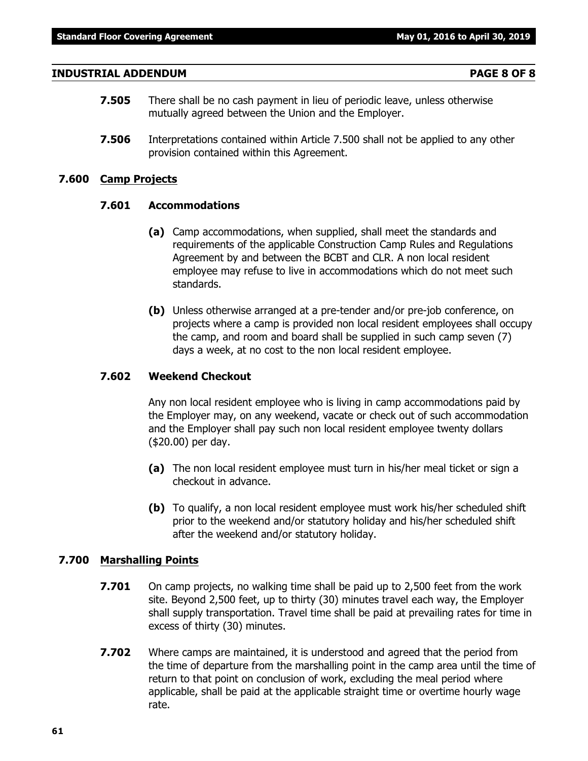**7.505** There shall be no cash payment in lieu of periodic leave, unless otherwise mutually agreed between the Union and the Employer.

**7.506** Interpretations contained within Article 7.500 shall not be applied to any other provision contained within this Agreement.

## 7.600 Camp Projects

### 7.601 Accommodations

**(a)** Camp accommodations, when supplied, shall meet the standards and requirements of the applicable Construction Camp Rules and Regulations Agreement by and between the BCBT and CLR. A non local resident employee may refuse to live in accommodations which do not meet such standards.

**(b)** Unless otherwise arranged at a pre-tender and/or pre-job conference, on projects where a camp is provided non local resident employees shall occupy the camp, and room and board shall be supplied in such camp seven (7) days a week, at no cost to the non local resident employee.

### 7.602 Weekend Checkout

Any non local resident employee who is living in camp accommodations paid by the Employer may, on any weekend, vacate or check out of such accommodation and the Employer shall pay such non local resident employee twenty dollars ($20.00) per day.

**(a)** The non local resident employee must turn in his/her meal ticket or sign a checkout in advance.

**(b)** To qualify, a non local resident employee must work his/her scheduled shift prior to the weekend and/or statutory holiday and his/her scheduled shift after the weekend and/or statutory holiday.

## 7.700 Marshalling Points

**7.701** On camp projects, no walking time shall be paid up to 2,500 feet from the work site. Beyond 2,500 feet, up to thirty (30) minutes travel each way, the Employer shall supply transportation. Travel time shall be paid at prevailing rates for time in excess of thirty (30) minutes.

**7.702** Where camps are maintained, it is understood and agreed that the period from the time of departure from the marshalling point in the camp area until the time of return to that point on conclusion of work, excluding the meal period where applicable, shall be paid at the applicable straight time or overtime hourly wage rate.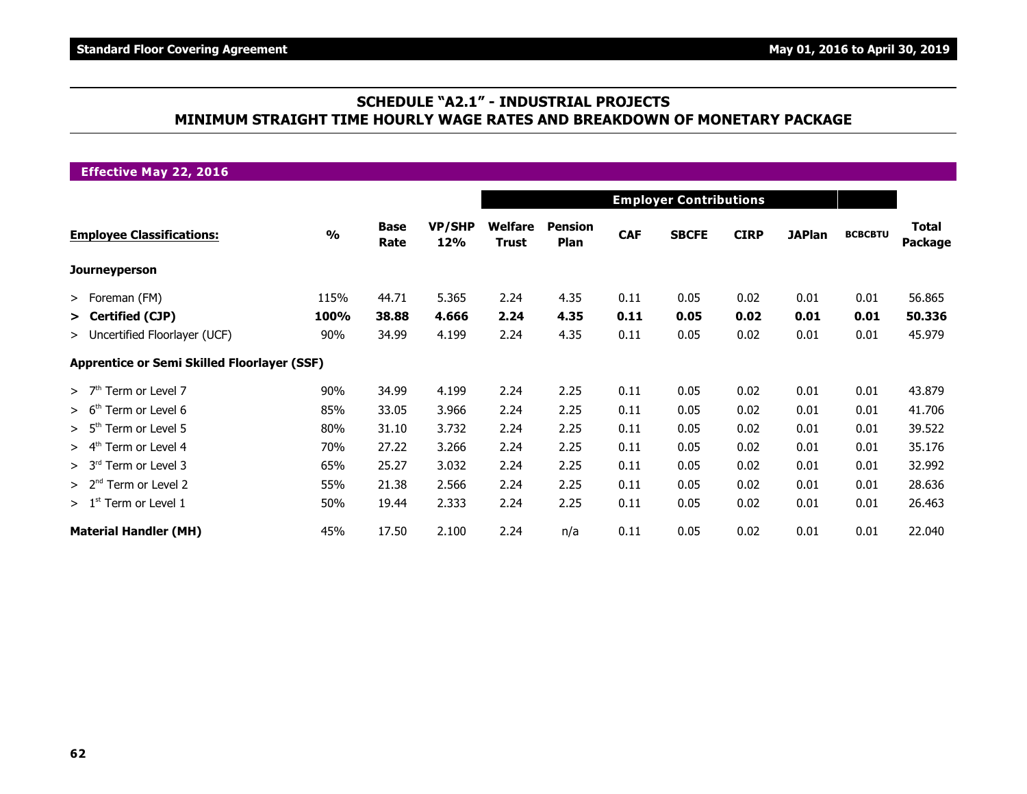# SCHEDULE "A2.1" - INDUSTRIAL PROJECTS
## MINIMUM STRAIGHT TIME HOURLY WAGE RATES AND BREAKDOWN OF MONETARY PACKAGE

**Effective May 22, 2016**

| | | | | Employer Contributions | | | | | | | |
|---|---|---|---|---|---|---|---|---|---|---|---|
| **Employee Classifications:** | **%** | **Base Rate** | **VP/SHP 12%** | **Welfare Trust** | **Pension Plan** | **CAF** | **SBCFE** | **CIRP** | **JAPlan** | **BCBCBTU** | **Total Package** |
| **Journeyperson** | | | | | | | | | | | |
| > Foreman (FM) | 115% | 44.71 | 5.365 | 2.24 | 4.35 | 0.11 | 0.05 | 0.02 | 0.01 | 0.01 | 56.865 |
| **> Certified (CJP)** | **100%** | **38.88** | **4.666** | **2.24** | **4.35** | **0.11** | **0.05** | **0.02** | **0.01** | **0.01** | **50.336** |
| > Uncertified Floorlayer (UCF) | 90% | 34.99 | 4.199 | 2.24 | 4.35 | 0.11 | 0.05 | 0.02 | 0.01 | 0.01 | 45.979 |
| **Apprentice or Semi Skilled Floorlayer (SSF)** | | | | | | | | | | | |
| > 7th Term or Level 7 | 90% | 34.99 | 4.199 | 2.24 | 2.25 | 0.11 | 0.05 | 0.02 | 0.01 | 0.01 | 43.879 |
| > 6th Term or Level 6 | 85% | 33.05 | 3.966 | 2.24 | 2.25 | 0.11 | 0.05 | 0.02 | 0.01 | 0.01 | 41.706 |
| > 5th Term or Level 5 | 80% | 31.10 | 3.732 | 2.24 | 2.25 | 0.11 | 0.05 | 0.02 | 0.01 | 0.01 | 39.522 |
| > 4th Term or Level 4 | 70% | 27.22 | 3.266 | 2.24 | 2.25 | 0.11 | 0.05 | 0.02 | 0.01 | 0.01 | 35.176 |
| > 3rd Term or Level 3 | 65% | 25.27 | 3.032 | 2.24 | 2.25 | 0.11 | 0.05 | 0.02 | 0.01 | 0.01 | 32.992 |
| > 2nd Term or Level 2 | 55% | 21.38 | 2.566 | 2.24 | 2.25 | 0.11 | 0.05 | 0.02 | 0.01 | 0.01 | 28.636 |
| > 1st Term or Level 1 | 50% | 19.44 | 2.333 | 2.24 | 2.25 | 0.11 | 0.05 | 0.02 | 0.01 | 0.01 | 26.463 |
| **Material Handler (MH)** | 45% | 17.50 | 2.100 | 2.24 | n/a | 0.11 | 0.05 | 0.02 | 0.01 | 0.01 | 22.040 |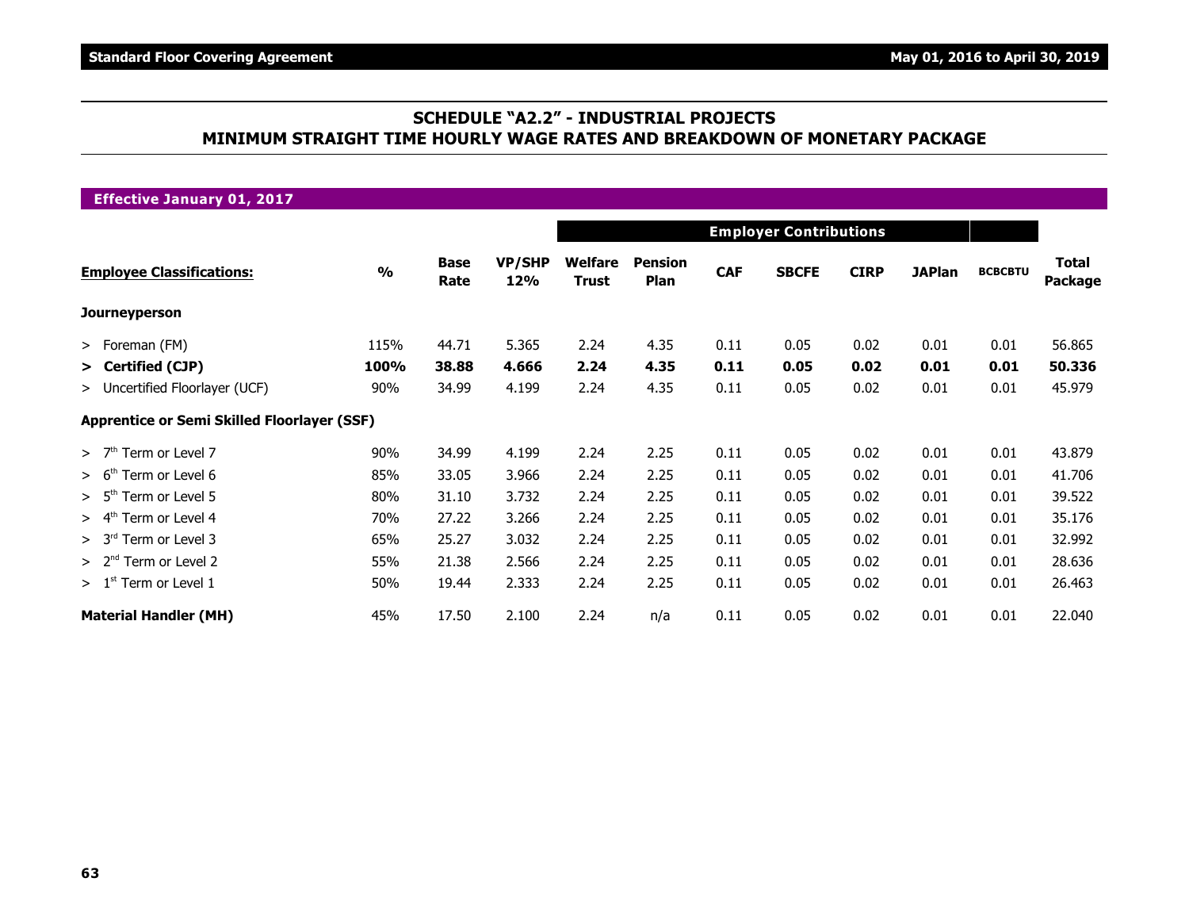## SCHEDULE "A2.2" - INDUSTRIAL PROJECTS
## MINIMUM STRAIGHT TIME HOURLY WAGE RATES AND BREAKDOWN OF MONETARY PACKAGE

### Effective January 01, 2017

| | | | | Employer Contributions | | | | | | | |
|---|---|---|---|---|---|---|---|---|---|---|---|
| **Employee Classifications:** | **%** | **Base Rate** | **VP/SHP 12%** | **Welfare Trust** | **Pension Plan** | **CAF** | **SBCFE** | **CIRP** | **JAPlan** | **BCBCBTU** | **Total Package** |
| **Journeyperson** | | | | | | | | | | | |
| > Foreman (FM) | 115% | 44.71 | 5.365 | 2.24 | 4.35 | 0.11 | 0.05 | 0.02 | 0.01 | 0.01 | 56.865 |
| **> Certified (CJP)** | **100%** | **38.88** | **4.666** | **2.24** | **4.35** | **0.11** | **0.05** | **0.02** | **0.01** | **0.01** | **50.336** |
| > Uncertified Floorlayer (UCF) | 90% | 34.99 | 4.199 | 2.24 | 4.35 | 0.11 | 0.05 | 0.02 | 0.01 | 0.01 | 45.979 |
| **Apprentice or Semi Skilled Floorlayer (SSF)** | | | | | | | | | | | |
| > 7th Term or Level 7 | 90% | 34.99 | 4.199 | 2.24 | 2.25 | 0.11 | 0.05 | 0.02 | 0.01 | 0.01 | 43.879 |
| > 6th Term or Level 6 | 85% | 33.05 | 3.966 | 2.24 | 2.25 | 0.11 | 0.05 | 0.02 | 0.01 | 0.01 | 41.706 |
| > 5th Term or Level 5 | 80% | 31.10 | 3.732 | 2.24 | 2.25 | 0.11 | 0.05 | 0.02 | 0.01 | 0.01 | 39.522 |
| > 4th Term or Level 4 | 70% | 27.22 | 3.266 | 2.24 | 2.25 | 0.11 | 0.05 | 0.02 | 0.01 | 0.01 | 35.176 |
| > 3rd Term or Level 3 | 65% | 25.27 | 3.032 | 2.24 | 2.25 | 0.11 | 0.05 | 0.02 | 0.01 | 0.01 | 32.992 |
| > 2nd Term or Level 2 | 55% | 21.38 | 2.566 | 2.24 | 2.25 | 0.11 | 0.05 | 0.02 | 0.01 | 0.01 | 28.636 |
| > 1st Term or Level 1 | 50% | 19.44 | 2.333 | 2.24 | 2.25 | 0.11 | 0.05 | 0.02 | 0.01 | 0.01 | 26.463 |
| **Material Handler (MH)** | 45% | 17.50 | 2.100 | 2.24 | n/a | 0.11 | 0.05 | 0.02 | 0.01 | 0.01 | 22.040 |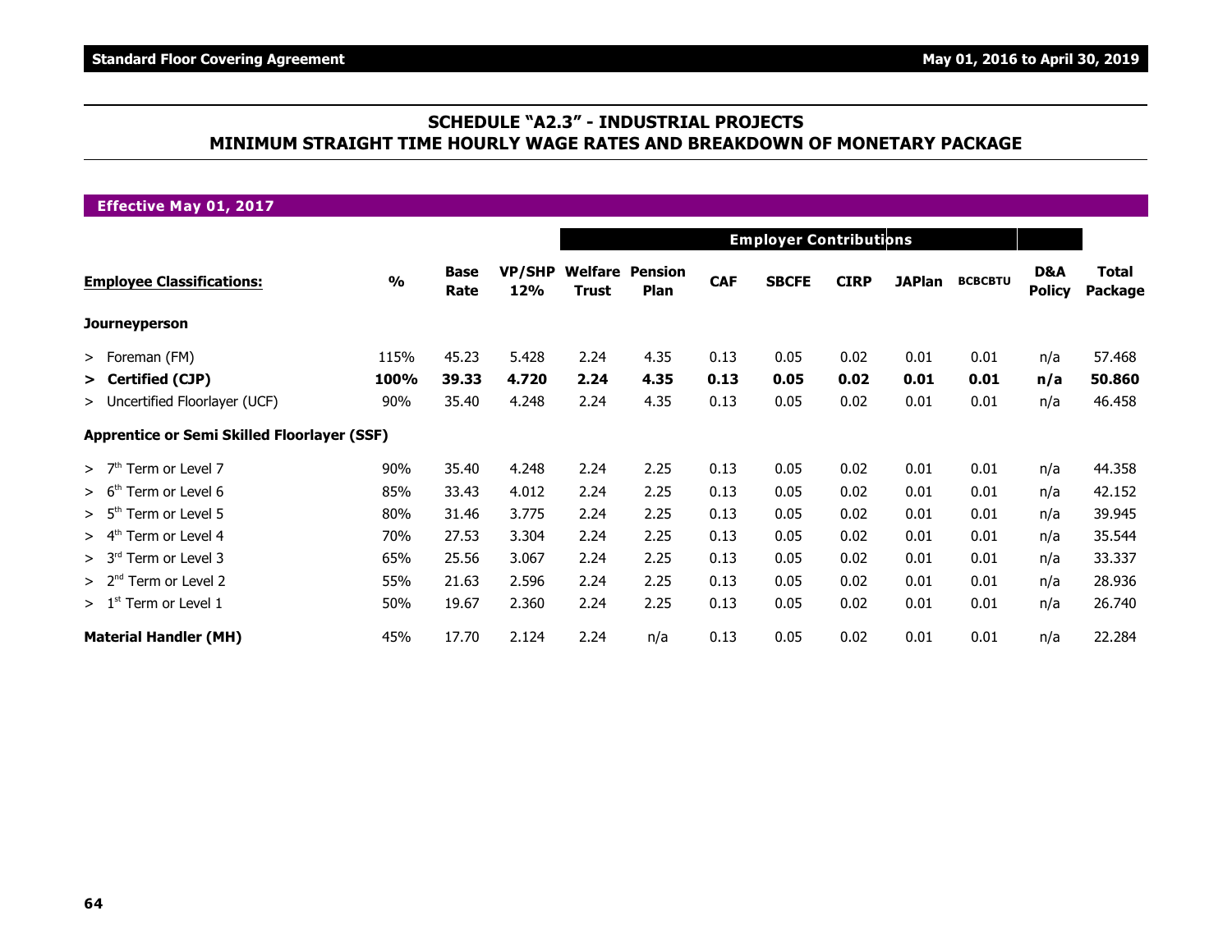## SCHEDULE "A2.3" - INDUSTRIAL PROJECTS
## MINIMUM STRAIGHT TIME HOURLY WAGE RATES AND BREAKDOWN OF MONETARY PACKAGE

**Effective May 01, 2017**

| | | | | Employer Contributions | | | | | | | | |
|---|---|---|---|---|---|---|---|---|---|---|---|---|
| **Employee Classifications:** | **%** | **Base Rate** | **VP/SHP 12%** | **Welfare Trust** | **Pension Plan** | **CAF** | **SBCFE** | **CIRP** | **JAPlan** | **BCBCBTU** | **D&A Policy** | **Total Package** |
| **Journeyperson** | | | | | | | | | | | | |
| > Foreman (FM) | 115% | 45.23 | 5.428 | 2.24 | 4.35 | 0.13 | 0.05 | 0.02 | 0.01 | 0.01 | n/a | 57.468 |
| **> Certified (CJP)** | **100%** | **39.33** | **4.720** | **2.24** | **4.35** | **0.13** | **0.05** | **0.02** | **0.01** | **0.01** | **n/a** | **50.860** |
| > Uncertified Floorlayer (UCF) | 90% | 35.40 | 4.248 | 2.24 | 4.35 | 0.13 | 0.05 | 0.02 | 0.01 | 0.01 | n/a | 46.458 |
| **Apprentice or Semi Skilled Floorlayer (SSF)** | | | | | | | | | | | | |
| > 7th Term or Level 7 | 90% | 35.40 | 4.248 | 2.24 | 2.25 | 0.13 | 0.05 | 0.02 | 0.01 | 0.01 | n/a | 44.358 |
| > 6th Term or Level 6 | 85% | 33.43 | 4.012 | 2.24 | 2.25 | 0.13 | 0.05 | 0.02 | 0.01 | 0.01 | n/a | 42.152 |
| > 5th Term or Level 5 | 80% | 31.46 | 3.775 | 2.24 | 2.25 | 0.13 | 0.05 | 0.02 | 0.01 | 0.01 | n/a | 39.945 |
| > 4th Term or Level 4 | 70% | 27.53 | 3.304 | 2.24 | 2.25 | 0.13 | 0.05 | 0.02 | 0.01 | 0.01 | n/a | 35.544 |
| > 3rd Term or Level 3 | 65% | 25.56 | 3.067 | 2.24 | 2.25 | 0.13 | 0.05 | 0.02 | 0.01 | 0.01 | n/a | 33.337 |
| > 2nd Term or Level 2 | 55% | 21.63 | 2.596 | 2.24 | 2.25 | 0.13 | 0.05 | 0.02 | 0.01 | 0.01 | n/a | 28.936 |
| > 1st Term or Level 1 | 50% | 19.67 | 2.360 | 2.24 | 2.25 | 0.13 | 0.05 | 0.02 | 0.01 | 0.01 | n/a | 26.740 |
| **Material Handler (MH)** | 45% | 17.70 | 2.124 | 2.24 | n/a | 0.13 | 0.05 | 0.02 | 0.01 | 0.01 | n/a | 22.284 |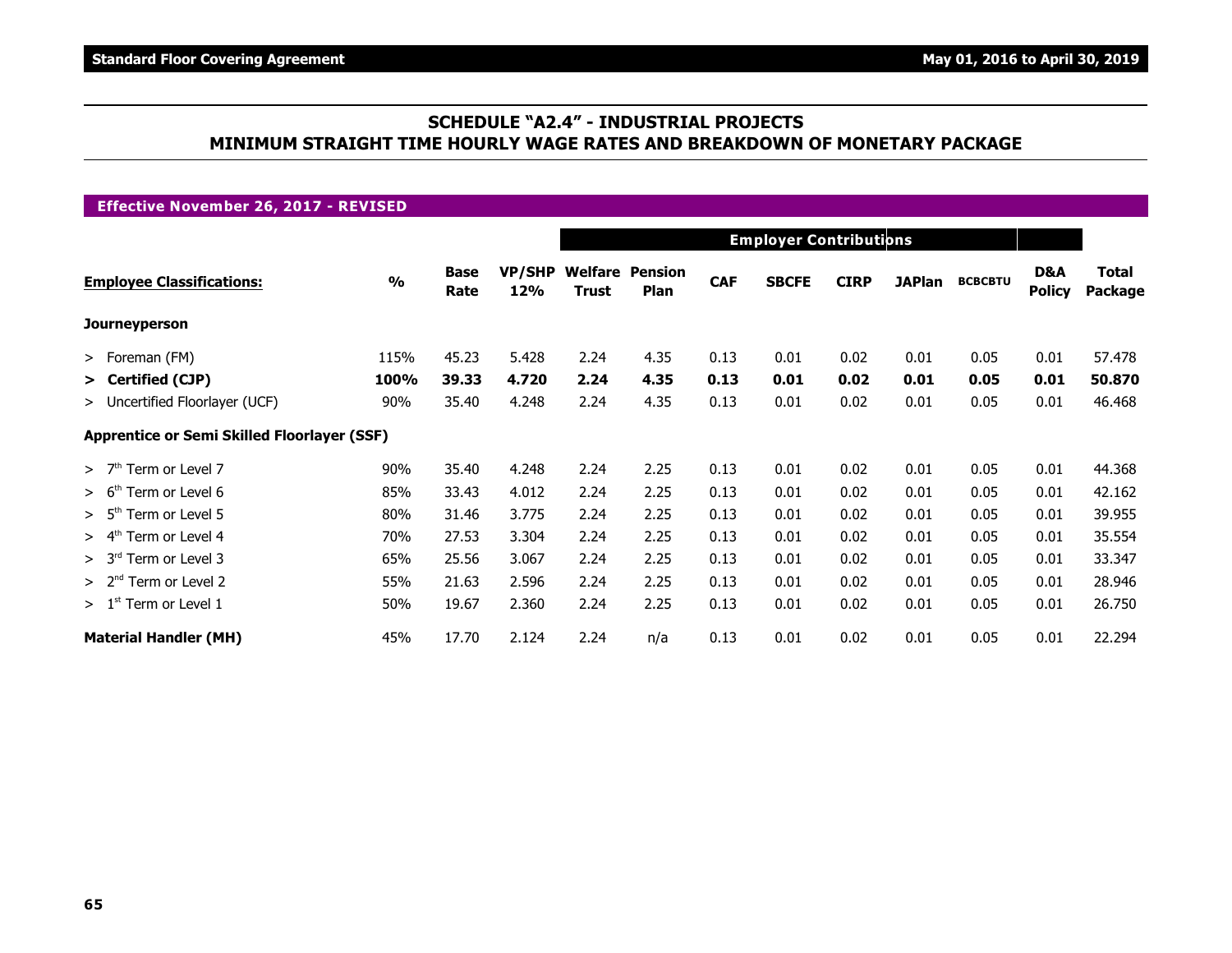## SCHEDULE "A2.4" - INDUSTRIAL PROJECTS
## MINIMUM STRAIGHT TIME HOURLY WAGE RATES AND BREAKDOWN OF MONETARY PACKAGE

**Effective November 26, 2017 - REVISED**

| Employee Classifications: | % | Base Rate | VP/SHP 12% | Welfare Trust | Pension Plan | CAF | SBCFE | CIRP | JAPlan | BCBCTU | D&A Policy | Total Package |
|---|---|---|---|---|---|---|---|---|---|---|---|---|
| | | | | Employer Contributions | | | | | | | | |
| **Journeyperson** | | | | | | | | | | | | |
| > Foreman (FM) | 115% | 45.23 | 5.428 | 2.24 | 4.35 | 0.13 | 0.01 | 0.02 | 0.01 | 0.05 | 0.01 | 57.478 |
| **> Certified (CJP)** | **100%** | **39.33** | **4.720** | **2.24** | **4.35** | **0.13** | **0.01** | **0.02** | **0.01** | **0.05** | **0.01** | **50.870** |
| > Uncertified Floorlayer (UCF) | 90% | 35.40 | 4.248 | 2.24 | 4.35 | 0.13 | 0.01 | 0.02 | 0.01 | 0.05 | 0.01 | 46.468 |
| **Apprentice or Semi Skilled Floorlayer (SSF)** | | | | | | | | | | | | |
| > 7th Term or Level 7 | 90% | 35.40 | 4.248 | 2.24 | 2.25 | 0.13 | 0.01 | 0.02 | 0.01 | 0.05 | 0.01 | 44.368 |
| > 6th Term or Level 6 | 85% | 33.43 | 4.012 | 2.24 | 2.25 | 0.13 | 0.01 | 0.02 | 0.01 | 0.05 | 0.01 | 42.162 |
| > 5th Term or Level 5 | 80% | 31.46 | 3.775 | 2.24 | 2.25 | 0.13 | 0.01 | 0.02 | 0.01 | 0.05 | 0.01 | 39.955 |
| > 4th Term or Level 4 | 70% | 27.53 | 3.304 | 2.24 | 2.25 | 0.13 | 0.01 | 0.02 | 0.01 | 0.05 | 0.01 | 35.554 |
| > 3rd Term or Level 3 | 65% | 25.56 | 3.067 | 2.24 | 2.25 | 0.13 | 0.01 | 0.02 | 0.01 | 0.05 | 0.01 | 33.347 |
| > 2nd Term or Level 2 | 55% | 21.63 | 2.596 | 2.24 | 2.25 | 0.13 | 0.01 | 0.02 | 0.01 | 0.05 | 0.01 | 28.946 |
| > 1st Term or Level 1 | 50% | 19.67 | 2.360 | 2.24 | 2.25 | 0.13 | 0.01 | 0.02 | 0.01 | 0.05 | 0.01 | 26.750 |
| **Material Handler (MH)** | 45% | 17.70 | 2.124 | 2.24 | n/a | 0.13 | 0.01 | 0.02 | 0.01 | 0.05 | 0.01 | 22.294 |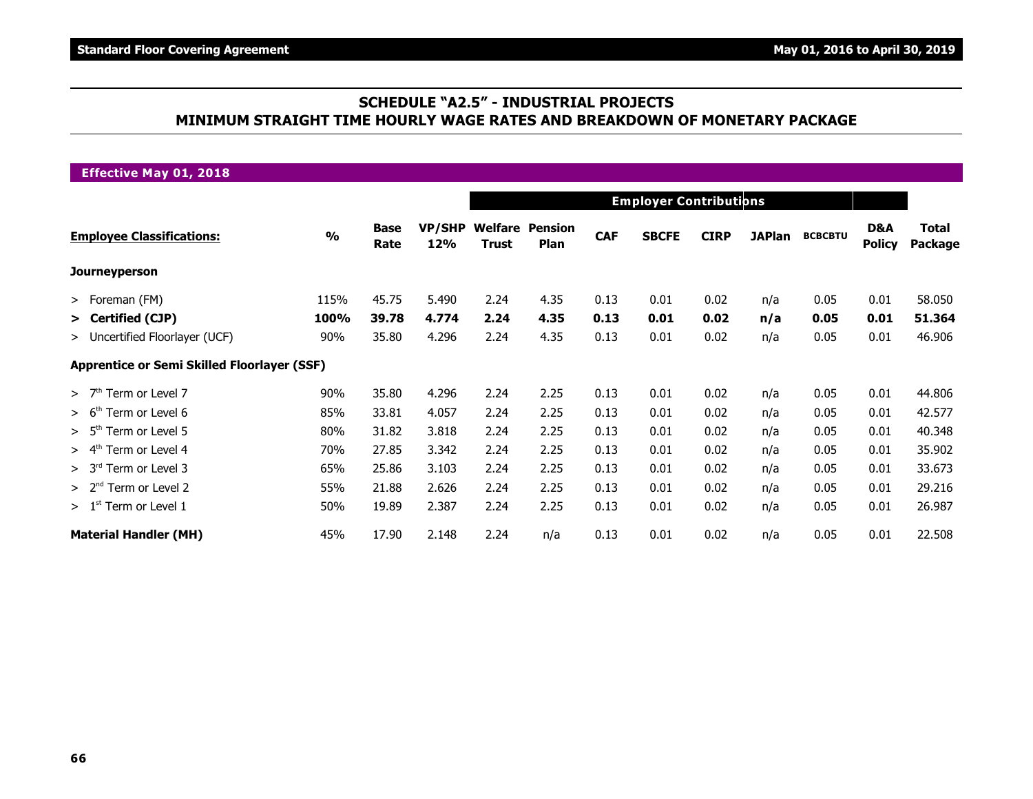## SCHEDULE "A2.5" - INDUSTRIAL PROJECTS
## MINIMUM STRAIGHT TIME HOURLY WAGE RATES AND BREAKDOWN OF MONETARY PACKAGE

**Effective May 01, 2018**

| | | | | Employer Contributions | | | | | | | | |
|---|---|---|---|---|---|---|---|---|---|---|---|---|
| **Employee Classifications:** | **%** | **Base Rate** | **VP/SHP 12%** | **Welfare Trust** | **Pension Plan** | **CAF** | **SBCFE** | **CIRP** | **JAPlan** | **BCBCBTU** | **D&A Policy** | **Total Package** |
| **Journeyperson** | | | | | | | | | | | | |
| > Foreman (FM) | 115% | 45.75 | 5.490 | 2.24 | 4.35 | 0.13 | 0.01 | 0.02 | n/a | 0.05 | 0.01 | 58.050 |
| **> Certified (CJP)** | **100%** | **39.78** | **4.774** | **2.24** | **4.35** | **0.13** | **0.01** | **0.02** | **n/a** | **0.05** | **0.01** | **51.364** |
| > Uncertified Floorlayer (UCF) | 90% | 35.80 | 4.296 | 2.24 | 4.35 | 0.13 | 0.01 | 0.02 | n/a | 0.05 | 0.01 | 46.906 |
| **Apprentice or Semi Skilled Floorlayer (SSF)** | | | | | | | | | | | | |
| > 7th Term or Level 7 | 90% | 35.80 | 4.296 | 2.24 | 2.25 | 0.13 | 0.01 | 0.02 | n/a | 0.05 | 0.01 | 44.806 |
| > 6th Term or Level 6 | 85% | 33.81 | 4.057 | 2.24 | 2.25 | 0.13 | 0.01 | 0.02 | n/a | 0.05 | 0.01 | 42.577 |
| > 5th Term or Level 5 | 80% | 31.82 | 3.818 | 2.24 | 2.25 | 0.13 | 0.01 | 0.02 | n/a | 0.05 | 0.01 | 40.348 |
| > 4th Term or Level 4 | 70% | 27.85 | 3.342 | 2.24 | 2.25 | 0.13 | 0.01 | 0.02 | n/a | 0.05 | 0.01 | 35.902 |
| > 3rd Term or Level 3 | 65% | 25.86 | 3.103 | 2.24 | 2.25 | 0.13 | 0.01 | 0.02 | n/a | 0.05 | 0.01 | 33.673 |
| > 2nd Term or Level 2 | 55% | 21.88 | 2.626 | 2.24 | 2.25 | 0.13 | 0.01 | 0.02 | n/a | 0.05 | 0.01 | 29.216 |
| > 1st Term or Level 1 | 50% | 19.89 | 2.387 | 2.24 | 2.25 | 0.13 | 0.01 | 0.02 | n/a | 0.05 | 0.01 | 26.987 |
| **Material Handler (MH)** | 45% | 17.90 | 2.148 | 2.24 | n/a | 0.13 | 0.01 | 0.02 | n/a | 0.05 | 0.01 | 22.508 |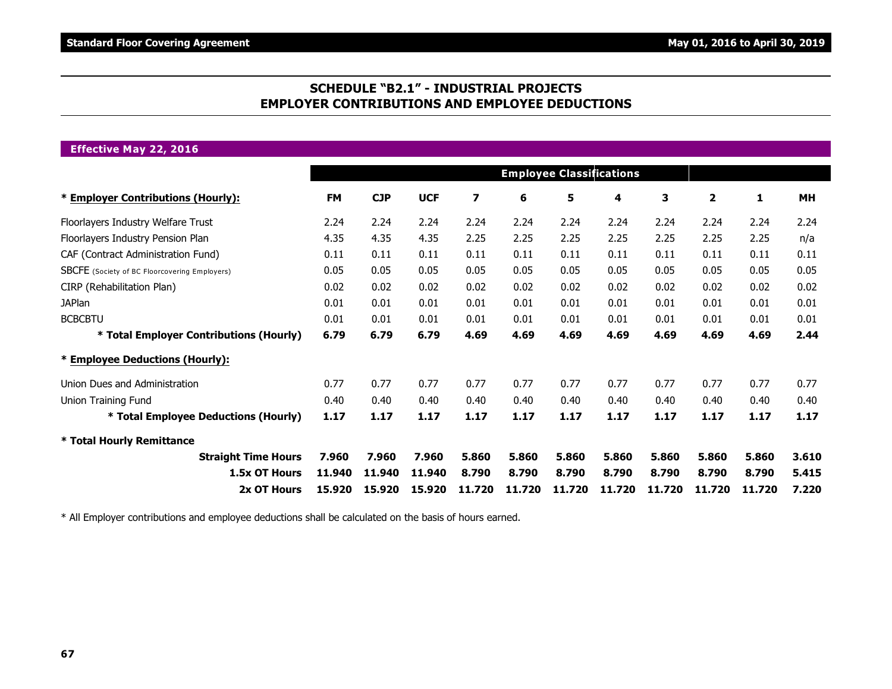## SCHEDULE "B2.1" - INDUSTRIAL PROJECTS
## EMPLOYER CONTRIBUTIONS AND EMPLOYEE DEDUCTIONS

**Effective May 22, 2016**

| | Employee Classifications | | | | | | | | | | |
|---|---|---|---|---|---|---|---|---|---|---|---|
| * **Employer Contributions (Hourly):** | **FM** | **CJP** | **UCF** | **7** | **6** | **5** | **4** | **3** | **2** | **1** | **MH** |
| Floorlayers Industry Welfare Trust | 2.24 | 2.24 | 2.24 | 2.24 | 2.24 | 2.24 | 2.24 | 2.24 | 2.24 | 2.24 | 2.24 |
| Floorlayers Industry Pension Plan | 4.35 | 4.35 | 4.35 | 2.25 | 2.25 | 2.25 | 2.25 | 2.25 | 2.25 | 2.25 | n/a |
| CAF (Contract Administration Fund) | 0.11 | 0.11 | 0.11 | 0.11 | 0.11 | 0.11 | 0.11 | 0.11 | 0.11 | 0.11 | 0.11 |
| SBCFE (Society of BC Floorcovering Employers) | 0.05 | 0.05 | 0.05 | 0.05 | 0.05 | 0.05 | 0.05 | 0.05 | 0.05 | 0.05 | 0.05 |
| CIRP (Rehabilitation Plan) | 0.02 | 0.02 | 0.02 | 0.02 | 0.02 | 0.02 | 0.02 | 0.02 | 0.02 | 0.02 | 0.02 |
| JAPlan | 0.01 | 0.01 | 0.01 | 0.01 | 0.01 | 0.01 | 0.01 | 0.01 | 0.01 | 0.01 | 0.01 |
| BCBCBTU | 0.01 | 0.01 | 0.01 | 0.01 | 0.01 | 0.01 | 0.01 | 0.01 | 0.01 | 0.01 | 0.01 |
| **\* Total Employer Contributions (Hourly)** | **6.79** | **6.79** | **6.79** | **4.69** | **4.69** | **4.69** | **4.69** | **4.69** | **4.69** | **4.69** | **2.44** |
| * **Employee Deductions (Hourly):** | | | | | | | | | | | |
| Union Dues and Administration | 0.77 | 0.77 | 0.77 | 0.77 | 0.77 | 0.77 | 0.77 | 0.77 | 0.77 | 0.77 | 0.77 |
| Union Training Fund | 0.40 | 0.40 | 0.40 | 0.40 | 0.40 | 0.40 | 0.40 | 0.40 | 0.40 | 0.40 | 0.40 |
| **\* Total Employee Deductions (Hourly)** | **1.17** | **1.17** | **1.17** | **1.17** | **1.17** | **1.17** | **1.17** | **1.17** | **1.17** | **1.17** | **1.17** |
| **\* Total Hourly Remittance** | | | | | | | | | | | |
| **Straight Time Hours** | **7.960** | **7.960** | **7.960** | **5.860** | **5.860** | **5.860** | **5.860** | **5.860** | **5.860** | **5.860** | **3.610** |
| **1.5x OT Hours** | **11.940** | **11.940** | **11.940** | **8.790** | **8.790** | **8.790** | **8.790** | **8.790** | **8.790** | **8.790** | **5.415** |
| **2x OT Hours** | **15.920** | **15.920** | **15.920** | **11.720** | **11.720** | **11.720** | **11.720** | **11.720** | **11.720** | **11.720** | **7.220** |

\* All Employer contributions and employee deductions shall be calculated on the basis of hours earned.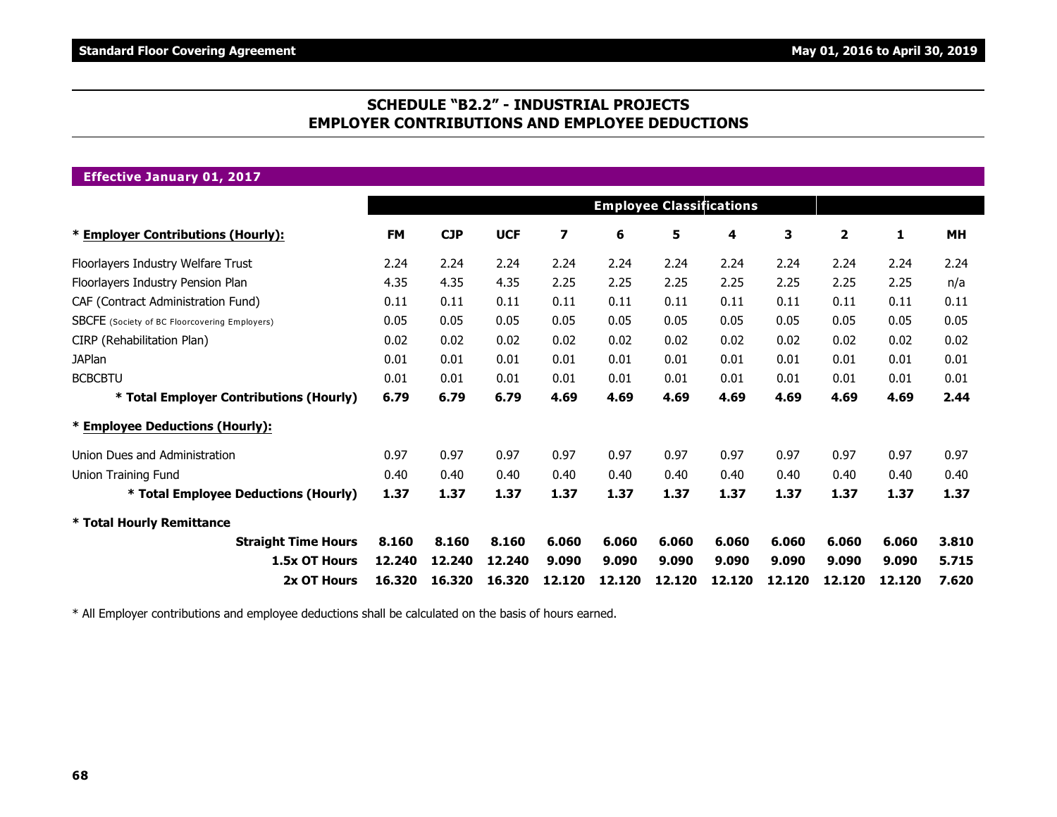## SCHEDULE "B2.2" - INDUSTRIAL PROJECTS
## EMPLOYER CONTRIBUTIONS AND EMPLOYEE DEDUCTIONS

**Effective January 01, 2017**

| | Employee Classifications | | | | | | | | | | |
|---|---|---|---|---|---|---|---|---|---|---|---|
| *** Employer Contributions (Hourly):** | **FM** | **CJP** | **UCF** | **7** | **6** | **5** | **4** | **3** | **2** | **1** | **MH** |
| Floorlayers Industry Welfare Trust | 2.24 | 2.24 | 2.24 | 2.24 | 2.24 | 2.24 | 2.24 | 2.24 | 2.24 | 2.24 | 2.24 |
| Floorlayers Industry Pension Plan | 4.35 | 4.35 | 4.35 | 2.25 | 2.25 | 2.25 | 2.25 | 2.25 | 2.25 | 2.25 | n/a |
| CAF (Contract Administration Fund) | 0.11 | 0.11 | 0.11 | 0.11 | 0.11 | 0.11 | 0.11 | 0.11 | 0.11 | 0.11 | 0.11 |
| SBCFE (Society of BC Floorcovering Employers) | 0.05 | 0.05 | 0.05 | 0.05 | 0.05 | 0.05 | 0.05 | 0.05 | 0.05 | 0.05 | 0.05 |
| CIRP (Rehabilitation Plan) | 0.02 | 0.02 | 0.02 | 0.02 | 0.02 | 0.02 | 0.02 | 0.02 | 0.02 | 0.02 | 0.02 |
| JAPlan | 0.01 | 0.01 | 0.01 | 0.01 | 0.01 | 0.01 | 0.01 | 0.01 | 0.01 | 0.01 | 0.01 |
| BCBCBTU | 0.01 | 0.01 | 0.01 | 0.01 | 0.01 | 0.01 | 0.01 | 0.01 | 0.01 | 0.01 | 0.01 |
| *** Total Employer Contributions (Hourly)** | **6.79** | **6.79** | **6.79** | **4.69** | **4.69** | **4.69** | **4.69** | **4.69** | **4.69** | **4.69** | **2.44** |
| *** Employee Deductions (Hourly):** | | | | | | | | | | | |
| Union Dues and Administration | 0.97 | 0.97 | 0.97 | 0.97 | 0.97 | 0.97 | 0.97 | 0.97 | 0.97 | 0.97 | 0.97 |
| Union Training Fund | 0.40 | 0.40 | 0.40 | 0.40 | 0.40 | 0.40 | 0.40 | 0.40 | 0.40 | 0.40 | 0.40 |
| *** Total Employee Deductions (Hourly)** | **1.37** | **1.37** | **1.37** | **1.37** | **1.37** | **1.37** | **1.37** | **1.37** | **1.37** | **1.37** | **1.37** |
| *** Total Hourly Remittance** | | | | | | | | | | | |
| **Straight Time Hours** | **8.160** | **8.160** | **8.160** | **6.060** | **6.060** | **6.060** | **6.060** | **6.060** | **6.060** | **6.060** | **3.810** |
| **1.5x OT Hours** | **12.240** | **12.240** | **12.240** | **9.090** | **9.090** | **9.090** | **9.090** | **9.090** | **9.090** | **9.090** | **5.715** |
| **2x OT Hours** | **16.320** | **16.320** | **16.320** | **12.120** | **12.120** | **12.120** | **12.120** | **12.120** | **12.120** | **12.120** | **7.620** |

* All Employer contributions and employee deductions shall be calculated on the basis of hours earned.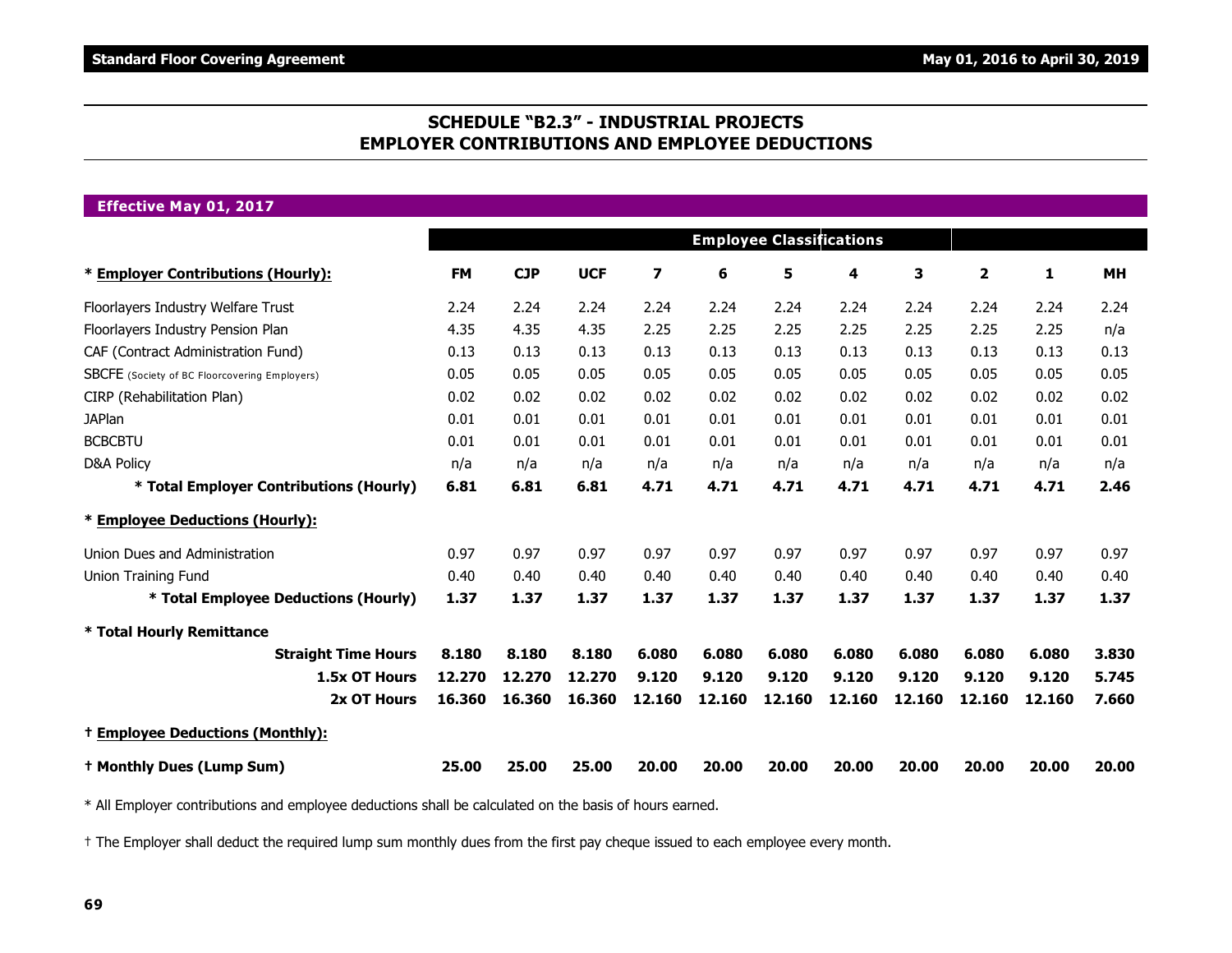## SCHEDULE "B2.3" - INDUSTRIAL PROJECTS
## EMPLOYER CONTRIBUTIONS AND EMPLOYEE DEDUCTIONS

**Effective May 01, 2017**

| | Employee Classifications | | | | | | | | | | |
|---|---|---|---|---|---|---|---|---|---|---|---|
| **\* Employer Contributions (Hourly):** | **FM** | **CJP** | **UCF** | **7** | **6** | **5** | **4** | **3** | **2** | **1** | **MH** |
| Floorlayers Industry Welfare Trust | 2.24 | 2.24 | 2.24 | 2.24 | 2.24 | 2.24 | 2.24 | 2.24 | 2.24 | 2.24 | 2.24 |
| Floorlayers Industry Pension Plan | 4.35 | 4.35 | 4.35 | 2.25 | 2.25 | 2.25 | 2.25 | 2.25 | 2.25 | 2.25 | n/a |
| CAF (Contract Administration Fund) | 0.13 | 0.13 | 0.13 | 0.13 | 0.13 | 0.13 | 0.13 | 0.13 | 0.13 | 0.13 | 0.13 |
| SBCFE (Society of BC Floorcovering Employers) | 0.05 | 0.05 | 0.05 | 0.05 | 0.05 | 0.05 | 0.05 | 0.05 | 0.05 | 0.05 | 0.05 |
| CIRP (Rehabilitation Plan) | 0.02 | 0.02 | 0.02 | 0.02 | 0.02 | 0.02 | 0.02 | 0.02 | 0.02 | 0.02 | 0.02 |
| JAPlan | 0.01 | 0.01 | 0.01 | 0.01 | 0.01 | 0.01 | 0.01 | 0.01 | 0.01 | 0.01 | 0.01 |
| BCBCBTU | 0.01 | 0.01 | 0.01 | 0.01 | 0.01 | 0.01 | 0.01 | 0.01 | 0.01 | 0.01 | 0.01 |
| D&A Policy | n/a | n/a | n/a | n/a | n/a | n/a | n/a | n/a | n/a | n/a | n/a |
| **\* Total Employer Contributions (Hourly)** | **6.81** | **6.81** | **6.81** | **4.71** | **4.71** | **4.71** | **4.71** | **4.71** | **4.71** | **4.71** | **2.46** |
| **\* Employee Deductions (Hourly):** | | | | | | | | | | | |
| Union Dues and Administration | 0.97 | 0.97 | 0.97 | 0.97 | 0.97 | 0.97 | 0.97 | 0.97 | 0.97 | 0.97 | 0.97 |
| Union Training Fund | 0.40 | 0.40 | 0.40 | 0.40 | 0.40 | 0.40 | 0.40 | 0.40 | 0.40 | 0.40 | 0.40 |
| **\* Total Employee Deductions (Hourly)** | **1.37** | **1.37** | **1.37** | **1.37** | **1.37** | **1.37** | **1.37** | **1.37** | **1.37** | **1.37** | **1.37** |
| **\* Total Hourly Remittance** | | | | | | | | | | | |
| **Straight Time Hours** | **8.180** | **8.180** | **8.180** | **6.080** | **6.080** | **6.080** | **6.080** | **6.080** | **6.080** | **6.080** | **3.830** |
| **1.5x OT Hours** | **12.270** | **12.270** | **12.270** | **9.120** | **9.120** | **9.120** | **9.120** | **9.120** | **9.120** | **9.120** | **5.745** |
| **2x OT Hours** | **16.360** | **16.360** | **16.360** | **12.160** | **12.160** | **12.160** | **12.160** | **12.160** | **12.160** | **12.160** | **7.660** |
| **† Employee Deductions (Monthly):** | | | | | | | | | | | |
| **† Monthly Dues (Lump Sum)** | **25.00** | **25.00** | **25.00** | **20.00** | **20.00** | **20.00** | **20.00** | **20.00** | **20.00** | **20.00** | **20.00** |

\* All Employer contributions and employee deductions shall be calculated on the basis of hours earned.

† The Employer shall deduct the required lump sum monthly dues from the first pay cheque issued to each employee every month.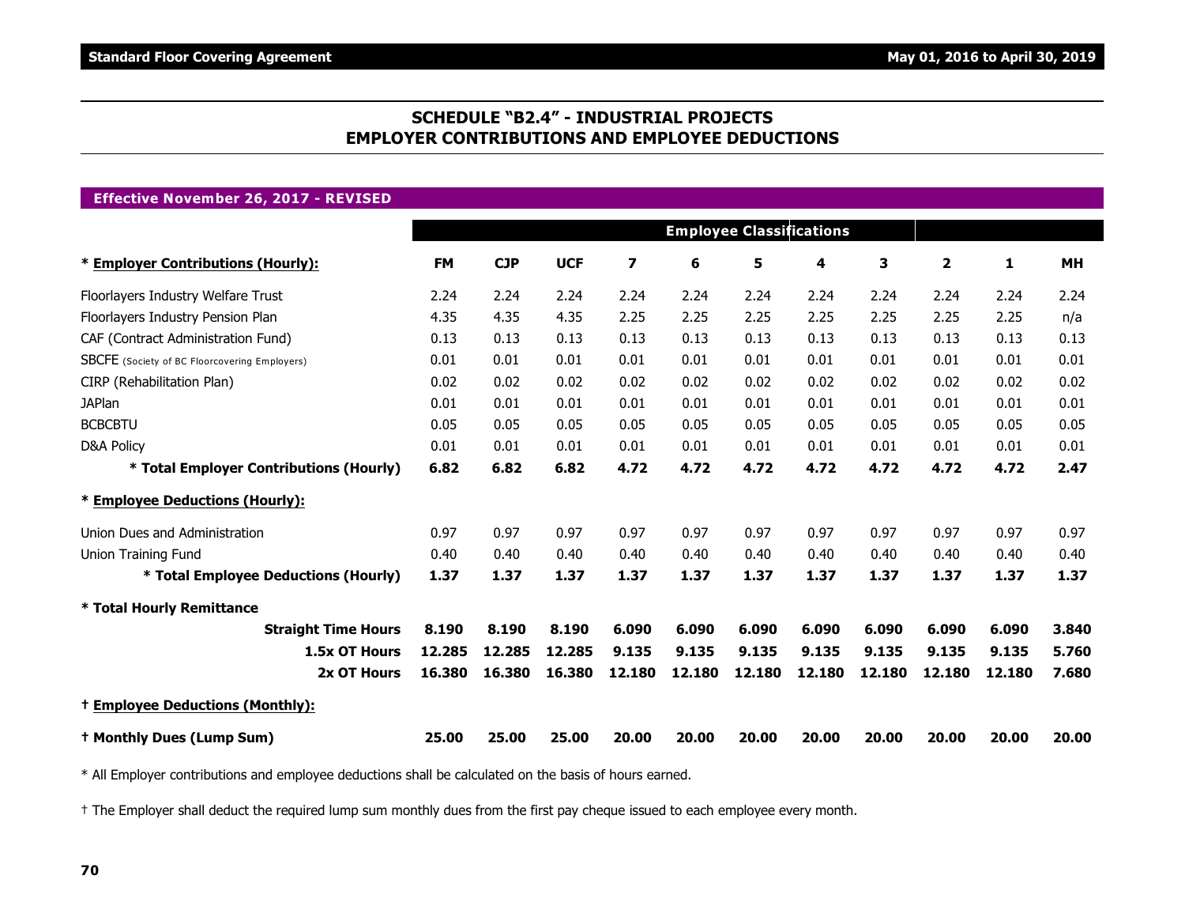## SCHEDULE "B2.4" - INDUSTRIAL PROJECTS
## EMPLOYER CONTRIBUTIONS AND EMPLOYEE DEDUCTIONS

### Effective November 26, 2017 - REVISED

| | Employee Classifications | | | | | | | | | | |
|---|---|---|---|---|---|---|---|---|---|---|---|
| **\* Employer Contributions (Hourly):** | **FM** | **CJP** | **UCF** | **7** | **6** | **5** | **4** | **3** | **2** | **1** | **MH** |
| Floorlayers Industry Welfare Trust | 2.24 | 2.24 | 2.24 | 2.24 | 2.24 | 2.24 | 2.24 | 2.24 | 2.24 | 2.24 | 2.24 |
| Floorlayers Industry Pension Plan | 4.35 | 4.35 | 4.35 | 2.25 | 2.25 | 2.25 | 2.25 | 2.25 | 2.25 | 2.25 | n/a |
| CAF (Contract Administration Fund) | 0.13 | 0.13 | 0.13 | 0.13 | 0.13 | 0.13 | 0.13 | 0.13 | 0.13 | 0.13 | 0.13 |
| SBCFE (Society of BC Floorcovering Employers) | 0.01 | 0.01 | 0.01 | 0.01 | 0.01 | 0.01 | 0.01 | 0.01 | 0.01 | 0.01 | 0.01 |
| CIRP (Rehabilitation Plan) | 0.02 | 0.02 | 0.02 | 0.02 | 0.02 | 0.02 | 0.02 | 0.02 | 0.02 | 0.02 | 0.02 |
| JAPlan | 0.01 | 0.01 | 0.01 | 0.01 | 0.01 | 0.01 | 0.01 | 0.01 | 0.01 | 0.01 | 0.01 |
| BCBCBTU | 0.05 | 0.05 | 0.05 | 0.05 | 0.05 | 0.05 | 0.05 | 0.05 | 0.05 | 0.05 | 0.05 |
| D&A Policy | 0.01 | 0.01 | 0.01 | 0.01 | 0.01 | 0.01 | 0.01 | 0.01 | 0.01 | 0.01 | 0.01 |
| **\* Total Employer Contributions (Hourly)** | **6.82** | **6.82** | **6.82** | **4.72** | **4.72** | **4.72** | **4.72** | **4.72** | **4.72** | **4.72** | **2.47** |
| **\* Employee Deductions (Hourly):** | | | | | | | | | | | |
| Union Dues and Administration | 0.97 | 0.97 | 0.97 | 0.97 | 0.97 | 0.97 | 0.97 | 0.97 | 0.97 | 0.97 | 0.97 |
| Union Training Fund | 0.40 | 0.40 | 0.40 | 0.40 | 0.40 | 0.40 | 0.40 | 0.40 | 0.40 | 0.40 | 0.40 |
| **\* Total Employee Deductions (Hourly)** | **1.37** | **1.37** | **1.37** | **1.37** | **1.37** | **1.37** | **1.37** | **1.37** | **1.37** | **1.37** | **1.37** |
| **\* Total Hourly Remittance** | | | | | | | | | | | |
| **Straight Time Hours** | **8.190** | **8.190** | **8.190** | **6.090** | **6.090** | **6.090** | **6.090** | **6.090** | **6.090** | **6.090** | **3.840** |
| **1.5x OT Hours** | **12.285** | **12.285** | **12.285** | **9.135** | **9.135** | **9.135** | **9.135** | **9.135** | **9.135** | **9.135** | **5.760** |
| **2x OT Hours** | **16.380** | **16.380** | **16.380** | **12.180** | **12.180** | **12.180** | **12.180** | **12.180** | **12.180** | **12.180** | **7.680** |
| **† Employee Deductions (Monthly):** | | | | | | | | | | | |
| **† Monthly Dues (Lump Sum)** | **25.00** | **25.00** | **25.00** | **20.00** | **20.00** | **20.00** | **20.00** | **20.00** | **20.00** | **20.00** | **20.00** |

\* All Employer contributions and employee deductions shall be calculated on the basis of hours earned.

† The Employer shall deduct the required lump sum monthly dues from the first pay cheque issued to each employee every month.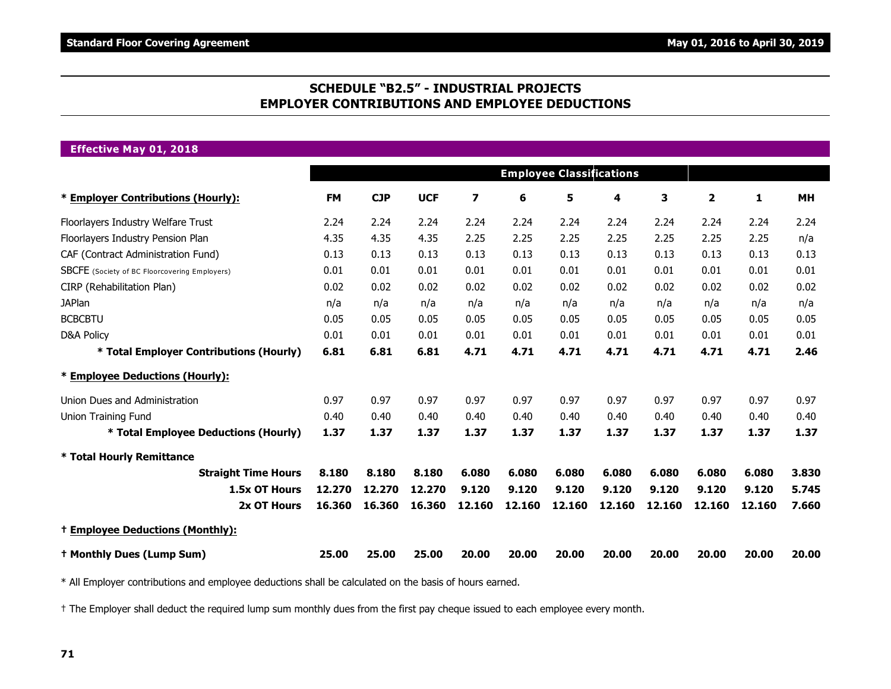## SCHEDULE "B2.5" - INDUSTRIAL PROJECTS
## EMPLOYER CONTRIBUTIONS AND EMPLOYEE DEDUCTIONS

**Effective May 01, 2018**

| | Employee Classifications | | | | | | | | | | |
|---|---|---|---|---|---|---|---|---|---|---|---|
| *** Employer Contributions (Hourly):** | **FM** | **CJP** | **UCF** | **7** | **6** | **5** | **4** | **3** | **2** | **1** | **MH** |
| Floorlayers Industry Welfare Trust | 2.24 | 2.24 | 2.24 | 2.24 | 2.24 | 2.24 | 2.24 | 2.24 | 2.24 | 2.24 | 2.24 |
| Floorlayers Industry Pension Plan | 4.35 | 4.35 | 4.35 | 2.25 | 2.25 | 2.25 | 2.25 | 2.25 | 2.25 | 2.25 | n/a |
| CAF (Contract Administration Fund) | 0.13 | 0.13 | 0.13 | 0.13 | 0.13 | 0.13 | 0.13 | 0.13 | 0.13 | 0.13 | 0.13 |
| SBCFE (Society of BC Floorcovering Employers) | 0.01 | 0.01 | 0.01 | 0.01 | 0.01 | 0.01 | 0.01 | 0.01 | 0.01 | 0.01 | 0.01 |
| CIRP (Rehabilitation Plan) | 0.02 | 0.02 | 0.02 | 0.02 | 0.02 | 0.02 | 0.02 | 0.02 | 0.02 | 0.02 | 0.02 |
| JAPlan | n/a | n/a | n/a | n/a | n/a | n/a | n/a | n/a | n/a | n/a | n/a |
| BCBCBTU | 0.05 | 0.05 | 0.05 | 0.05 | 0.05 | 0.05 | 0.05 | 0.05 | 0.05 | 0.05 | 0.05 |
| D&A Policy | 0.01 | 0.01 | 0.01 | 0.01 | 0.01 | 0.01 | 0.01 | 0.01 | 0.01 | 0.01 | 0.01 |
| *** Total Employer Contributions (Hourly)** | **6.81** | **6.81** | **6.81** | **4.71** | **4.71** | **4.71** | **4.71** | **4.71** | **4.71** | **4.71** | **2.46** |
| *** Employee Deductions (Hourly):** | | | | | | | | | | | |
| Union Dues and Administration | 0.97 | 0.97 | 0.97 | 0.97 | 0.97 | 0.97 | 0.97 | 0.97 | 0.97 | 0.97 | 0.97 |
| Union Training Fund | 0.40 | 0.40 | 0.40 | 0.40 | 0.40 | 0.40 | 0.40 | 0.40 | 0.40 | 0.40 | 0.40 |
| *** Total Employee Deductions (Hourly)** | **1.37** | **1.37** | **1.37** | **1.37** | **1.37** | **1.37** | **1.37** | **1.37** | **1.37** | **1.37** | **1.37** |
| *** Total Hourly Remittance** | | | | | | | | | | | |
| **Straight Time Hours** | **8.180** | **8.180** | **8.180** | **6.080** | **6.080** | **6.080** | **6.080** | **6.080** | **6.080** | **6.080** | **3.830** |
| **1.5x OT Hours** | **12.270** | **12.270** | **12.270** | **9.120** | **9.120** | **9.120** | **9.120** | **9.120** | **9.120** | **9.120** | **5.745** |
| **2x OT Hours** | **16.360** | **16.360** | **16.360** | **12.160** | **12.160** | **12.160** | **12.160** | **12.160** | **12.160** | **12.160** | **7.660** |
| **† Employee Deductions (Monthly):** | | | | | | | | | | | |
| **† Monthly Dues (Lump Sum)** | **25.00** | **25.00** | **25.00** | **20.00** | **20.00** | **20.00** | **20.00** | **20.00** | **20.00** | **20.00** | **20.00** |

* All Employer contributions and employee deductions shall be calculated on the basis of hours earned.

† The Employer shall deduct the required lump sum monthly dues from the first pay cheque issued to each employee every month.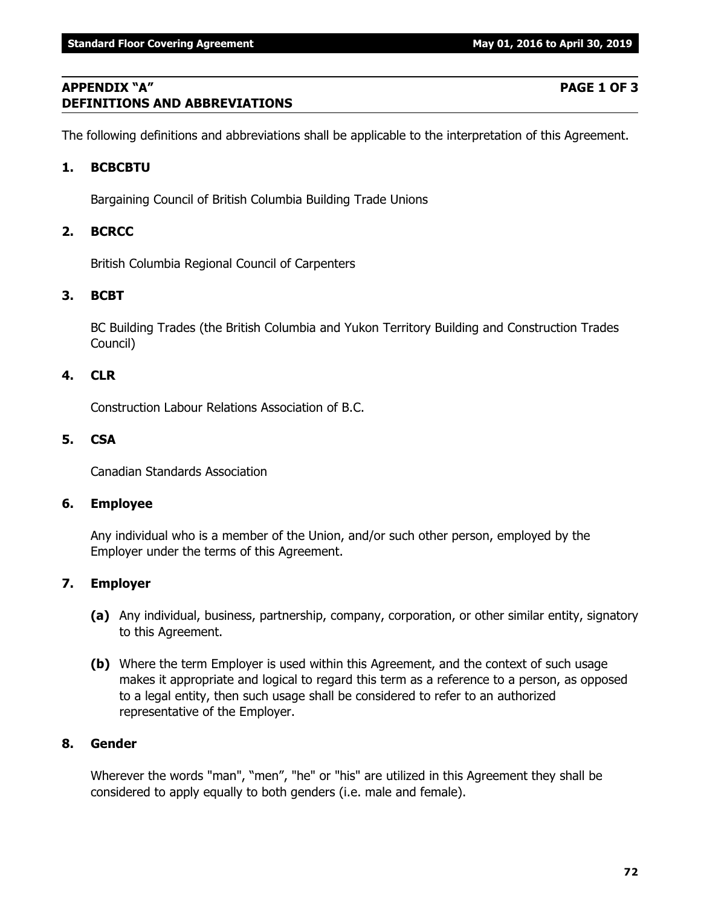## APPENDIX "A" PAGE 1 OF 3
## DEFINITIONS AND ABBREVIATIONS

The following definitions and abbreviations shall be applicable to the interpretation of this Agreement.

**1. BCBCBTU**

Bargaining Council of British Columbia Building Trade Unions

**2. BCRCC**

British Columbia Regional Council of Carpenters

**3. BCBT**

BC Building Trades (the British Columbia and Yukon Territory Building and Construction Trades Council)

**4. CLR**

Construction Labour Relations Association of B.C.

**5. CSA**

Canadian Standards Association

**6. Employee**

Any individual who is a member of the Union, and/or such other person, employed by the Employer under the terms of this Agreement.

**7. Employer**

**(a)** Any individual, business, partnership, company, corporation, or other similar entity, signatory to this Agreement.

**(b)** Where the term Employer is used within this Agreement, and the context of such usage makes it appropriate and logical to regard this term as a reference to a person, as opposed to a legal entity, then such usage shall be considered to refer to an authorized representative of the Employer.

**8. Gender**

Wherever the words "man", "men", "he" or "his" are utilized in this Agreement they shall be considered to apply equally to both genders (i.e. male and female).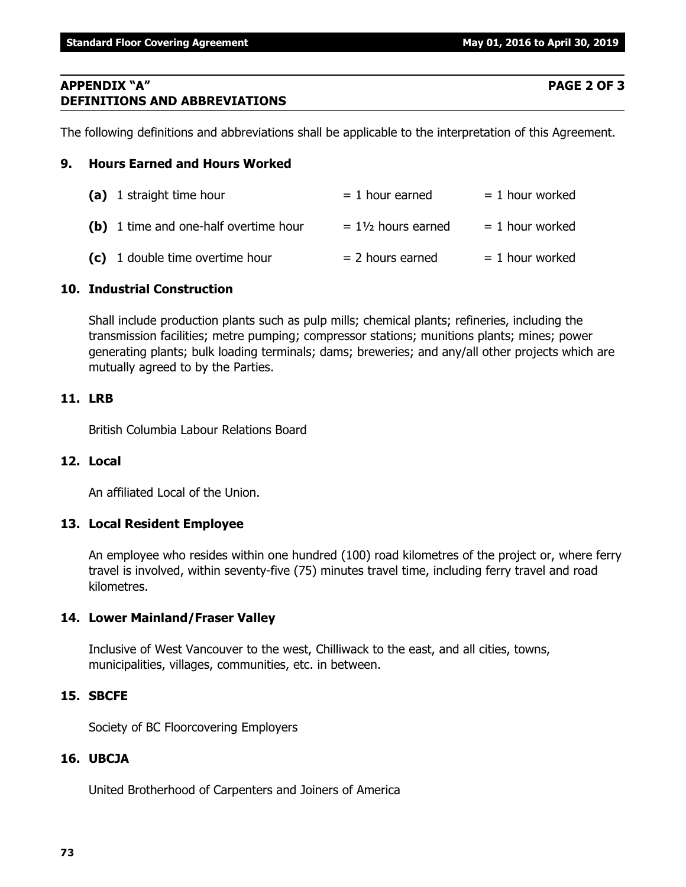## APPENDIX "A" PAGE 2 OF 3
## DEFINITIONS AND ABBREVIATIONS

The following definitions and abbreviations shall be applicable to the interpretation of this Agreement.

### 9. Hours Earned and Hours Worked

| | | |
|---|---|---|
| **(a)** 1 straight time hour | = 1 hour earned | = 1 hour worked |
| **(b)** 1 time and one-half overtime hour | = 1½ hours earned | = 1 hour worked |
| **(c)** 1 double time overtime hour | = 2 hours earned | = 1 hour worked |

### 10. Industrial Construction

Shall include production plants such as pulp mills; chemical plants; refineries, including the transmission facilities; metre pumping; compressor stations; munitions plants; mines; power generating plants; bulk loading terminals; dams; breweries; and any/all other projects which are mutually agreed to by the Parties.

### 11. LRB

British Columbia Labour Relations Board

### 12. Local

An affiliated Local of the Union.

### 13. Local Resident Employee

An employee who resides within one hundred (100) road kilometres of the project or, where ferry travel is involved, within seventy-five (75) minutes travel time, including ferry travel and road kilometres.

### 14. Lower Mainland/Fraser Valley

Inclusive of West Vancouver to the west, Chilliwack to the east, and all cities, towns, municipalities, villages, communities, etc. in between.

### 15. SBCFE

Society of BC Floorcovering Employers

### 16. UBCJA

United Brotherhood of Carpenters and Joiners of America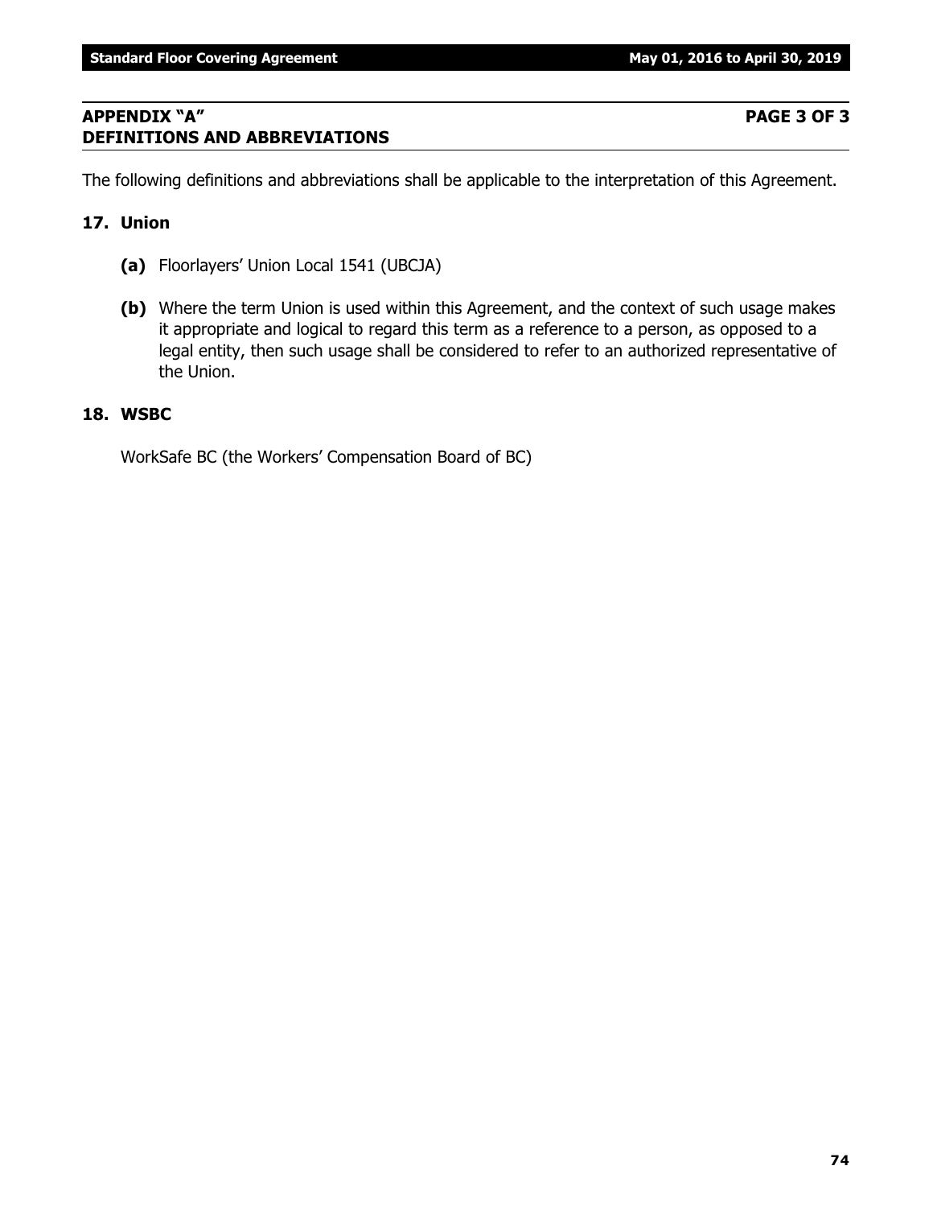## APPENDIX "A" PAGE 3 OF 3
## DEFINITIONS AND ABBREVIATIONS

The following definitions and abbreviations shall be applicable to the interpretation of this Agreement.

### 17. Union

**(a)** Floorlayers' Union Local 1541 (UBCJA)

**(b)** Where the term Union is used within this Agreement, and the context of such usage makes it appropriate and logical to regard this term as a reference to a person, as opposed to a legal entity, then such usage shall be considered to refer to an authorized representative of the Union.

### 18. WSBC

WorkSafe BC (the Workers' Compensation Board of BC)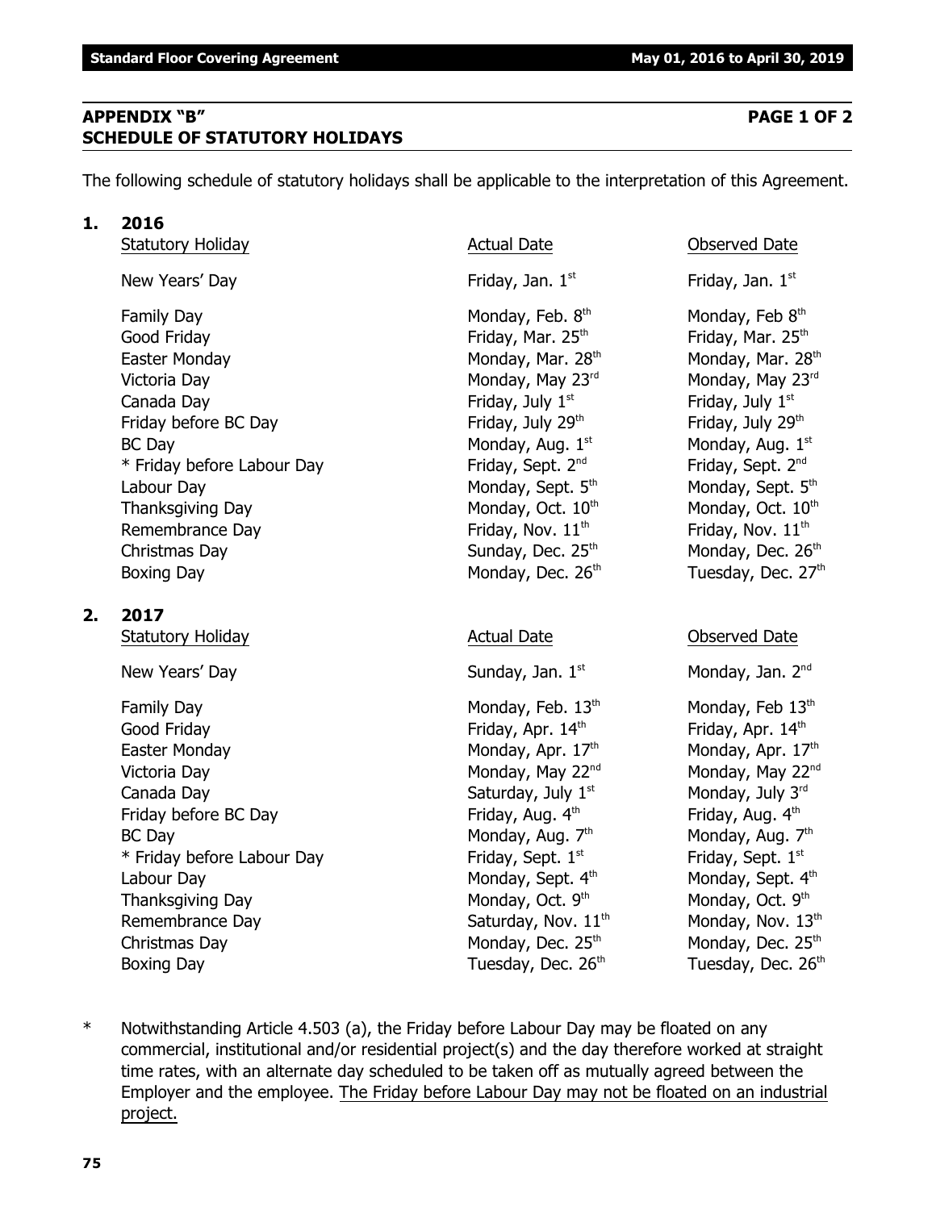## APPENDIX "B" PAGE 1 OF 2
## SCHEDULE OF STATUTORY HOLIDAYS

The following schedule of statutory holidays shall be applicable to the interpretation of this Agreement.

**1. 2016**

| Statutory Holiday | Actual Date | Observed Date |
|---|---|---|
| New Years' Day | Friday, Jan. 1st | Friday, Jan. 1st |
| Family Day | Monday, Feb. 8th | Monday, Feb 8th |
| Good Friday | Friday, Mar. 25th | Friday, Mar. 25th |
| Easter Monday | Monday, Mar. 28th | Monday, Mar. 28th |
| Victoria Day | Monday, May 23rd | Monday, May 23rd |
| Canada Day | Friday, July 1st | Friday, July 1st |
| Friday before BC Day | Friday, July 29th | Friday, July 29th |
| BC Day | Monday, Aug. 1st | Monday, Aug. 1st |
| * Friday before Labour Day | Friday, Sept. 2nd | Friday, Sept. 2nd |
| Labour Day | Monday, Sept. 5th | Monday, Sept. 5th |
| Thanksgiving Day | Monday, Oct. 10th | Monday, Oct. 10th |
| Remembrance Day | Friday, Nov. 11th | Friday, Nov. 11th |
| Christmas Day | Sunday, Dec. 25th | Monday, Dec. 26th |
| Boxing Day | Monday, Dec. 26th | Tuesday, Dec. 27th |

**2. 2017**

| Statutory Holiday | Actual Date | Observed Date |
|---|---|---|
| New Years' Day | Sunday, Jan. 1st | Monday, Jan. 2nd |
| Family Day | Monday, Feb. 13th | Monday, Feb 13th |
| Good Friday | Friday, Apr. 14th | Friday, Apr. 14th |
| Easter Monday | Monday, Apr. 17th | Monday, Apr. 17th |
| Victoria Day | Monday, May 22nd | Monday, May 22nd |
| Canada Day | Saturday, July 1st | Monday, July 3rd |
| Friday before BC Day | Friday, Aug. 4th | Friday, Aug. 4th |
| BC Day | Monday, Aug. 7th | Monday, Aug. 7th |
| * Friday before Labour Day | Friday, Sept. 1st | Friday, Sept. 1st |
| Labour Day | Monday, Sept. 4th | Monday, Sept. 4th |
| Thanksgiving Day | Monday, Oct. 9th | Monday, Oct. 9th |
| Remembrance Day | Saturday, Nov. 11th | Monday, Nov. 13th |
| Christmas Day | Monday, Dec. 25th | Monday, Dec. 25th |
| Boxing Day | Tuesday, Dec. 26th | Tuesday, Dec. 26th |

\* Notwithstanding Article 4.503 (a), the Friday before Labour Day may be floated on any commercial, institutional and/or residential project(s) and the day therefore worked at straight time rates, with an alternate day scheduled to be taken off as mutually agreed between the Employer and the employee. <u>The Friday before Labour Day may not be floated on an industrial project.</u>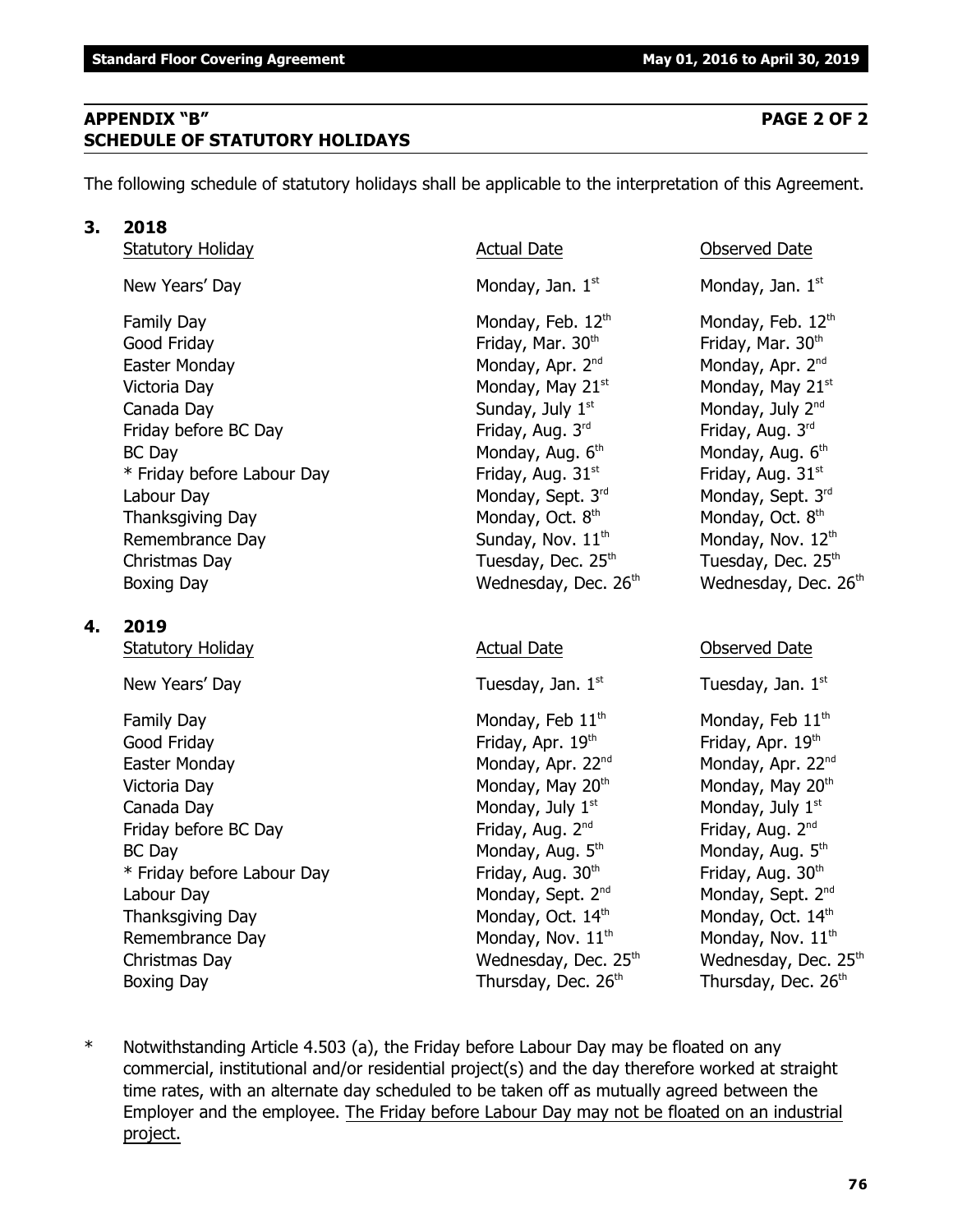## APPENDIX "B" PAGE 2 OF 2
## SCHEDULE OF STATUTORY HOLIDAYS

The following schedule of statutory holidays shall be applicable to the interpretation of this Agreement.

### 3. 2018

| Statutory Holiday | Actual Date | Observed Date |
|---|---|---|
| New Years' Day | Monday, Jan. 1st | Monday, Jan. 1st |
| Family Day | Monday, Feb. 12th | Monday, Feb. 12th |
| Good Friday | Friday, Mar. 30th | Friday, Mar. 30th |
| Easter Monday | Monday, Apr. 2nd | Monday, Apr. 2nd |
| Victoria Day | Monday, May 21st | Monday, May 21st |
| Canada Day | Sunday, July 1st | Monday, July 2nd |
| Friday before BC Day | Friday, Aug. 3rd | Friday, Aug. 3rd |
| BC Day | Monday, Aug. 6th | Monday, Aug. 6th |
| * Friday before Labour Day | Friday, Aug. 31st | Friday, Aug. 31st |
| Labour Day | Monday, Sept. 3rd | Monday, Sept. 3rd |
| Thanksgiving Day | Monday, Oct. 8th | Monday, Oct. 8th |
| Remembrance Day | Sunday, Nov. 11th | Monday, Nov. 12th |
| Christmas Day | Tuesday, Dec. 25th | Tuesday, Dec. 25th |
| Boxing Day | Wednesday, Dec. 26th | Wednesday, Dec. 26th |

### 4. 2019

| Statutory Holiday | Actual Date | Observed Date |
|---|---|---|
| New Years' Day | Tuesday, Jan. 1st | Tuesday, Jan. 1st |
| Family Day | Monday, Feb 11th | Monday, Feb 11th |
| Good Friday | Friday, Apr. 19th | Friday, Apr. 19th |
| Easter Monday | Monday, Apr. 22nd | Monday, Apr. 22nd |
| Victoria Day | Monday, May 20th | Monday, May 20th |
| Canada Day | Monday, July 1st | Monday, July 1st |
| Friday before BC Day | Friday, Aug. 2nd | Friday, Aug. 2nd |
| BC Day | Monday, Aug. 5th | Monday, Aug. 5th |
| * Friday before Labour Day | Friday, Aug. 30th | Friday, Aug. 30th |
| Labour Day | Monday, Sept. 2nd | Monday, Sept. 2nd |
| Thanksgiving Day | Monday, Oct. 14th | Monday, Oct. 14th |
| Remembrance Day | Monday, Nov. 11th | Monday, Nov. 11th |
| Christmas Day | Wednesday, Dec. 25th | Wednesday, Dec. 25th |
| Boxing Day | Thursday, Dec. 26th | Thursday, Dec. 26th |

\* Notwithstanding Article 4.503 (a), the Friday before Labour Day may be floated on any commercial, institutional and/or residential project(s) and the day therefore worked at straight time rates, with an alternate day scheduled to be taken off as mutually agreed between the Employer and the employee. <u>The Friday before Labour Day may not be floated on an industrial project.</u>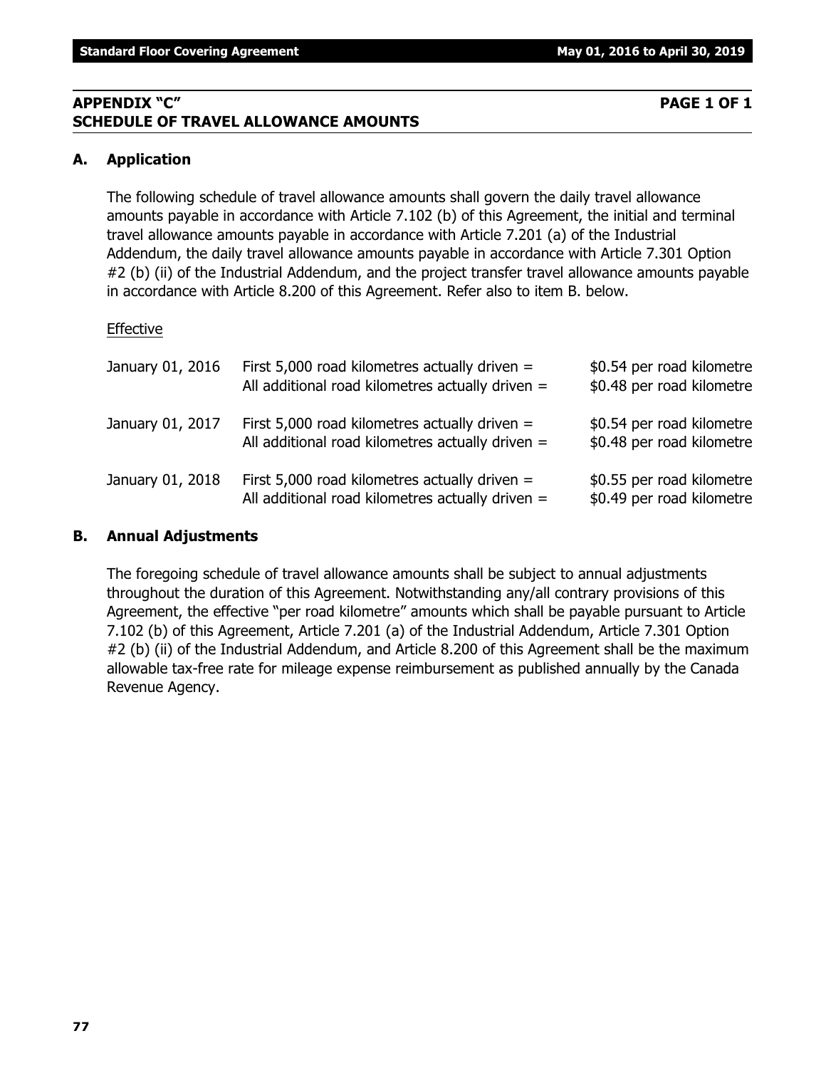## APPENDIX "C" PAGE 1 OF 1
## SCHEDULE OF TRAVEL ALLOWANCE AMOUNTS

### A. Application

The following schedule of travel allowance amounts shall govern the daily travel allowance amounts payable in accordance with Article 7.102 (b) of this Agreement, the initial and terminal travel allowance amounts payable in accordance with Article 7.201 (a) of the Industrial Addendum, the daily travel allowance amounts payable in accordance with Article 7.301 Option #2 (b) (ii) of the Industrial Addendum, and the project transfer travel allowance amounts payable in accordance with Article 8.200 of this Agreement. Refer also to item B. below.

Effective

| | | |
|---|---|---|
| January 01, 2016 | First 5,000 road kilometres actually driven = | $0.54 per road kilometre |
| | All additional road kilometres actually driven = | $0.48 per road kilometre |
| January 01, 2017 | First 5,000 road kilometres actually driven = | $0.54 per road kilometre |
| | All additional road kilometres actually driven = | $0.48 per road kilometre |
| January 01, 2018 | First 5,000 road kilometres actually driven = | $0.55 per road kilometre |
| | All additional road kilometres actually driven = | $0.49 per road kilometre |

### B. Annual Adjustments

The foregoing schedule of travel allowance amounts shall be subject to annual adjustments throughout the duration of this Agreement. Notwithstanding any/all contrary provisions of this Agreement, the effective "per road kilometre" amounts which shall be payable pursuant to Article 7.102 (b) of this Agreement, Article 7.201 (a) of the Industrial Addendum, Article 7.301 Option #2 (b) (ii) of the Industrial Addendum, and Article 8.200 of this Agreement shall be the maximum allowable tax-free rate for mileage expense reimbursement as published annually by the Canada Revenue Agency.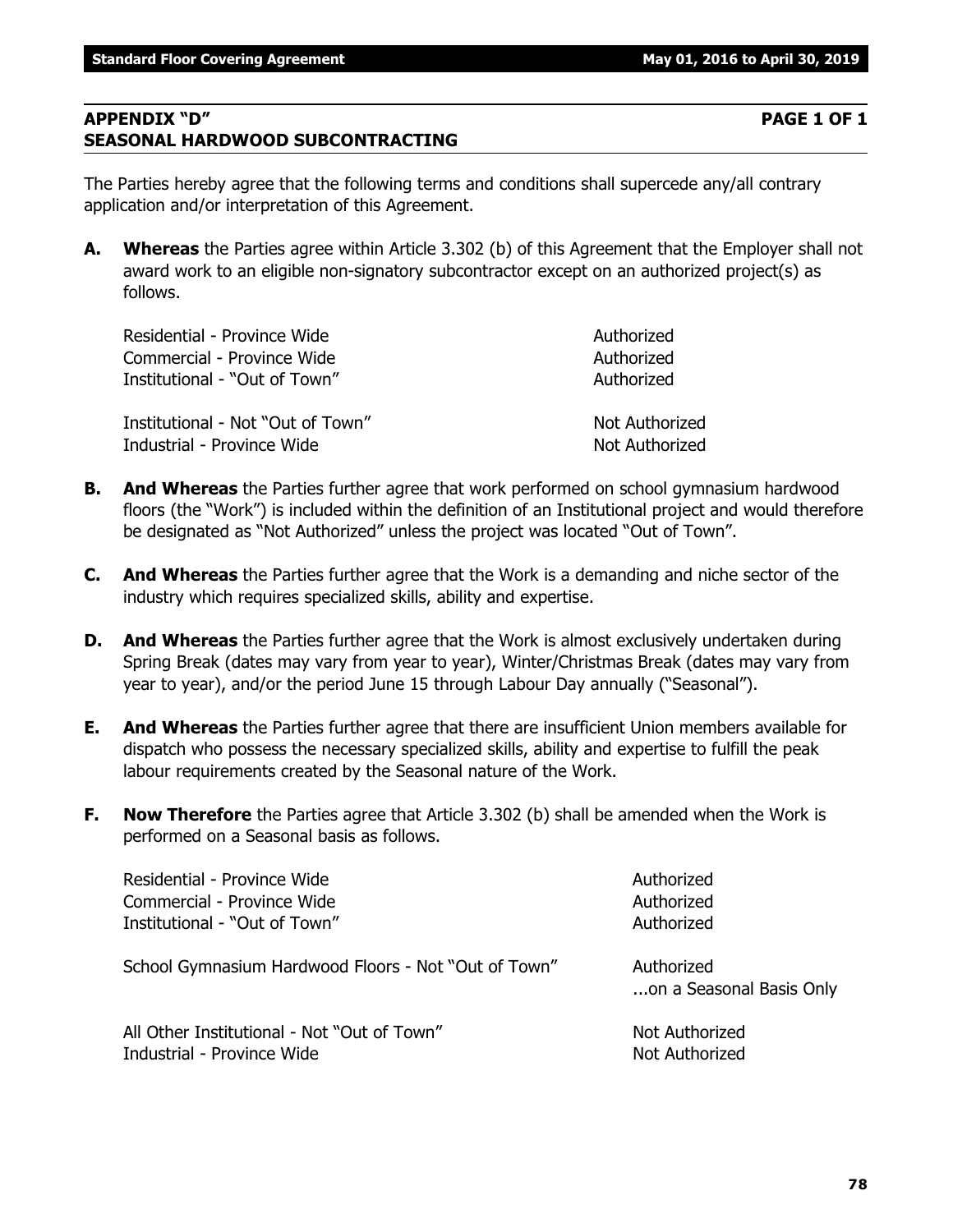## APPENDIX "D" PAGE 1 OF 1
## SEASONAL HARDWOOD SUBCONTRACTING

The Parties hereby agree that the following terms and conditions shall supercede any/all contrary application and/or interpretation of this Agreement.

**A. Whereas** the Parties agree within Article 3.302 (b) of this Agreement that the Employer shall not award work to an eligible non-signatory subcontractor except on an authorized project(s) as follows.

| | |
|---|---|
| Residential - Province Wide | Authorized |
| Commercial - Province Wide | Authorized |
| Institutional - "Out of Town" | Authorized |
| Institutional - Not "Out of Town" | Not Authorized |
| Industrial - Province Wide | Not Authorized |

**B. And Whereas** the Parties further agree that work performed on school gymnasium hardwood floors (the "Work") is included within the definition of an Institutional project and would therefore be designated as "Not Authorized" unless the project was located "Out of Town".

**C. And Whereas** the Parties further agree that the Work is a demanding and niche sector of the industry which requires specialized skills, ability and expertise.

**D. And Whereas** the Parties further agree that the Work is almost exclusively undertaken during Spring Break (dates may vary from year to year), Winter/Christmas Break (dates may vary from year to year), and/or the period June 15 through Labour Day annually ("Seasonal").

**E. And Whereas** the Parties further agree that there are insufficient Union members available for dispatch who possess the necessary specialized skills, ability and expertise to fulfill the peak labour requirements created by the Seasonal nature of the Work.

**F. Now Therefore** the Parties agree that Article 3.302 (b) shall be amended when the Work is performed on a Seasonal basis as follows.

| | |
|---|---|
| Residential - Province Wide | Authorized |
| Commercial - Province Wide | Authorized |
| Institutional - "Out of Town" | Authorized |
| School Gymnasium Hardwood Floors - Not "Out of Town" | Authorized ...on a Seasonal Basis Only |
| All Other Institutional - Not "Out of Town" | Not Authorized |
| Industrial - Province Wide | Not Authorized |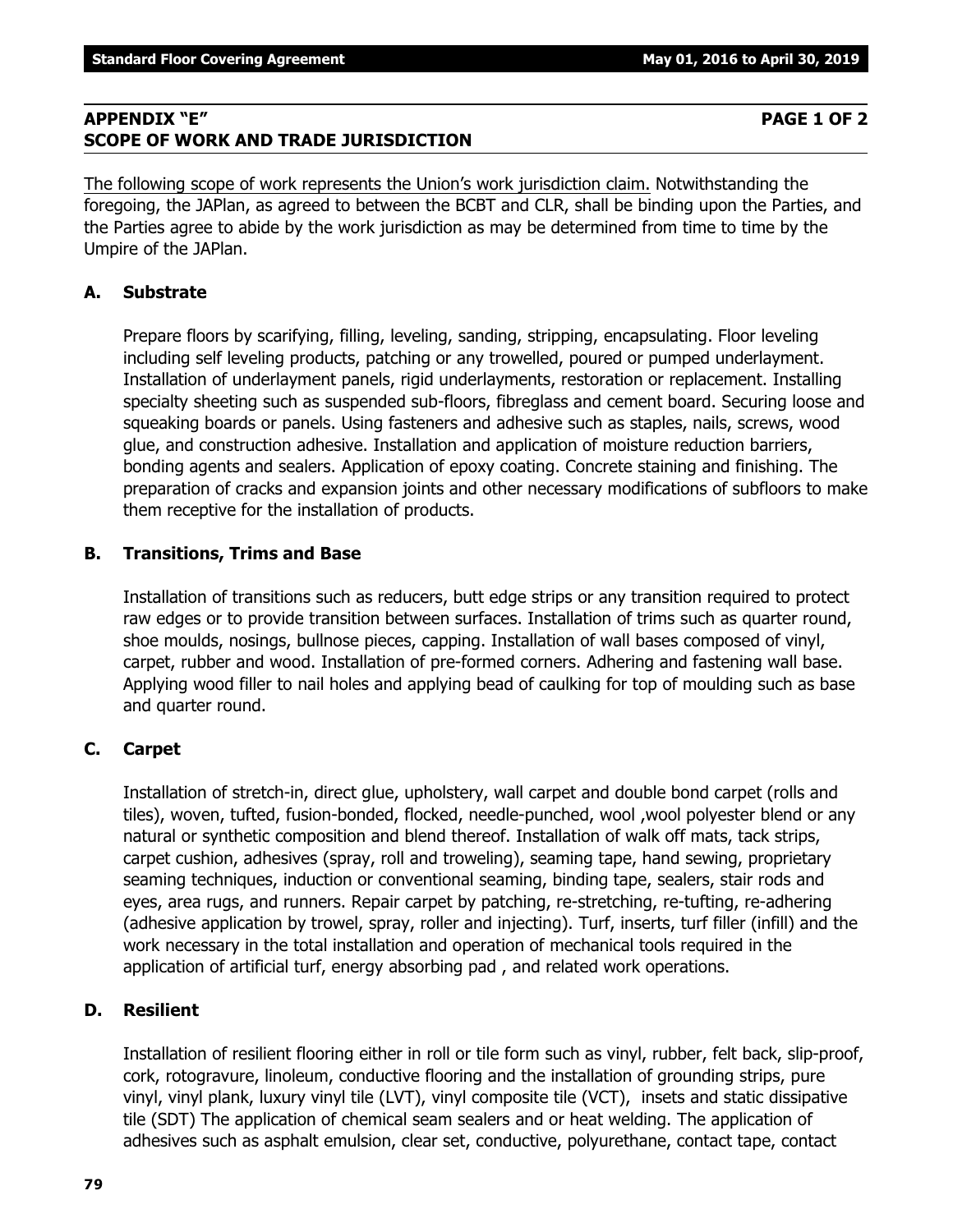## APPENDIX "E" PAGE 1 OF 2
## SCOPE OF WORK AND TRADE JURISDICTION

The following scope of work represents the Union's work jurisdiction claim. Notwithstanding the foregoing, the JAPlan, as agreed to between the BCBT and CLR, shall be binding upon the Parties, and the Parties agree to abide by the work jurisdiction as may be determined from time to time by the Umpire of the JAPlan.

### A. Substrate

Prepare floors by scarifying, filling, leveling, sanding, stripping, encapsulating. Floor leveling including self leveling products, patching or any trowelled, poured or pumped underlayment. Installation of underlayment panels, rigid underlayments, restoration or replacement. Installing specialty sheeting such as suspended sub-floors, fibreglass and cement board. Securing loose and squeaking boards or panels. Using fasteners and adhesive such as staples, nails, screws, wood glue, and construction adhesive. Installation and application of moisture reduction barriers, bonding agents and sealers. Application of epoxy coating. Concrete staining and finishing. The preparation of cracks and expansion joints and other necessary modifications of subfloors to make them receptive for the installation of products.

### B. Transitions, Trims and Base

Installation of transitions such as reducers, butt edge strips or any transition required to protect raw edges or to provide transition between surfaces. Installation of trims such as quarter round, shoe moulds, nosings, bullnose pieces, capping. Installation of wall bases composed of vinyl, carpet, rubber and wood. Installation of pre-formed corners. Adhering and fastening wall base. Applying wood filler to nail holes and applying bead of caulking for top of moulding such as base and quarter round.

### C. Carpet

Installation of stretch-in, direct glue, upholstery, wall carpet and double bond carpet (rolls and tiles), woven, tufted, fusion-bonded, flocked, needle-punched, wool ,wool polyester blend or any natural or synthetic composition and blend thereof. Installation of walk off mats, tack strips, carpet cushion, adhesives (spray, roll and troweling), seaming tape, hand sewing, proprietary seaming techniques, induction or conventional seaming, binding tape, sealers, stair rods and eyes, area rugs, and runners. Repair carpet by patching, re-stretching, re-tufting, re-adhering (adhesive application by trowel, spray, roller and injecting). Turf, inserts, turf filler (infill) and the work necessary in the total installation and operation of mechanical tools required in the application of artificial turf, energy absorbing pad , and related work operations.

### D. Resilient

Installation of resilient flooring either in roll or tile form such as vinyl, rubber, felt back, slip-proof, cork, rotogravure, linoleum, conductive flooring and the installation of grounding strips, pure vinyl, vinyl plank, luxury vinyl tile (LVT), vinyl composite tile (VCT), insets and static dissipative tile (SDT) The application of chemical seam sealers and or heat welding. The application of adhesives such as asphalt emulsion, clear set, conductive, polyurethane, contact tape, contact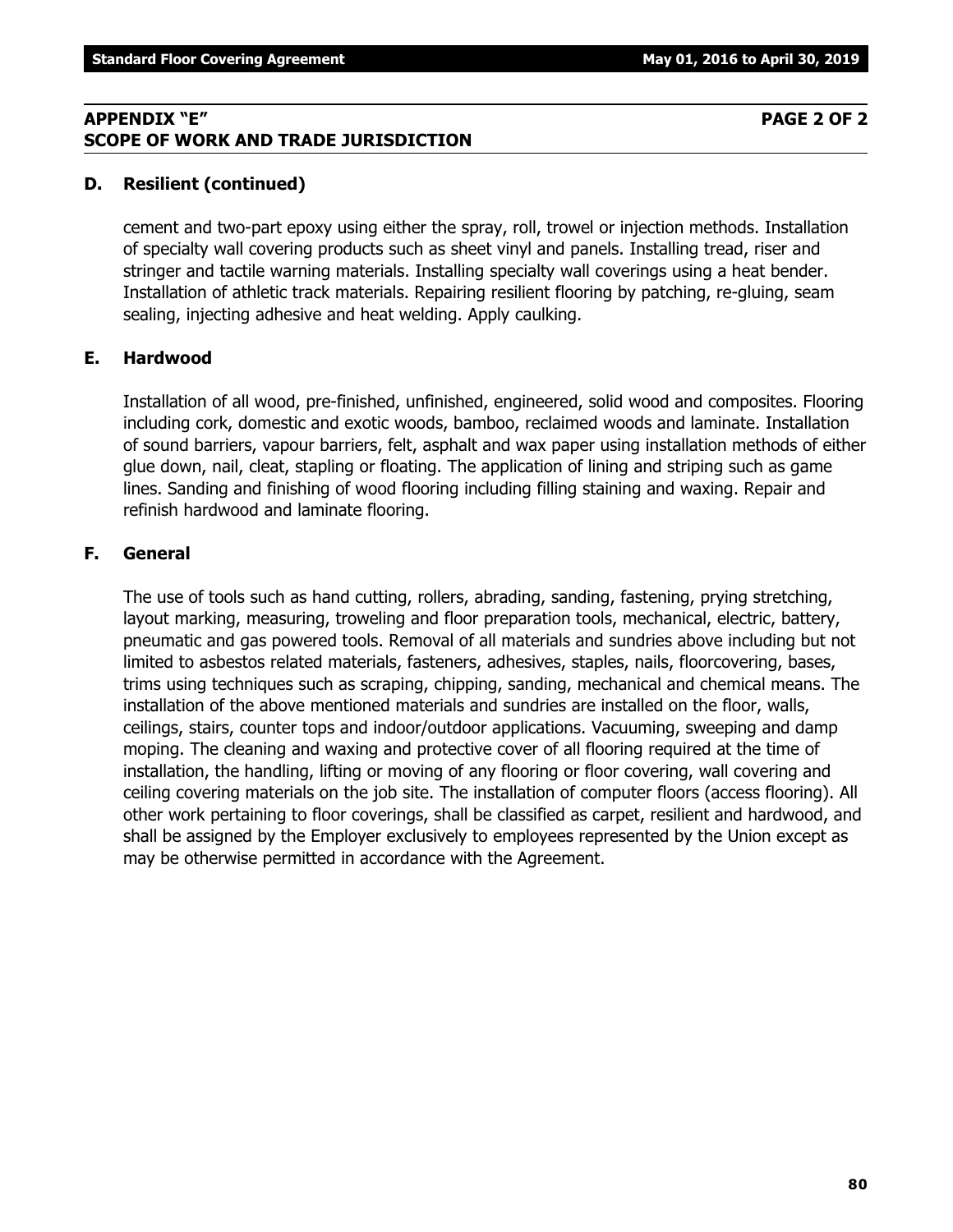## APPENDIX "E" PAGE 2 OF 2
## SCOPE OF WORK AND TRADE JURISDICTION

### D. Resilient (continued)

cement and two-part epoxy using either the spray, roll, trowel or injection methods. Installation of specialty wall covering products such as sheet vinyl and panels. Installing tread, riser and stringer and tactile warning materials. Installing specialty wall coverings using a heat bender. Installation of athletic track materials. Repairing resilient flooring by patching, re-gluing, seam sealing, injecting adhesive and heat welding. Apply caulking.

### E. Hardwood

Installation of all wood, pre-finished, unfinished, engineered, solid wood and composites. Flooring including cork, domestic and exotic woods, bamboo, reclaimed woods and laminate. Installation of sound barriers, vapour barriers, felt, asphalt and wax paper using installation methods of either glue down, nail, cleat, stapling or floating. The application of lining and striping such as game lines. Sanding and finishing of wood flooring including filling staining and waxing. Repair and refinish hardwood and laminate flooring.

### F. General

The use of tools such as hand cutting, rollers, abrading, sanding, fastening, prying stretching, layout marking, measuring, troweling and floor preparation tools, mechanical, electric, battery, pneumatic and gas powered tools. Removal of all materials and sundries above including but not limited to asbestos related materials, fasteners, adhesives, staples, nails, floorcovering, bases, trims using techniques such as scraping, chipping, sanding, mechanical and chemical means. The installation of the above mentioned materials and sundries are installed on the floor, walls, ceilings, stairs, counter tops and indoor/outdoor applications. Vacuuming, sweeping and damp moping. The cleaning and waxing and protective cover of all flooring required at the time of installation, the handling, lifting or moving of any flooring or floor covering, wall covering and ceiling covering materials on the job site. The installation of computer floors (access flooring). All other work pertaining to floor coverings, shall be classified as carpet, resilient and hardwood, and shall be assigned by the Employer exclusively to employees represented by the Union except as may be otherwise permitted in accordance with the Agreement.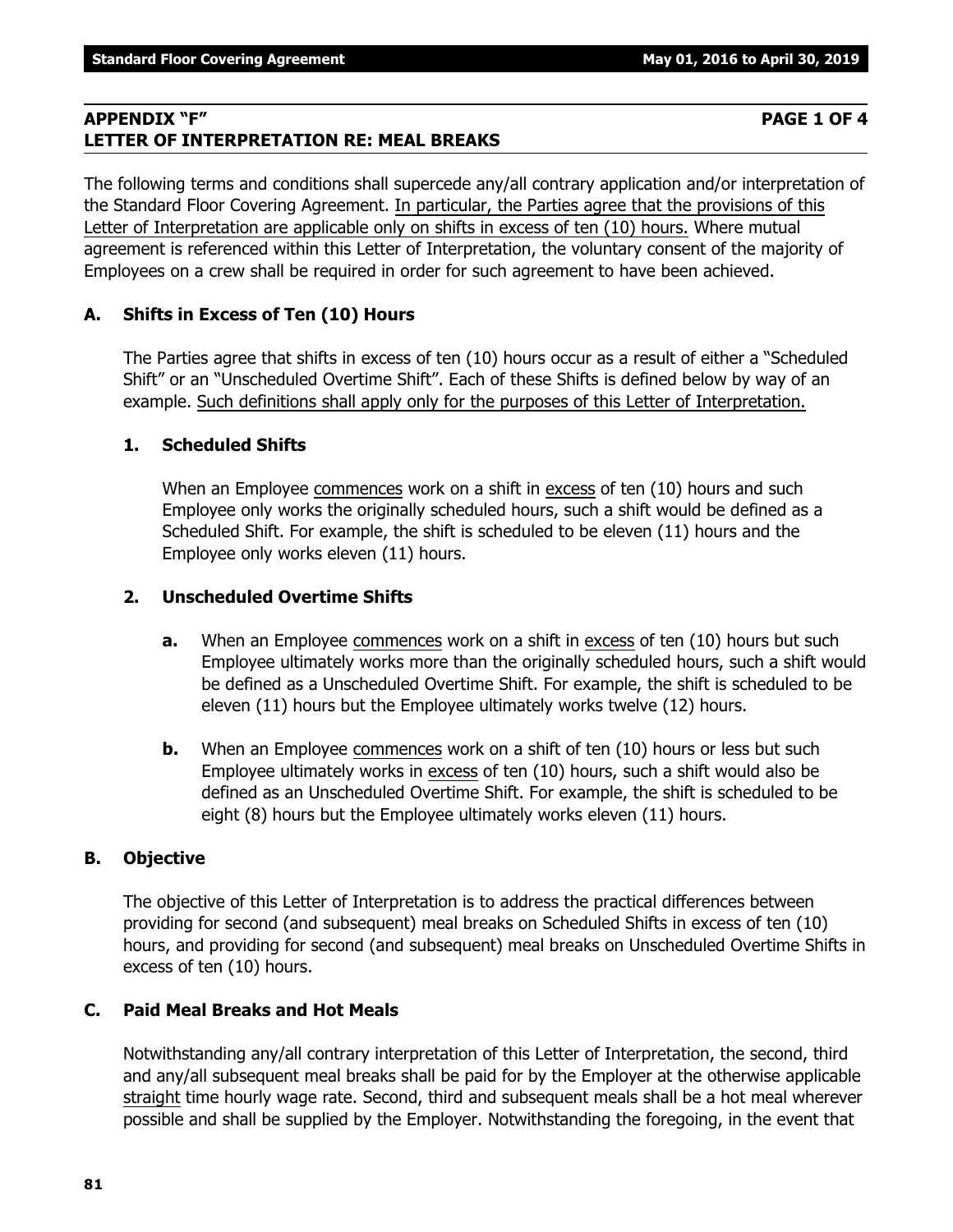## APPENDIX "F" — PAGE 1 OF 4
## LETTER OF INTERPRETATION RE: MEAL BREAKS

The following terms and conditions shall supercede any/all contrary application and/or interpretation of the Standard Floor Covering Agreement. <u>In particular, the Parties agree that the provisions of this Letter of Interpretation are applicable only on shifts in excess of ten (10) hours.</u> Where mutual agreement is referenced within this Letter of Interpretation, the voluntary consent of the majority of Employees on a crew shall be required in order for such agreement to have been achieved.

### A. Shifts in Excess of Ten (10) Hours

The Parties agree that shifts in excess of ten (10) hours occur as a result of either a "Scheduled Shift" or an "Unscheduled Overtime Shift". Each of these Shifts is defined below by way of an example. <u>Such definitions shall apply only for the purposes of this Letter of Interpretation.</u>

#### 1. Scheduled Shifts

When an Employee <u>commences</u> work on a shift in <u>excess</u> of ten (10) hours and such Employee only works the originally scheduled hours, such a shift would be defined as a Scheduled Shift. For example, the shift is scheduled to be eleven (11) hours and the Employee only works eleven (11) hours.

#### 2. Unscheduled Overtime Shifts

**a.** When an Employee <u>commences</u> work on a shift in <u>excess</u> of ten (10) hours but such Employee ultimately works more than the originally scheduled hours, such a shift would be defined as a Unscheduled Overtime Shift. For example, the shift is scheduled to be eleven (11) hours but the Employee ultimately works twelve (12) hours.

**b.** When an Employee <u>commences</u> work on a shift of ten (10) hours or less but such Employee ultimately works in <u>excess</u> of ten (10) hours, such a shift would also be defined as an Unscheduled Overtime Shift. For example, the shift is scheduled to be eight (8) hours but the Employee ultimately works eleven (11) hours.

### B. Objective

The objective of this Letter of Interpretation is to address the practical differences between providing for second (and subsequent) meal breaks on Scheduled Shifts in excess of ten (10) hours, and providing for second (and subsequent) meal breaks on Unscheduled Overtime Shifts in excess of ten (10) hours.

### C. Paid Meal Breaks and Hot Meals

Notwithstanding any/all contrary interpretation of this Letter of Interpretation, the second, third and any/all subsequent meal breaks shall be paid for by the Employer at the otherwise applicable <u>straight</u> time hourly wage rate. Second, third and subsequent meals shall be a hot meal wherever possible and shall be supplied by the Employer. Notwithstanding the foregoing, in the event that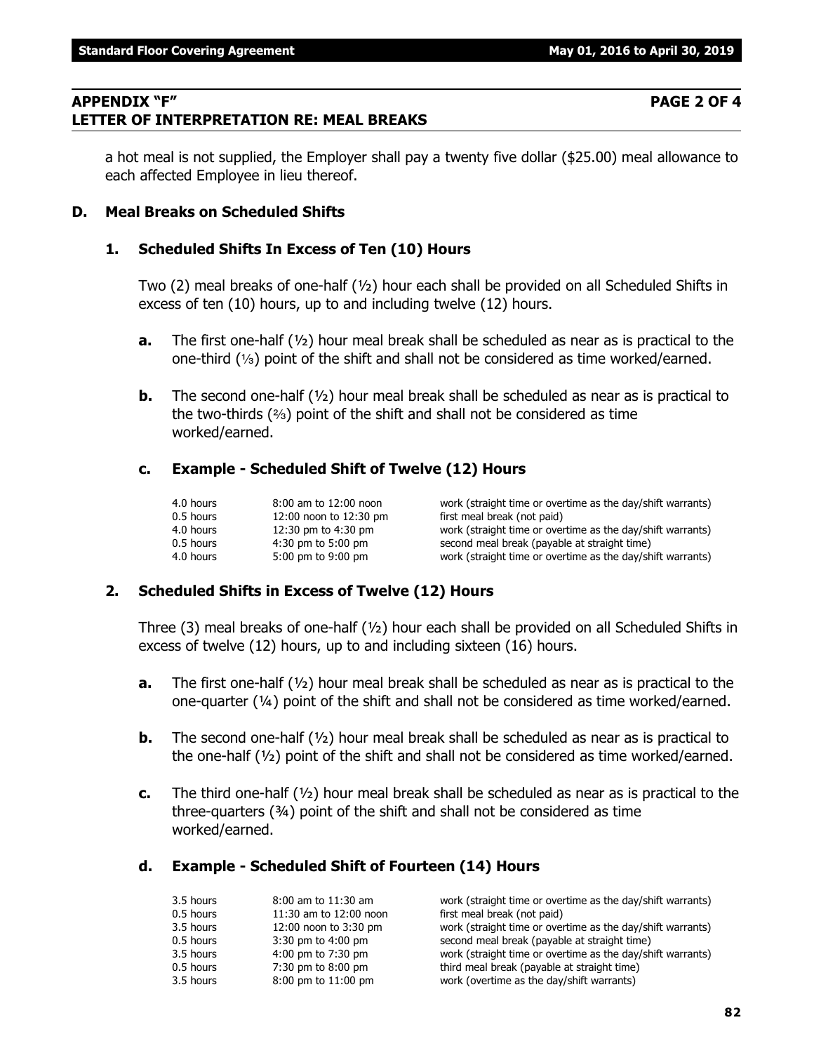## APPENDIX "F" PAGE 2 OF 4
## LETTER OF INTERPRETATION RE: MEAL BREAKS

a hot meal is not supplied, the Employer shall pay a twenty five dollar ($25.00) meal allowance to each affected Employee in lieu thereof.

### D. Meal Breaks on Scheduled Shifts

#### 1. Scheduled Shifts In Excess of Ten (10) Hours

Two (2) meal breaks of one-half (½) hour each shall be provided on all Scheduled Shifts in excess of ten (10) hours, up to and including twelve (12) hours.

**a.** The first one-half (½) hour meal break shall be scheduled as near as is practical to the one-third (⅓) point of the shift and shall not be considered as time worked/earned.

**b.** The second one-half (½) hour meal break shall be scheduled as near as is practical to the two-thirds (⅔) point of the shift and shall not be considered as time worked/earned.

**c. Example - Scheduled Shift of Twelve (12) Hours**

| | | |
|---|---|---|
| 4.0 hours | 8:00 am to 12:00 noon | work (straight time or overtime as the day/shift warrants) |
| 0.5 hours | 12:00 noon to 12:30 pm | first meal break (not paid) |
| 4.0 hours | 12:30 pm to 4:30 pm | work (straight time or overtime as the day/shift warrants) |
| 0.5 hours | 4:30 pm to 5:00 pm | second meal break (payable at straight time) |
| 4.0 hours | 5:00 pm to 9:00 pm | work (straight time or overtime as the day/shift warrants) |

#### 2. Scheduled Shifts in Excess of Twelve (12) Hours

Three (3) meal breaks of one-half (½) hour each shall be provided on all Scheduled Shifts in excess of twelve (12) hours, up to and including sixteen (16) hours.

**a.** The first one-half (½) hour meal break shall be scheduled as near as is practical to the one-quarter (¼) point of the shift and shall not be considered as time worked/earned.

**b.** The second one-half (½) hour meal break shall be scheduled as near as is practical to the one-half (½) point of the shift and shall not be considered as time worked/earned.

**c.** The third one-half (½) hour meal break shall be scheduled as near as is practical to the three-quarters (¾) point of the shift and shall not be considered as time worked/earned.

**d. Example - Scheduled Shift of Fourteen (14) Hours**

| | | |
|---|---|---|
| 3.5 hours | 8:00 am to 11:30 am | work (straight time or overtime as the day/shift warrants) |
| 0.5 hours | 11:30 am to 12:00 noon | first meal break (not paid) |
| 3.5 hours | 12:00 noon to 3:30 pm | work (straight time or overtime as the day/shift warrants) |
| 0.5 hours | 3:30 pm to 4:00 pm | second meal break (payable at straight time) |
| 3.5 hours | 4:00 pm to 7:30 pm | work (straight time or overtime as the day/shift warrants) |
| 0.5 hours | 7:30 pm to 8:00 pm | third meal break (payable at straight time) |
| 3.5 hours | 8:00 pm to 11:00 pm | work (overtime as the day/shift warrants) |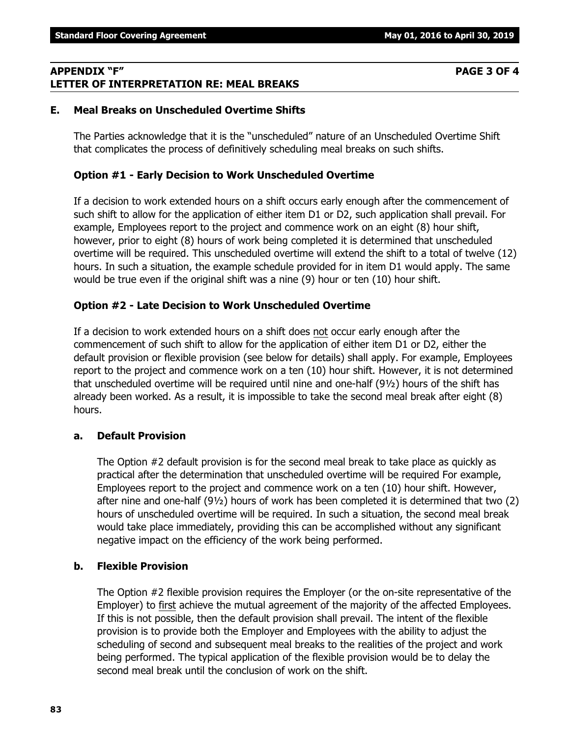## APPENDIX "F" PAGE 3 OF 4
## LETTER OF INTERPRETATION RE: MEAL BREAKS

### E. Meal Breaks on Unscheduled Overtime Shifts

The Parties acknowledge that it is the "unscheduled" nature of an Unscheduled Overtime Shift that complicates the process of definitively scheduling meal breaks on such shifts.

#### Option #1 - Early Decision to Work Unscheduled Overtime

If a decision to work extended hours on a shift occurs early enough after the commencement of such shift to allow for the application of either item D1 or D2, such application shall prevail. For example, Employees report to the project and commence work on an eight (8) hour shift, however, prior to eight (8) hours of work being completed it is determined that unscheduled overtime will be required. This unscheduled overtime will extend the shift to a total of twelve (12) hours. In such a situation, the example schedule provided for in item D1 would apply. The same would be true even if the original shift was a nine (9) hour or ten (10) hour shift.

#### Option #2 - Late Decision to Work Unscheduled Overtime

If a decision to work extended hours on a shift does not occur early enough after the commencement of such shift to allow for the application of either item D1 or D2, either the default provision or flexible provision (see below for details) shall apply. For example, Employees report to the project and commence work on a ten (10) hour shift. However, it is not determined that unscheduled overtime will be required until nine and one-half (9½) hours of the shift has already been worked. As a result, it is impossible to take the second meal break after eight (8) hours.

#### a. Default Provision

The Option #2 default provision is for the second meal break to take place as quickly as practical after the determination that unscheduled overtime will be required For example, Employees report to the project and commence work on a ten (10) hour shift. However, after nine and one-half (9½) hours of work has been completed it is determined that two (2) hours of unscheduled overtime will be required. In such a situation, the second meal break would take place immediately, providing this can be accomplished without any significant negative impact on the efficiency of the work being performed.

#### b. Flexible Provision

The Option #2 flexible provision requires the Employer (or the on-site representative of the Employer) to first achieve the mutual agreement of the majority of the affected Employees. If this is not possible, then the default provision shall prevail. The intent of the flexible provision is to provide both the Employer and Employees with the ability to adjust the scheduling of second and subsequent meal breaks to the realities of the project and work being performed. The typical application of the flexible provision would be to delay the second meal break until the conclusion of work on the shift.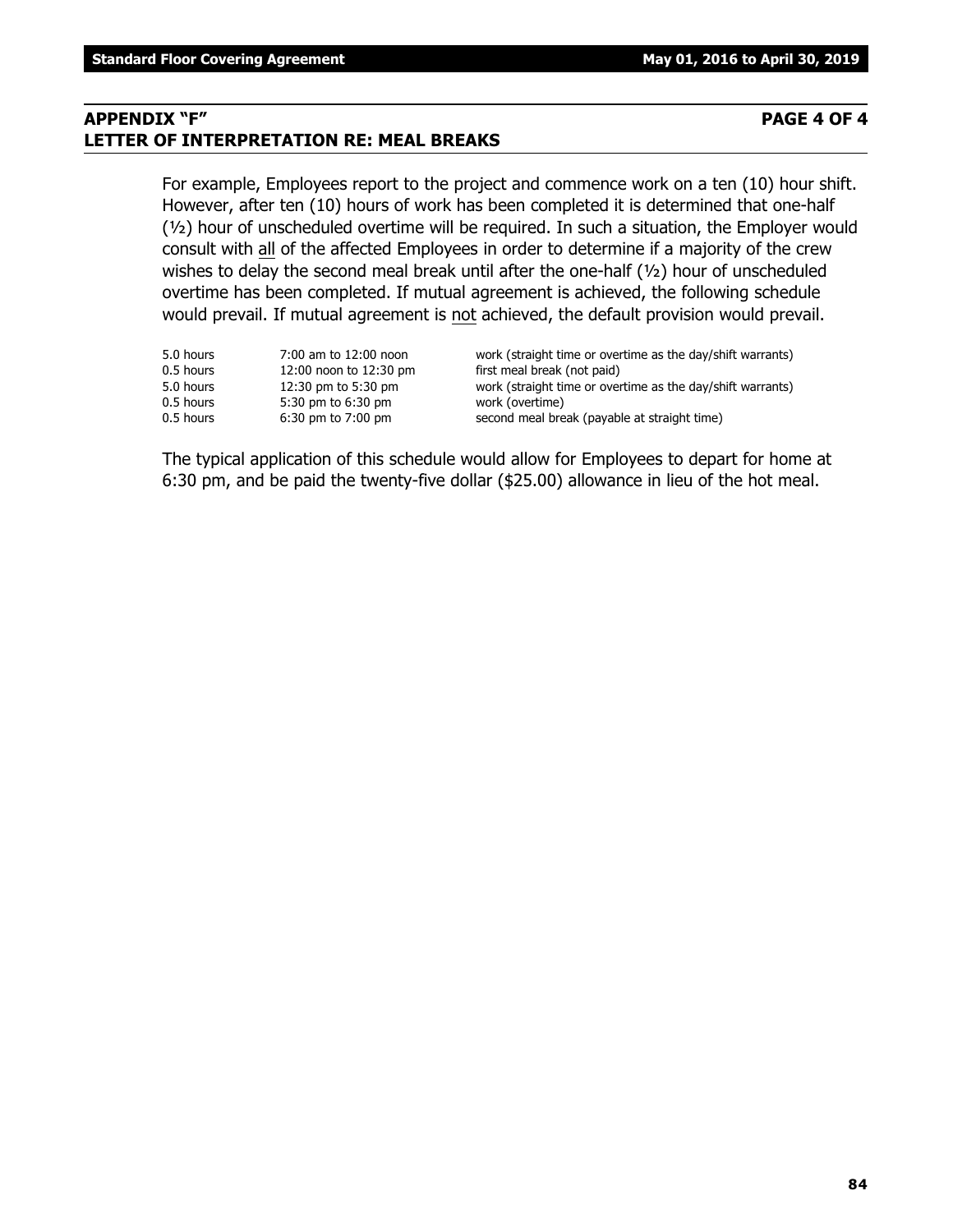## APPENDIX "F" PAGE 4 OF 4
## LETTER OF INTERPRETATION RE: MEAL BREAKS

For example, Employees report to the project and commence work on a ten (10) hour shift. However, after ten (10) hours of work has been completed it is determined that one-half (½) hour of unscheduled overtime will be required. In such a situation, the Employer would consult with all of the affected Employees in order to determine if a majority of the crew wishes to delay the second meal break until after the one-half (½) hour of unscheduled overtime has been completed. If mutual agreement is achieved, the following schedule would prevail. If mutual agreement is not achieved, the default provision would prevail.

| | | |
|---|---|---|
| 5.0 hours | 7:00 am to 12:00 noon | work (straight time or overtime as the day/shift warrants) |
| 0.5 hours | 12:00 noon to 12:30 pm | first meal break (not paid) |
| 5.0 hours | 12:30 pm to 5:30 pm | work (straight time or overtime as the day/shift warrants) |
| 0.5 hours | 5:30 pm to 6:30 pm | work (overtime) |
| 0.5 hours | 6:30 pm to 7:00 pm | second meal break (payable at straight time) |

The typical application of this schedule would allow for Employees to depart for home at 6:30 pm, and be paid the twenty-five dollar ($25.00) allowance in lieu of the hot meal.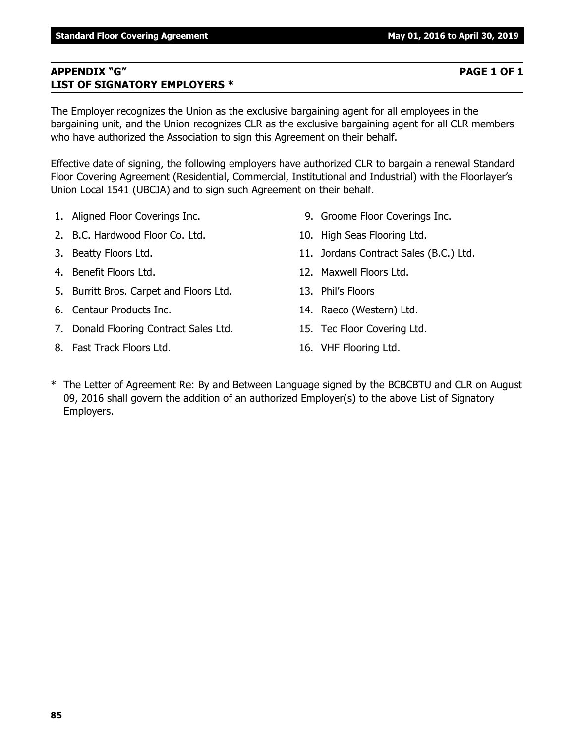## APPENDIX "G" PAGE 1 OF 1
## LIST OF SIGNATORY EMPLOYERS *

The Employer recognizes the Union as the exclusive bargaining agent for all employees in the bargaining unit, and the Union recognizes CLR as the exclusive bargaining agent for all CLR members who have authorized the Association to sign this Agreement on their behalf.

Effective date of signing, the following employers have authorized CLR to bargain a renewal Standard Floor Covering Agreement (Residential, Commercial, Institutional and Industrial) with the Floorlayer's Union Local 1541 (UBCJA) and to sign such Agreement on their behalf.

1. Aligned Floor Coverings Inc.
2. B.C. Hardwood Floor Co. Ltd.
3. Beatty Floors Ltd.
4. Benefit Floors Ltd.
5. Burritt Bros. Carpet and Floors Ltd.
6. Centaur Products Inc.
7. Donald Flooring Contract Sales Ltd.
8. Fast Track Floors Ltd.
9. Groome Floor Coverings Inc.
10. High Seas Flooring Ltd.
11. Jordans Contract Sales (B.C.) Ltd.
12. Maxwell Floors Ltd.
13. Phil's Floors
14. Raeco (Western) Ltd.
15. Tec Floor Covering Ltd.
16. VHF Flooring Ltd.

\* The Letter of Agreement Re: By and Between Language signed by the BCBCBTU and CLR on August 09, 2016 shall govern the addition of an authorized Employer(s) to the above List of Signatory Employers.